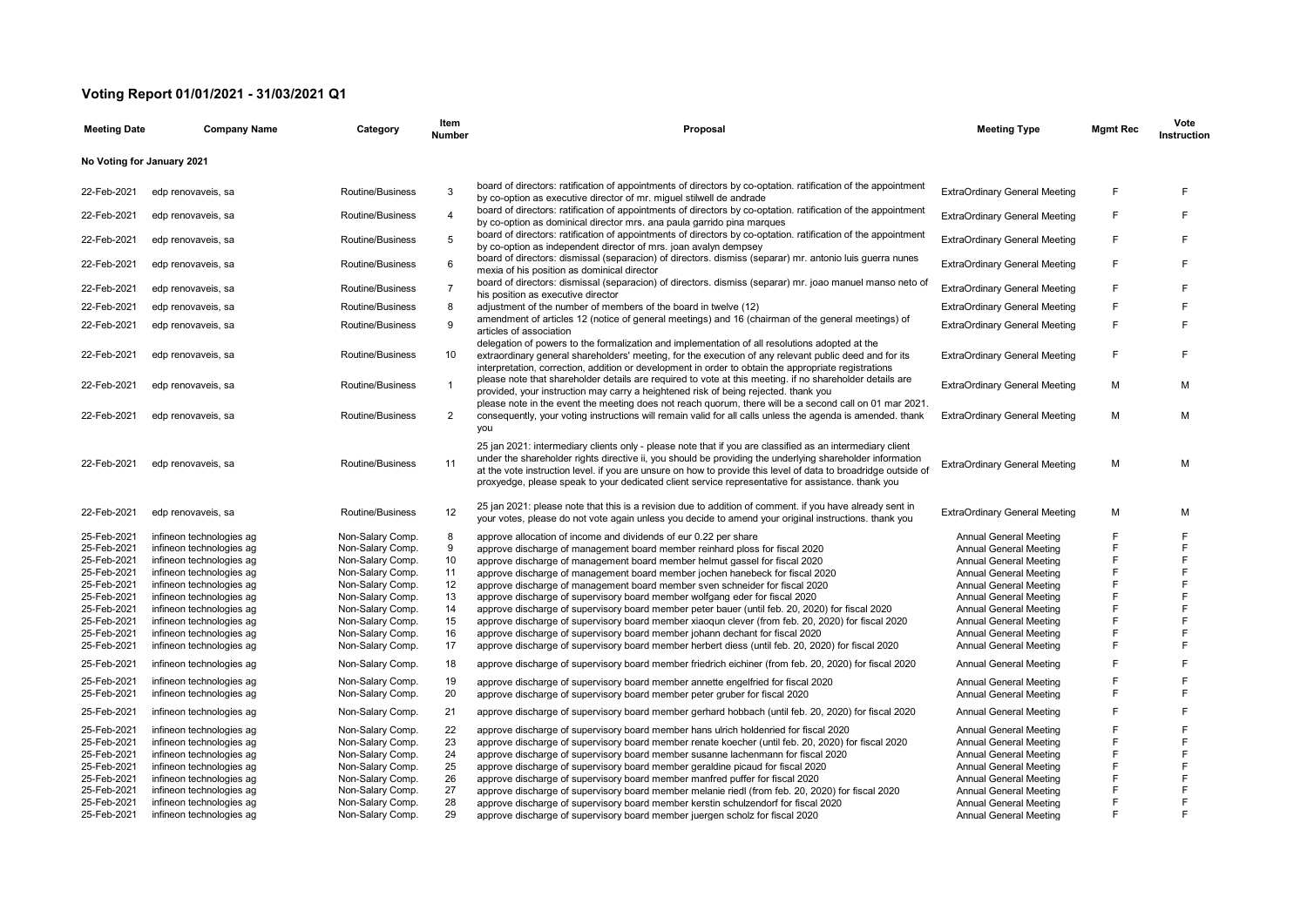# Voting Report 01/01/2021 - 31/03/2021 Q1

| Meeting Date | Company Name | Category | Item Number | Proposal | Meeting Type | Mgmt Rec | Vote Instruction |
|---|---|---|---|---|---|---|---|
| **No Voting for January 2021** | | | | | | | |
| 22-Feb-2021 | edp renovaveis, sa | Routine/Business | 3 | board of directors: ratification of appointments of directors by co-optation. ratification of the appointment by co-option as executive director of mr. miguel stilwell de andrade | ExtraOrdinary General Meeting | F | F |
| 22-Feb-2021 | edp renovaveis, sa | Routine/Business | 4 | board of directors: ratification of appointments of directors by co-optation. ratification of the appointment by co-option as dominical director mrs. ana paula garrido pina marques | ExtraOrdinary General Meeting | F | F |
| 22-Feb-2021 | edp renovaveis, sa | Routine/Business | 5 | board of directors: ratification of appointments of directors by co-optation. ratification of the appointment by co-option as independent director of mrs. joan avalyn dempsey | ExtraOrdinary General Meeting | F | F |
| 22-Feb-2021 | edp renovaveis, sa | Routine/Business | 6 | board of directors: dismissal (separacion) of directors. dismiss (separar) mr. antonio luis guerra nunes mexia of his position as dominical director | ExtraOrdinary General Meeting | F | F |
| 22-Feb-2021 | edp renovaveis, sa | Routine/Business | 7 | board of directors: dismissal (separacion) of directors. dismiss (separar) mr. joao manuel manso neto of his position as executive director | ExtraOrdinary General Meeting | F | F |
| 22-Feb-2021 | edp renovaveis, sa | Routine/Business | 8 | adjustment of the number of members of the board in twelve (12) | ExtraOrdinary General Meeting | F | F |
| 22-Feb-2021 | edp renovaveis, sa | Routine/Business | 9 | amendment of articles 12 (notice of general meetings) and 16 (chairman of the general meetings) of articles of association | ExtraOrdinary General Meeting | F | F |
| 22-Feb-2021 | edp renovaveis, sa | Routine/Business | 10 | delegation of powers to the formalization and implementation of all resolutions adopted at the extraordinary general shareholders' meeting, for the execution of any relevant public deed and for its interpretation, correction, addition or development in order to obtain the appropriate registrations | ExtraOrdinary General Meeting | F | F |
| 22-Feb-2021 | edp renovaveis, sa | Routine/Business | 1 | please note that shareholder details are required to vote at this meeting. if no shareholder details are provided, your instruction may carry a heightened risk of being rejected. thank you | ExtraOrdinary General Meeting | M | M |
| 22-Feb-2021 | edp renovaveis, sa | Routine/Business | 2 | please note in the event the meeting does not reach quorum, there will be a second call on 01 mar 2021. consequently, your voting instructions will remain valid for all calls unless the agenda is amended. thank you | ExtraOrdinary General Meeting | M | M |
| 22-Feb-2021 | edp renovaveis, sa | Routine/Business | 11 | 25 jan 2021: intermediary clients only - please note that if you are classified as an intermediary client under the shareholder rights directive ii, you should be providing the underlying shareholder information at the vote instruction level. if you are unsure on how to provide this level of data to broadridge outside of proxyedge, please speak to your dedicated client service representative for assistance. thank you | ExtraOrdinary General Meeting | M | M |
| 22-Feb-2021 | edp renovaveis, sa | Routine/Business | 12 | 25 jan 2021: please note that this is a revision due to addition of comment. if you have already sent in your votes, please do not vote again unless you decide to amend your original instructions. thank you | ExtraOrdinary General Meeting | M | M |
| 25-Feb-2021 | infineon technologies ag | Non-Salary Comp. | 8 | approve allocation of income and dividends of eur 0.22 per share | Annual General Meeting | F | F |
| 25-Feb-2021 | infineon technologies ag | Non-Salary Comp. | 9 | approve discharge of management board member reinhard ploss for fiscal 2020 | Annual General Meeting | F | F |
| 25-Feb-2021 | infineon technologies ag | Non-Salary Comp. | 10 | approve discharge of management board member helmut gassel for fiscal 2020 | Annual General Meeting | F | F |
| 25-Feb-2021 | infineon technologies ag | Non-Salary Comp. | 11 | approve discharge of management board member jochen hanebeck for fiscal 2020 | Annual General Meeting | F | F |
| 25-Feb-2021 | infineon technologies ag | Non-Salary Comp. | 12 | approve discharge of management board member sven schneider for fiscal 2020 | Annual General Meeting | F | F |
| 25-Feb-2021 | infineon technologies ag | Non-Salary Comp. | 13 | approve discharge of supervisory board member wolfgang eder for fiscal 2020 | Annual General Meeting | F | F |
| 25-Feb-2021 | infineon technologies ag | Non-Salary Comp. | 14 | approve discharge of supervisory board member peter bauer (until feb. 20, 2020) for fiscal 2020 | Annual General Meeting | F | F |
| 25-Feb-2021 | infineon technologies ag | Non-Salary Comp. | 15 | approve discharge of supervisory board member xiaoqun clever (from feb. 20, 2020) for fiscal 2020 | Annual General Meeting | F | F |
| 25-Feb-2021 | infineon technologies ag | Non-Salary Comp. | 16 | approve discharge of supervisory board member johann dechant for fiscal 2020 | Annual General Meeting | F | F |
| 25-Feb-2021 | infineon technologies ag | Non-Salary Comp. | 17 | approve discharge of supervisory board member herbert diess (until feb. 20, 2020) for fiscal 2020 | Annual General Meeting | F | F |
| 25-Feb-2021 | infineon technologies ag | Non-Salary Comp. | 18 | approve discharge of supervisory board member friedrich eichiner (from feb. 20, 2020) for fiscal 2020 | Annual General Meeting | F | F |
| 25-Feb-2021 | infineon technologies ag | Non-Salary Comp. | 19 | approve discharge of supervisory board member annette engelfried for fiscal 2020 | Annual General Meeting | F | F |
| 25-Feb-2021 | infineon technologies ag | Non-Salary Comp. | 20 | approve discharge of supervisory board member peter gruber for fiscal 2020 | Annual General Meeting | F | F |
| 25-Feb-2021 | infineon technologies ag | Non-Salary Comp. | 21 | approve discharge of supervisory board member gerhard hobbach (until feb. 20, 2020) for fiscal 2020 | Annual General Meeting | F | F |
| 25-Feb-2021 | infineon technologies ag | Non-Salary Comp. | 22 | approve discharge of supervisory board member hans ulrich holdenried for fiscal 2020 | Annual General Meeting | F | F |
| 25-Feb-2021 | infineon technologies ag | Non-Salary Comp. | 23 | approve discharge of supervisory board member renate koecher (until feb. 20, 2020) for fiscal 2020 | Annual General Meeting | F | F |
| 25-Feb-2021 | infineon technologies ag | Non-Salary Comp. | 24 | approve discharge of supervisory board member susanne lachenmann for fiscal 2020 | Annual General Meeting | F | F |
| 25-Feb-2021 | infineon technologies ag | Non-Salary Comp. | 25 | approve discharge of supervisory board member geraldine picaud for fiscal 2020 | Annual General Meeting | F | F |
| 25-Feb-2021 | infineon technologies ag | Non-Salary Comp. | 26 | approve discharge of supervisory board member manfred puffer for fiscal 2020 | Annual General Meeting | F | F |
| 25-Feb-2021 | infineon technologies ag | Non-Salary Comp. | 27 | approve discharge of supervisory board member melanie riedl (from feb. 20, 2020) for fiscal 2020 | Annual General Meeting | F | F |
| 25-Feb-2021 | infineon technologies ag | Non-Salary Comp. | 28 | approve discharge of supervisory board member kerstin schulzendorf for fiscal 2020 | Annual General Meeting | F | F |
| 25-Feb-2021 | infineon technologies ag | Non-Salary Comp. | 29 | approve discharge of supervisory board member juergen scholz for fiscal 2020 | Annual General Meeting | F | F |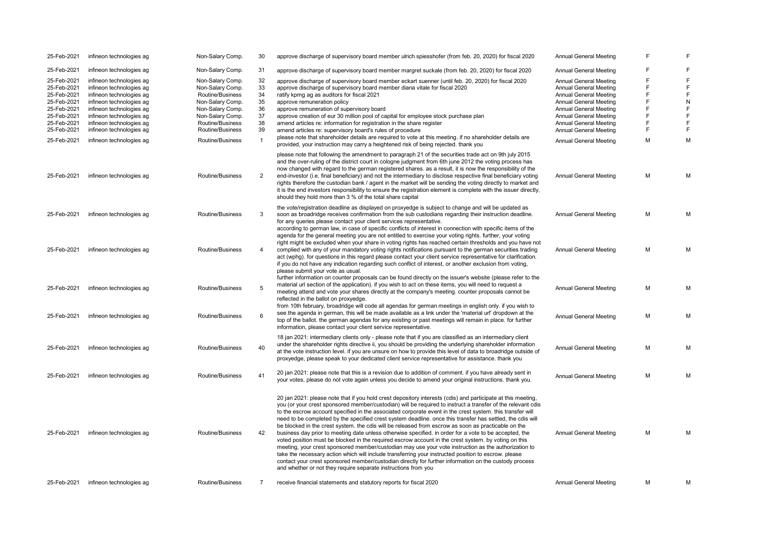| | | | | | | | |
|---|---|---|---|---|---|---|---|
| 25-Feb-2021 | infineon technologies ag | Non-Salary Comp. | 30 | approve discharge of supervisory board member ulrich spiesshofer (from feb. 20, 2020) for fiscal 2020 | Annual General Meeting | F | F |
| 25-Feb-2021 | infineon technologies ag | Non-Salary Comp. | 31 | approve discharge of supervisory board member margret suckale (from feb. 20, 2020) for fiscal 2020 | Annual General Meeting | F | F |
| 25-Feb-2021 | infineon technologies ag | Non-Salary Comp. | 32 | approve discharge of supervisory board member eckart suenner (until feb. 20, 2020) for fiscal 2020 | Annual General Meeting | F | F |
| 25-Feb-2021 | infineon technologies ag | Non-Salary Comp. | 33 | approve discharge of supervisory board member diana vitale for fiscal 2020 | Annual General Meeting | F | F |
| 25-Feb-2021 | infineon technologies ag | Routine/Business | 34 | ratify kpmg ag as auditors for fiscal 2021 | Annual General Meeting | F | F |
| 25-Feb-2021 | infineon technologies ag | Non-Salary Comp. | 35 | approve remuneration policy | Annual General Meeting | F | N |
| 25-Feb-2021 | infineon technologies ag | Non-Salary Comp. | 36 | approve remuneration of supervisory board | Annual General Meeting | F | F |
| 25-Feb-2021 | infineon technologies ag | Non-Salary Comp. | 37 | approve creation of eur 30 million pool of capital for employee stock purchase plan | Annual General Meeting | F | F |
| 25-Feb-2021 | infineon technologies ag | Routine/Business | 38 | amend articles re: information for registration in the share register | Annual General Meeting | F | F |
| 25-Feb-2021 | infineon technologies ag | Routine/Business | 39 | amend articles re: supervisory board's rules of procedure | Annual General Meeting | F | F |
| 25-Feb-2021 | infineon technologies ag | Routine/Business | 1 | please note that shareholder details are required to vote at this meeting. if no shareholder details are provided, your instruction may carry a heightened risk of being rejected. thank you | Annual General Meeting | M | M |
| 25-Feb-2021 | infineon technologies ag | Routine/Business | 2 | please note that following the amendment to paragraph 21 of the securities trade act on 9th july 2015 and the over-ruling of the district court in cologne judgment from 6th june 2012 the voting process has now changed with regard to the german registered shares. as a result, it is now the responsibility of the end-investor (i.e. final beneficiary) and not the intermediary to disclose respective final beneficiary voting rights therefore the custodian bank / agent in the market will be sending the voting directly to market and it is the end investors responsibility to ensure the registration element is complete with the issuer directly, should they hold more than 3 % of the total share capital | Annual General Meeting | M | M |
| 25-Feb-2021 | infineon technologies ag | Routine/Business | 3 | the vote/registration deadline as displayed on proxyedge is subject to change and will be updated as soon as broadridge receives confirmation from the sub custodians regarding their instruction deadline. for any queries please contact your client services representative. | Annual General Meeting | M | M |
| 25-Feb-2021 | infineon technologies ag | Routine/Business | 4 | according to german law, in case of specific conflicts of interest in connection with specific items of the agenda for the general meeting you are not entitled to exercise your voting rights. further, your voting right might be excluded when your share in voting rights has reached certain thresholds and you have not complied with any of your mandatory voting rights notifications pursuant to the german securities trading act (wphg). for questions in this regard please contact your client service representative for clarification. if you do not have any indication regarding such conflict of interest, or another exclusion from voting, please submit your vote as usual. | Annual General Meeting | M | M |
| 25-Feb-2021 | infineon technologies ag | Routine/Business | 5 | further information on counter proposals can be found directly on the issuer's website (please refer to the material url section of the application). if you wish to act on these items, you will need to request a meeting attend and vote your shares directly at the company's meeting. counter proposals cannot be reflected in the ballot on proxyedge. | Annual General Meeting | M | M |
| 25-Feb-2021 | infineon technologies ag | Routine/Business | 6 | from 10th february, broadridge will code all agendas for german meetings in english only. if you wish to see the agenda in german, this will be made available as a link under the 'material url' dropdown at the top of the ballot. the german agendas for any existing or past meetings will remain in place. for further information, please contact your client service representative. | Annual General Meeting | M | M |
| 25-Feb-2021 | infineon technologies ag | Routine/Business | 40 | 18 jan 2021: intermediary clients only - please note that if you are classified as an intermediary client under the shareholder rights directive ii, you should be providing the underlying shareholder information at the vote instruction level. if you are unsure on how to provide this level of data to broadridge outside of proxyedge, please speak to your dedicated client service representative for assistance. thank you | Annual General Meeting | M | M |
| 25-Feb-2021 | infineon technologies ag | Routine/Business | 41 | 20 jan 2021: please note that this is a revision due to addition of comment. if you have already sent in your votes, please do not vote again unless you decide to amend your original instructions. thank you. | Annual General Meeting | M | M |
| 25-Feb-2021 | infineon technologies ag | Routine/Business | 42 | 20 jan 2021: please note that if you hold crest depository interests (cdis) and participate at this meeting, you (or your crest sponsored member/custodian) will be required to instruct a transfer of the relevant cdis to the escrow account specified in the associated corporate event in the crest system. this transfer will need to be completed by the specified crest system deadline. once this transfer has settled, the cdis will be blocked in the crest system. the cdis will be released from escrow as soon as practicable on the business day prior to meeting date unless otherwise specified. in order for a vote to be accepted, the voted position must be blocked in the required escrow account in the crest system. by voting on this meeting, your crest sponsored member/custodian may use your vote instruction as the authorization to take the necessary action which will include transferring your instructed position to escrow. please contact your crest sponsored member/custodian directly for further information on the custody process and whether or not they require separate instructions from you | Annual General Meeting | M | M |
| 25-Feb-2021 | infineon technologies ag | Routine/Business | 7 | receive financial statements and statutory reports for fiscal 2020 | Annual General Meeting | M | M |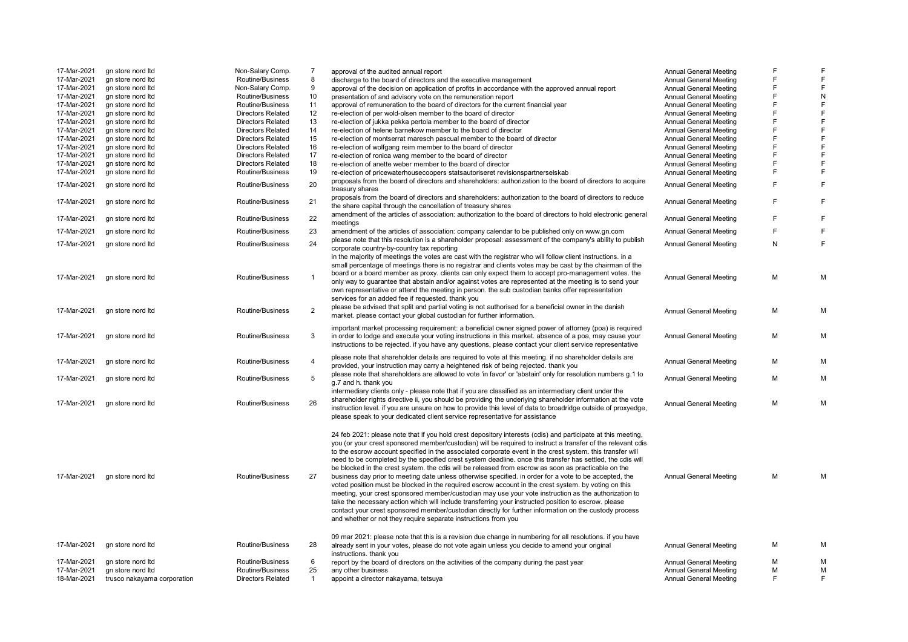| | | | | | | | |
|---|---|---|---|---|---|---|---|
| 17-Mar-2021 | gn store nord ltd | Non-Salary Comp. | 7 | approval of the audited annual report | Annual General Meeting | F | F |
| 17-Mar-2021 | gn store nord ltd | Routine/Business | 8 | discharge to the board of directors and the executive management | Annual General Meeting | F | F |
| 17-Mar-2021 | gn store nord ltd | Non-Salary Comp. | 9 | approval of the decision on application of profits in accordance with the approved annual report | Annual General Meeting | F | F |
| 17-Mar-2021 | gn store nord ltd | Routine/Business | 10 | presentation of and advisory vote on the remuneration report | Annual General Meeting | F | N |
| 17-Mar-2021 | gn store nord ltd | Routine/Business | 11 | approval of remuneration to the board of directors for the current financial year | Annual General Meeting | F | F |
| 17-Mar-2021 | gn store nord ltd | Directors Related | 12 | re-election of per wold-olsen member to the board of director | Annual General Meeting | F | F |
| 17-Mar-2021 | gn store nord ltd | Directors Related | 13 | re-election of jukka pekka pertola member to the board of director | Annual General Meeting | F | F |
| 17-Mar-2021 | gn store nord ltd | Directors Related | 14 | re-election of helene barnekow member to the board of director | Annual General Meeting | F | F |
| 17-Mar-2021 | gn store nord ltd | Directors Related | 15 | re-election of montserrat maresch pascual member to the board of director | Annual General Meeting | F | F |
| 17-Mar-2021 | gn store nord ltd | Directors Related | 16 | re-election of wolfgang reim member to the board of director | Annual General Meeting | F | F |
| 17-Mar-2021 | gn store nord ltd | Directors Related | 17 | re-election of ronica wang member to the board of director | Annual General Meeting | F | F |
| 17-Mar-2021 | gn store nord ltd | Directors Related | 18 | re-election of anette weber member to the board of director | Annual General Meeting | F | F |
| 17-Mar-2021 | gn store nord ltd | Routine/Business | 19 | re-election of pricewaterhousecoopers statsautoriseret revisionspartnerselskab | Annual General Meeting | F | F |
| 17-Mar-2021 | gn store nord ltd | Routine/Business | 20 | proposals from the board of directors and shareholders: authorization to the board of directors to acquire treasury shares | Annual General Meeting | F | F |
| 17-Mar-2021 | gn store nord ltd | Routine/Business | 21 | proposals from the board of directors and shareholders: authorization to the board of directors to reduce the share capital through the cancellation of treasury shares | Annual General Meeting | F | F |
| 17-Mar-2021 | gn store nord ltd | Routine/Business | 22 | amendment of the articles of association: authorization to the board of directors to hold electronic general meetings | Annual General Meeting | F | F |
| 17-Mar-2021 | gn store nord ltd | Routine/Business | 23 | amendment of the articles of association: company calendar to be published only on www.gn.com | Annual General Meeting | F | F |
| 17-Mar-2021 | gn store nord ltd | Routine/Business | 24 | please note that this resolution is a shareholder proposal: assessment of the company's ability to publish corporate country-by-country tax reporting | Annual General Meeting | N | F |
| 17-Mar-2021 | gn store nord ltd | Routine/Business | 1 | in the majority of meetings the votes are cast with the registrar who will follow client instructions. in a small percentage of meetings there is no registrar and clients votes may be cast by the chairman of the board or a board member as proxy. clients can only expect them to accept pro-management votes. the only way to guarantee that abstain and/or against votes are represented at the meeting is to send your own representative or attend the meeting in person. the sub custodian banks offer representation services for an added fee if requested. thank you | Annual General Meeting | M | M |
| 17-Mar-2021 | gn store nord ltd | Routine/Business | 2 | please be advised that split and partial voting is not authorised for a beneficial owner in the danish market. please contact your global custodian for further information. | Annual General Meeting | M | M |
| 17-Mar-2021 | gn store nord ltd | Routine/Business | 3 | important market processing requirement: a beneficial owner signed power of attorney (poa) is required in order to lodge and execute your voting instructions in this market. absence of a poa, may cause your instructions to be rejected. if you have any questions, please contact your client service representative | Annual General Meeting | M | M |
| 17-Mar-2021 | gn store nord ltd | Routine/Business | 4 | please note that shareholder details are required to vote at this meeting. if no shareholder details are provided, your instruction may carry a heightened risk of being rejected. thank you | Annual General Meeting | M | M |
| 17-Mar-2021 | gn store nord ltd | Routine/Business | 5 | please note that shareholders are allowed to vote 'in favor' or 'abstain' only for resolution numbers g.1 to g.7 and h. thank you | Annual General Meeting | M | M |
| 17-Mar-2021 | gn store nord ltd | Routine/Business | 26 | intermediary clients only - please note that if you are classified as an intermediary client under the shareholder rights directive ii, you should be providing the underlying shareholder information at the vote instruction level. if you are unsure on how to provide this level of data to broadridge outside of proxyedge, please speak to your dedicated client service representative for assistance | Annual General Meeting | M | M |
| 17-Mar-2021 | gn store nord ltd | Routine/Business | 27 | 24 feb 2021: please note that if you hold crest depository interests (cdis) and participate at this meeting, you (or your crest sponsored member/custodian) will be required to instruct a transfer of the relevant cdis to the escrow account specified in the associated corporate event in the crest system. this transfer will need to be completed by the specified crest system deadline. once this transfer has settled, the cdis will be blocked in the crest system. the cdis will be released from escrow as soon as practicable on the business day prior to meeting date unless otherwise specified. in order for a vote to be accepted, the voted position must be blocked in the required escrow account in the crest system. by voting on this meeting, your crest sponsored member/custodian may use your vote instruction as the authorization to take the necessary action which will include transferring your instructed position to escrow. please contact your crest sponsored member/custodian directly for further information on the custody process and whether or not they require separate instructions from you | Annual General Meeting | M | M |
| 17-Mar-2021 | gn store nord ltd | Routine/Business | 28 | 09 mar 2021: please note that this is a revision due change in numbering for all resolutions. if you have already sent in your votes, please do not vote again unless you decide to amend your original instructions. thank you | Annual General Meeting | M | M |
| 17-Mar-2021 | gn store nord ltd | Routine/Business | 6 | report by the board of directors on the activities of the company during the past year | Annual General Meeting | M | M |
| 17-Mar-2021 | gn store nord ltd | Routine/Business | 25 | any other business | Annual General Meeting | M | M |
| 18-Mar-2021 | trusco nakayama corporation | Directors Related | 1 | appoint a director nakayama, tetsuya | Annual General Meeting | F | F |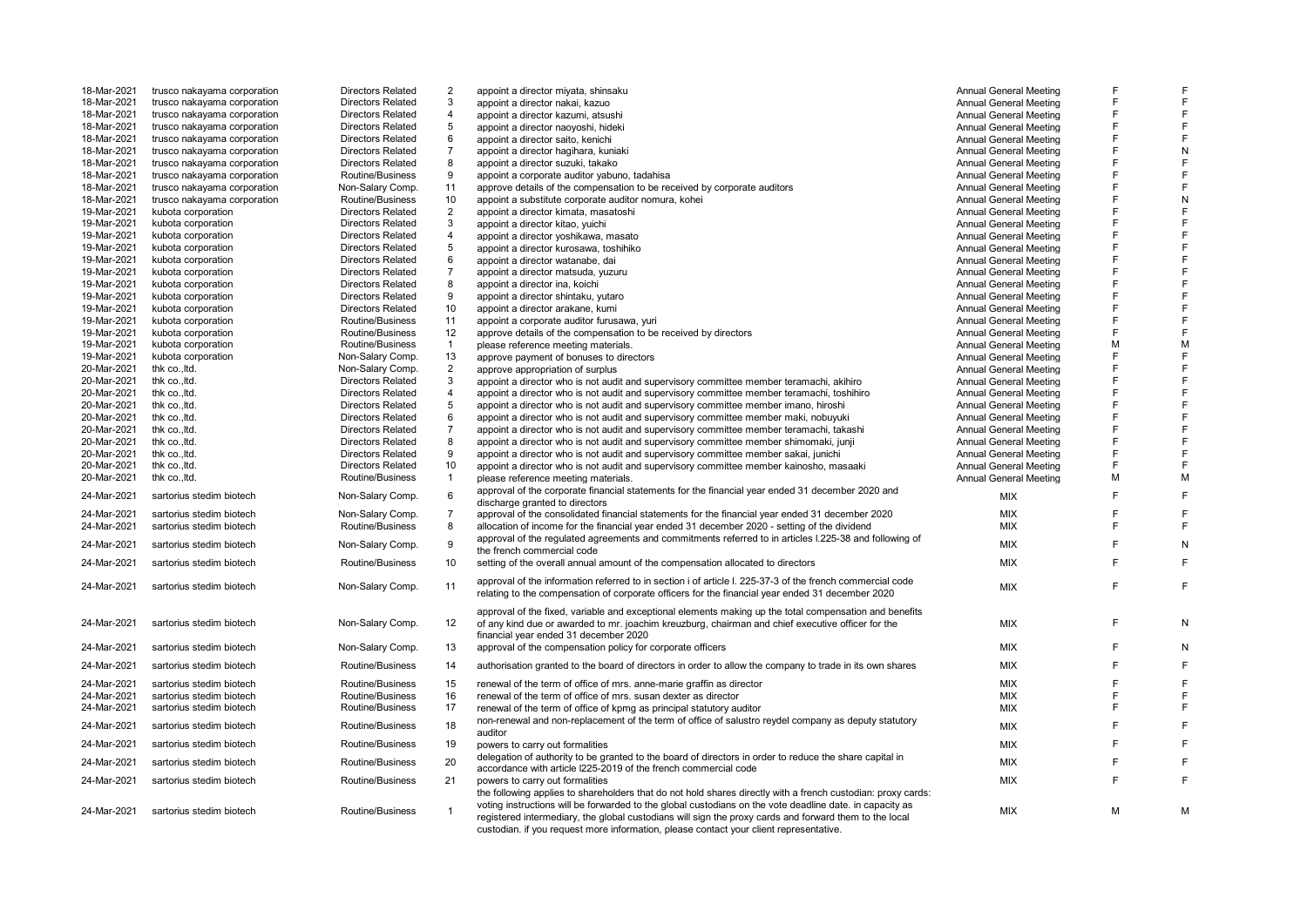| | | | | | | | |
|---|---|---|---|---|---|---|---|
| 18-Mar-2021 | trusco nakayama corporation | Directors Related | 2 | appoint a director miyata, shinsaku | Annual General Meeting | F | F |
| 18-Mar-2021 | trusco nakayama corporation | Directors Related | 3 | appoint a director nakai, kazuo | Annual General Meeting | F | F |
| 18-Mar-2021 | trusco nakayama corporation | Directors Related | 4 | appoint a director kazumi, atsushi | Annual General Meeting | F | F |
| 18-Mar-2021 | trusco nakayama corporation | Directors Related | 5 | appoint a director naoyoshi, hideki | Annual General Meeting | F | F |
| 18-Mar-2021 | trusco nakayama corporation | Directors Related | 6 | appoint a director saito, kenichi | Annual General Meeting | F | F |
| 18-Mar-2021 | trusco nakayama corporation | Directors Related | 7 | appoint a director hagihara, kuniaki | Annual General Meeting | F | N |
| 18-Mar-2021 | trusco nakayama corporation | Directors Related | 8 | appoint a director suzuki, takako | Annual General Meeting | F | F |
| 18-Mar-2021 | trusco nakayama corporation | Routine/Business | 9 | appoint a corporate auditor yabuno, tadahisa | Annual General Meeting | F | F |
| 18-Mar-2021 | trusco nakayama corporation | Non-Salary Comp. | 11 | approve details of the compensation to be received by corporate auditors | Annual General Meeting | F | F |
| 18-Mar-2021 | trusco nakayama corporation | Routine/Business | 10 | appoint a substitute corporate auditor nomura, kohei | Annual General Meeting | F | N |
| 19-Mar-2021 | kubota corporation | Directors Related | 2 | appoint a director kimata, masatoshi | Annual General Meeting | F | F |
| 19-Mar-2021 | kubota corporation | Directors Related | 3 | appoint a director kitao, yuichi | Annual General Meeting | F | F |
| 19-Mar-2021 | kubota corporation | Directors Related | 4 | appoint a director yoshikawa, masato | Annual General Meeting | F | F |
| 19-Mar-2021 | kubota corporation | Directors Related | 5 | appoint a director kurosawa, toshihiko | Annual General Meeting | F | F |
| 19-Mar-2021 | kubota corporation | Directors Related | 6 | appoint a director watanabe, dai | Annual General Meeting | F | F |
| 19-Mar-2021 | kubota corporation | Directors Related | 7 | appoint a director matsuda, yuzuru | Annual General Meeting | F | F |
| 19-Mar-2021 | kubota corporation | Directors Related | 8 | appoint a director ina, koichi | Annual General Meeting | F | F |
| 19-Mar-2021 | kubota corporation | Directors Related | 9 | appoint a director shintaku, yutaro | Annual General Meeting | F | F |
| 19-Mar-2021 | kubota corporation | Directors Related | 10 | appoint a director arakane, kumi | Annual General Meeting | F | F |
| 19-Mar-2021 | kubota corporation | Routine/Business | 11 | appoint a corporate auditor furusawa, yuri | Annual General Meeting | F | F |
| 19-Mar-2021 | kubota corporation | Routine/Business | 12 | approve details of the compensation to be received by directors | Annual General Meeting | F | F |
| 19-Mar-2021 | kubota corporation | Routine/Business | 1 | please reference meeting materials. | Annual General Meeting | M | M |
| 19-Mar-2021 | kubota corporation | Non-Salary Comp. | 13 | approve payment of bonuses to directors | Annual General Meeting | F | F |
| 20-Mar-2021 | thk co.,ltd. | Non-Salary Comp. | 2 | approve appropriation of surplus | Annual General Meeting | F | F |
| 20-Mar-2021 | thk co.,ltd. | Directors Related | 3 | appoint a director who is not audit and supervisory committee member teramachi, akihiro | Annual General Meeting | F | F |
| 20-Mar-2021 | thk co.,ltd. | Directors Related | 4 | appoint a director who is not audit and supervisory committee member teramachi, toshihiro | Annual General Meeting | F | F |
| 20-Mar-2021 | thk co.,ltd. | Directors Related | 5 | appoint a director who is not audit and supervisory committee member imano, hiroshi | Annual General Meeting | F | F |
| 20-Mar-2021 | thk co.,ltd. | Directors Related | 6 | appoint a director who is not audit and supervisory committee member maki, nobuyuki | Annual General Meeting | F | F |
| 20-Mar-2021 | thk co.,ltd. | Directors Related | 7 | appoint a director who is not audit and supervisory committee member teramachi, takashi | Annual General Meeting | F | F |
| 20-Mar-2021 | thk co.,ltd. | Directors Related | 8 | appoint a director who is not audit and supervisory committee member shimomaki, junji | Annual General Meeting | F | F |
| 20-Mar-2021 | thk co.,ltd. | Directors Related | 9 | appoint a director who is not audit and supervisory committee member sakai, junichi | Annual General Meeting | F | F |
| 20-Mar-2021 | thk co.,ltd. | Directors Related | 10 | appoint a director who is not audit and supervisory committee member kainosho, masaaki | Annual General Meeting | F | F |
| 20-Mar-2021 | thk co.,ltd. | Routine/Business | 1 | please reference meeting materials. | Annual General Meeting | M | M |
| 24-Mar-2021 | sartorius stedim biotech | Non-Salary Comp. | 6 | approval of the corporate financial statements for the financial year ended 31 december 2020 and discharge granted to directors | MIX | F | F |
| 24-Mar-2021 | sartorius stedim biotech | Non-Salary Comp. | 7 | approval of the consolidated financial statements for the financial year ended 31 december 2020 | MIX | F | F |
| 24-Mar-2021 | sartorius stedim biotech | Routine/Business | 8 | allocation of income for the financial year ended 31 december 2020 - setting of the dividend | MIX | F | F |
| 24-Mar-2021 | sartorius stedim biotech | Non-Salary Comp. | 9 | approval of the regulated agreements and commitments referred to in articles l.225-38 and following of the french commercial code | MIX | F | N |
| 24-Mar-2021 | sartorius stedim biotech | Routine/Business | 10 | setting of the overall annual amount of the compensation allocated to directors | MIX | F | F |
| 24-Mar-2021 | sartorius stedim biotech | Non-Salary Comp. | 11 | approval of the information referred to in section i of article l. 225-37-3 of the french commercial code relating to the compensation of corporate officers for the financial year ended 31 december 2020 | MIX | F | F |
| 24-Mar-2021 | sartorius stedim biotech | Non-Salary Comp. | 12 | approval of the fixed, variable and exceptional elements making up the total compensation and benefits of any kind due or awarded to mr. joachim kreuzburg, chairman and chief executive officer for the financial year ended 31 december 2020 | MIX | F | N |
| 24-Mar-2021 | sartorius stedim biotech | Non-Salary Comp. | 13 | approval of the compensation policy for corporate officers | MIX | F | N |
| 24-Mar-2021 | sartorius stedim biotech | Routine/Business | 14 | authorisation granted to the board of directors in order to allow the company to trade in its own shares | MIX | F | F |
| 24-Mar-2021 | sartorius stedim biotech | Routine/Business | 15 | renewal of the term of office of mrs. anne-marie graffin as director | MIX | F | F |
| 24-Mar-2021 | sartorius stedim biotech | Routine/Business | 16 | renewal of the term of office of mrs. susan dexter as director | MIX | F | F |
| 24-Mar-2021 | sartorius stedim biotech | Routine/Business | 17 | renewal of the term of office of kpmg as principal statutory auditor | MIX | F | F |
| 24-Mar-2021 | sartorius stedim biotech | Routine/Business | 18 | non-renewal and non-replacement of the term of office of salustro reydel company as deputy statutory auditor | MIX | F | F |
| 24-Mar-2021 | sartorius stedim biotech | Routine/Business | 19 | powers to carry out formalities | MIX | F | F |
| 24-Mar-2021 | sartorius stedim biotech | Routine/Business | 20 | delegation of authority to be granted to the board of directors in order to reduce the share capital in accordance with article l225-2019 of the french commercial code | MIX | F | F |
| 24-Mar-2021 | sartorius stedim biotech | Routine/Business | 21 | powers to carry out formalities | MIX | F | F |
| 24-Mar-2021 | sartorius stedim biotech | Routine/Business | 1 | the following applies to shareholders that do not hold shares directly with a french custodian: proxy cards: voting instructions will be forwarded to the global custodians on the vote deadline date. in capacity as registered intermediary, the global custodians will sign the proxy cards and forward them to the local custodian. if you request more information, please contact your client representative. | MIX | M | M |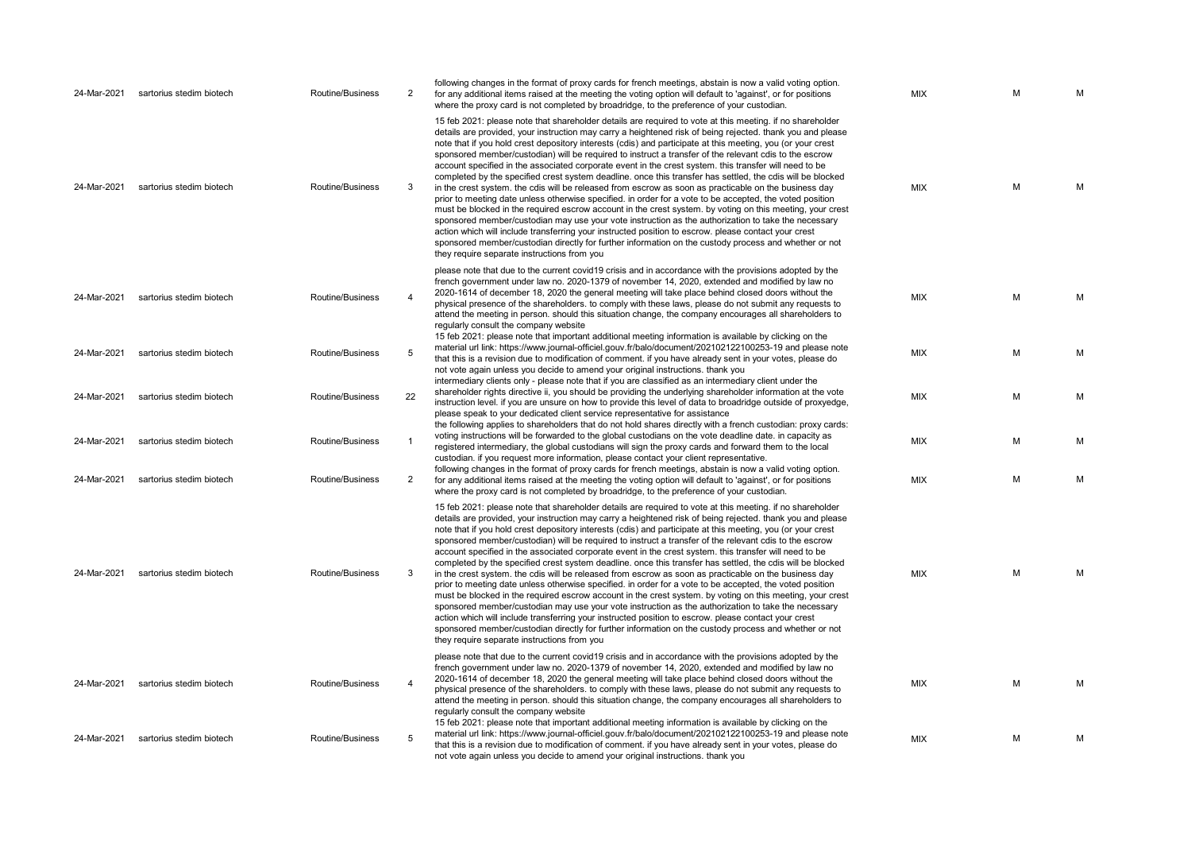| | | | | | | | |
|---|---|---|---|---|---|---|---|
| 24-Mar-2021 | sartorius stedim biotech | Routine/Business | 2 | following changes in the format of proxy cards for french meetings, abstain is now a valid voting option. for any additional items raised at the meeting the voting option will default to 'against', or for positions where the proxy card is not completed by broadridge, to the preference of your custodian. | MIX | M | M |
| 24-Mar-2021 | sartorius stedim biotech | Routine/Business | 3 | 15 feb 2021: please note that shareholder details are required to vote at this meeting. if no shareholder details are provided, your instruction may carry a heightened risk of being rejected. thank you and please note that if you hold crest depository interests (cdis) and participate at this meeting, you (or your crest sponsored member/custodian) will be required to instruct a transfer of the relevant cdis to the escrow account specified in the associated corporate event in the crest system. this transfer will need to be completed by the specified crest system deadline. once this transfer has settled, the cdis will be blocked in the crest system. the cdis will be released from escrow as soon as practicable on the business day prior to meeting date unless otherwise specified. in order for a vote to be accepted, the voted position must be blocked in the required escrow account in the crest system. by voting on this meeting, your crest sponsored member/custodian may use your vote instruction as the authorization to take the necessary action which will include transferring your instructed position to escrow. please contact your crest sponsored member/custodian directly for further information on the custody process and whether or not they require separate instructions from you | MIX | M | M |
| 24-Mar-2021 | sartorius stedim biotech | Routine/Business | 4 | please note that due to the current covid19 crisis and in accordance with the provisions adopted by the french government under law no. 2020-1379 of november 14, 2020, extended and modified by law no 2020-1614 of december 18, 2020 the general meeting will take place behind closed doors without the physical presence of the shareholders. to comply with these laws, please do not submit any requests to attend the meeting in person. should this situation change, the company encourages all shareholders to regularly consult the company website | MIX | M | M |
| 24-Mar-2021 | sartorius stedim biotech | Routine/Business | 5 | 15 feb 2021: please note that important additional meeting information is available by clicking on the material url link: https://www.journal-officiel.gouv.fr/balo/document/202102122100253-19 and please note that this is a revision due to modification of comment. if you have already sent in your votes, please do not vote again unless you decide to amend your original instructions. thank you | MIX | M | M |
| 24-Mar-2021 | sartorius stedim biotech | Routine/Business | 22 | intermediary clients only - please note that if you are classified as an intermediary client under the shareholder rights directive ii, you should be providing the underlying shareholder information at the vote instruction level. if you are unsure on how to provide this level of data to broadridge outside of proxyedge, please speak to your dedicated client service representative for assistance | MIX | M | M |
| 24-Mar-2021 | sartorius stedim biotech | Routine/Business | 1 | the following applies to shareholders that do not hold shares directly with a french custodian: proxy cards: voting instructions will be forwarded to the global custodians on the vote deadline date. in capacity as registered intermediary, the global custodians will sign the proxy cards and forward them to the local custodian. if you request more information, please contact your client representative. | MIX | M | M |
| 24-Mar-2021 | sartorius stedim biotech | Routine/Business | 2 | following changes in the format of proxy cards for french meetings, abstain is now a valid voting option. for any additional items raised at the meeting the voting option will default to 'against', or for positions where the proxy card is not completed by broadridge, to the preference of your custodian. | MIX | M | M |
| 24-Mar-2021 | sartorius stedim biotech | Routine/Business | 3 | 15 feb 2021: please note that shareholder details are required to vote at this meeting. if no shareholder details are provided, your instruction may carry a heightened risk of being rejected. thank you and please note that if you hold crest depository interests (cdis) and participate at this meeting, you (or your crest sponsored member/custodian) will be required to instruct a transfer of the relevant cdis to the escrow account specified in the associated corporate event in the crest system. this transfer will need to be completed by the specified crest system deadline. once this transfer has settled, the cdis will be blocked in the crest system. the cdis will be released from escrow as soon as practicable on the business day prior to meeting date unless otherwise specified. in order for a vote to be accepted, the voted position must be blocked in the required escrow account in the crest system. by voting on this meeting, your crest sponsored member/custodian may use your vote instruction as the authorization to take the necessary action which will include transferring your instructed position to escrow. please contact your crest sponsored member/custodian directly for further information on the custody process and whether or not they require separate instructions from you | MIX | M | M |
| 24-Mar-2021 | sartorius stedim biotech | Routine/Business | 4 | please note that due to the current covid19 crisis and in accordance with the provisions adopted by the french government under law no. 2020-1379 of november 14, 2020, extended and modified by law no 2020-1614 of december 18, 2020 the general meeting will take place behind closed doors without the physical presence of the shareholders. to comply with these laws, please do not submit any requests to attend the meeting in person. should this situation change, the company encourages all shareholders to regularly consult the company website | MIX | M | M |
| 24-Mar-2021 | sartorius stedim biotech | Routine/Business | 5 | 15 feb 2021: please note that important additional meeting information is available by clicking on the material url link: https://www.journal-officiel.gouv.fr/balo/document/202102122100253-19 and please note that this is a revision due to modification of comment. if you have already sent in your votes, please do not vote again unless you decide to amend your original instructions. thank you | MIX | M | M |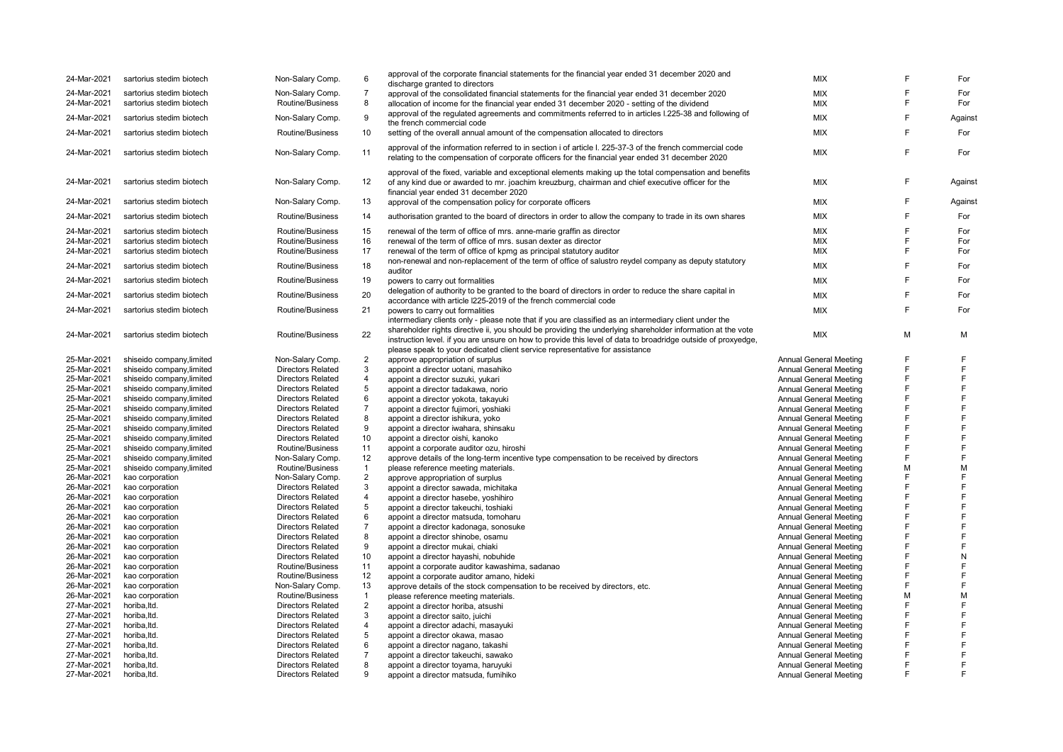| | | | | | | | |
|---|---|---|---|---|---|---|---|
| 24-Mar-2021 | sartorius stedim biotech | Non-Salary Comp. | 6 | approval of the corporate financial statements for the financial year ended 31 december 2020 and discharge granted to directors | MIX | F | For |
| 24-Mar-2021 | sartorius stedim biotech | Non-Salary Comp. | 7 | approval of the consolidated financial statements for the financial year ended 31 december 2020 | MIX | F | For |
| 24-Mar-2021 | sartorius stedim biotech | Routine/Business | 8 | allocation of income for the financial year ended 31 december 2020 - setting of the dividend | MIX | F | For |
| 24-Mar-2021 | sartorius stedim biotech | Non-Salary Comp. | 9 | approval of the regulated agreements and commitments referred to in articles l.225-38 and following of the french commercial code | MIX | F | Against |
| 24-Mar-2021 | sartorius stedim biotech | Routine/Business | 10 | setting of the overall annual amount of the compensation allocated to directors | MIX | F | For |
| 24-Mar-2021 | sartorius stedim biotech | Non-Salary Comp. | 11 | approval of the information referred to in section i of article l. 225-37-3 of the french commercial code relating to the compensation of corporate officers for the financial year ended 31 december 2020 | MIX | F | For |
| 24-Mar-2021 | sartorius stedim biotech | Non-Salary Comp. | 12 | approval of the fixed, variable and exceptional elements making up the total compensation and benefits of any kind due or awarded to mr. joachim kreuzburg, chairman and chief executive officer for the financial year ended 31 december 2020 | MIX | F | Against |
| 24-Mar-2021 | sartorius stedim biotech | Non-Salary Comp. | 13 | approval of the compensation policy for corporate officers | MIX | F | Against |
| 24-Mar-2021 | sartorius stedim biotech | Routine/Business | 14 | authorisation granted to the board of directors in order to allow the company to trade in its own shares | MIX | F | For |
| 24-Mar-2021 | sartorius stedim biotech | Routine/Business | 15 | renewal of the term of office of mrs. anne-marie graffin as director | MIX | F | For |
| 24-Mar-2021 | sartorius stedim biotech | Routine/Business | 16 | renewal of the term of office of mrs. susan dexter as director | MIX | F | For |
| 24-Mar-2021 | sartorius stedim biotech | Routine/Business | 17 | renewal of the term of office of kpmg as principal statutory auditor | MIX | F | For |
| 24-Mar-2021 | sartorius stedim biotech | Routine/Business | 18 | non-renewal and non-replacement of the term of office of salustro reydel company as deputy statutory auditor | MIX | F | For |
| 24-Mar-2021 | sartorius stedim biotech | Routine/Business | 19 | powers to carry out formalities | MIX | F | For |
| 24-Mar-2021 | sartorius stedim biotech | Routine/Business | 20 | delegation of authority to be granted to the board of directors in order to reduce the share capital in accordance with article l225-2019 of the french commercial code | MIX | F | For |
| 24-Mar-2021 | sartorius stedim biotech | Routine/Business | 21 | powers to carry out formalities | MIX | F | For |
| 24-Mar-2021 | sartorius stedim biotech | Routine/Business | 22 | intermediary clients only - please note that if you are classified as an intermediary client under the shareholder rights directive ii, you should be providing the underlying shareholder information at the vote instruction level. if you are unsure on how to provide this level of data to broadridge outside of proxyedge, please speak to your dedicated client service representative for assistance | MIX | M | M |
| 25-Mar-2021 | shiseido company,limited | Non-Salary Comp. | 2 | approve appropriation of surplus | Annual General Meeting | F | F |
| 25-Mar-2021 | shiseido company,limited | Directors Related | 3 | appoint a director uotani, masahiko | Annual General Meeting | F | F |
| 25-Mar-2021 | shiseido company,limited | Directors Related | 4 | appoint a director suzuki, yukari | Annual General Meeting | F | F |
| 25-Mar-2021 | shiseido company,limited | Directors Related | 5 | appoint a director tadakawa, norio | Annual General Meeting | F | F |
| 25-Mar-2021 | shiseido company,limited | Directors Related | 6 | appoint a director yokota, takayuki | Annual General Meeting | F | F |
| 25-Mar-2021 | shiseido company,limited | Directors Related | 7 | appoint a director fujimori, yoshiaki | Annual General Meeting | F | F |
| 25-Mar-2021 | shiseido company,limited | Directors Related | 8 | appoint a director ishikura, yoko | Annual General Meeting | F | F |
| 25-Mar-2021 | shiseido company,limited | Directors Related | 9 | appoint a director iwahara, shinsaku | Annual General Meeting | F | F |
| 25-Mar-2021 | shiseido company,limited | Directors Related | 10 | appoint a director oishi, kanoko | Annual General Meeting | F | F |
| 25-Mar-2021 | shiseido company,limited | Routine/Business | 11 | appoint a corporate auditor ozu, hiroshi | Annual General Meeting | F | F |
| 25-Mar-2021 | shiseido company,limited | Non-Salary Comp. | 12 | approve details of the long-term incentive type compensation to be received by directors | Annual General Meeting | F | F |
| 25-Mar-2021 | shiseido company,limited | Routine/Business | 1 | please reference meeting materials. | Annual General Meeting | M | M |
| 26-Mar-2021 | kao corporation | Non-Salary Comp. | 2 | approve appropriation of surplus | Annual General Meeting | F | F |
| 26-Mar-2021 | kao corporation | Directors Related | 3 | appoint a director sawada, michitaka | Annual General Meeting | F | F |
| 26-Mar-2021 | kao corporation | Directors Related | 4 | appoint a director hasebe, yoshihiro | Annual General Meeting | F | F |
| 26-Mar-2021 | kao corporation | Directors Related | 5 | appoint a director takeuchi, toshiaki | Annual General Meeting | F | F |
| 26-Mar-2021 | kao corporation | Directors Related | 6 | appoint a director matsuda, tomoharu | Annual General Meeting | F | F |
| 26-Mar-2021 | kao corporation | Directors Related | 7 | appoint a director kadonaga, sonosuke | Annual General Meeting | F | F |
| 26-Mar-2021 | kao corporation | Directors Related | 8 | appoint a director shinobe, osamu | Annual General Meeting | F | F |
| 26-Mar-2021 | kao corporation | Directors Related | 9 | appoint a director mukai, chiaki | Annual General Meeting | F | F |
| 26-Mar-2021 | kao corporation | Directors Related | 10 | appoint a director hayashi, nobuhide | Annual General Meeting | F | N |
| 26-Mar-2021 | kao corporation | Routine/Business | 11 | appoint a corporate auditor kawashima, sadanao | Annual General Meeting | F | F |
| 26-Mar-2021 | kao corporation | Routine/Business | 12 | appoint a corporate auditor amano, hideki | Annual General Meeting | F | F |
| 26-Mar-2021 | kao corporation | Non-Salary Comp. | 13 | approve details of the stock compensation to be received by directors, etc. | Annual General Meeting | F | F |
| 26-Mar-2021 | kao corporation | Routine/Business | 1 | please reference meeting materials. | Annual General Meeting | M | M |
| 27-Mar-2021 | horiba,ltd. | Directors Related | 2 | appoint a director horiba, atsushi | Annual General Meeting | F | F |
| 27-Mar-2021 | horiba,ltd. | Directors Related | 3 | appoint a director saito, juichi | Annual General Meeting | F | F |
| 27-Mar-2021 | horiba,ltd. | Directors Related | 4 | appoint a director adachi, masayuki | Annual General Meeting | F | F |
| 27-Mar-2021 | horiba,ltd. | Directors Related | 5 | appoint a director okawa, masao | Annual General Meeting | F | F |
| 27-Mar-2021 | horiba,ltd. | Directors Related | 6 | appoint a director nagano, takashi | Annual General Meeting | F | F |
| 27-Mar-2021 | horiba,ltd. | Directors Related | 7 | appoint a director takeuchi, sawako | Annual General Meeting | F | F |
| 27-Mar-2021 | horiba,ltd. | Directors Related | 8 | appoint a director toyama, haruyuki | Annual General Meeting | F | F |
| 27-Mar-2021 | horiba,ltd. | Directors Related | 9 | appoint a director matsuda, fumihiko | Annual General Meeting | F | F |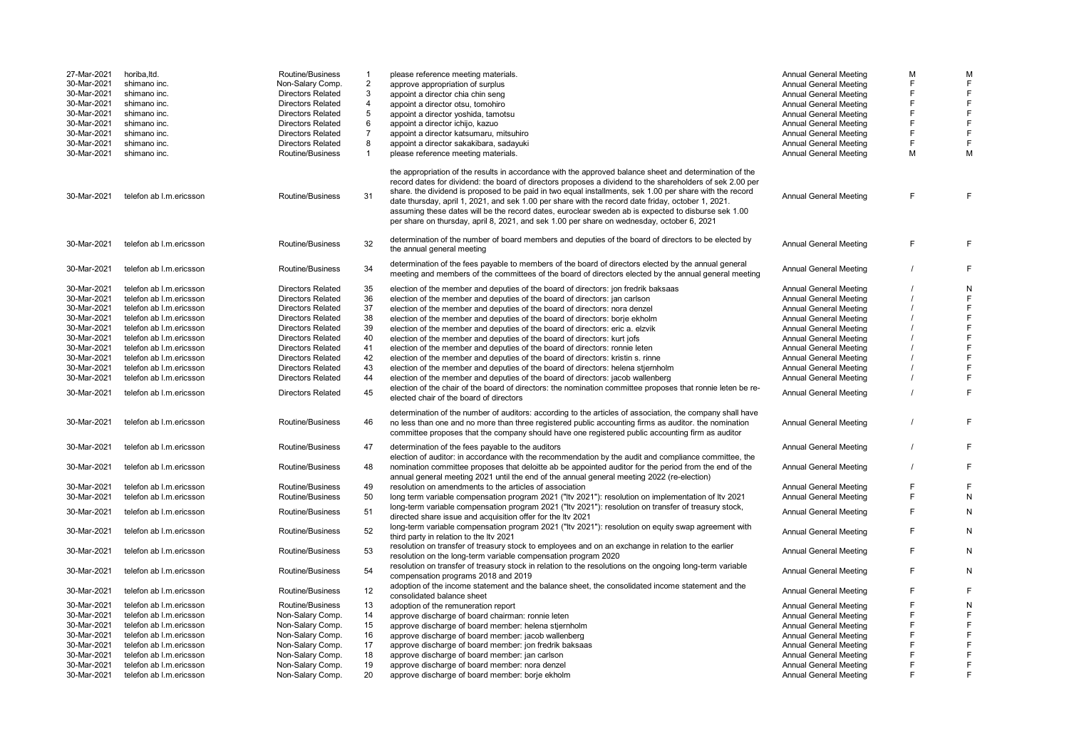| | | | | | | | |
|---|---|---|---|---|---|---|---|
| 27-Mar-2021 | horiba,ltd. | Routine/Business | 1 | please reference meeting materials. | Annual General Meeting | M | M |
| 30-Mar-2021 | shimano inc. | Non-Salary Comp. | 2 | approve appropriation of surplus | Annual General Meeting | F | F |
| 30-Mar-2021 | shimano inc. | Directors Related | 3 | appoint a director chia chin seng | Annual General Meeting | F | F |
| 30-Mar-2021 | shimano inc. | Directors Related | 4 | appoint a director otsu, tomohiro | Annual General Meeting | F | F |
| 30-Mar-2021 | shimano inc. | Directors Related | 5 | appoint a director yoshida, tamotsu | Annual General Meeting | F | F |
| 30-Mar-2021 | shimano inc. | Directors Related | 6 | appoint a director ichijo, kazuo | Annual General Meeting | F | F |
| 30-Mar-2021 | shimano inc. | Directors Related | 7 | appoint a director katsumaru, mitsuhiro | Annual General Meeting | F | F |
| 30-Mar-2021 | shimano inc. | Directors Related | 8 | appoint a director sakakibara, sadayuki | Annual General Meeting | F | F |
| 30-Mar-2021 | shimano inc. | Routine/Business | 1 | please reference meeting materials. | Annual General Meeting | M | M |
| 30-Mar-2021 | telefon ab l.m.ericsson | Routine/Business | 31 | the appropriation of the results in accordance with the approved balance sheet and determination of the record dates for dividend: the board of directors proposes a dividend to the shareholders of sek 2.00 per share. the dividend is proposed to be paid in two equal installments, sek 1.00 per share with the record date thursday, april 1, 2021, and sek 1.00 per share with the record date friday, october 1, 2021. assuming these dates will be the record dates, euroclear sweden ab is expected to disburse sek 1.00 per share on thursday, april 8, 2021, and sek 1.00 per share on wednesday, october 6, 2021 | Annual General Meeting | F | F |
| 30-Mar-2021 | telefon ab l.m.ericsson | Routine/Business | 32 | determination of the number of board members and deputies of the board of directors to be elected by the annual general meeting | Annual General Meeting | F | F |
| 30-Mar-2021 | telefon ab l.m.ericsson | Routine/Business | 34 | determination of the fees payable to members of the board of directors elected by the annual general meeting and members of the committees of the board of directors elected by the annual general meeting | Annual General Meeting | / | F |
| 30-Mar-2021 | telefon ab l.m.ericsson | Directors Related | 35 | election of the member and deputies of the board of directors: jon fredrik baksaas | Annual General Meeting | / | N |
| 30-Mar-2021 | telefon ab l.m.ericsson | Directors Related | 36 | election of the member and deputies of the board of directors: jan carlson | Annual General Meeting | / | F |
| 30-Mar-2021 | telefon ab l.m.ericsson | Directors Related | 37 | election of the member and deputies of the board of directors: nora denzel | Annual General Meeting | / | F |
| 30-Mar-2021 | telefon ab l.m.ericsson | Directors Related | 38 | election of the member and deputies of the board of directors: borje ekholm | Annual General Meeting | / | F |
| 30-Mar-2021 | telefon ab l.m.ericsson | Directors Related | 39 | election of the member and deputies of the board of directors: eric a. elzvik | Annual General Meeting | / | F |
| 30-Mar-2021 | telefon ab l.m.ericsson | Directors Related | 40 | election of the member and deputies of the board of directors: kurt jofs | Annual General Meeting | / | F |
| 30-Mar-2021 | telefon ab l.m.ericsson | Directors Related | 41 | election of the member and deputies of the board of directors: ronnie leten | Annual General Meeting | / | F |
| 30-Mar-2021 | telefon ab l.m.ericsson | Directors Related | 42 | election of the member and deputies of the board of directors: kristin s. rinne | Annual General Meeting | / | F |
| 30-Mar-2021 | telefon ab l.m.ericsson | Directors Related | 43 | election of the member and deputies of the board of directors: helena stjernholm | Annual General Meeting | / | F |
| 30-Mar-2021 | telefon ab l.m.ericsson | Directors Related | 44 | election of the member and deputies of the board of directors: jacob wallenberg | Annual General Meeting | / | F |
| 30-Mar-2021 | telefon ab l.m.ericsson | Directors Related | 45 | election of the chair of the board of directors: the nomination committee proposes that ronnie leten be re-elected chair of the board of directors | Annual General Meeting | / | F |
| 30-Mar-2021 | telefon ab l.m.ericsson | Routine/Business | 46 | determination of the number of auditors: according to the articles of association, the company shall have no less than one and no more than three registered public accounting firms as auditor. the nomination committee proposes that the company should have one registered public accounting firm as auditor | Annual General Meeting | / | F |
| 30-Mar-2021 | telefon ab l.m.ericsson | Routine/Business | 47 | determination of the fees payable to the auditors | Annual General Meeting | / | F |
| 30-Mar-2021 | telefon ab l.m.ericsson | Routine/Business | 48 | election of auditor: in accordance with the recommendation by the audit and compliance committee, the nomination committee proposes that deloitte ab be appointed auditor for the period from the end of the annual general meeting 2021 until the end of the annual general meeting 2022 (re-election) | Annual General Meeting | / | F |
| 30-Mar-2021 | telefon ab l.m.ericsson | Routine/Business | 49 | resolution on amendments to the articles of association | Annual General Meeting | F | F |
| 30-Mar-2021 | telefon ab l.m.ericsson | Routine/Business | 50 | long term variable compensation program 2021 ("ltv 2021"): resolution on implementation of ltv 2021 | Annual General Meeting | F | N |
| 30-Mar-2021 | telefon ab l.m.ericsson | Routine/Business | 51 | long-term variable compensation program 2021 ("ltv 2021"): resolution on transfer of treasury stock, directed share issue and acquisition offer for the ltv 2021 | Annual General Meeting | F | N |
| 30-Mar-2021 | telefon ab l.m.ericsson | Routine/Business | 52 | long-term variable compensation program 2021 ("ltv 2021"): resolution on equity swap agreement with third party in relation to the ltv 2021 | Annual General Meeting | F | N |
| 30-Mar-2021 | telefon ab l.m.ericsson | Routine/Business | 53 | resolution on transfer of treasury stock to employees and on an exchange in relation to the earlier resolution on the long-term variable compensation program 2020 | Annual General Meeting | F | N |
| 30-Mar-2021 | telefon ab l.m.ericsson | Routine/Business | 54 | resolution on transfer of treasury stock in relation to the resolutions on the ongoing long-term variable compensation programs 2018 and 2019 | Annual General Meeting | F | N |
| 30-Mar-2021 | telefon ab l.m.ericsson | Routine/Business | 12 | adoption of the income statement and the balance sheet, the consolidated income statement and the consolidated balance sheet | Annual General Meeting | F | F |
| 30-Mar-2021 | telefon ab l.m.ericsson | Routine/Business | 13 | adoption of the remuneration report | Annual General Meeting | F | N |
| 30-Mar-2021 | telefon ab l.m.ericsson | Non-Salary Comp. | 14 | approve discharge of board chairman: ronnie leten | Annual General Meeting | F | F |
| 30-Mar-2021 | telefon ab l.m.ericsson | Non-Salary Comp. | 15 | approve discharge of board member: helena stjernholm | Annual General Meeting | F | F |
| 30-Mar-2021 | telefon ab l.m.ericsson | Non-Salary Comp. | 16 | approve discharge of board member: jacob wallenberg | Annual General Meeting | F | F |
| 30-Mar-2021 | telefon ab l.m.ericsson | Non-Salary Comp. | 17 | approve discharge of board member: jon fredrik baksaas | Annual General Meeting | F | F |
| 30-Mar-2021 | telefon ab l.m.ericsson | Non-Salary Comp. | 18 | approve discharge of board member: jan carlson | Annual General Meeting | F | F |
| 30-Mar-2021 | telefon ab l.m.ericsson | Non-Salary Comp. | 19 | approve discharge of board member: nora denzel | Annual General Meeting | F | F |
| 30-Mar-2021 | telefon ab l.m.ericsson | Non-Salary Comp. | 20 | approve discharge of board member: borje ekholm | Annual General Meeting | F | F |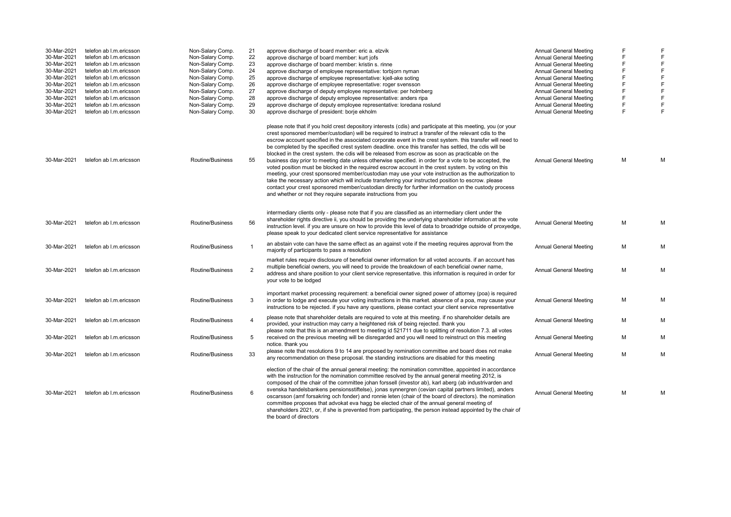| | | | | | | | |
|---|---|---|---|---|---|---|---|
| 30-Mar-2021 | telefon ab l.m.ericsson | Non-Salary Comp. | 21 | approve discharge of board member: eric a. elzvik | Annual General Meeting | F | F |
| 30-Mar-2021 | telefon ab l.m.ericsson | Non-Salary Comp. | 22 | approve discharge of board member: kurt jofs | Annual General Meeting | F | F |
| 30-Mar-2021 | telefon ab l.m.ericsson | Non-Salary Comp. | 23 | approve discharge of board member: kristin s. rinne | Annual General Meeting | F | F |
| 30-Mar-2021 | telefon ab l.m.ericsson | Non-Salary Comp. | 24 | approve discharge of employee representative: torbjorn nyman | Annual General Meeting | F | F |
| 30-Mar-2021 | telefon ab l.m.ericsson | Non-Salary Comp. | 25 | approve discharge of employee representative: kjell-ake soting | Annual General Meeting | F | F |
| 30-Mar-2021 | telefon ab l.m.ericsson | Non-Salary Comp. | 26 | approve discharge of employee representative: roger svensson | Annual General Meeting | F | F |
| 30-Mar-2021 | telefon ab l.m.ericsson | Non-Salary Comp. | 27 | approve discharge of deputy employee representative: per holmberg | Annual General Meeting | F | F |
| 30-Mar-2021 | telefon ab l.m.ericsson | Non-Salary Comp. | 28 | approve discharge of deputy employee representative: anders ripa | Annual General Meeting | F | F |
| 30-Mar-2021 | telefon ab l.m.ericsson | Non-Salary Comp. | 29 | approve discharge of deputy employee representative: loredana roslund | Annual General Meeting | F | F |
| 30-Mar-2021 | telefon ab l.m.ericsson | Non-Salary Comp. | 30 | approve discharge of president: borje ekholm | Annual General Meeting | F | F |
| 30-Mar-2021 | telefon ab l.m.ericsson | Routine/Business | 55 | please note that if you hold crest depository interests (cdis) and participate at this meeting, you (or your crest sponsored member/custodian) will be required to instruct a transfer of the relevant cdis to the escrow account specified in the associated corporate event in the crest system. this transfer will need to be completed by the specified crest system deadline. once this transfer has settled, the cdis will be blocked in the crest system. the cdis will be released from escrow as soon as practicable on the business day prior to meeting date unless otherwise specified. in order for a vote to be accepted, the voted position must be blocked in the required escrow account in the crest system. by voting on this meeting, your crest sponsored member/custodian may use your vote instruction as the authorization to take the necessary action which will include transferring your instructed position to escrow. please contact your crest sponsored member/custodian directly for further information on the custody process and whether or not they require separate instructions from you | Annual General Meeting | M | M |
| 30-Mar-2021 | telefon ab l.m.ericsson | Routine/Business | 56 | intermediary clients only - please note that if you are classified as an intermediary client under the shareholder rights directive ii, you should be providing the underlying shareholder information at the vote instruction level. if you are unsure on how to provide this level of data to broadridge outside of proxyedge, please speak to your dedicated client service representative for assistance | Annual General Meeting | M | M |
| 30-Mar-2021 | telefon ab l.m.ericsson | Routine/Business | 1 | an abstain vote can have the same effect as an against vote if the meeting requires approval from the majority of participants to pass a resolution | Annual General Meeting | M | M |
| 30-Mar-2021 | telefon ab l.m.ericsson | Routine/Business | 2 | market rules require disclosure of beneficial owner information for all voted accounts. if an account has multiple beneficial owners, you will need to provide the breakdown of each beneficial owner name, address and share position to your client service representative. this information is required in order for your vote to be lodged | Annual General Meeting | M | M |
| 30-Mar-2021 | telefon ab l.m.ericsson | Routine/Business | 3 | important market processing requirement: a beneficial owner signed power of attorney (poa) is required in order to lodge and execute your voting instructions in this market. absence of a poa, may cause your instructions to be rejected. if you have any questions, please contact your client service representative | Annual General Meeting | M | M |
| 30-Mar-2021 | telefon ab l.m.ericsson | Routine/Business | 4 | please note that shareholder details are required to vote at this meeting. if no shareholder details are provided, your instruction may carry a heightened risk of being rejected. thank you | Annual General Meeting | M | M |
| 30-Mar-2021 | telefon ab l.m.ericsson | Routine/Business | 5 | please note that this is an amendment to meeting id 521711 due to splitting of resolution 7.3. all votes received on the previous meeting will be disregarded and you will need to reinstruct on this meeting notice. thank you | Annual General Meeting | M | M |
| 30-Mar-2021 | telefon ab l.m.ericsson | Routine/Business | 33 | please note that resolutions 9 to 14 are proposed by nomination committee and board does not make any recommendation on these proposal. the standing instructions are disabled for this meeting | Annual General Meeting | M | M |
| 30-Mar-2021 | telefon ab l.m.ericsson | Routine/Business | 6 | election of the chair of the annual general meeting: the nomination committee, appointed in accordance with the instruction for the nomination committee resolved by the annual general meeting 2012, is composed of the chair of the committee johan forssell (investor ab), karl aberg (ab industrivarden and svenska handelsbankens pensionsstiftelse), jonas synnergren (cevian capital partners limited), anders oscarsson (amf forsakring och fonder) and ronnie leten (chair of the board of directors). the nomination committee proposes that advokat eva hagg be elected chair of the annual general meeting of shareholders 2021, or, if she is prevented from participating, the person instead appointed by the chair of the board of directors | Annual General Meeting | M | M |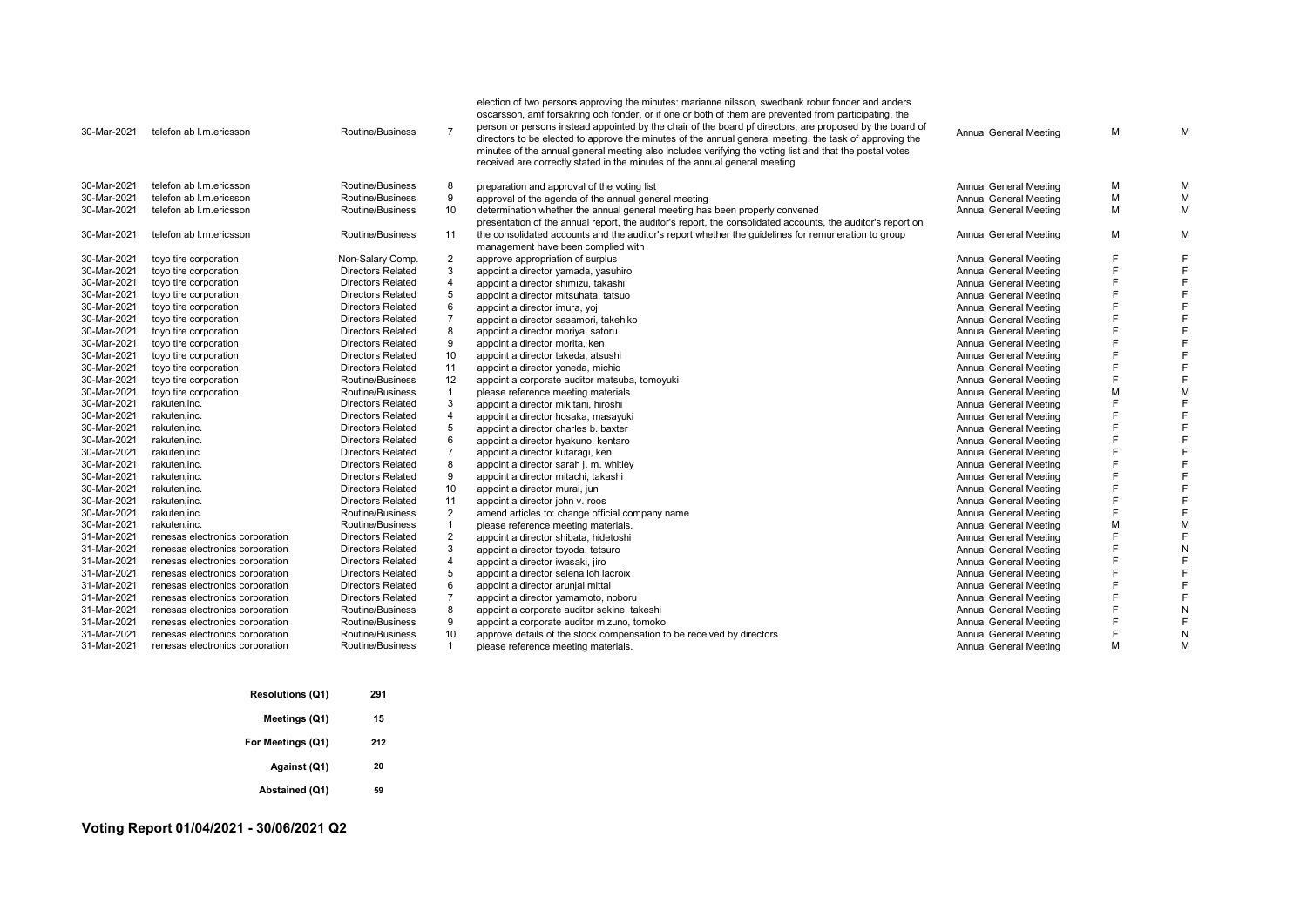| | | | | | | | |
|---|---|---|---|---|---|---|---|
| 30-Mar-2021 | telefon ab l.m.ericsson | Routine/Business | 7 | election of two persons approving the minutes: marianne nilsson, swedbank robur fonder and anders oscarsson, amf forsakring och fonder, or if one or both of them are prevented from participating, the person or persons instead appointed by the chair of the board pf directors, are proposed by the board of directors to be elected to approve the minutes of the annual general meeting. the task of approving the minutes of the annual general meeting also includes verifying the voting list and that the postal votes received are correctly stated in the minutes of the annual general meeting | Annual General Meeting | M | M |
| 30-Mar-2021 | telefon ab l.m.ericsson | Routine/Business | 8 | preparation and approval of the voting list | Annual General Meeting | M | M |
| 30-Mar-2021 | telefon ab l.m.ericsson | Routine/Business | 9 | approval of the agenda of the annual general meeting | Annual General Meeting | M | M |
| 30-Mar-2021 | telefon ab l.m.ericsson | Routine/Business | 10 | determination whether the annual general meeting has been properly convened | Annual General Meeting | M | M |
| 30-Mar-2021 | telefon ab l.m.ericsson | Routine/Business | 11 | presentation of the annual report, the auditor's report, the consolidated accounts, the auditor's report on the consolidated accounts and the auditor's report whether the guidelines for remuneration to group management have been complied with | Annual General Meeting | M | M |
| 30-Mar-2021 | toyo tire corporation | Non-Salary Comp. | 2 | approve appropriation of surplus | Annual General Meeting | F | F |
| 30-Mar-2021 | toyo tire corporation | Directors Related | 3 | appoint a director yamada, yasuhiro | Annual General Meeting | F | F |
| 30-Mar-2021 | toyo tire corporation | Directors Related | 4 | appoint a director shimizu, takashi | Annual General Meeting | F | F |
| 30-Mar-2021 | toyo tire corporation | Directors Related | 5 | appoint a director mitsuhata, tatsuo | Annual General Meeting | F | F |
| 30-Mar-2021 | toyo tire corporation | Directors Related | 6 | appoint a director imura, yoji | Annual General Meeting | F | F |
| 30-Mar-2021 | toyo tire corporation | Directors Related | 7 | appoint a director sasamori, takehiko | Annual General Meeting | F | F |
| 30-Mar-2021 | toyo tire corporation | Directors Related | 8 | appoint a director moriya, satoru | Annual General Meeting | F | F |
| 30-Mar-2021 | toyo tire corporation | Directors Related | 9 | appoint a director morita, ken | Annual General Meeting | F | F |
| 30-Mar-2021 | toyo tire corporation | Directors Related | 10 | appoint a director takeda, atsushi | Annual General Meeting | F | F |
| 30-Mar-2021 | toyo tire corporation | Directors Related | 11 | appoint a director yoneda, michio | Annual General Meeting | F | F |
| 30-Mar-2021 | toyo tire corporation | Routine/Business | 12 | appoint a corporate auditor matsuba, tomoyuki | Annual General Meeting | F | F |
| 30-Mar-2021 | toyo tire corporation | Routine/Business | 1 | please reference meeting materials. | Annual General Meeting | M | M |
| 30-Mar-2021 | rakuten,inc. | Directors Related | 3 | appoint a director mikitani, hiroshi | Annual General Meeting | F | F |
| 30-Mar-2021 | rakuten,inc. | Directors Related | 4 | appoint a director hosaka, masayuki | Annual General Meeting | F | F |
| 30-Mar-2021 | rakuten,inc. | Directors Related | 5 | appoint a director charles b. baxter | Annual General Meeting | F | F |
| 30-Mar-2021 | rakuten,inc. | Directors Related | 6 | appoint a director hyakuno, kentaro | Annual General Meeting | F | F |
| 30-Mar-2021 | rakuten,inc. | Directors Related | 7 | appoint a director kutaragi, ken | Annual General Meeting | F | F |
| 30-Mar-2021 | rakuten,inc. | Directors Related | 8 | appoint a director sarah j. m. whitley | Annual General Meeting | F | F |
| 30-Mar-2021 | rakuten,inc. | Directors Related | 9 | appoint a director mitachi, takashi | Annual General Meeting | F | F |
| 30-Mar-2021 | rakuten,inc. | Directors Related | 10 | appoint a director murai, jun | Annual General Meeting | F | F |
| 30-Mar-2021 | rakuten,inc. | Directors Related | 11 | appoint a director john v. roos | Annual General Meeting | F | F |
| 30-Mar-2021 | rakuten,inc. | Routine/Business | 2 | amend articles to: change official company name | Annual General Meeting | F | F |
| 30-Mar-2021 | rakuten,inc. | Routine/Business | 1 | please reference meeting materials. | Annual General Meeting | M | M |
| 31-Mar-2021 | renesas electronics corporation | Directors Related | 2 | appoint a director shibata, hidetoshi | Annual General Meeting | F | F |
| 31-Mar-2021 | renesas electronics corporation | Directors Related | 3 | appoint a director toyoda, tetsuro | Annual General Meeting | F | N |
| 31-Mar-2021 | renesas electronics corporation | Directors Related | 4 | appoint a director iwasaki, jiro | Annual General Meeting | F | F |
| 31-Mar-2021 | renesas electronics corporation | Directors Related | 5 | appoint a director selena loh lacroix | Annual General Meeting | F | F |
| 31-Mar-2021 | renesas electronics corporation | Directors Related | 6 | appoint a director arunjai mittal | Annual General Meeting | F | F |
| 31-Mar-2021 | renesas electronics corporation | Directors Related | 7 | appoint a director yamamoto, noboru | Annual General Meeting | F | F |
| 31-Mar-2021 | renesas electronics corporation | Routine/Business | 8 | appoint a corporate auditor sekine, takeshi | Annual General Meeting | F | N |
| 31-Mar-2021 | renesas electronics corporation | Routine/Business | 9 | appoint a corporate auditor mizuno, tomoko | Annual General Meeting | F | F |
| 31-Mar-2021 | renesas electronics corporation | Routine/Business | 10 | approve details of the stock compensation to be received by directors | Annual General Meeting | F | N |
| 31-Mar-2021 | renesas electronics corporation | Routine/Business | 1 | please reference meeting materials. | Annual General Meeting | M | M |

| | |
|---|---|
| **Resolutions (Q1)** | **291** |
| **Meetings (Q1)** | **15** |
| **For Meetings (Q1)** | **212** |
| **Against (Q1)** | **20** |
| **Abstained (Q1)** | **59** |

## Voting Report 01/04/2021 - 30/06/2021 Q2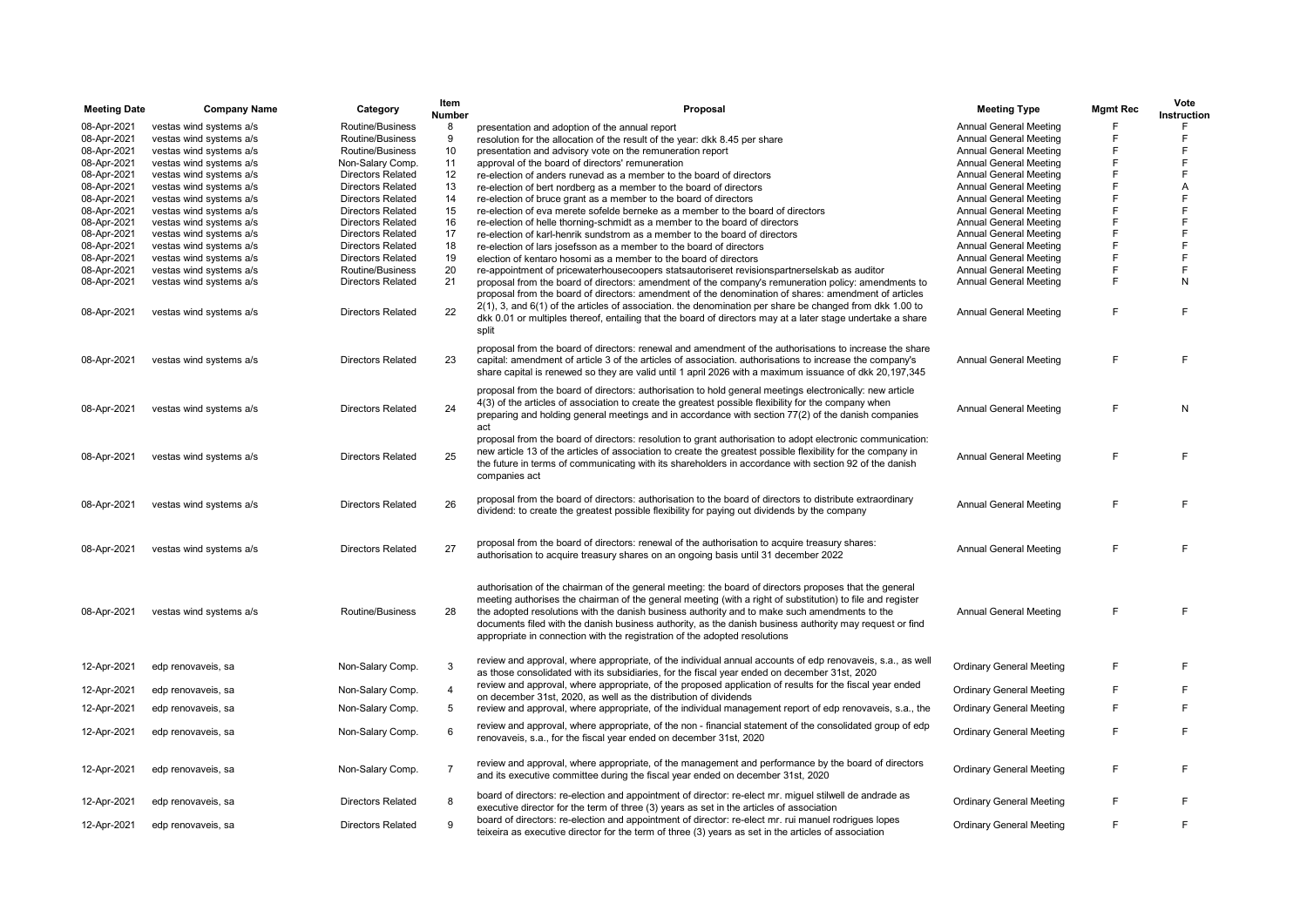| Meeting Date | Company Name | Category | Item Number | Proposal | Meeting Type | Mgmt Rec | Vote Instruction |
|---|---|---|---|---|---|---|---|
| 08-Apr-2021 | vestas wind systems a/s | Routine/Business | 8 | presentation and adoption of the annual report | Annual General Meeting | F | F |
| 08-Apr-2021 | vestas wind systems a/s | Routine/Business | 9 | resolution for the allocation of the result of the year: dkk 8.45 per share | Annual General Meeting | F | F |
| 08-Apr-2021 | vestas wind systems a/s | Routine/Business | 10 | presentation and advisory vote on the remuneration report | Annual General Meeting | F | F |
| 08-Apr-2021 | vestas wind systems a/s | Non-Salary Comp. | 11 | approval of the board of directors' remuneration | Annual General Meeting | F | F |
| 08-Apr-2021 | vestas wind systems a/s | Directors Related | 12 | re-election of anders runevad as a member to the board of directors | Annual General Meeting | F | F |
| 08-Apr-2021 | vestas wind systems a/s | Directors Related | 13 | re-election of bert nordberg as a member to the board of directors | Annual General Meeting | F | A |
| 08-Apr-2021 | vestas wind systems a/s | Directors Related | 14 | re-election of bruce grant as a member to the board of directors | Annual General Meeting | F | F |
| 08-Apr-2021 | vestas wind systems a/s | Directors Related | 15 | re-election of eva merete sofelde berneke as a member to the board of directors | Annual General Meeting | F | F |
| 08-Apr-2021 | vestas wind systems a/s | Directors Related | 16 | re-election of helle thorning-schmidt as a member to the board of directors | Annual General Meeting | F | F |
| 08-Apr-2021 | vestas wind systems a/s | Directors Related | 17 | re-election of karl-henrik sundstrom as a member to the board of directors | Annual General Meeting | F | F |
| 08-Apr-2021 | vestas wind systems a/s | Directors Related | 18 | re-election of lars josefsson as a member to the board of directors | Annual General Meeting | F | F |
| 08-Apr-2021 | vestas wind systems a/s | Directors Related | 19 | election of kentaro hosomi as a member to the board of directors | Annual General Meeting | F | F |
| 08-Apr-2021 | vestas wind systems a/s | Routine/Business | 20 | re-appointment of pricewaterhousecoopers statsautoriseret revisionspartnerselskab as auditor | Annual General Meeting | F | F |
| 08-Apr-2021 | vestas wind systems a/s | Directors Related | 21 | proposal from the board of directors: amendment of the company's remuneration policy: amendments to | Annual General Meeting | F | N |
| 08-Apr-2021 | vestas wind systems a/s | Directors Related | 22 | proposal from the board of directors: amendment of the denomination of shares: amendment of articles 2(1), 3, and 6(1) of the articles of association. the denomination per share be changed from dkk 1.00 to dkk 0.01 or multiples thereof, entailing that the board of directors may at a later stage undertake a share split | Annual General Meeting | F | F |
| 08-Apr-2021 | vestas wind systems a/s | Directors Related | 23 | proposal from the board of directors: renewal and amendment of the authorisations to increase the share capital: amendment of article 3 of the articles of association. authorisations to increase the company's share capital is renewed so they are valid until 1 april 2026 with a maximum issuance of dkk 20,197,345 | Annual General Meeting | F | F |
| 08-Apr-2021 | vestas wind systems a/s | Directors Related | 24 | proposal from the board of directors: authorisation to hold general meetings electronically: new article 4(3) of the articles of association to create the greatest possible flexibility for the company when preparing and holding general meetings and in accordance with section 77(2) of the danish companies act | Annual General Meeting | F | N |
| 08-Apr-2021 | vestas wind systems a/s | Directors Related | 25 | proposal from the board of directors: resolution to grant authorisation to adopt electronic communication: new article 13 of the articles of association to create the greatest possible flexibility for the company in the future in terms of communicating with its shareholders in accordance with section 92 of the danish companies act | Annual General Meeting | F | F |
| 08-Apr-2021 | vestas wind systems a/s | Directors Related | 26 | proposal from the board of directors: authorisation to the board of directors to distribute extraordinary dividend: to create the greatest possible flexibility for paying out dividends by the company | Annual General Meeting | F | F |
| 08-Apr-2021 | vestas wind systems a/s | Directors Related | 27 | proposal from the board of directors: renewal of the authorisation to acquire treasury shares: authorisation to acquire treasury shares on an ongoing basis until 31 december 2022 | Annual General Meeting | F | F |
| 08-Apr-2021 | vestas wind systems a/s | Routine/Business | 28 | authorisation of the chairman of the general meeting: the board of directors proposes that the general meeting authorises the chairman of the general meeting (with a right of substitution) to file and register the adopted resolutions with the danish business authority and to make such amendments to the documents filed with the danish business authority, as the danish business authority may request or find appropriate in connection with the registration of the adopted resolutions | Annual General Meeting | F | F |
| 12-Apr-2021 | edp renovaveis, sa | Non-Salary Comp. | 3 | review and approval, where appropriate, of the individual annual accounts of edp renovaveis, s.a., as well as those consolidated with its subsidiaries, for the fiscal year ended on december 31st, 2020 | Ordinary General Meeting | F | F |
| 12-Apr-2021 | edp renovaveis, sa | Non-Salary Comp. | 4 | review and approval, where appropriate, of the proposed application of results for the fiscal year ended on december 31st, 2020, as well as the distribution of dividends | Ordinary General Meeting | F | F |
| 12-Apr-2021 | edp renovaveis, sa | Non-Salary Comp. | 5 | review and approval, where appropriate, of the individual management report of edp renovaveis, s.a., the | Ordinary General Meeting | F | F |
| 12-Apr-2021 | edp renovaveis, sa | Non-Salary Comp. | 6 | review and approval, where appropriate, of the non - financial statement of the consolidated group of edp renovaveis, s.a., for the fiscal year ended on december 31st, 2020 | Ordinary General Meeting | F | F |
| 12-Apr-2021 | edp renovaveis, sa | Non-Salary Comp. | 7 | review and approval, where appropriate, of the management and performance by the board of directors and its executive committee during the fiscal year ended on december 31st, 2020 | Ordinary General Meeting | F | F |
| 12-Apr-2021 | edp renovaveis, sa | Directors Related | 8 | board of directors: re-election and appointment of director: re-elect mr. miguel stilwell de andrade as executive director for the term of three (3) years as set in the articles of association | Ordinary General Meeting | F | F |
| 12-Apr-2021 | edp renovaveis, sa | Directors Related | 9 | board of directors: re-election and appointment of director: re-elect mr. rui manuel rodrigues lopes teixeira as executive director for the term of three (3) years as set in the articles of association | Ordinary General Meeting | F | F |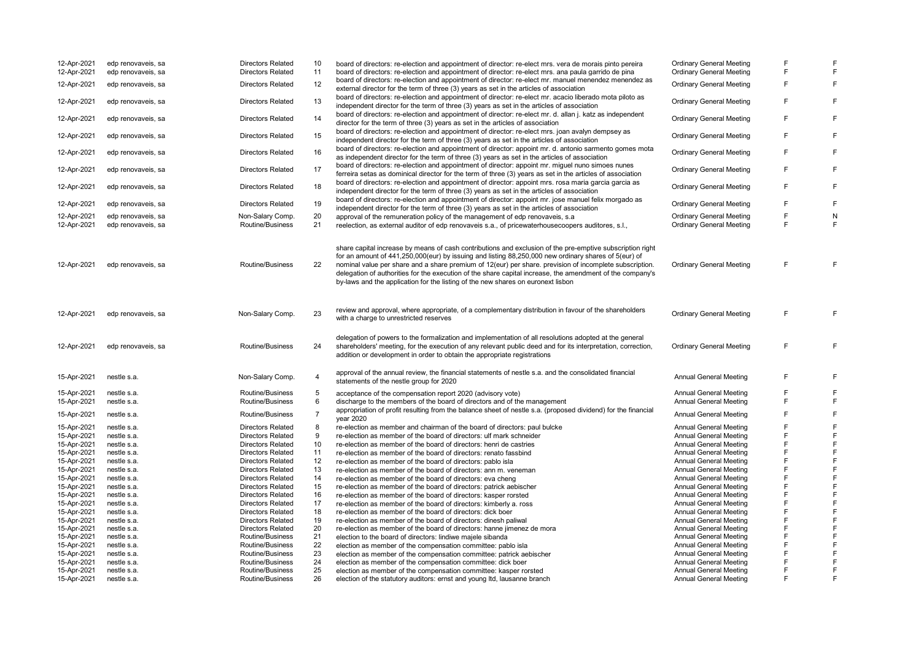| | | | | | | | |
|---|---|---|---|---|---|---|---|
| 12-Apr-2021 | edp renovaveis, sa | Directors Related | 10 | board of directors: re-election and appointment of director: re-elect mrs. vera de morais pinto pereira | Ordinary General Meeting | F | F |
| 12-Apr-2021 | edp renovaveis, sa | Directors Related | 11 | board of directors: re-election and appointment of director: re-elect mrs. ana paula garrido de pina | Ordinary General Meeting | F | F |
| 12-Apr-2021 | edp renovaveis, sa | Directors Related | 12 | board of directors: re-election and appointment of director: re-elect mr. manuel menendez menendez as external director for the term of three (3) years as set in the articles of association | Ordinary General Meeting | F | F |
| 12-Apr-2021 | edp renovaveis, sa | Directors Related | 13 | board of directors: re-election and appointment of director: re-elect mr. acacio liberado mota piloto as independent director for the term of three (3) years as set in the articles of association | Ordinary General Meeting | F | F |
| 12-Apr-2021 | edp renovaveis, sa | Directors Related | 14 | board of directors: re-election and appointment of director: re-elect mr. d. allan j. katz as independent director for the term of three (3) years as set in the articles of association | Ordinary General Meeting | F | F |
| 12-Apr-2021 | edp renovaveis, sa | Directors Related | 15 | board of directors: re-election and appointment of director: re-elect mrs. joan avalyn dempsey as independent director for the term of three (3) years as set in the articles of association | Ordinary General Meeting | F | F |
| 12-Apr-2021 | edp renovaveis, sa | Directors Related | 16 | board of directors: re-election and appointment of director: appoint mr. d. antonio sarmento gomes mota as independent director for the term of three (3) years as set in the articles of association | Ordinary General Meeting | F | F |
| 12-Apr-2021 | edp renovaveis, sa | Directors Related | 17 | board of directors: re-election and appointment of director: appoint mr. miguel nuno simoes nunes ferreira setas as dominical director for the term of three (3) years as set in the articles of association | Ordinary General Meeting | F | F |
| 12-Apr-2021 | edp renovaveis, sa | Directors Related | 18 | board of directors: re-election and appointment of director: appoint mrs. rosa maria garcia garcia as independent director for the term of three (3) years as set in the articles of association | Ordinary General Meeting | F | F |
| 12-Apr-2021 | edp renovaveis, sa | Directors Related | 19 | board of directors: re-election and appointment of director: appoint mr. jose manuel felix morgado as independent director for the term of three (3) years as set in the articles of association | Ordinary General Meeting | F | F |
| 12-Apr-2021 | edp renovaveis, sa | Non-Salary Comp. | 20 | approval of the remuneration policy of the management of edp renovaveis, s.a | Ordinary General Meeting | F | N |
| 12-Apr-2021 | edp renovaveis, sa | Routine/Business | 21 | reelection, as external auditor of edp renovaveis s.a., of pricewaterhousecoopers auditores, s.l., | Ordinary General Meeting | F | F |
| 12-Apr-2021 | edp renovaveis, sa | Routine/Business | 22 | share capital increase by means of cash contributions and exclusion of the pre-emptive subscription right for an amount of 441,250,000(eur) by issuing and listing 88,250,000 new ordinary shares of 5(eur) of nominal value per share and a share premium of 12(eur) per share. prevision of incomplete subscription. delegation of authorities for the execution of the share capital increase, the amendment of the company's by-laws and the application for the listing of the new shares on euronext lisbon | Ordinary General Meeting | F | F |
| 12-Apr-2021 | edp renovaveis, sa | Non-Salary Comp. | 23 | review and approval, where appropriate, of a complementary distribution in favour of the shareholders with a charge to unrestricted reserves | Ordinary General Meeting | F | F |
| 12-Apr-2021 | edp renovaveis, sa | Routine/Business | 24 | delegation of powers to the formalization and implementation of all resolutions adopted at the general shareholders' meeting, for the execution of any relevant public deed and for its interpretation, correction, addition or development in order to obtain the appropriate registrations | Ordinary General Meeting | F | F |
| 15-Apr-2021 | nestle s.a. | Non-Salary Comp. | 4 | approval of the annual review, the financial statements of nestle s.a. and the consolidated financial statements of the nestle group for 2020 | Annual General Meeting | F | F |
| 15-Apr-2021 | nestle s.a. | Routine/Business | 5 | acceptance of the compensation report 2020 (advisory vote) | Annual General Meeting | F | F |
| 15-Apr-2021 | nestle s.a. | Routine/Business | 6 | discharge to the members of the board of directors and of the management | Annual General Meeting | F | F |
| 15-Apr-2021 | nestle s.a. | Routine/Business | 7 | appropriation of profit resulting from the balance sheet of nestle s.a. (proposed dividend) for the financial year 2020 | Annual General Meeting | F | F |
| 15-Apr-2021 | nestle s.a. | Directors Related | 8 | re-election as member and chairman of the board of directors: paul bulcke | Annual General Meeting | F | F |
| 15-Apr-2021 | nestle s.a. | Directors Related | 9 | re-election as member of the board of directors: ulf mark schneider | Annual General Meeting | F | F |
| 15-Apr-2021 | nestle s.a. | Directors Related | 10 | re-election as member of the board of directors: henri de castries | Annual General Meeting | F | F |
| 15-Apr-2021 | nestle s.a. | Directors Related | 11 | re-election as member of the board of directors: renato fassbind | Annual General Meeting | F | F |
| 15-Apr-2021 | nestle s.a. | Directors Related | 12 | re-election as member of the board of directors: pablo isla | Annual General Meeting | F | F |
| 15-Apr-2021 | nestle s.a. | Directors Related | 13 | re-election as member of the board of directors: ann m. veneman | Annual General Meeting | F | F |
| 15-Apr-2021 | nestle s.a. | Directors Related | 14 | re-election as member of the board of directors: eva cheng | Annual General Meeting | F | F |
| 15-Apr-2021 | nestle s.a. | Directors Related | 15 | re-election as member of the board of directors: patrick aebischer | Annual General Meeting | F | F |
| 15-Apr-2021 | nestle s.a. | Directors Related | 16 | re-election as member of the board of directors: kasper rorsted | Annual General Meeting | F | F |
| 15-Apr-2021 | nestle s.a. | Directors Related | 17 | re-election as member of the board of directors: kimberly a. ross | Annual General Meeting | F | F |
| 15-Apr-2021 | nestle s.a. | Directors Related | 18 | re-election as member of the board of directors: dick boer | Annual General Meeting | F | F |
| 15-Apr-2021 | nestle s.a. | Directors Related | 19 | re-election as member of the board of directors: dinesh paliwal | Annual General Meeting | F | F |
| 15-Apr-2021 | nestle s.a. | Directors Related | 20 | re-election as member of the board of directors: hanne jimenez de mora | Annual General Meeting | F | F |
| 15-Apr-2021 | nestle s.a. | Routine/Business | 21 | election to the board of directors: lindiwe majele sibanda | Annual General Meeting | F | F |
| 15-Apr-2021 | nestle s.a. | Routine/Business | 22 | election as member of the compensation committee: pablo isla | Annual General Meeting | F | F |
| 15-Apr-2021 | nestle s.a. | Routine/Business | 23 | election as member of the compensation committee: patrick aebischer | Annual General Meeting | F | F |
| 15-Apr-2021 | nestle s.a. | Routine/Business | 24 | election as member of the compensation committee: dick boer | Annual General Meeting | F | F |
| 15-Apr-2021 | nestle s.a. | Routine/Business | 25 | election as member of the compensation committee: kasper rorsted | Annual General Meeting | F | F |
| 15-Apr-2021 | nestle s.a. | Routine/Business | 26 | election of the statutory auditors: ernst and young ltd, lausanne branch | Annual General Meeting | F | F |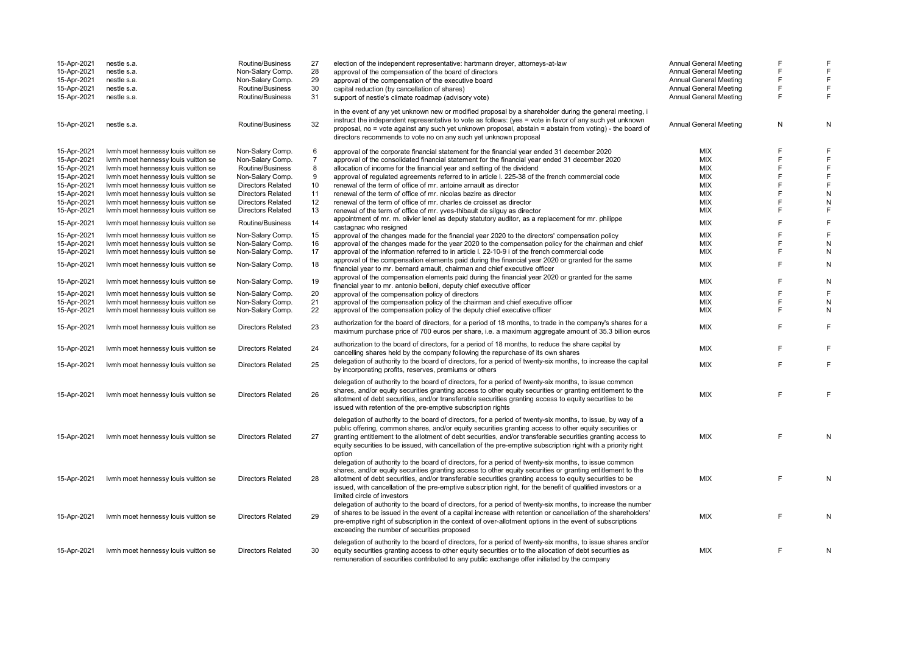| | | | | | | | |
|---|---|---|---|---|---|---|---|
| 15-Apr-2021 | nestle s.a. | Routine/Business | 27 | election of the independent representative: hartmann dreyer, attorneys-at-law | Annual General Meeting | F | F |
| 15-Apr-2021 | nestle s.a. | Non-Salary Comp. | 28 | approval of the compensation of the board of directors | Annual General Meeting | F | F |
| 15-Apr-2021 | nestle s.a. | Non-Salary Comp. | 29 | approval of the compensation of the executive board | Annual General Meeting | F | F |
| 15-Apr-2021 | nestle s.a. | Routine/Business | 30 | capital reduction (by cancellation of shares) | Annual General Meeting | F | F |
| 15-Apr-2021 | nestle s.a. | Routine/Business | 31 | support of nestle's climate roadmap (advisory vote) | Annual General Meeting | F | F |
| 15-Apr-2021 | nestle s.a. | Routine/Business | 32 | in the event of any yet unknown new or modified proposal by a shareholder during the general meeting, i instruct the independent representative to vote as follows: (yes = vote in favor of any such yet unknown proposal, no = vote against any such yet unknown proposal, abstain = abstain from voting) - the board of directors recommends to vote no on any such yet unknown proposal | Annual General Meeting | N | N |
| 15-Apr-2021 | lvmh moet hennessy louis vuitton se | Non-Salary Comp. | 6 | approval of the corporate financial statement for the financial year ended 31 december 2020 | MIX | F | F |
| 15-Apr-2021 | lvmh moet hennessy louis vuitton se | Non-Salary Comp. | 7 | approval of the consolidated financial statement for the financial year ended 31 december 2020 | MIX | F | F |
| 15-Apr-2021 | lvmh moet hennessy louis vuitton se | Routine/Business | 8 | allocation of income for the financial year and setting of the dividend | MIX | F | F |
| 15-Apr-2021 | lvmh moet hennessy louis vuitton se | Non-Salary Comp. | 9 | approval of regulated agreements referred to in article l. 225-38 of the french commercial code | MIX | F | F |
| 15-Apr-2021 | lvmh moet hennessy louis vuitton se | Directors Related | 10 | renewal of the term of office of mr. antoine arnault as director | MIX | F | F |
| 15-Apr-2021 | lvmh moet hennessy louis vuitton se | Directors Related | 11 | renewal of the term of office of mr. nicolas bazire as director | MIX | F | N |
| 15-Apr-2021 | lvmh moet hennessy louis vuitton se | Directors Related | 12 | renewal of the term of office of mr. charles de croisset as director | MIX | F | N |
| 15-Apr-2021 | lvmh moet hennessy louis vuitton se | Directors Related | 13 | renewal of the term of office of mr. yves-thibault de silguy as director | MIX | F | F |
| 15-Apr-2021 | lvmh moet hennessy louis vuitton se | Routine/Business | 14 | appointment of mr. m. olivier lenel as deputy statutory auditor, as a replacement for mr. philippe castagnac who resigned | MIX | F | F |
| 15-Apr-2021 | lvmh moet hennessy louis vuitton se | Non-Salary Comp. | 15 | approval of the changes made for the financial year 2020 to the directors' compensation policy | MIX | F | F |
| 15-Apr-2021 | lvmh moet hennessy louis vuitton se | Non-Salary Comp. | 16 | approval of the changes made for the year 2020 to the compensation policy for the chairman and chief | MIX | F | N |
| 15-Apr-2021 | lvmh moet hennessy louis vuitton se | Non-Salary Comp. | 17 | approval of the information referred to in article l. 22-10-9 i of the french commercial code | MIX | F | N |
| 15-Apr-2021 | lvmh moet hennessy louis vuitton se | Non-Salary Comp. | 18 | approval of the compensation elements paid during the financial year 2020 or granted for the same financial year to mr. bernard arnault, chairman and chief executive officer | MIX | F | N |
| 15-Apr-2021 | lvmh moet hennessy louis vuitton se | Non-Salary Comp. | 19 | approval of the compensation elements paid during the financial year 2020 or granted for the same financial year to mr. antonio belloni, deputy chief executive officer | MIX | F | N |
| 15-Apr-2021 | lvmh moet hennessy louis vuitton se | Non-Salary Comp. | 20 | approval of the compensation policy of directors | MIX | F | F |
| 15-Apr-2021 | lvmh moet hennessy louis vuitton se | Non-Salary Comp. | 21 | approval of the compensation policy of the chairman and chief executive officer | MIX | F | N |
| 15-Apr-2021 | lvmh moet hennessy louis vuitton se | Non-Salary Comp. | 22 | approval of the compensation policy of the deputy chief executive officer | MIX | F | N |
| 15-Apr-2021 | lvmh moet hennessy louis vuitton se | Directors Related | 23 | authorization for the board of directors, for a period of 18 months, to trade in the company's shares for a maximum purchase price of 700 euros per share, i.e. a maximum aggregate amount of 35.3 billion euros | MIX | F | F |
| 15-Apr-2021 | lvmh moet hennessy louis vuitton se | Directors Related | 24 | authorization to the board of directors, for a period of 18 months, to reduce the share capital by cancelling shares held by the company following the repurchase of its own shares | MIX | F | F |
| 15-Apr-2021 | lvmh moet hennessy louis vuitton se | Directors Related | 25 | delegation of authority to the board of directors, for a period of twenty-six months, to increase the capital by incorporating profits, reserves, premiums or others | MIX | F | F |
| 15-Apr-2021 | lvmh moet hennessy louis vuitton se | Directors Related | 26 | delegation of authority to the board of directors, for a period of twenty-six months, to issue common shares, and/or equity securities granting access to other equity securities or granting entitlement to the allotment of debt securities, and/or transferable securities granting access to equity securities to be issued with retention of the pre-emptive subscription rights | MIX | F | F |
| 15-Apr-2021 | lvmh moet hennessy louis vuitton se | Directors Related | 27 | delegation of authority to the board of directors, for a period of twenty-six months, to issue, by way of a public offering, common shares, and/or equity securities granting access to other equity securities or granting entitlement to the allotment of debt securities, and/or transferable securities granting access to equity securities to be issued, with cancellation of the pre-emptive subscription right with a priority right option | MIX | F | N |
| 15-Apr-2021 | lvmh moet hennessy louis vuitton se | Directors Related | 28 | delegation of authority to the board of directors, for a period of twenty-six months, to issue common shares, and/or equity securities granting access to other equity securities or granting entitlement to the allotment debt securities, and/or transferable securities granting access to equity securities to be issued, with cancellation of the pre-emptive subscription right, for the benefit of qualified investors or a limited circle of investors | MIX | F | N |
| 15-Apr-2021 | lvmh moet hennessy louis vuitton se | Directors Related | 29 | delegation of authority to the board of directors, for a period of twenty-six months, to increase the number of shares to be issued in the event of a capital increase with retention or cancellation of the shareholders' pre-emptive right of subscription in the context of over-allotment options in the event of subscriptions exceeding the number of securities proposed | MIX | F | N |
| 15-Apr-2021 | lvmh moet hennessy louis vuitton se | Directors Related | 30 | delegation of authority to the board of directors, for a period of twenty-six months, to issue shares and/or equity securities granting access to other equity securities or to the allocation of debt securities as remuneration of securities contributed to any public exchange offer initiated by the company | MIX | F | N |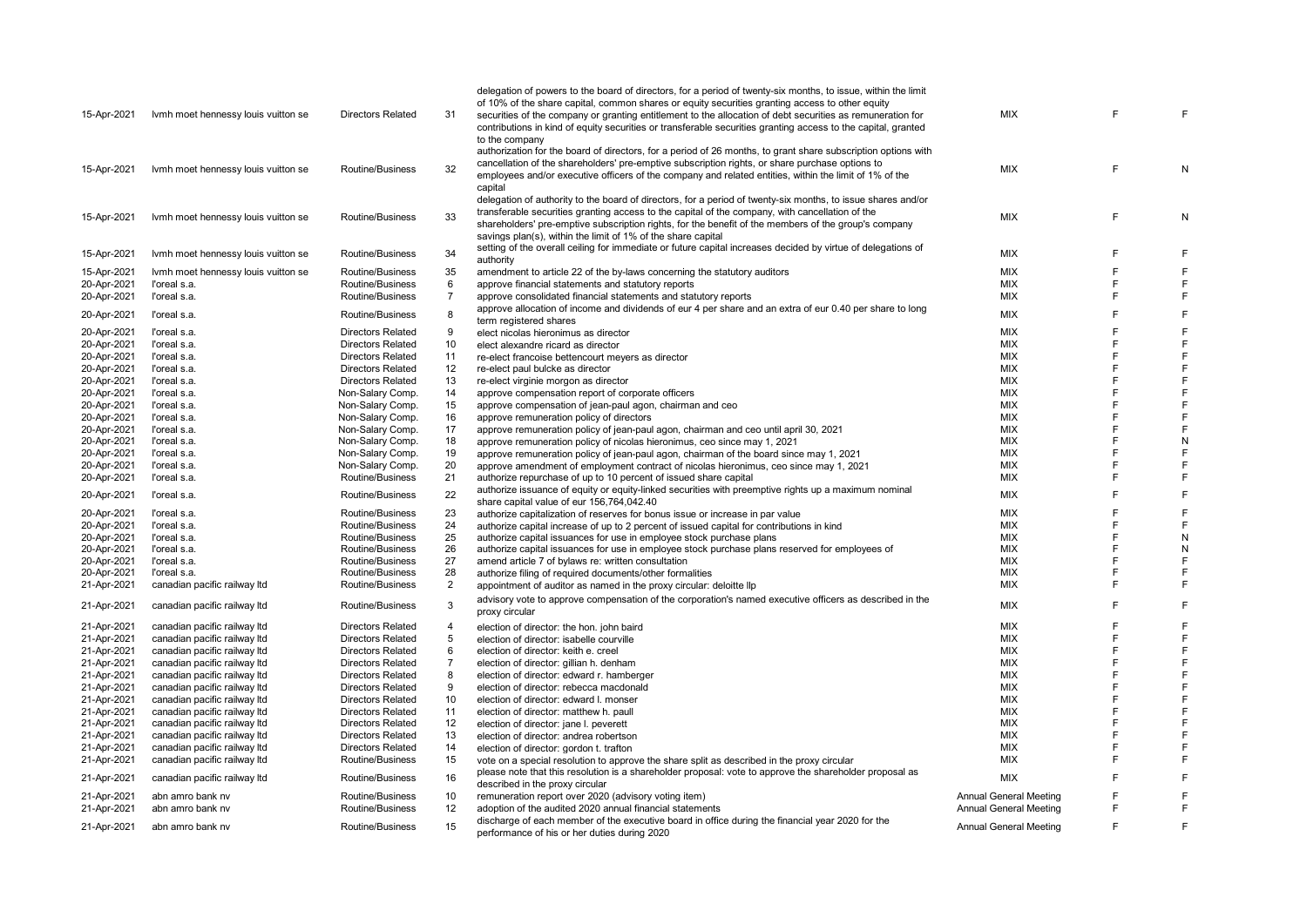| | | | | | | | |
|---|---|---|---|---|---|---|---|
| 15-Apr-2021 | lvmh moet hennessy louis vuitton se | Directors Related | 31 | delegation of powers to the board of directors, for a period of twenty-six months, to issue, within the limit of 10% of the share capital, common shares or equity securities granting access to other equity securities of the company or granting entitlement to the allocation of debt securities as remuneration for contributions in kind of equity securities or transferable securities granting access to the capital, granted to the company | MIX | F | F |
| 15-Apr-2021 | lvmh moet hennessy louis vuitton se | Routine/Business | 32 | authorization for the board of directors, for a period of 26 months, to grant share subscription options with cancellation of the shareholders' pre-emptive subscription rights, or share purchase options to employees and/or executive officers of the company and related entities, within the limit of 1% of the capital | MIX | F | N |
| 15-Apr-2021 | lvmh moet hennessy louis vuitton se | Routine/Business | 33 | delegation of authority to the board of directors, for a period of twenty-six months, to issue shares and/or transferable securities granting access to the capital of the company, with cancellation of the shareholders' pre-emptive subscription rights, for the benefit of the members of the group's company savings plan(s), within the limit of 1% of the share capital | MIX | F | N |
| 15-Apr-2021 | lvmh moet hennessy louis vuitton se | Routine/Business | 34 | setting of the overall ceiling for immediate or future capital increases decided by virtue of delegations of authority | MIX | F | F |
| 15-Apr-2021 | lvmh moet hennessy louis vuitton se | Routine/Business | 35 | amendment to article 22 of the by-laws concerning the statutory auditors | MIX | F | F |
| 20-Apr-2021 | l'oreal s.a. | Routine/Business | 6 | approve financial statements and statutory reports | MIX | F | F |
| 20-Apr-2021 | l'oreal s.a. | Routine/Business | 7 | approve consolidated financial statements and statutory reports | MIX | F | F |
| 20-Apr-2021 | l'oreal s.a. | Routine/Business | 8 | approve allocation of income and dividends of eur 4 per share and an extra of eur 0.40 per share to long term registered shares | MIX | F | F |
| 20-Apr-2021 | l'oreal s.a. | Directors Related | 9 | elect nicolas hieronimus as director | MIX | F | F |
| 20-Apr-2021 | l'oreal s.a. | Directors Related | 10 | elect alexandre ricard as director | MIX | F | F |
| 20-Apr-2021 | l'oreal s.a. | Directors Related | 11 | re-elect francoise bettencourt meyers as director | MIX | F | F |
| 20-Apr-2021 | l'oreal s.a. | Directors Related | 12 | re-elect paul bulcke as director | MIX | F | F |
| 20-Apr-2021 | l'oreal s.a. | Directors Related | 13 | re-elect virginie morgon as director | MIX | F | F |
| 20-Apr-2021 | l'oreal s.a. | Non-Salary Comp. | 14 | approve compensation report of corporate officers | MIX | F | F |
| 20-Apr-2021 | l'oreal s.a. | Non-Salary Comp. | 15 | approve compensation of jean-paul agon, chairman and ceo | MIX | F | F |
| 20-Apr-2021 | l'oreal s.a. | Non-Salary Comp. | 16 | approve remuneration policy of directors | MIX | F | F |
| 20-Apr-2021 | l'oreal s.a. | Non-Salary Comp. | 17 | approve remuneration policy of jean-paul agon, chairman and ceo until april 30, 2021 | MIX | F | F |
| 20-Apr-2021 | l'oreal s.a. | Non-Salary Comp. | 18 | approve remuneration policy of nicolas hieronimus, ceo since may 1, 2021 | MIX | F | N |
| 20-Apr-2021 | l'oreal s.a. | Non-Salary Comp. | 19 | approve remuneration policy of jean-paul agon, chairman of the board since may 1, 2021 | MIX | F | F |
| 20-Apr-2021 | l'oreal s.a. | Non-Salary Comp. | 20 | approve amendment of employment contract of nicolas hieronimus, ceo since may 1, 2021 | MIX | F | F |
| 20-Apr-2021 | l'oreal s.a. | Routine/Business | 21 | authorize repurchase of up to 10 percent of issued share capital | MIX | F | F |
| 20-Apr-2021 | l'oreal s.a. | Routine/Business | 22 | authorize issuance of equity or equity-linked securities with preemptive rights up a maximum nominal share capital value of eur 156,764,042.40 | MIX | F | F |
| 20-Apr-2021 | l'oreal s.a. | Routine/Business | 23 | authorize capitalization of reserves for bonus issue or increase in par value | MIX | F | F |
| 20-Apr-2021 | l'oreal s.a. | Routine/Business | 24 | authorize capital increase of up to 2 percent of issued capital for contributions in kind | MIX | F | F |
| 20-Apr-2021 | l'oreal s.a. | Routine/Business | 25 | authorize capital issuances for use in employee stock purchase plans | MIX | F | N |
| 20-Apr-2021 | l'oreal s.a. | Routine/Business | 26 | authorize capital issuances for use in employee stock purchase plans reserved for employees of | MIX | F | N |
| 20-Apr-2021 | l'oreal s.a. | Routine/Business | 27 | amend article 7 of bylaws re: written consultation | MIX | F | F |
| 20-Apr-2021 | l'oreal s.a. | Routine/Business | 28 | authorize filing of required documents/other formalities | MIX | F | F |
| 21-Apr-2021 | canadian pacific railway ltd | Routine/Business | 2 | appointment of auditor as named in the proxy circular: deloitte llp | MIX | F | F |
| 21-Apr-2021 | canadian pacific railway ltd | Routine/Business | 3 | advisory vote to approve compensation of the corporation's named executive officers as described in the proxy circular | MIX | F | F |
| 21-Apr-2021 | canadian pacific railway ltd | Directors Related | 4 | election of director: the hon. john baird | MIX | F | F |
| 21-Apr-2021 | canadian pacific railway ltd | Directors Related | 5 | election of director: isabelle courville | MIX | F | F |
| 21-Apr-2021 | canadian pacific railway ltd | Directors Related | 6 | election of director: keith e. creel | MIX | F | F |
| 21-Apr-2021 | canadian pacific railway ltd | Directors Related | 7 | election of director: gillian h. denham | MIX | F | F |
| 21-Apr-2021 | canadian pacific railway ltd | Directors Related | 8 | election of director: edward r. hamberger | MIX | F | F |
| 21-Apr-2021 | canadian pacific railway ltd | Directors Related | 9 | election of director: rebecca macdonald | MIX | F | F |
| 21-Apr-2021 | canadian pacific railway ltd | Directors Related | 10 | election of director: edward l. monser | MIX | F | F |
| 21-Apr-2021 | canadian pacific railway ltd | Directors Related | 11 | election of director: matthew h. paull | MIX | F | F |
| 21-Apr-2021 | canadian pacific railway ltd | Directors Related | 12 | election of director: jane l. peverett | MIX | F | F |
| 21-Apr-2021 | canadian pacific railway ltd | Directors Related | 13 | election of director: andrea robertson | MIX | F | F |
| 21-Apr-2021 | canadian pacific railway ltd | Directors Related | 14 | election of director: gordon t. trafton | MIX | F | F |
| 21-Apr-2021 | canadian pacific railway ltd | Routine/Business | 15 | vote on a special resolution to approve the share split as described in the proxy circular | MIX | F | F |
| 21-Apr-2021 | canadian pacific railway ltd | Routine/Business | 16 | please note that this resolution is a shareholder proposal: vote to approve the shareholder proposal as described in the proxy circular | MIX | F | F |
| 21-Apr-2021 | abn amro bank nv | Routine/Business | 10 | remuneration report over 2020 (advisory voting item) | Annual General Meeting | F | F |
| 21-Apr-2021 | abn amro bank nv | Routine/Business | 12 | adoption of the audited 2020 annual financial statements | Annual General Meeting | F | F |
| 21-Apr-2021 | abn amro bank nv | Routine/Business | 15 | discharge of each member of the executive board in office during the financial year 2020 for the performance of his or her duties during 2020 | Annual General Meeting | F | F |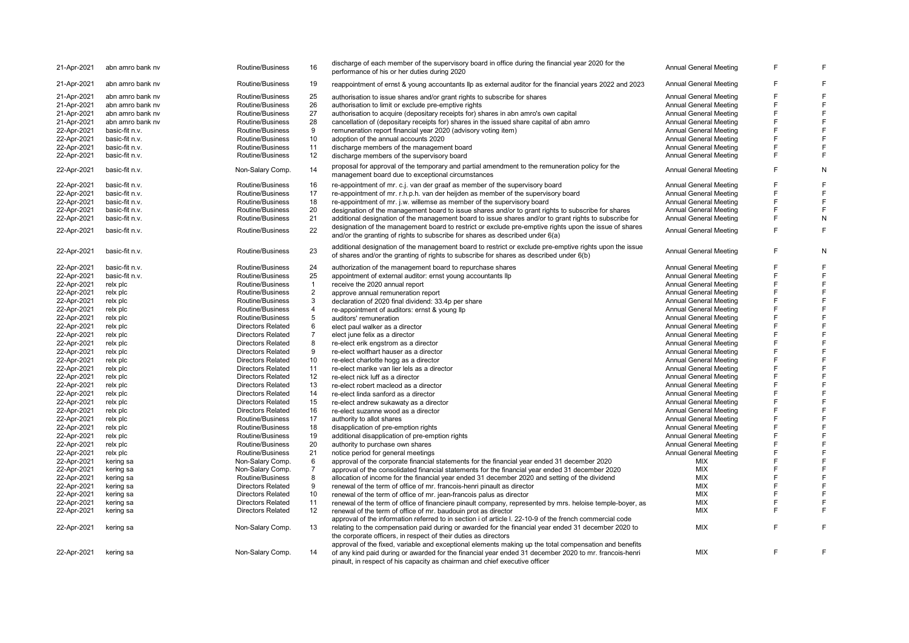| | | | | | | | |
|---|---|---|---|---|---|---|---|
| 21-Apr-2021 | abn amro bank nv | Routine/Business | 16 | discharge of each member of the supervisory board in office during the financial year 2020 for the performance of his or her duties during 2020 | Annual General Meeting | F | F |
| 21-Apr-2021 | abn amro bank nv | Routine/Business | 19 | reappointment of ernst & young accountants llp as external auditor for the financial years 2022 and 2023 | Annual General Meeting | F | F |
| 21-Apr-2021 | abn amro bank nv | Routine/Business | 25 | authorisation to issue shares and/or grant rights to subscribe for shares | Annual General Meeting | F | F |
| 21-Apr-2021 | abn amro bank nv | Routine/Business | 26 | authorisation to limit or exclude pre-emptive rights | Annual General Meeting | F | F |
| 21-Apr-2021 | abn amro bank nv | Routine/Business | 27 | authorisation to acquire (depositary receipts for) shares in abn amro's own capital | Annual General Meeting | F | F |
| 21-Apr-2021 | abn amro bank nv | Routine/Business | 28 | cancellation of (depositary receipts for) shares in the issued share capital of abn amro | Annual General Meeting | F | F |
| 22-Apr-2021 | basic-fit n.v. | Routine/Business | 9 | remuneration report financial year 2020 (advisory voting item) | Annual General Meeting | F | F |
| 22-Apr-2021 | basic-fit n.v. | Routine/Business | 10 | adoption of the annual accounts 2020 | Annual General Meeting | F | F |
| 22-Apr-2021 | basic-fit n.v. | Routine/Business | 11 | discharge members of the management board | Annual General Meeting | F | F |
| 22-Apr-2021 | basic-fit n.v. | Routine/Business | 12 | discharge members of the supervisory board | Annual General Meeting | F | F |
| 22-Apr-2021 | basic-fit n.v. | Non-Salary Comp. | 14 | proposal for approval of the temporary and partial amendment to the remuneration policy for the management board due to exceptional circumstances | Annual General Meeting | F | N |
| 22-Apr-2021 | basic-fit n.v. | Routine/Business | 16 | re-appointment of mr. c.j. van der graaf as member of the supervisory board | Annual General Meeting | F | F |
| 22-Apr-2021 | basic-fit n.v. | Routine/Business | 17 | re-appointment of mr. r.h.p.h. van der heijden as member of the supervisory board | Annual General Meeting | F | F |
| 22-Apr-2021 | basic-fit n.v. | Routine/Business | 18 | re-appointment of mr. j.w. willemse as member of the supervisory board | Annual General Meeting | F | F |
| 22-Apr-2021 | basic-fit n.v. | Routine/Business | 20 | designation of the management board to issue shares and/or to grant rights to subscribe for shares | Annual General Meeting | F | F |
| 22-Apr-2021 | basic-fit n.v. | Routine/Business | 21 | additional designation of the management board to issue shares and/or to grant rights to subscribe for | Annual General Meeting | F | N |
| 22-Apr-2021 | basic-fit n.v. | Routine/Business | 22 | designation of the management board to restrict or exclude pre-emptive rights upon the issue of shares and/or the granting of rights to subscribe for shares as described under 6(a) | Annual General Meeting | F | F |
| 22-Apr-2021 | basic-fit n.v. | Routine/Business | 23 | additional designation of the management board to restrict or exclude pre-emptive rights upon the issue of shares and/or the granting of rights to subscribe for shares as described under 6(b) | Annual General Meeting | F | N |
| 22-Apr-2021 | basic-fit n.v. | Routine/Business | 24 | authorization of the management board to repurchase shares | Annual General Meeting | F | F |
| 22-Apr-2021 | basic-fit n.v. | Routine/Business | 25 | appointment of external auditor: ernst young accountants llp | Annual General Meeting | F | F |
| 22-Apr-2021 | relx plc | Routine/Business | 1 | receive the 2020 annual report | Annual General Meeting | F | F |
| 22-Apr-2021 | relx plc | Routine/Business | 2 | approve annual remuneration report | Annual General Meeting | F | F |
| 22-Apr-2021 | relx plc | Routine/Business | 3 | declaration of 2020 final dividend: 33.4p per share | Annual General Meeting | F | F |
| 22-Apr-2021 | relx plc | Routine/Business | 4 | re-appointment of auditors: ernst & young llp | Annual General Meeting | F | F |
| 22-Apr-2021 | relx plc | Routine/Business | 5 | auditors' remuneration | Annual General Meeting | F | F |
| 22-Apr-2021 | relx plc | Directors Related | 6 | elect paul walker as a director | Annual General Meeting | F | F |
| 22-Apr-2021 | relx plc | Directors Related | 7 | elect june felix as a director | Annual General Meeting | F | F |
| 22-Apr-2021 | relx plc | Directors Related | 8 | re-elect erik engstrom as a director | Annual General Meeting | F | F |
| 22-Apr-2021 | relx plc | Directors Related | 9 | re-elect wolfhart hauser as a director | Annual General Meeting | F | F |
| 22-Apr-2021 | relx plc | Directors Related | 10 | re-elect charlotte hogg as a director | Annual General Meeting | F | F |
| 22-Apr-2021 | relx plc | Directors Related | 11 | re-elect marike van lier lels as a director | Annual General Meeting | F | F |
| 22-Apr-2021 | relx plc | Directors Related | 12 | re-elect nick luff as a director | Annual General Meeting | F | F |
| 22-Apr-2021 | relx plc | Directors Related | 13 | re-elect robert macleod as a director | Annual General Meeting | F | F |
| 22-Apr-2021 | relx plc | Directors Related | 14 | re-elect linda sanford as a director | Annual General Meeting | F | F |
| 22-Apr-2021 | relx plc | Directors Related | 15 | re-elect andrew sukawaty as a director | Annual General Meeting | F | F |
| 22-Apr-2021 | relx plc | Directors Related | 16 | re-elect suzanne wood as a director | Annual General Meeting | F | F |
| 22-Apr-2021 | relx plc | Routine/Business | 17 | authority to allot shares | Annual General Meeting | F | F |
| 22-Apr-2021 | relx plc | Routine/Business | 18 | disapplication of pre-emption rights | Annual General Meeting | F | F |
| 22-Apr-2021 | relx plc | Routine/Business | 19 | additional disapplication of pre-emption rights | Annual General Meeting | F | F |
| 22-Apr-2021 | relx plc | Routine/Business | 20 | authority to purchase own shares | Annual General Meeting | F | F |
| 22-Apr-2021 | relx plc | Routine/Business | 21 | notice period for general meetings | Annual General Meeting | F | F |
| 22-Apr-2021 | kering sa | Non-Salary Comp. | 6 | approval of the corporate financial statements for the financial year ended 31 december 2020 | MIX | F | F |
| 22-Apr-2021 | kering sa | Non-Salary Comp. | 7 | approval of the consolidated financial statements for the financial year ended 31 december 2020 | MIX | F | F |
| 22-Apr-2021 | kering sa | Routine/Business | 8 | allocation of income for the financial year ended 31 december 2020 and setting of the dividend | MIX | F | F |
| 22-Apr-2021 | kering sa | Directors Related | 9 | renewal of the term of office of mr. francois-henri pinault as director | MIX | F | F |
| 22-Apr-2021 | kering sa | Directors Related | 10 | renewal of the term of office of mr. jean-francois palus as director | MIX | F | F |
| 22-Apr-2021 | kering sa | Directors Related | 11 | renewal of the term of office of financiere pinault company, represented by mrs. heloise temple-boyer, as | MIX | F | F |
| 22-Apr-2021 | kering sa | Directors Related | 12 | renewal of the term of office of mr. baudouin prot as director | MIX | F | F |
| 22-Apr-2021 | kering sa | Non-Salary Comp. | 13 | approval of the information referred to in section i of article l. 22-10-9 of the french commercial code relating to the compensation paid during or awarded for the financial year ended 31 december 2020 to the corporate officers, in respect of their duties as directors | MIX | F | F |
| 22-Apr-2021 | kering sa | Non-Salary Comp. | 14 | approval of the fixed, variable and exceptional elements making up the total compensation and benefits of any kind paid during or awarded for the financial year ended 31 december 2020 to mr. francois-henri pinault, in respect of his capacity as chairman and chief executive officer | MIX | F | F |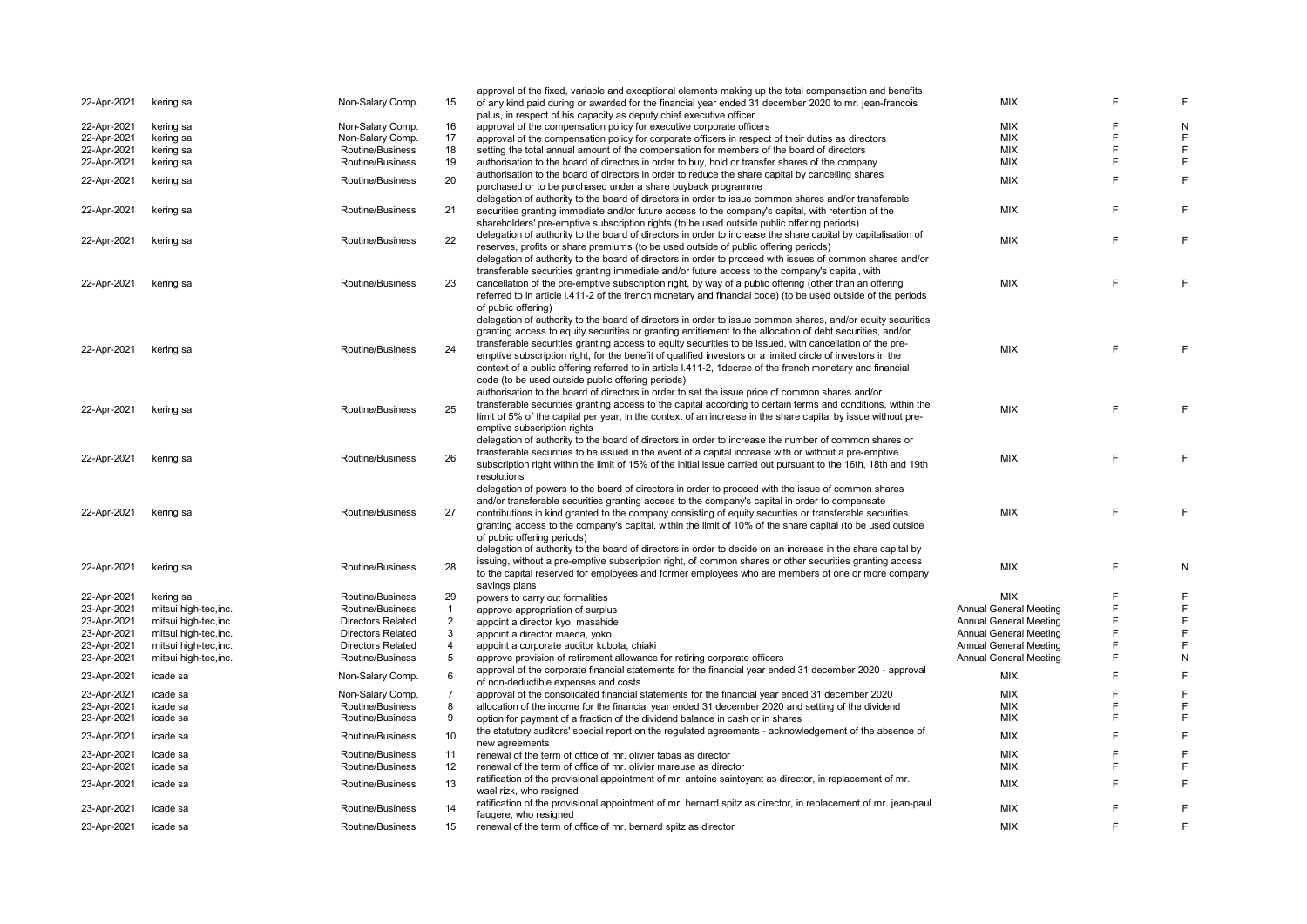| | | | | | | | |
|---|---|---|---|---|---|---|---|
| 22-Apr-2021 | kering sa | Non-Salary Comp. | 15 | approval of the fixed, variable and exceptional elements making up the total compensation and benefits of any kind paid during or awarded for the financial year ended 31 december 2020 to mr. jean-francois palus, in respect of his capacity as deputy chief executive officer | MIX | F | F |
| 22-Apr-2021 | kering sa | Non-Salary Comp. | 16 | approval of the compensation policy for executive corporate officers | MIX | F | N |
| 22-Apr-2021 | kering sa | Non-Salary Comp. | 17 | approval of the compensation policy for corporate officers in respect of their duties as directors | MIX | F | F |
| 22-Apr-2021 | kering sa | Routine/Business | 18 | setting the total annual amount of the compensation for members of the board of directors | MIX | F | F |
| 22-Apr-2021 | kering sa | Routine/Business | 19 | authorisation to the board of directors in order to buy, hold or transfer shares of the company | MIX | F | F |
| 22-Apr-2021 | kering sa | Routine/Business | 20 | authorisation to the board of directors in order to reduce the share capital by cancelling shares purchased or to be purchased under a share buyback programme | MIX | F | F |
| 22-Apr-2021 | kering sa | Routine/Business | 21 | delegation of authority to the board of directors in order to issue common shares and/or transferable securities granting immediate and/or future access to the company's capital, with retention of the shareholders' pre-emptive subscription rights (to be used outside public offering periods) | MIX | F | F |
| 22-Apr-2021 | kering sa | Routine/Business | 22 | delegation of authority to the board of directors in order to increase the share capital by capitalisation of reserves, profits or share premiums (to be used outside of public offering periods) | MIX | F | F |
| 22-Apr-2021 | kering sa | Routine/Business | 23 | delegation of authority to the board of directors in order to proceed with issues of common shares and/or transferable securities granting immediate and/or future access to the company's capital, with cancellation of the pre-emptive subscription right, by way of a public offering (other than an offering referred to in article l.411-2 of the french monetary and financial code) (to be used outside of the periods of public offering) | MIX | F | F |
| 22-Apr-2021 | kering sa | Routine/Business | 24 | delegation of authority to the board of directors in order to issue common shares, and/or equity securities granting access to equity securities or granting entitlement to the allocation of debt securities, and/or transferable securities granting access to equity securities to be issued, with cancellation of the pre-emptive subscription right, for the benefit of qualified investors or a limited circle of investors in the context of a public offering referred to in article l.411-2, 1decree of the french monetary and financial code (to be used outside public offering periods) | MIX | F | F |
| 22-Apr-2021 | kering sa | Routine/Business | 25 | authorisation to the board of directors in order to set the issue price of common shares and/or transferable securities granting access to the capital according to certain terms and conditions, within the limit of 5% of the capital per year, in the context of an increase in the share capital by issue without pre-emptive subscription rights | MIX | F | F |
| 22-Apr-2021 | kering sa | Routine/Business | 26 | delegation of authority to the board of directors in order to increase the number of common shares or transferable securities to be issued in the event of a capital increase with or without a pre-emptive subscription right within the limit of 15% of the initial issue carried out pursuant to the 16th, 18th and 19th resolutions | MIX | F | F |
| 22-Apr-2021 | kering sa | Routine/Business | 27 | delegation of powers to the board of directors in order to proceed with the issue of common shares and/or transferable securities granting access to the company's capital in order to compensate contributions in kind granted to the company consisting of equity securities or transferable securities granting access to the company's capital, within the limit of 10% of the share capital (to be used outside of public offering periods) | MIX | F | F |
| 22-Apr-2021 | kering sa | Routine/Business | 28 | delegation of authority to the board of directors in order to decide on an increase in the share capital by issuing, without a pre-emptive subscription right, of common shares or other securities granting access to the capital reserved for employees and former employees who are members of one or more company savings plans | MIX | F | N |
| 22-Apr-2021 | kering sa | Routine/Business | 29 | powers to carry out formalities | MIX | F | F |
| 23-Apr-2021 | mitsui high-tec,inc. | Routine/Business | 1 | approve appropriation of surplus | Annual General Meeting | F | F |
| 23-Apr-2021 | mitsui high-tec,inc. | Directors Related | 2 | appoint a director kyo, masahide | Annual General Meeting | F | F |
| 23-Apr-2021 | mitsui high-tec,inc. | Directors Related | 3 | appoint a director maeda, yoko | Annual General Meeting | F | F |
| 23-Apr-2021 | mitsui high-tec,inc. | Directors Related | 4 | appoint a corporate auditor kubota, chiaki | Annual General Meeting | F | F |
| 23-Apr-2021 | mitsui high-tec,inc. | Routine/Business | 5 | approve provision of retirement allowance for retiring corporate officers | Annual General Meeting | F | N |
| 23-Apr-2021 | icade sa | Non-Salary Comp. | 6 | approval of the corporate financial statements for the financial year ended 31 december 2020 - approval of non-deductible expenses and costs | MIX | F | F |
| 23-Apr-2021 | icade sa | Non-Salary Comp. | 7 | approval of the consolidated financial statements for the financial year ended 31 december 2020 | MIX | F | F |
| 23-Apr-2021 | icade sa | Routine/Business | 8 | allocation of the income for the financial year ended 31 december 2020 and setting of the dividend | MIX | F | F |
| 23-Apr-2021 | icade sa | Routine/Business | 9 | option for payment of a fraction of the dividend balance in cash or in shares | MIX | F | F |
| 23-Apr-2021 | icade sa | Routine/Business | 10 | the statutory auditors' special report on the regulated agreements - acknowledgement of the absence of new agreements | MIX | F | F |
| 23-Apr-2021 | icade sa | Routine/Business | 11 | renewal of the term of office of mr. olivier fabas as director | MIX | F | F |
| 23-Apr-2021 | icade sa | Routine/Business | 12 | renewal of the term of office of mr. olivier mareuse as director | MIX | F | F |
| 23-Apr-2021 | icade sa | Routine/Business | 13 | ratification of the provisional appointment of mr. antoine saintoyant as director, in replacement of mr. wael rizk, who resigned | MIX | F | F |
| 23-Apr-2021 | icade sa | Routine/Business | 14 | ratification of the provisional appointment of mr. bernard spitz as director, in replacement of mr. jean-paul faugere, who resigned | MIX | F | F |
| 23-Apr-2021 | icade sa | Routine/Business | 15 | renewal of the term of office of mr. bernard spitz as director | MIX | F | F |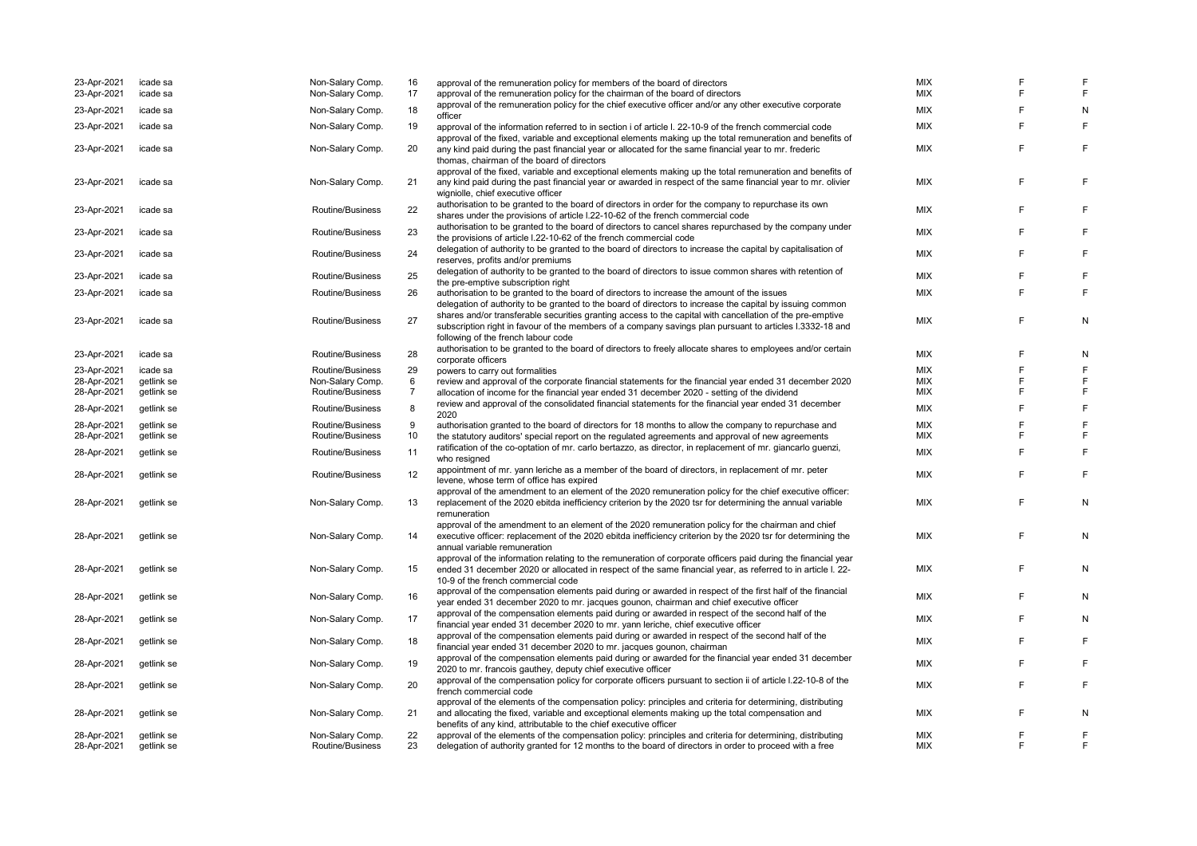| | | | | | | | |
|---|---|---|---|---|---|---|---|
| 23-Apr-2021 | icade sa | Non-Salary Comp. | 16 | approval of the remuneration policy for members of the board of directors | MIX | F | F |
| 23-Apr-2021 | icade sa | Non-Salary Comp. | 17 | approval of the remuneration policy for the chairman of the board of directors | MIX | F | F |
| 23-Apr-2021 | icade sa | Non-Salary Comp. | 18 | approval of the remuneration policy for the chief executive officer and/or any other executive corporate officer | MIX | F | N |
| 23-Apr-2021 | icade sa | Non-Salary Comp. | 19 | approval of the information referred to in section i of article l. 22-10-9 of the french commercial code | MIX | F | F |
| 23-Apr-2021 | icade sa | Non-Salary Comp. | 20 | approval of the fixed, variable and exceptional elements making up the total remuneration and benefits of any kind paid during the past financial year or allocated for the same financial year to mr. frederic thomas, chairman of the board of directors | MIX | F | F |
| 23-Apr-2021 | icade sa | Non-Salary Comp. | 21 | approval of the fixed, variable and exceptional elements making up the total remuneration and benefits of any kind paid during the past financial year or awarded in respect of the same financial year to mr. olivier wigniolle, chief executive officer | MIX | F | F |
| 23-Apr-2021 | icade sa | Routine/Business | 22 | authorisation to be granted to the board of directors in order for the company to repurchase its own shares under the provisions of article l.22-10-62 of the french commercial code | MIX | F | F |
| 23-Apr-2021 | icade sa | Routine/Business | 23 | authorisation to be granted to the board of directors to cancel shares repurchased by the company under the provisions of article l.22-10-62 of the french commercial code | MIX | F | F |
| 23-Apr-2021 | icade sa | Routine/Business | 24 | delegation of authority to be granted to the board of directors to increase the capital by capitalisation of reserves, profits and/or premiums | MIX | F | F |
| 23-Apr-2021 | icade sa | Routine/Business | 25 | delegation of authority to be granted to the board of directors to issue common shares with retention of the pre-emptive subscription right | MIX | F | F |
| 23-Apr-2021 | icade sa | Routine/Business | 26 | authorisation to be granted to the board of directors to increase the amount of the issues | MIX | F | F |
| 23-Apr-2021 | icade sa | Routine/Business | 27 | delegation of authority to be granted to the board of directors to increase the capital by issuing common shares and/or transferable securities granting access to the capital with cancellation of the pre-emptive subscription right in favour of the members of a company savings plan pursuant to articles l.3332-18 and following of the french labour code | MIX | F | N |
| 23-Apr-2021 | icade sa | Routine/Business | 28 | authorisation to be granted to the board of directors to freely allocate shares to employees and/or certain corporate officers | MIX | F | N |
| 23-Apr-2021 | icade sa | Routine/Business | 29 | powers to carry out formalities | MIX | F | F |
| 28-Apr-2021 | getlink se | Non-Salary Comp. | 6 | review and approval of the corporate financial statements for the financial year ended 31 december 2020 | MIX | F | F |
| 28-Apr-2021 | getlink se | Routine/Business | 7 | allocation of income for the financial year ended 31 december 2020 - setting of the dividend | MIX | F | F |
| 28-Apr-2021 | getlink se | Routine/Business | 8 | review and approval of the consolidated financial statements for the financial year ended 31 december 2020 | MIX | F | F |
| 28-Apr-2021 | getlink se | Routine/Business | 9 | authorisation granted to the board of directors for 18 months to allow the company to repurchase and | MIX | F | F |
| 28-Apr-2021 | getlink se | Routine/Business | 10 | the statutory auditors' special report on the regulated agreements and approval of new agreements | MIX | F | F |
| 28-Apr-2021 | getlink se | Routine/Business | 11 | ratification of the co-optation of mr. carlo bertazzo, as director, in replacement of mr. giancarlo guenzi, who resigned | MIX | F | F |
| 28-Apr-2021 | getlink se | Routine/Business | 12 | appointment of mr. yann leriche as a member of the board of directors, in replacement of mr. peter levene, whose term of office has expired | MIX | F | F |
| 28-Apr-2021 | getlink se | Non-Salary Comp. | 13 | approval of the amendment to an element of the 2020 remuneration policy for the chief executive officer: replacement of the 2020 ebitda inefficiency criterion by the 2020 tsr for determining the annual variable remuneration | MIX | F | N |
| 28-Apr-2021 | getlink se | Non-Salary Comp. | 14 | approval of the amendment to an element of the 2020 remuneration policy for the chairman and chief executive officer: replacement of the 2020 ebitda inefficiency criterion by the 2020 tsr for determining the annual variable remuneration | MIX | F | N |
| 28-Apr-2021 | getlink se | Non-Salary Comp. | 15 | approval of the information relating to the remuneration of corporate officers paid during the financial year ended 31 december 2020 or allocated in respect of the same financial year, as referred to in article l. 22-10-9 of the french commercial code | MIX | F | N |
| 28-Apr-2021 | getlink se | Non-Salary Comp. | 16 | approval of the compensation elements paid during or awarded in respect of the first half of the financial year ended 31 december 2020 to mr. jacques gounon, chairman and chief executive officer | MIX | F | N |
| 28-Apr-2021 | getlink se | Non-Salary Comp. | 17 | approval of the compensation elements paid during or awarded in respect of the second half of the financial year ended 31 december 2020 to mr. yann leriche, chief executive officer | MIX | F | N |
| 28-Apr-2021 | getlink se | Non-Salary Comp. | 18 | approval of the compensation elements paid during or awarded in respect of the second half of the financial year ended 31 december 2020 to mr. jacques gounon, chairman | MIX | F | F |
| 28-Apr-2021 | getlink se | Non-Salary Comp. | 19 | approval of the compensation elements paid during or awarded for the financial year ended 31 december 2020 to mr. francois gauthey, deputy chief executive officer | MIX | F | F |
| 28-Apr-2021 | getlink se | Non-Salary Comp. | 20 | approval of the compensation policy for corporate officers pursuant to section ii of article l.22-10-8 of the french commercial code | MIX | F | F |
| 28-Apr-2021 | getlink se | Non-Salary Comp. | 21 | approval of the elements of the compensation policy: principles and criteria for determining, distributing and allocating the fixed, variable and exceptional elements making up the total compensation and benefits of any kind, attributable to the chief executive officer | MIX | F | N |
| 28-Apr-2021 | getlink se | Non-Salary Comp. | 22 | approval of the elements of the compensation policy: principles and criteria for determining, distributing | MIX | F | F |
| 28-Apr-2021 | getlink se | Routine/Business | 23 | delegation of authority granted for 12 months to the board of directors in order to proceed with a free | MIX | F | F |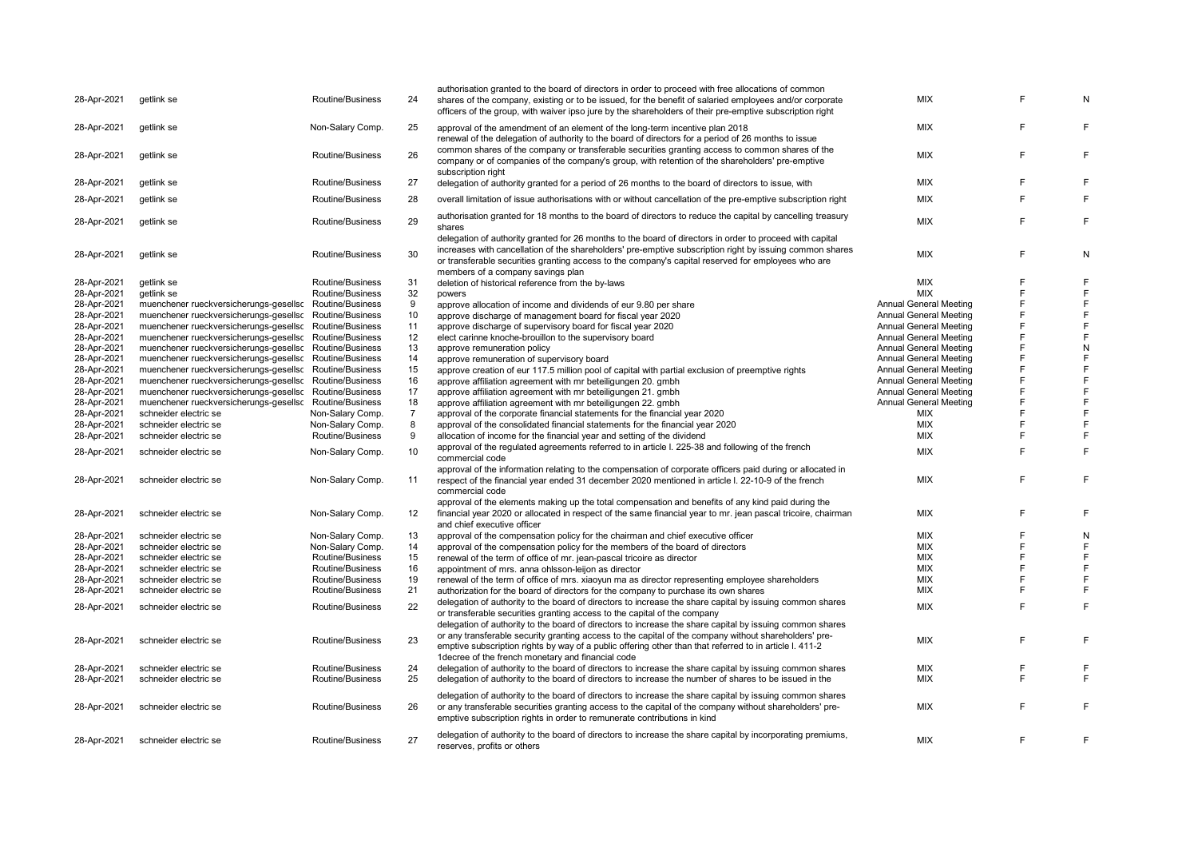| | | | | | | | |
|---|---|---|---|---|---|---|---|
| 28-Apr-2021 | getlink se | Routine/Business | 24 | authorisation granted to the board of directors in order to proceed with free allocations of common shares of the company, existing or to be issued, for the benefit of salaried employees and/or corporate officers of the group, with waiver ipso jure by the shareholders of their pre-emptive subscription right | MIX | F | N |
| 28-Apr-2021 | getlink se | Non-Salary Comp. | 25 | approval of the amendment of an element of the long-term incentive plan 2018 | MIX | F | F |
| 28-Apr-2021 | getlink se | Routine/Business | 26 | renewal of the delegation of authority to the board of directors for a period of 26 months to issue common shares of the company or transferable securities granting access to common shares of the company or of companies of the company's group, with retention of the shareholders' pre-emptive subscription right | MIX | F | F |
| 28-Apr-2021 | getlink se | Routine/Business | 27 | delegation of authority granted for a period of 26 months to the board of directors to issue, with | MIX | F | F |
| 28-Apr-2021 | getlink se | Routine/Business | 28 | overall limitation of issue authorisations with or without cancellation of the pre-emptive subscription right | MIX | F | F |
| 28-Apr-2021 | getlink se | Routine/Business | 29 | authorisation granted for 18 months to the board of directors to reduce the capital by cancelling treasury shares | MIX | F | F |
| 28-Apr-2021 | getlink se | Routine/Business | 30 | delegation of authority granted for 26 months to the board of directors in order to proceed with capital increases with cancellation of the shareholders' pre-emptive subscription right by issuing common shares or transferable securities granting access to the company's capital reserved for employees who are members of a company savings plan | MIX | F | N |
| 28-Apr-2021 | getlink se | Routine/Business | 31 | deletion of historical reference from the by-laws | MIX | F | F |
| 28-Apr-2021 | getlink se | Routine/Business | 32 | powers | MIX | F | F |
| 28-Apr-2021 | muenchener rueckversicherungs-gesellsc | Routine/Business | 9 | approve allocation of income and dividends of eur 9.80 per share | Annual General Meeting | F | F |
| 28-Apr-2021 | muenchener rueckversicherungs-gesellsc | Routine/Business | 10 | approve discharge of management board for fiscal year 2020 | Annual General Meeting | F | F |
| 28-Apr-2021 | muenchener rueckversicherungs-gesellsc | Routine/Business | 11 | approve discharge of supervisory board for fiscal year 2020 | Annual General Meeting | F | F |
| 28-Apr-2021 | muenchener rueckversicherungs-gesellsc | Routine/Business | 12 | elect carinne knoche-brouillon to the supervisory board | Annual General Meeting | F | F |
| 28-Apr-2021 | muenchener rueckversicherungs-gesellsc | Routine/Business | 13 | approve remuneration policy | Annual General Meeting | F | N |
| 28-Apr-2021 | muenchener rueckversicherungs-gesellsc | Routine/Business | 14 | approve remuneration of supervisory board | Annual General Meeting | F | F |
| 28-Apr-2021 | muenchener rueckversicherungs-gesellsc | Routine/Business | 15 | approve creation of eur 117.5 million pool of capital with partial exclusion of preemptive rights | Annual General Meeting | F | F |
| 28-Apr-2021 | muenchener rueckversicherungs-gesellsc | Routine/Business | 16 | approve affiliation agreement with mr beteiligungen 20. gmbh | Annual General Meeting | F | F |
| 28-Apr-2021 | muenchener rueckversicherungs-gesellsc | Routine/Business | 17 | approve affiliation agreement with mr beteiligungen 21. gmbh | Annual General Meeting | F | F |
| 28-Apr-2021 | muenchener rueckversicherungs-gesellsc | Routine/Business | 18 | approve affiliation agreement with mr beteiligungen 22. gmbh | Annual General Meeting | F | F |
| 28-Apr-2021 | schneider electric se | Non-Salary Comp. | 7 | approval of the corporate financial statements for the financial year 2020 | MIX | F | F |
| 28-Apr-2021 | schneider electric se | Non-Salary Comp. | 8 | approval of the consolidated financial statements for the financial year 2020 | MIX | F | F |
| 28-Apr-2021 | schneider electric se | Routine/Business | 9 | allocation of income for the financial year and setting of the dividend | MIX | F | F |
| 28-Apr-2021 | schneider electric se | Non-Salary Comp. | 10 | approval of the regulated agreements referred to in article l. 225-38 and following of the french commercial code | MIX | F | F |
| 28-Apr-2021 | schneider electric se | Non-Salary Comp. | 11 | approval of the information relating to the compensation of corporate officers paid during or allocated in respect of the financial year ended 31 december 2020 mentioned in article l. 22-10-9 of the french commercial code | MIX | F | F |
| 28-Apr-2021 | schneider electric se | Non-Salary Comp. | 12 | approval of the elements making up the total compensation and benefits of any kind paid during the financial year 2020 or allocated in respect of the same financial year to mr. jean pascal tricoire, chairman and chief executive officer | MIX | F | F |
| 28-Apr-2021 | schneider electric se | Non-Salary Comp. | 13 | approval of the compensation policy for the chairman and chief executive officer | MIX | F | N |
| 28-Apr-2021 | schneider electric se | Non-Salary Comp. | 14 | approval of the compensation policy for the members of the board of directors | MIX | F | F |
| 28-Apr-2021 | schneider electric se | Routine/Business | 15 | renewal of the term of office of mr. jean-pascal tricoire as director | MIX | F | F |
| 28-Apr-2021 | schneider electric se | Routine/Business | 16 | appointment of mrs. anna ohlsson-leijon as director | MIX | F | F |
| 28-Apr-2021 | schneider electric se | Routine/Business | 19 | renewal of the term of office of mrs. xiaoyun ma as director representing employee shareholders | MIX | F | F |
| 28-Apr-2021 | schneider electric se | Routine/Business | 21 | authorization for the board of directors for the company to purchase its own shares | MIX | F | F |
| 28-Apr-2021 | schneider electric se | Routine/Business | 22 | delegation of authority to the board of directors to increase the share capital by issuing common shares or transferable securities granting access to the capital of the company | MIX | F | F |
| 28-Apr-2021 | schneider electric se | Routine/Business | 23 | delegation of authority to the board of directors to increase the share capital by issuing common shares or any transferable security granting access to the capital of the company without shareholders' pre-emptive subscription rights by way of a public offering other than that referred to in article l. 411-2 1decree of the french monetary and financial code | MIX | F | F |
| 28-Apr-2021 | schneider electric se | Routine/Business | 24 | delegation of authority to the board of directors to increase the share capital by issuing common shares | MIX | F | F |
| 28-Apr-2021 | schneider electric se | Routine/Business | 25 | delegation of authority to the board of directors to increase the number of shares to be issued in the | MIX | F | F |
| 28-Apr-2021 | schneider electric se | Routine/Business | 26 | delegation of authority to the board of directors to increase the share capital by issuing common shares or any transferable securities granting access to the capital of the company without shareholders' pre-emptive subscription rights in order to remunerate contributions in kind | MIX | F | F |
| 28-Apr-2021 | schneider electric se | Routine/Business | 27 | delegation of authority to the board of directors to increase the share capital by incorporating premiums, reserves, profits or others | MIX | F | F |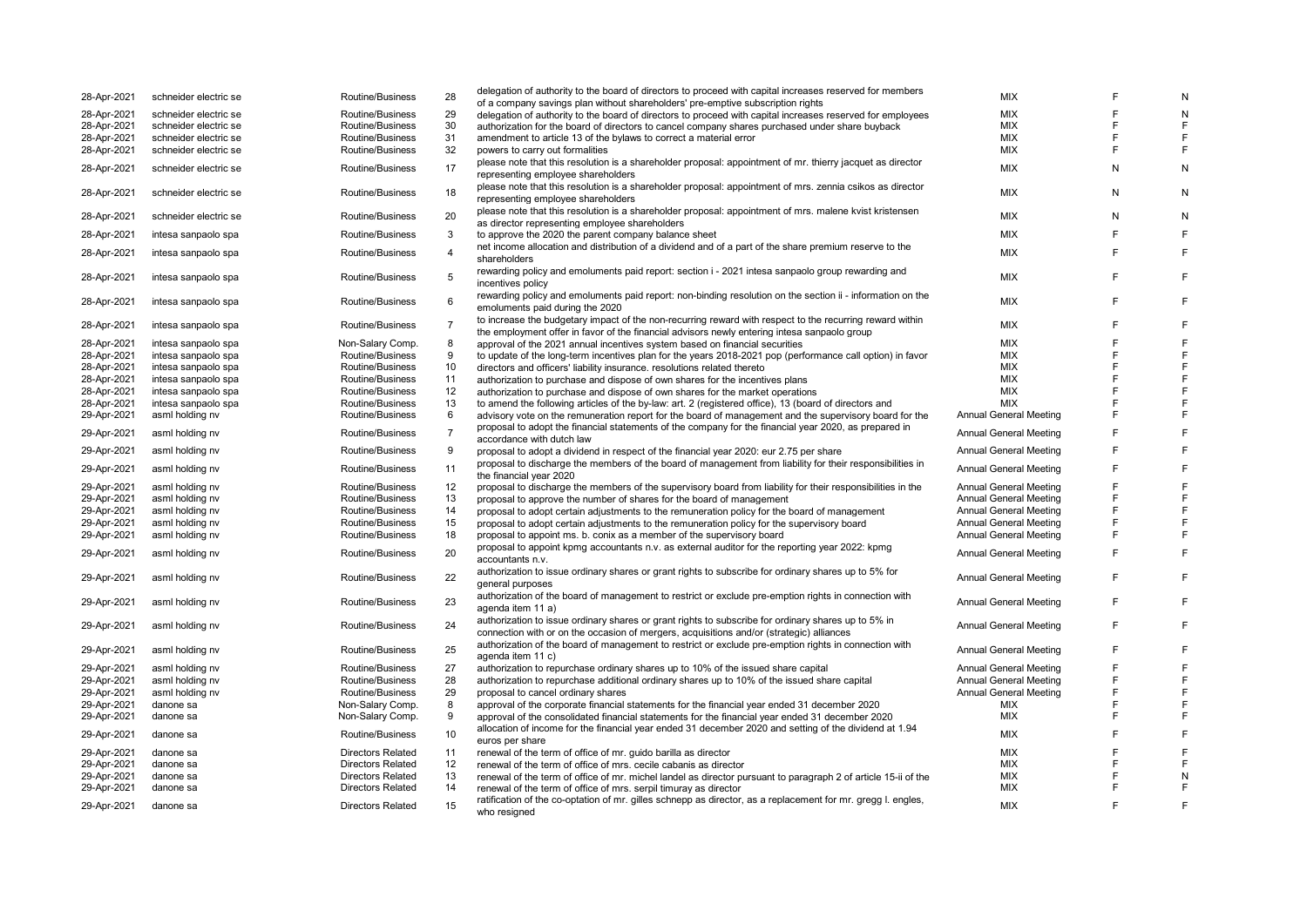| | | | | | | | |
|---|---|---|---|---|---|---|---|
| 28-Apr-2021 | schneider electric se | Routine/Business | 28 | delegation of authority to the board of directors to proceed with capital increases reserved for members of a company savings plan without shareholders' pre-emptive subscription rights | MIX | F | N |
| 28-Apr-2021 | schneider electric se | Routine/Business | 29 | delegation of authority to the board of directors to proceed with capital increases reserved for employees | MIX | F | N |
| 28-Apr-2021 | schneider electric se | Routine/Business | 30 | authorization for the board of directors to cancel company shares purchased under share buyback | MIX | F | F |
| 28-Apr-2021 | schneider electric se | Routine/Business | 31 | amendment to article 13 of the bylaws to correct a material error | MIX | F | F |
| 28-Apr-2021 | schneider electric se | Routine/Business | 32 | powers to carry out formalities | MIX | F | F |
| 28-Apr-2021 | schneider electric se | Routine/Business | 17 | please note that this resolution is a shareholder proposal: appointment of mr. thierry jacquet as director representing employee shareholders | MIX | N | N |
| 28-Apr-2021 | schneider electric se | Routine/Business | 18 | please note that this resolution is a shareholder proposal: appointment of mrs. zennia csikos as director representing employee shareholders | MIX | N | N |
| 28-Apr-2021 | schneider electric se | Routine/Business | 20 | please note that this resolution is a shareholder proposal: appointment of mrs. malene kvist kristensen as director representing employee shareholders | MIX | N | N |
| 28-Apr-2021 | intesa sanpaolo spa | Routine/Business | 3 | to approve the 2020 the parent company balance sheet | MIX | F | F |
| 28-Apr-2021 | intesa sanpaolo spa | Routine/Business | 4 | net income allocation and distribution of a dividend and of a part of the share premium reserve to the shareholders | MIX | F | F |
| 28-Apr-2021 | intesa sanpaolo spa | Routine/Business | 5 | rewarding policy and emoluments paid report: section i - 2021 intesa sanpaolo group rewarding and incentives policy | MIX | F | F |
| 28-Apr-2021 | intesa sanpaolo spa | Routine/Business | 6 | rewarding policy and emoluments paid report: non-binding resolution on the section ii - information on the emoluments paid during the 2020 | MIX | F | F |
| 28-Apr-2021 | intesa sanpaolo spa | Routine/Business | 7 | to increase the budgetary impact of the non-recurring reward with respect to the recurring reward within the employment offer in favor of the financial advisors newly entering intesa sanpaolo group | MIX | F | F |
| 28-Apr-2021 | intesa sanpaolo spa | Non-Salary Comp. | 8 | approval of the 2021 annual incentives system based on financial securities | MIX | F | F |
| 28-Apr-2021 | intesa sanpaolo spa | Routine/Business | 9 | to update of the long-term incentives plan for the years 2018-2021 pop (performance call option) in favor | MIX | F | F |
| 28-Apr-2021 | intesa sanpaolo spa | Routine/Business | 10 | directors and officers' liability insurance. resolutions related thereto | MIX | F | F |
| 28-Apr-2021 | intesa sanpaolo spa | Routine/Business | 11 | authorization to purchase and dispose of own shares for the incentives plans | MIX | F | F |
| 28-Apr-2021 | intesa sanpaolo spa | Routine/Business | 12 | authorization to purchase and dispose of own shares for the market operations | MIX | F | F |
| 28-Apr-2021 | intesa sanpaolo spa | Routine/Business | 13 | to amend the following articles of the by-law: art. 2 (registered office), 13 (board of directors and | MIX | F | F |
| 29-Apr-2021 | asml holding nv | Routine/Business | 6 | advisory vote on the remuneration report for the board of management and the supervisory board for the | Annual General Meeting | F | F |
| 29-Apr-2021 | asml holding nv | Routine/Business | 7 | proposal to adopt the financial statements of the company for the financial year 2020, as prepared in accordance with dutch law | Annual General Meeting | F | F |
| 29-Apr-2021 | asml holding nv | Routine/Business | 9 | proposal to adopt a dividend in respect of the financial year 2020: eur 2.75 per share | Annual General Meeting | F | F |
| 29-Apr-2021 | asml holding nv | Routine/Business | 11 | proposal to discharge the members of the board of management from liability for their responsibilities in the financial year 2020 | Annual General Meeting | F | F |
| 29-Apr-2021 | asml holding nv | Routine/Business | 12 | proposal to discharge the members of the supervisory board from liability for their responsibilities in the | Annual General Meeting | F | F |
| 29-Apr-2021 | asml holding nv | Routine/Business | 13 | proposal to approve the number of shares for the board of management | Annual General Meeting | F | F |
| 29-Apr-2021 | asml holding nv | Routine/Business | 14 | proposal to adopt certain adjustments to the remuneration policy for the board of management | Annual General Meeting | F | F |
| 29-Apr-2021 | asml holding nv | Routine/Business | 15 | proposal to adopt certain adjustments to the remuneration policy for the supervisory board | Annual General Meeting | F | F |
| 29-Apr-2021 | asml holding nv | Routine/Business | 18 | proposal to appoint ms. b. conix as a member of the supervisory board | Annual General Meeting | F | F |
| 29-Apr-2021 | asml holding nv | Routine/Business | 20 | proposal to appoint kpmg accountants n.v. as external auditor for the reporting year 2022: kpmg accountants n.v. | Annual General Meeting | F | F |
| 29-Apr-2021 | asml holding nv | Routine/Business | 22 | authorization to issue ordinary shares or grant rights to subscribe for ordinary shares up to 5% for general purposes | Annual General Meeting | F | F |
| 29-Apr-2021 | asml holding nv | Routine/Business | 23 | authorization of the board of management to restrict or exclude pre-emption rights in connection with agenda item 11 a) | Annual General Meeting | F | F |
| 29-Apr-2021 | asml holding nv | Routine/Business | 24 | authorization to issue ordinary shares or grant rights to subscribe for ordinary shares up to 5% in connection with or on the occasion of mergers, acquisitions and/or (strategic) alliances | Annual General Meeting | F | F |
| 29-Apr-2021 | asml holding nv | Routine/Business | 25 | authorization of the board of management to restrict or exclude pre-emption rights in connection with agenda item 11 c) | Annual General Meeting | F | F |
| 29-Apr-2021 | asml holding nv | Routine/Business | 27 | authorization to repurchase ordinary shares up to 10% of the issued share capital | Annual General Meeting | F | F |
| 29-Apr-2021 | asml holding nv | Routine/Business | 28 | authorization to repurchase additional ordinary shares up to 10% of the issued share capital | Annual General Meeting | F | F |
| 29-Apr-2021 | asml holding nv | Routine/Business | 29 | proposal to cancel ordinary shares | Annual General Meeting | F | F |
| 29-Apr-2021 | danone sa | Non-Salary Comp. | 8 | approval of the corporate financial statements for the financial year ended 31 december 2020 | MIX | F | F |
| 29-Apr-2021 | danone sa | Non-Salary Comp. | 9 | approval of the consolidated financial statements for the financial year ended 31 december 2020 | MIX | F | F |
| 29-Apr-2021 | danone sa | Routine/Business | 10 | allocation of income for the financial year ended 31 december 2020 and setting of the dividend at 1.94 euros per share | MIX | F | F |
| 29-Apr-2021 | danone sa | Directors Related | 11 | renewal of the term of office of mr. guido barilla as director | MIX | F | F |
| 29-Apr-2021 | danone sa | Directors Related | 12 | renewal of the term of office of mrs. cecile cabanis as director | MIX | F | F |
| 29-Apr-2021 | danone sa | Directors Related | 13 | renewal of the term of office of mr. michel landel as director pursuant to paragraph 2 of article 15-ii of the | MIX | F | N |
| 29-Apr-2021 | danone sa | Directors Related | 14 | renewal of the term of office of mrs. serpil timuray as director | MIX | F | F |
| 29-Apr-2021 | danone sa | Directors Related | 15 | ratification of the co-optation of mr. gilles schnepp as director, as a replacement for mr. gregg l. engles, who resigned | MIX | F | F |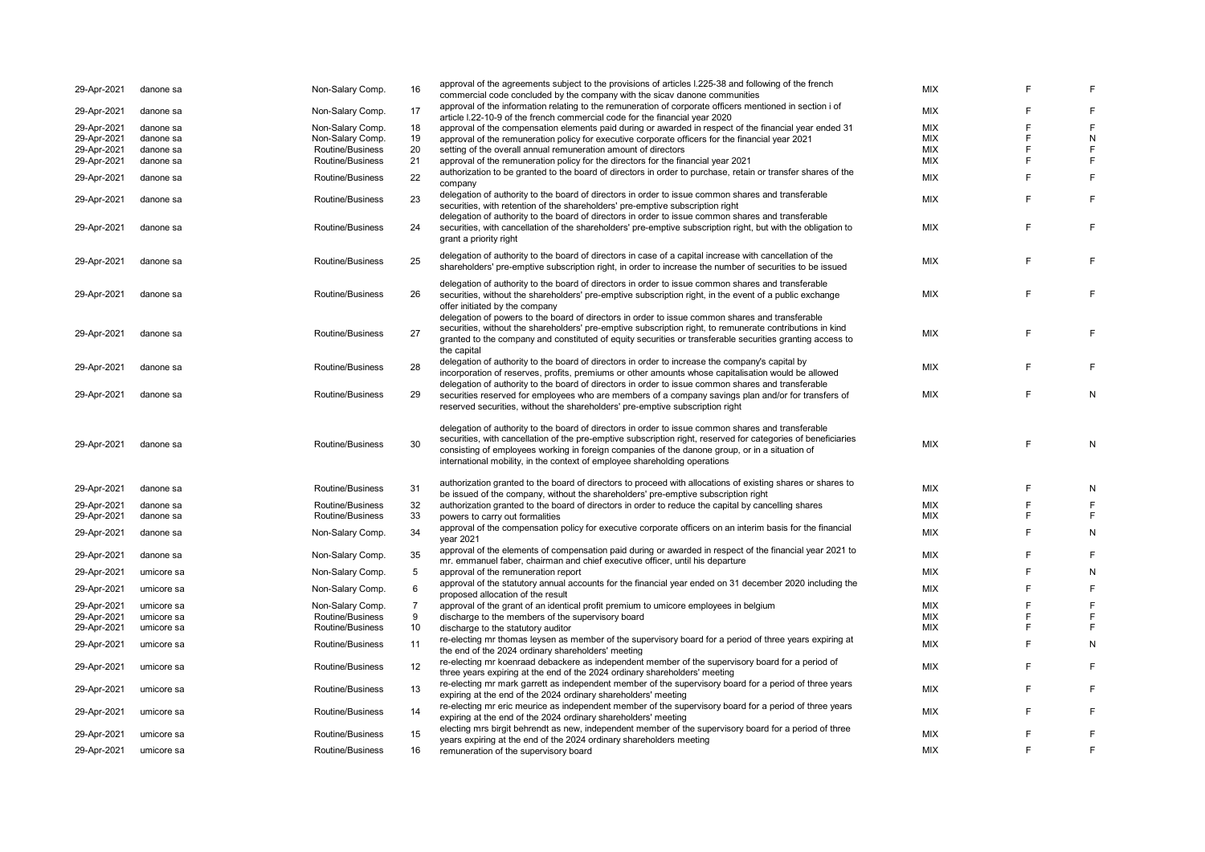| | | | | | | | |
|---|---|---|---|---|---|---|---|
| 29-Apr-2021 | danone sa | Non-Salary Comp. | 16 | approval of the agreements subject to the provisions of articles l.225-38 and following of the french commercial code concluded by the company with the sicav danone communities | MIX | F | F |
| 29-Apr-2021 | danone sa | Non-Salary Comp. | 17 | approval of the information relating to the remuneration of corporate officers mentioned in section i of article l.22-10-9 of the french commercial code for the financial year 2020 | MIX | F | F |
| 29-Apr-2021 | danone sa | Non-Salary Comp. | 18 | approval of the compensation elements paid during or awarded in respect of the financial year ended 31 | MIX | F | F |
| 29-Apr-2021 | danone sa | Non-Salary Comp. | 19 | approval of the remuneration policy for executive corporate officers for the financial year 2021 | MIX | F | N |
| 29-Apr-2021 | danone sa | Routine/Business | 20 | setting of the overall annual remuneration amount of directors | MIX | F | F |
| 29-Apr-2021 | danone sa | Routine/Business | 21 | approval of the remuneration policy for the directors for the financial year 2021 | MIX | F | F |
| 29-Apr-2021 | danone sa | Routine/Business | 22 | authorization to be granted to the board of directors in order to purchase, retain or transfer shares of the company | MIX | F | F |
| 29-Apr-2021 | danone sa | Routine/Business | 23 | delegation of authority to the board of directors in order to issue common shares and transferable securities, with retention of the shareholders' pre-emptive subscription right | MIX | F | F |
| 29-Apr-2021 | danone sa | Routine/Business | 24 | delegation of authority to the board of directors in order to issue common shares and transferable securities, with cancellation of the shareholders' pre-emptive subscription right, but with the obligation to grant a priority right | MIX | F | F |
| 29-Apr-2021 | danone sa | Routine/Business | 25 | delegation of authority to the board of directors in case of a capital increase with cancellation of the shareholders' pre-emptive subscription right, in order to increase the number of securities to be issued | MIX | F | F |
| 29-Apr-2021 | danone sa | Routine/Business | 26 | delegation of authority to the board of directors in order to issue common shares and transferable securities, without the shareholders' pre-emptive subscription right, in the event of a public exchange offer initiated by the company | MIX | F | F |
| 29-Apr-2021 | danone sa | Routine/Business | 27 | delegation of powers to the board of directors in order to issue common shares and transferable securities, without the shareholders' pre-emptive subscription right, to remunerate contributions in kind granted to the company and constituted of equity securities or transferable securities granting access to the capital | MIX | F | F |
| 29-Apr-2021 | danone sa | Routine/Business | 28 | delegation of authority to the board of directors in order to increase the company's capital by incorporation of reserves, profits, premiums or other amounts whose capitalisation would be allowed | MIX | F | F |
| 29-Apr-2021 | danone sa | Routine/Business | 29 | delegation of authority to the board of directors in order to issue common shares and transferable securities reserved for employees who are members of a company savings plan and/or for transfers of reserved securities, without the shareholders' pre-emptive subscription right | MIX | F | N |
| 29-Apr-2021 | danone sa | Routine/Business | 30 | delegation of authority to the board of directors in order to issue common shares and transferable securities, with cancellation of the pre-emptive subscription right, reserved for categories of beneficiaries consisting of employees working in foreign companies of the danone group, or in a situation of international mobility, in the context of employee shareholding operations | MIX | F | N |
| 29-Apr-2021 | danone sa | Routine/Business | 31 | authorization granted to the board of directors to proceed with allocations of existing shares or shares to be issued of the company, without the shareholders' pre-emptive subscription right | MIX | F | N |
| 29-Apr-2021 | danone sa | Routine/Business | 32 | authorization granted to the board of directors in order to reduce the capital by cancelling shares | MIX | F | F |
| 29-Apr-2021 | danone sa | Routine/Business | 33 | powers to carry out formalities | MIX | F | F |
| 29-Apr-2021 | danone sa | Non-Salary Comp. | 34 | approval of the compensation policy for executive corporate officers on an interim basis for the financial year 2021 | MIX | F | N |
| 29-Apr-2021 | danone sa | Non-Salary Comp. | 35 | approval of the elements of compensation paid during or awarded in respect of the financial year 2021 to mr. emmanuel faber, chairman and chief executive officer, until his departure | MIX | F | F |
| 29-Apr-2021 | umicore sa | Non-Salary Comp. | 5 | approval of the remuneration report | MIX | F | N |
| 29-Apr-2021 | umicore sa | Non-Salary Comp. | 6 | approval of the statutory annual accounts for the financial year ended on 31 december 2020 including the proposed allocation of the result | MIX | F | F |
| 29-Apr-2021 | umicore sa | Non-Salary Comp. | 7 | approval of the grant of an identical profit premium to umicore employees in belgium | MIX | F | F |
| 29-Apr-2021 | umicore sa | Routine/Business | 9 | discharge to the members of the supervisory board | MIX | F | F |
| 29-Apr-2021 | umicore sa | Routine/Business | 10 | discharge to the statutory auditor | MIX | F | F |
| 29-Apr-2021 | umicore sa | Routine/Business | 11 | re-electing mr thomas leysen as member of the supervisory board for a period of three years expiring at the end of the 2024 ordinary shareholders' meeting | MIX | F | N |
| 29-Apr-2021 | umicore sa | Routine/Business | 12 | re-electing mr koenraad debackere as independent member of the supervisory board for a period of three years expiring at the end of the 2024 ordinary shareholders' meeting | MIX | F | F |
| 29-Apr-2021 | umicore sa | Routine/Business | 13 | re-electing mr mark garrett as independent member of the supervisory board for a period of three years expiring at the end of the 2024 ordinary shareholders' meeting | MIX | F | F |
| 29-Apr-2021 | umicore sa | Routine/Business | 14 | re-electing mr eric meurice as independent member of the supervisory board for a period of three years expiring at the end of the 2024 ordinary shareholders' meeting | MIX | F | F |
| 29-Apr-2021 | umicore sa | Routine/Business | 15 | electing mrs birgit behrendt as new, independent member of the supervisory board for a period of three years expiring at the end of the 2024 ordinary shareholders meeting | MIX | F | F |
| 29-Apr-2021 | umicore sa | Routine/Business | 16 | remuneration of the supervisory board | MIX | F | F |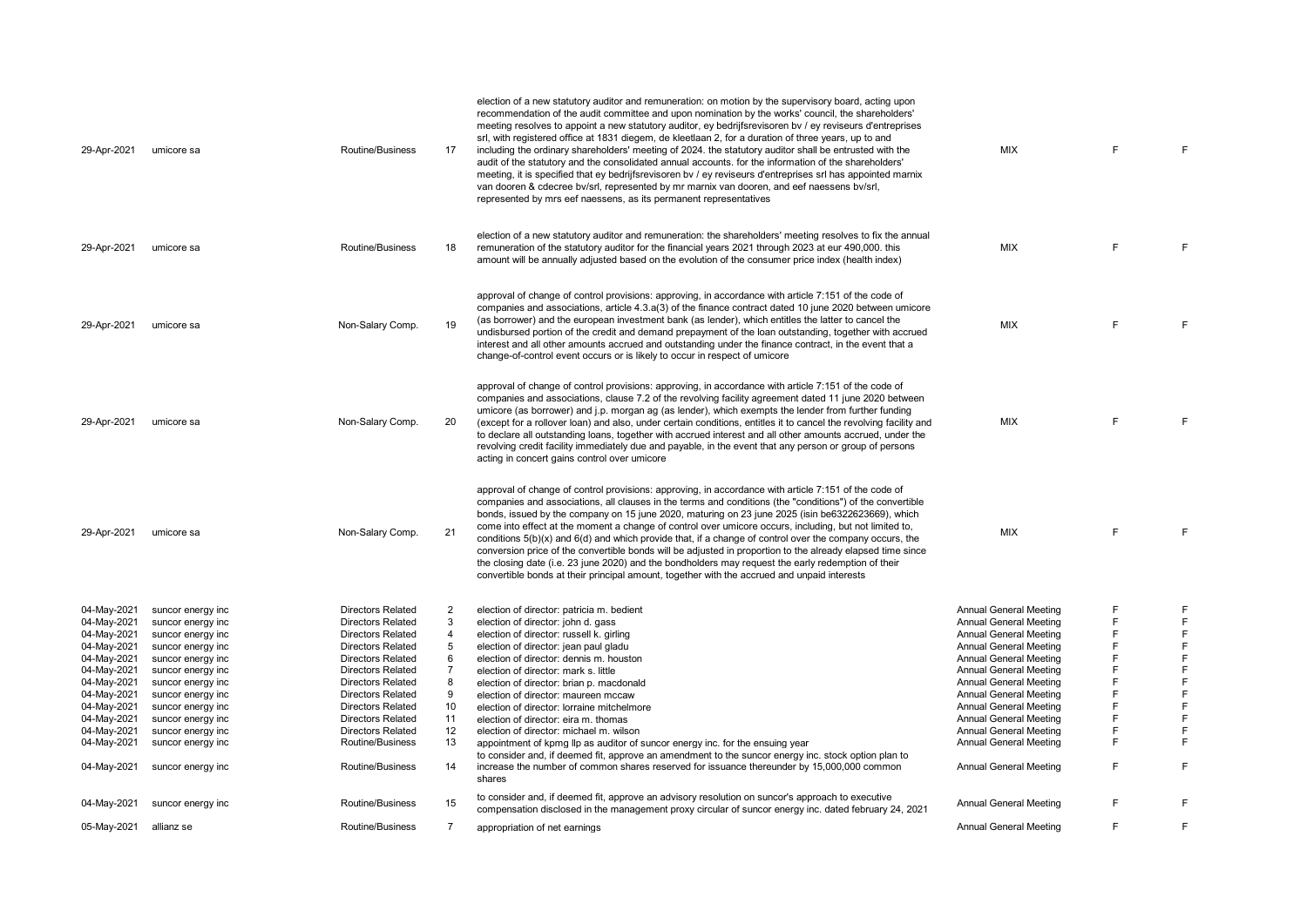| | | | | | | | |
|---|---|---|---|---|---|---|---|
| 29-Apr-2021 | umicore sa | Routine/Business | 17 | election of a new statutory auditor and remuneration: on motion by the supervisory board, acting upon recommendation of the audit committee and upon nomination by the works' council, the shareholders' meeting resolves to appoint a new statutory auditor, ey bedrijfsrevisoren bv / ey reviseurs d'entreprises srl, with registered office at 1831 diegem, de kleetlaan 2, for a duration of three years, up to and including the ordinary shareholders' meeting of 2024. the statutory auditor shall be entrusted with the audit of the statutory and the consolidated annual accounts. for the information of the shareholders' meeting, it is specified that ey bedrijfsrevisoren bv / ey reviseurs d'entreprises srl has appointed marnix van dooren & cdecree bv/srl, represented by mr marnix van dooren, and eef naessens bv/srl, represented by mrs eef naessens, as its permanent representatives | MIX | F | F |
| 29-Apr-2021 | umicore sa | Routine/Business | 18 | election of a new statutory auditor and remuneration: the shareholders' meeting resolves to fix the annual remuneration of the statutory auditor for the financial years 2021 through 2023 at eur 490,000. this amount will be annually adjusted based on the evolution of the consumer price index (health index) | MIX | F | F |
| 29-Apr-2021 | umicore sa | Non-Salary Comp. | 19 | approval of change of control provisions: approving, in accordance with article 7:151 of the code of companies and associations, article 4.3.a(3) of the finance contract dated 10 june 2020 between umicore (as borrower) and the european investment bank (as lender), which entitles the latter to cancel the undisbursed portion of the credit and demand prepayment of the loan outstanding, together with accrued interest and all other amounts accrued and outstanding under the finance contract, in the event that a change-of-control event occurs or is likely to occur in respect of umicore | MIX | F | F |
| 29-Apr-2021 | umicore sa | Non-Salary Comp. | 20 | approval of change of control provisions: approving, in accordance with article 7:151 of the code of companies and associations, clause 7.2 of the revolving facility agreement dated 11 june 2020 between umicore (as borrower) and j.p. morgan ag (as lender), which exempts the lender from further funding (except for a rollover loan) and also, under certain conditions, entitles it to cancel the revolving facility and to declare all outstanding loans, together with accrued interest and all other amounts accrued, under the revolving credit facility immediately due and payable, in the event that any person or group of persons acting in concert gains control over umicore | MIX | F | F |
| 29-Apr-2021 | umicore sa | Non-Salary Comp. | 21 | approval of change of control provisions: approving, in accordance with article 7:151 of the code of companies and associations, all clauses in the terms and conditions (the "conditions") of the convertible bonds, issued by the company on 15 june 2020, maturing on 23 june 2025 (isin be6322623669), which come into effect at the moment a change of control over umicore occurs, including, but not limited to, conditions 5(b)(x) and 6(d) and which provide that, if a change of control over the company occurs, the conversion price of the convertible bonds will be adjusted in proportion to the already elapsed time since the closing date (i.e. 23 june 2020) and the bondholders may request the early redemption of their convertible bonds at their principal amount, together with the accrued and unpaid interests | MIX | F | F |
| 04-May-2021 | suncor energy inc | Directors Related | 2 | election of director: patricia m. bedient | Annual General Meeting | F | F |
| 04-May-2021 | suncor energy inc | Directors Related | 3 | election of director: john d. gass | Annual General Meeting | F | F |
| 04-May-2021 | suncor energy inc | Directors Related | 4 | election of director: russell k. girling | Annual General Meeting | F | F |
| 04-May-2021 | suncor energy inc | Directors Related | 5 | election of director: jean paul gladu | Annual General Meeting | F | F |
| 04-May-2021 | suncor energy inc | Directors Related | 6 | election of director: dennis m. houston | Annual General Meeting | F | F |
| 04-May-2021 | suncor energy inc | Directors Related | 7 | election of director: mark s. little | Annual General Meeting | F | F |
| 04-May-2021 | suncor energy inc | Directors Related | 8 | election of director: brian p. macdonald | Annual General Meeting | F | F |
| 04-May-2021 | suncor energy inc | Directors Related | 9 | election of director: maureen mccaw | Annual General Meeting | F | F |
| 04-May-2021 | suncor energy inc | Directors Related | 10 | election of director: lorraine mitchelmore | Annual General Meeting | F | F |
| 04-May-2021 | suncor energy inc | Directors Related | 11 | election of director: eira m. thomas | Annual General Meeting | F | F |
| 04-May-2021 | suncor energy inc | Directors Related | 12 | election of director: michael m. wilson | Annual General Meeting | F | F |
| 04-May-2021 | suncor energy inc | Routine/Business | 13 | appointment of kpmg llp as auditor of suncor energy inc. for the ensuing year | Annual General Meeting | F | F |
| 04-May-2021 | suncor energy inc | Routine/Business | 14 | to consider and, if deemed fit, approve an amendment to the suncor energy inc. stock option plan to increase the number of common shares reserved for issuance thereunder by 15,000,000 common shares | Annual General Meeting | F | F |
| 04-May-2021 | suncor energy inc | Routine/Business | 15 | to consider and, if deemed fit, approve an advisory resolution on suncor's approach to executive compensation disclosed in the management proxy circular of suncor energy inc. dated february 24, 2021 | Annual General Meeting | F | F |
| 05-May-2021 | allianz se | Routine/Business | 7 | appropriation of net earnings | Annual General Meeting | F | F |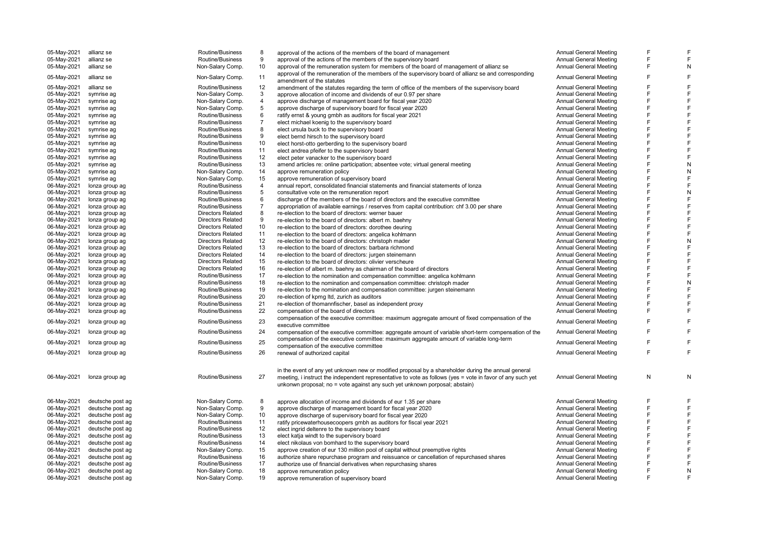| | | | | | | | |
|---|---|---|---|---|---|---|---|
| 05-May-2021 | allianz se | Routine/Business | 8 | approval of the actions of the members of the board of management | Annual General Meeting | F | F |
| 05-May-2021 | allianz se | Routine/Business | 9 | approval of the actions of the members of the supervisory board | Annual General Meeting | F | F |
| 05-May-2021 | allianz se | Non-Salary Comp. | 10 | approval of the remuneration system for members of the board of management of allianz se | Annual General Meeting | F | N |
| 05-May-2021 | allianz se | Non-Salary Comp. | 11 | approval of the remuneration of the members of the supervisory board of allianz se and corresponding amendment of the statutes | Annual General Meeting | F | F |
| 05-May-2021 | allianz se | Routine/Business | 12 | amendment of the statutes regarding the term of office of the members of the supervisory board | Annual General Meeting | F | F |
| 05-May-2021 | symrise ag | Non-Salary Comp. | 3 | approve allocation of income and dividends of eur 0.97 per share | Annual General Meeting | F | F |
| 05-May-2021 | symrise ag | Non-Salary Comp. | 4 | approve discharge of management board for fiscal year 2020 | Annual General Meeting | F | F |
| 05-May-2021 | symrise ag | Non-Salary Comp. | 5 | approve discharge of supervisory board for fiscal year 2020 | Annual General Meeting | F | F |
| 05-May-2021 | symrise ag | Routine/Business | 6 | ratify ernst & young gmbh as auditors for fiscal year 2021 | Annual General Meeting | F | F |
| 05-May-2021 | symrise ag | Routine/Business | 7 | elect michael koenig to the supervisory board | Annual General Meeting | F | F |
| 05-May-2021 | symrise ag | Routine/Business | 8 | elect ursula buck to the supervisory board | Annual General Meeting | F | F |
| 05-May-2021 | symrise ag | Routine/Business | 9 | elect bernd hirsch to the supervisory board | Annual General Meeting | F | F |
| 05-May-2021 | symrise ag | Routine/Business | 10 | elect horst-otto gerberding to the supervisory board | Annual General Meeting | F | F |
| 05-May-2021 | symrise ag | Routine/Business | 11 | elect andrea pfeifer to the supervisory board | Annual General Meeting | F | F |
| 05-May-2021 | symrise ag | Routine/Business | 12 | elect peter vanacker to the supervisory board | Annual General Meeting | F | F |
| 05-May-2021 | symrise ag | Routine/Business | 13 | amend articles re: online participation; absentee vote; virtual general meeting | Annual General Meeting | F | N |
| 05-May-2021 | symrise ag | Non-Salary Comp. | 14 | approve remuneration policy | Annual General Meeting | F | N |
| 05-May-2021 | symrise ag | Non-Salary Comp. | 15 | approve remuneration of supervisory board | Annual General Meeting | F | F |
| 06-May-2021 | lonza group ag | Routine/Business | 4 | annual report, consolidated financial statements and financial statements of lonza | Annual General Meeting | F | F |
| 06-May-2021 | lonza group ag | Routine/Business | 5 | consultative vote on the remuneration report | Annual General Meeting | F | N |
| 06-May-2021 | lonza group ag | Routine/Business | 6 | discharge of the members of the board of directors and the executive committee | Annual General Meeting | F | F |
| 06-May-2021 | lonza group ag | Routine/Business | 7 | appropriation of available earnings / reserves from capital contribution: chf 3.00 per share | Annual General Meeting | F | F |
| 06-May-2021 | lonza group ag | Directors Related | 8 | re-election to the board of directors: werner bauer | Annual General Meeting | F | F |
| 06-May-2021 | lonza group ag | Directors Related | 9 | re-election to the board of directors: albert m. baehny | Annual General Meeting | F | F |
| 06-May-2021 | lonza group ag | Directors Related | 10 | re-election to the board of directors: dorothee deuring | Annual General Meeting | F | F |
| 06-May-2021 | lonza group ag | Directors Related | 11 | re-election to the board of directors: angelica kohlmann | Annual General Meeting | F | F |
| 06-May-2021 | lonza group ag | Directors Related | 12 | re-election to the board of directors: christoph mader | Annual General Meeting | F | N |
| 06-May-2021 | lonza group ag | Directors Related | 13 | re-election to the board of directors: barbara richmond | Annual General Meeting | F | F |
| 06-May-2021 | lonza group ag | Directors Related | 14 | re-election to the board of directors: jurgen steinemann | Annual General Meeting | F | F |
| 06-May-2021 | lonza group ag | Directors Related | 15 | re-election to the board of directors: olivier verscheure | Annual General Meeting | F | F |
| 06-May-2021 | lonza group ag | Directors Related | 16 | re-election of albert m. baehny as chairman of the board of directors | Annual General Meeting | F | F |
| 06-May-2021 | lonza group ag | Routine/Business | 17 | re-election to the nomination and compensation committee: angelica kohlmann | Annual General Meeting | F | F |
| 06-May-2021 | lonza group ag | Routine/Business | 18 | re-election to the nomination and compensation committee: christoph mader | Annual General Meeting | F | N |
| 06-May-2021 | lonza group ag | Routine/Business | 19 | re-election to the nomination and compensation committee: jurgen steinemann | Annual General Meeting | F | F |
| 06-May-2021 | lonza group ag | Routine/Business | 20 | re-election of kpmg ltd, zurich as auditors | Annual General Meeting | F | F |
| 06-May-2021 | lonza group ag | Routine/Business | 21 | re-election of thomannfischer, basel as independent proxy | Annual General Meeting | F | F |
| 06-May-2021 | lonza group ag | Routine/Business | 22 | compensation of the board of directors | Annual General Meeting | F | F |
| 06-May-2021 | lonza group ag | Routine/Business | 23 | compensation of the executive committee: maximum aggregate amount of fixed compensation of the executive committee | Annual General Meeting | F | F |
| 06-May-2021 | lonza group ag | Routine/Business | 24 | compensation of the executive committee: aggregate amount of variable short-term compensation of the | Annual General Meeting | F | F |
| 06-May-2021 | lonza group ag | Routine/Business | 25 | compensation of the executive committee: maximum aggregate amount of variable long-term compensation of the executive committee | Annual General Meeting | F | F |
| 06-May-2021 | lonza group ag | Routine/Business | 26 | renewal of authorized capital | Annual General Meeting | F | F |
| 06-May-2021 | lonza group ag | Routine/Business | 27 | in the event of any yet unknown new or modified proposal by a shareholder during the annual general meeting, i instruct the independent representative to vote as follows (yes = vote in favor of any such yet unkonwn proposal; no = vote against any such yet unknown porposal; abstain) | Annual General Meeting | N | N |
| 06-May-2021 | deutsche post ag | Non-Salary Comp. | 8 | approve allocation of income and dividends of eur 1.35 per share | Annual General Meeting | F | F |
| 06-May-2021 | deutsche post ag | Non-Salary Comp. | 9 | approve discharge of management board for fiscal year 2020 | Annual General Meeting | F | F |
| 06-May-2021 | deutsche post ag | Non-Salary Comp. | 10 | approve discharge of supervisory board for fiscal year 2020 | Annual General Meeting | F | F |
| 06-May-2021 | deutsche post ag | Routine/Business | 11 | ratify pricewaterhousecoopers gmbh as auditors for fiscal year 2021 | Annual General Meeting | F | F |
| 06-May-2021 | deutsche post ag | Routine/Business | 12 | elect ingrid deltenre to the supervisory board | Annual General Meeting | F | F |
| 06-May-2021 | deutsche post ag | Routine/Business | 13 | elect katja windt to the supervisory board | Annual General Meeting | F | F |
| 06-May-2021 | deutsche post ag | Routine/Business | 14 | elect nikolaus von bomhard to the supervisory board | Annual General Meeting | F | F |
| 06-May-2021 | deutsche post ag | Non-Salary Comp. | 15 | approve creation of eur 130 million pool of capital without preemptive rights | Annual General Meeting | F | F |
| 06-May-2021 | deutsche post ag | Routine/Business | 16 | authorize share repurchase program and reissuance or cancellation of repurchased shares | Annual General Meeting | F | F |
| 06-May-2021 | deutsche post ag | Routine/Business | 17 | authorize use of financial derivatives when repurchasing shares | Annual General Meeting | F | F |
| 06-May-2021 | deutsche post ag | Non-Salary Comp. | 18 | approve remuneration policy | Annual General Meeting | F | N |
| 06-May-2021 | deutsche post ag | Non-Salary Comp. | 19 | approve remuneration of supervisory board | Annual General Meeting | F | F |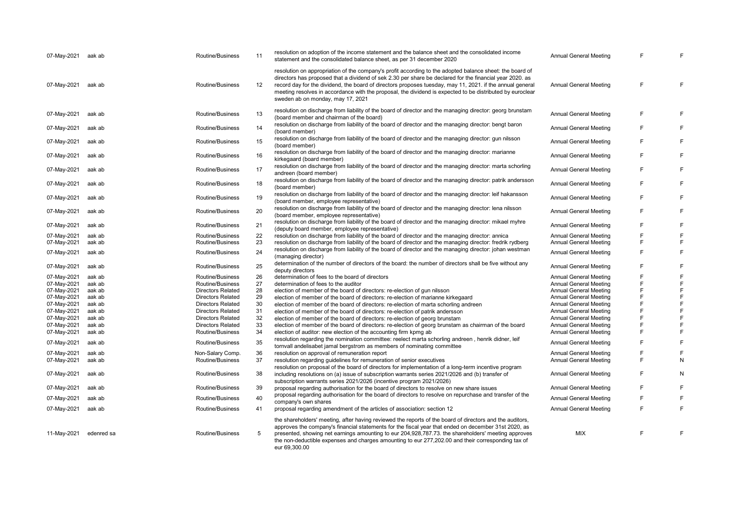| | | | | | | | |
|---|---|---|---|---|---|---|---|
| 07-May-2021 | aak ab | Routine/Business | 11 | resolution on adoption of the income statement and the balance sheet and the consolidated income statement and the consolidated balance sheet, as per 31 december 2020 | Annual General Meeting | F | F |
| 07-May-2021 | aak ab | Routine/Business | 12 | resolution on appropriation of the company's profit according to the adopted balance sheet: the board of directors has proposed that a dividend of sek 2.30 per share be declared for the financial year 2020. as record day for the dividend, the board of directors proposes tuesday, may 11, 2021. if the annual general meeting resolves in accordance with the proposal, the dividend is expected to be distributed by euroclear sweden ab on monday, may 17, 2021 | Annual General Meeting | F | F |
| 07-May-2021 | aak ab | Routine/Business | 13 | resolution on discharge from liability of the board of director and the managing director: georg brunstam (board member and chairman of the board) | Annual General Meeting | F | F |
| 07-May-2021 | aak ab | Routine/Business | 14 | resolution on discharge from liability of the board of director and the managing director: bengt baron (board member) | Annual General Meeting | F | F |
| 07-May-2021 | aak ab | Routine/Business | 15 | resolution on discharge from liability of the board of director and the managing director: gun nilsson (board member) | Annual General Meeting | F | F |
| 07-May-2021 | aak ab | Routine/Business | 16 | resolution on discharge from liability of the board of director and the managing director: marianne kirkegaard (board member) | Annual General Meeting | F | F |
| 07-May-2021 | aak ab | Routine/Business | 17 | resolution on discharge from liability of the board of director and the managing director: marta schorling andreen (board member) | Annual General Meeting | F | F |
| 07-May-2021 | aak ab | Routine/Business | 18 | resolution on discharge from liability of the board of director and the managing director: patrik andersson (board member) | Annual General Meeting | F | F |
| 07-May-2021 | aak ab | Routine/Business | 19 | resolution on discharge from liability of the board of director and the managing director: leif hakansson (board member, employee representative) | Annual General Meeting | F | F |
| 07-May-2021 | aak ab | Routine/Business | 20 | resolution on discharge from liability of the board of director and the managing director: lena nilsson (board member, employee representative) | Annual General Meeting | F | F |
| 07-May-2021 | aak ab | Routine/Business | 21 | resolution on discharge from liability of the board of director and the managing director: mikael myhre (deputy board member, employee representative) | Annual General Meeting | F | F |
| 07-May-2021 | aak ab | Routine/Business | 22 | resolution on discharge from liability of the board of director and the managing director: annica | Annual General Meeting | F | F |
| 07-May-2021 | aak ab | Routine/Business | 23 | resolution on discharge from liability of the board of director and the managing director: fredrik rydberg | Annual General Meeting | F | F |
| 07-May-2021 | aak ab | Routine/Business | 24 | resolution on discharge from liability of the board of director and the managing director: johan westman (managing director) | Annual General Meeting | F | F |
| 07-May-2021 | aak ab | Routine/Business | 25 | determination of the number of directors of the board: the number of directors shall be five without any deputy directors | Annual General Meeting | F | F |
| 07-May-2021 | aak ab | Routine/Business | 26 | determination of fees to the board of directors | Annual General Meeting | F | F |
| 07-May-2021 | aak ab | Routine/Business | 27 | determination of fees to the auditor | Annual General Meeting | F | F |
| 07-May-2021 | aak ab | Directors Related | 28 | election of member of the board of directors: re-election of gun nilsson | Annual General Meeting | F | F |
| 07-May-2021 | aak ab | Directors Related | 29 | election of member of the board of directors: re-election of marianne kirkegaard | Annual General Meeting | F | F |
| 07-May-2021 | aak ab | Directors Related | 30 | election of member of the board of directors: re-election of marta schorling andreen | Annual General Meeting | F | F |
| 07-May-2021 | aak ab | Directors Related | 31 | election of member of the board of directors: re-election of patrik andersson | Annual General Meeting | F | F |
| 07-May-2021 | aak ab | Directors Related | 32 | election of member of the board of directors: re-election of georg brunstam | Annual General Meeting | F | F |
| 07-May-2021 | aak ab | Directors Related | 33 | election of member of the board of directors: re-election of georg brunstam as chairman of the board | Annual General Meeting | F | F |
| 07-May-2021 | aak ab | Routine/Business | 34 | election of auditor: new election of the accounting firm kpmg ab | Annual General Meeting | F | F |
| 07-May-2021 | aak ab | Routine/Business | 35 | resolution regarding the nomination committee: reelect marta schorling andreen , henrik didner, leif tornvall andelisabet jamal bergstrom as members of nominating committee | Annual General Meeting | F | F |
| 07-May-2021 | aak ab | Non-Salary Comp. | 36 | resolution on approval of remuneration report | Annual General Meeting | F | F |
| 07-May-2021 | aak ab | Routine/Business | 37 | resolution regarding guidelines for remuneration of senior executives | Annual General Meeting | F | N |
| 07-May-2021 | aak ab | Routine/Business | 38 | resolution on proposal of the board of directors for implementation of a long-term incentive program including resolutions on (a) issue of subscription warrants series 2021/2026 and (b) transfer of subscription warrants series 2021/2026 (incentive program 2021/2026) | Annual General Meeting | F | N |
| 07-May-2021 | aak ab | Routine/Business | 39 | proposal regarding authorisation for the board of directors to resolve on new share issues | Annual General Meeting | F | F |
| 07-May-2021 | aak ab | Routine/Business | 40 | proposal regarding authorisation for the board of directors to resolve on repurchase and transfer of the company's own shares | Annual General Meeting | F | F |
| 07-May-2021 | aak ab | Routine/Business | 41 | proposal regarding amendment of the articles of association: section 12 | Annual General Meeting | F | F |
| 11-May-2021 | edenred sa | Routine/Business | 5 | the shareholders' meeting, after having reviewed the reports of the board of directors and the auditors, approves the company's financial statements for the fiscal year that ended on december 31st 2020, as presented, showing net earnings amounting to eur 204,928,787.73. the shareholders' meeting approves the non-deductible expenses and charges amounting to eur 277,202.00 and their corresponding tax of eur 69,300.00 | MIX | F | F |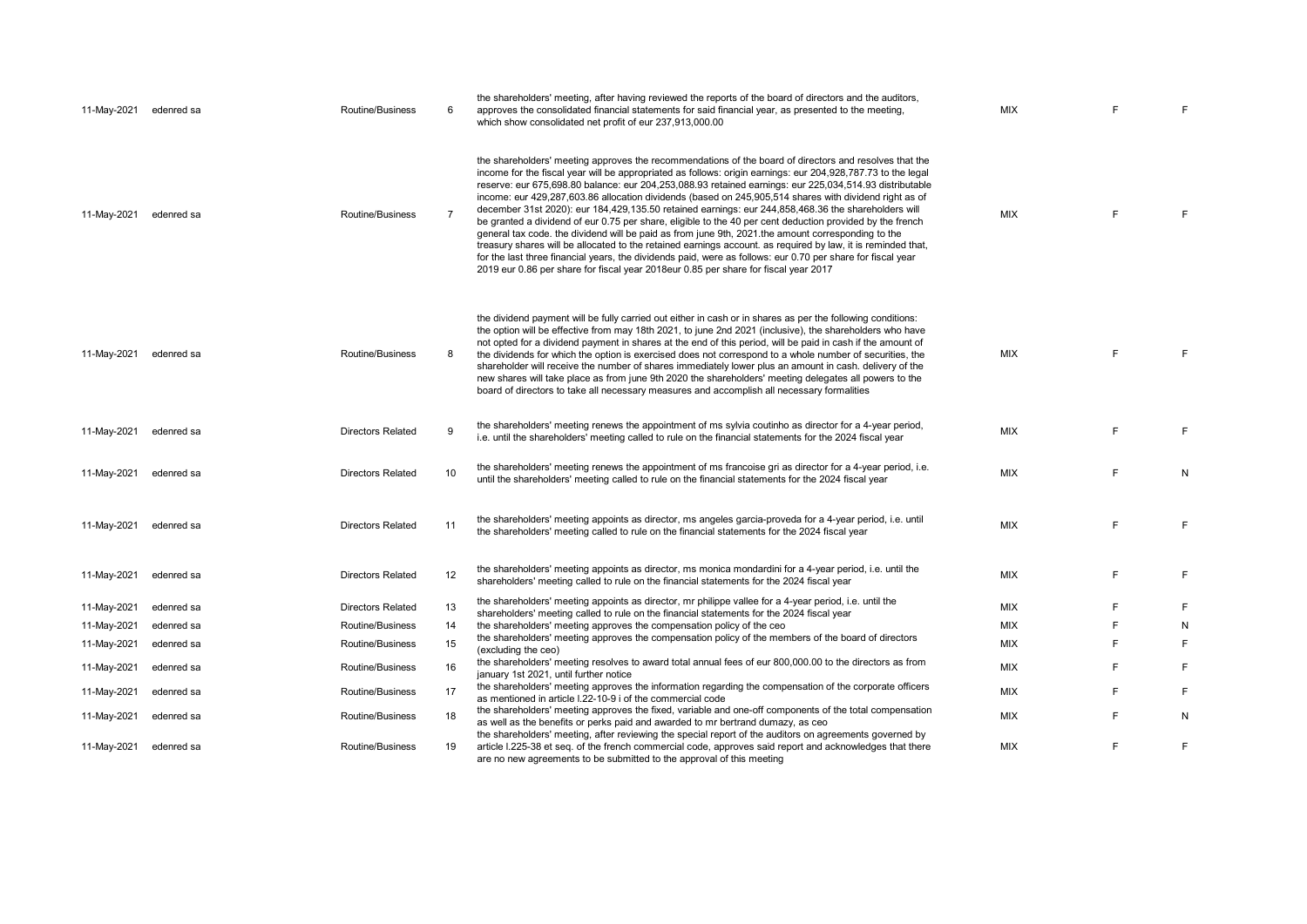| | | | | | | | |
|---|---|---|---|---|---|---|---|
| 11-May-2021 | edenred sa | Routine/Business | 6 | the shareholders' meeting, after having reviewed the reports of the board of directors and the auditors, approves the consolidated financial statements for said financial year, as presented to the meeting, which show consolidated net profit of eur 237,913,000.00 | MIX | F | F |
| 11-May-2021 | edenred sa | Routine/Business | 7 | the shareholders' meeting approves the recommendations of the board of directors and resolves that the income for the fiscal year will be appropriated as follows: origin earnings: eur 204,928,787.73 to the legal reserve: eur 675,698.80 balance: eur 204,253,088.93 retained earnings: eur 225,034,514.93 distributable income: eur 429,287,603.86 allocation dividends (based on 245,905,514 shares with dividend right as of december 31st 2020): eur 184,429,135.50 retained earnings: eur 244,858,468.36 the shareholders will be granted a dividend of eur 0.75 per share, eligible to the 40 per cent deduction provided by the french general tax code. the dividend will be paid as from june 9th, 2021.the amount corresponding to the treasury shares will be allocated to the retained earnings account. as required by law, it is reminded that, for the last three financial years, the dividends paid, were as follows: eur 0.70 per share for fiscal year 2019 eur 0.86 per share for fiscal year 2018eur 0.85 per share for fiscal year 2017 | MIX | F | F |
| 11-May-2021 | edenred sa | Routine/Business | 8 | the dividend payment will be fully carried out either in cash or in shares as per the following conditions: the option will be effective from may 18th 2021, to june 2nd 2021 (inclusive), the shareholders who have not opted for a dividend payment in shares at the end of this period, will be paid in cash if the amount of the dividends for which the option is exercised does not correspond to a whole number of securities, the shareholder will receive the number of shares immediately lower plus an amount in cash. delivery of the new shares will take place as from june 9th 2020 the shareholders' meeting delegates all powers to the board of directors to take all necessary measures and accomplish all necessary formalities | MIX | F | F |
| 11-May-2021 | edenred sa | Directors Related | 9 | the shareholders' meeting renews the appointment of ms sylvia coutinho as director for a 4-year period, i.e. until the shareholders' meeting called to rule on the financial statements for the 2024 fiscal year | MIX | F | F |
| 11-May-2021 | edenred sa | Directors Related | 10 | the shareholders' meeting renews the appointment of ms francoise gri as director for a 4-year period, i.e. until the shareholders' meeting called to rule on the financial statements for the 2024 fiscal year | MIX | F | N |
| 11-May-2021 | edenred sa | Directors Related | 11 | the shareholders' meeting appoints as director, ms angeles garcia-proveda for a 4-year period, i.e. until the shareholders' meeting called to rule on the financial statements for the 2024 fiscal year | MIX | F | F |
| 11-May-2021 | edenred sa | Directors Related | 12 | the shareholders' meeting appoints as director, ms monica mondardini for a 4-year period, i.e. until the shareholders' meeting called to rule on the financial statements for the 2024 fiscal year | MIX | F | F |
| 11-May-2021 | edenred sa | Directors Related | 13 | the shareholders' meeting appoints as director, mr philippe vallee for a 4-year period, i.e. until the shareholders' meeting called to rule on the financial statements for the 2024 fiscal year | MIX | F | F |
| 11-May-2021 | edenred sa | Routine/Business | 14 | the shareholders' meeting approves the compensation policy of the ceo | MIX | F | N |
| 11-May-2021 | edenred sa | Routine/Business | 15 | the shareholders' meeting approves the compensation policy of the members of the board of directors (excluding the ceo) | MIX | F | F |
| 11-May-2021 | edenred sa | Routine/Business | 16 | the shareholders' meeting resolves to award total annual fees of eur 800,000.00 to the directors as from january 1st 2021, until further notice | MIX | F | F |
| 11-May-2021 | edenred sa | Routine/Business | 17 | the shareholders' meeting approves the information regarding the compensation of the corporate officers as mentioned in article l.22-10-9 i of the commercial code | MIX | F | F |
| 11-May-2021 | edenred sa | Routine/Business | 18 | the shareholders' meeting approves the fixed, variable and one-off components of the total compensation as well as the benefits or perks paid and awarded to mr bertrand dumazy, as ceo | MIX | F | N |
| 11-May-2021 | edenred sa | Routine/Business | 19 | the shareholders' meeting, after reviewing the special report of the auditors on agreements governed by article l.225-38 et seq. of the french commercial code, approves said report and acknowledges that there are no new agreements to be submitted to the approval of this meeting | MIX | F | F |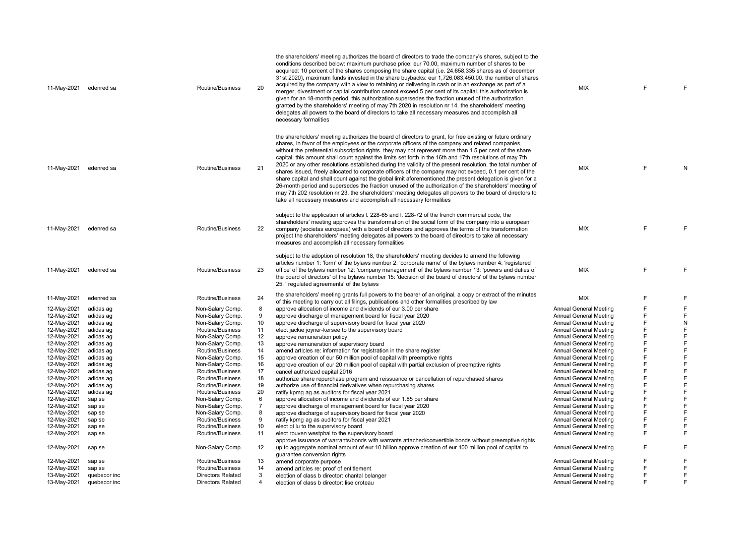| | | | | | | | |
|---|---|---|---|---|---|---|---|
| 11-May-2021 | edenred sa | Routine/Business | 20 | the shareholders' meeting authorizes the board of directors to trade the company's shares, subject to the conditions described below: maximum purchase price: eur 70.00, maximum number of shares to be acquired: 10 percent of the shares composing the share capital (i.e. 24,658,335 shares as of december 31st 2020), maximum funds invested in the share buybacks: eur 1,726,083,450.00. the number of shares acquired by the company with a view to retaining or delivering in cash or in an exchange as part of a merger, divestment or capital contribution cannot exceed 5 per cent of its capital. this authorization is given for an 18-month period. this authorization supersedes the fraction unused of the authorization granted by the shareholders' meeting of may 7th 2020 in resolution nr 14. the shareholders' meeting delegates all powers to the board of directors to take all necessary measures and accomplish all necessary formalities | MIX | F | F |
| 11-May-2021 | edenred sa | Routine/Business | 21 | the shareholders' meeting authorizes the board of directors to grant, for free existing or future ordinary shares, in favor of the employees or the corporate officers of the company and related companies, without the preferential subscription rights. they may not represent more than 1.5 per cent of the share capital. this amount shall count against the limits set forth in the 16th and 17th resolutions of may 7th 2020 or any other resolutions established during the validity of the present resolution. the total number of shares issued, freely allocated to corporate officers of the company may not exceed, 0.1 per cent of the share capital and shall count against the global limit aforementioned.the present delegation is given for a 26-month period and supersedes the fraction unused of the authorization of the shareholders' meeting of may 7th 202 resolution nr 23. the shareholders' meeting delegates all powers to the board of directors to take all necessary measures and accomplish all necessary formalities | MIX | F | N |
| 11-May-2021 | edenred sa | Routine/Business | 22 | subject to the application of articles l. 228-65 and l. 228-72 of the french commercial code, the shareholders' meeting approves the transformation of the social form of the company into a european company (societas europaea) with a board of directors and approves the terms of the transformation project the shareholders' meeting delegates all powers to the board of directors to take all necessary measures and accomplish all necessary formalities | MIX | F | F |
| 11-May-2021 | edenred sa | Routine/Business | 23 | subject to the adoption of resolution 18, the shareholders' meeting decides to amend the following articles number 1: 'form' of the bylaws number 2: 'corporate name' of the bylaws number 4: 'registered office' of the bylaws number 12: 'company management' of the bylaws number 13: 'powers and duties of the board of directors' of the bylaws number 15: 'decision of the board of directors' of the bylaws number 25: ' regulated agreements' of the bylaws | MIX | F | F |
| 11-May-2021 | edenred sa | Routine/Business | 24 | the shareholders' meeting grants full powers to the bearer of an original, a copy or extract of the minutes of this meeting to carry out all filings, publications and other formalities prescribed by law | MIX | F | F |
| 12-May-2021 | adidas ag | Non-Salary Comp. | 8 | approve allocation of income and dividends of eur 3.00 per share | Annual General Meeting | F | F |
| 12-May-2021 | adidas ag | Non-Salary Comp. | 9 | approve discharge of management board for fiscal year 2020 | Annual General Meeting | F | F |
| 12-May-2021 | adidas ag | Non-Salary Comp. | 10 | approve discharge of supervisory board for fiscal year 2020 | Annual General Meeting | F | N |
| 12-May-2021 | adidas ag | Routine/Business | 11 | elect jackie joyner-kersee to the supervisory board | Annual General Meeting | F | F |
| 12-May-2021 | adidas ag | Non-Salary Comp. | 12 | approve remuneration policy | Annual General Meeting | F | F |
| 12-May-2021 | adidas ag | Non-Salary Comp. | 13 | approve remuneration of supervisory board | Annual General Meeting | F | F |
| 12-May-2021 | adidas ag | Routine/Business | 14 | amend articles re: information for registration in the share register | Annual General Meeting | F | F |
| 12-May-2021 | adidas ag | Non-Salary Comp. | 15 | approve creation of eur 50 million pool of capital with preemptive rights | Annual General Meeting | F | F |
| 12-May-2021 | adidas ag | Non-Salary Comp. | 16 | approve creation of eur 20 million pool of capital with partial exclusion of preemptive rights | Annual General Meeting | F | F |
| 12-May-2021 | adidas ag | Routine/Business | 17 | cancel authorized capital 2016 | Annual General Meeting | F | F |
| 12-May-2021 | adidas ag | Routine/Business | 18 | authorize share repurchase program and reissuance or cancellation of repurchased shares | Annual General Meeting | F | F |
| 12-May-2021 | adidas ag | Routine/Business | 19 | authorize use of financial derivatives when repurchasing shares | Annual General Meeting | F | F |
| 12-May-2021 | adidas ag | Routine/Business | 20 | ratify kpmg ag as auditors for fiscal year 2021 | Annual General Meeting | F | F |
| 12-May-2021 | sap se | Non-Salary Comp. | 6 | approve allocation of income and dividends of eur 1.85 per share | Annual General Meeting | F | F |
| 12-May-2021 | sap se | Non-Salary Comp. | 7 | approve discharge of management board for fiscal year 2020 | Annual General Meeting | F | F |
| 12-May-2021 | sap se | Non-Salary Comp. | 8 | approve discharge of supervisory board for fiscal year 2020 | Annual General Meeting | F | F |
| 12-May-2021 | sap se | Routine/Business | 9 | ratify kpmg ag as auditors for fiscal year 2021 | Annual General Meeting | F | F |
| 12-May-2021 | sap se | Routine/Business | 10 | elect qi lu to the supervisory board | Annual General Meeting | F | F |
| 12-May-2021 | sap se | Routine/Business | 11 | elect rouven westphal to the supervisory board | Annual General Meeting | F | F |
| 12-May-2021 | sap se | Non-Salary Comp. | 12 | approve issuance of warrants/bonds with warrants attached/convertible bonds without preemptive rights up to aggregate nominal amount of eur 10 billion approve creation of eur 100 million pool of capital to guarantee conversion rights | Annual General Meeting | F | F |
| 12-May-2021 | sap se | Routine/Business | 13 | amend corporate purpose | Annual General Meeting | F | F |
| 12-May-2021 | sap se | Routine/Business | 14 | amend articles re: proof of entitlement | Annual General Meeting | F | F |
| 13-May-2021 | quebecor inc | Directors Related | 3 | election of class b director: chantal belanger | Annual General Meeting | F | F |
| 13-May-2021 | quebecor inc | Directors Related | 4 | election of class b director: lise croteau | Annual General Meeting | F | F |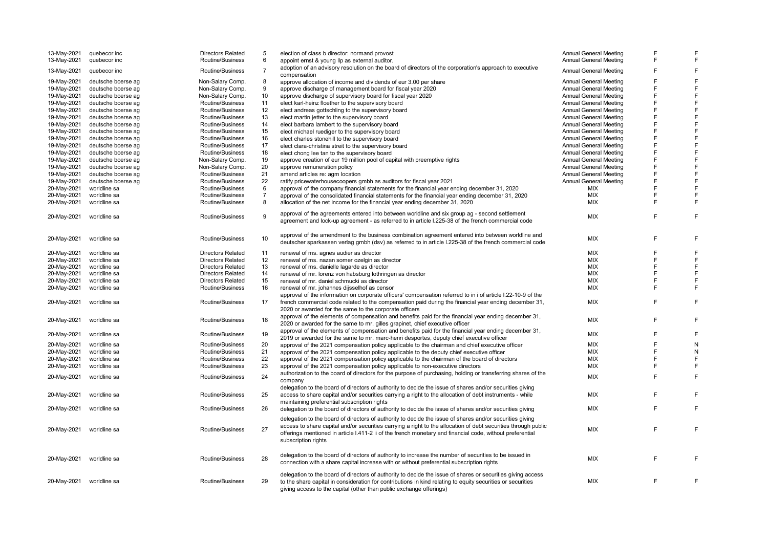| | | | | | | | |
|---|---|---|---|---|---|---|---|
| 13-May-2021 | quebecor inc | Directors Related | 5 | election of class b director: normand provost | Annual General Meeting | F | F |
| 13-May-2021 | quebecor inc | Routine/Business | 6 | appoint ernst & young llp as external auditor. | Annual General Meeting | F | F |
| 13-May-2021 | quebecor inc | Routine/Business | 7 | adoption of an advisory resolution on the board of directors of the corporation's approach to executive compensation | Annual General Meeting | F | F |
| 19-May-2021 | deutsche boerse ag | Non-Salary Comp. | 8 | approve allocation of income and dividends of eur 3.00 per share | Annual General Meeting | F | F |
| 19-May-2021 | deutsche boerse ag | Non-Salary Comp. | 9 | approve discharge of management board for fiscal year 2020 | Annual General Meeting | F | F |
| 19-May-2021 | deutsche boerse ag | Non-Salary Comp. | 10 | approve discharge of supervisory board for fiscal year 2020 | Annual General Meeting | F | F |
| 19-May-2021 | deutsche boerse ag | Routine/Business | 11 | elect karl-heinz floether to the supervisory board | Annual General Meeting | F | F |
| 19-May-2021 | deutsche boerse ag | Routine/Business | 12 | elect andreas gottschling to the supervisory board | Annual General Meeting | F | F |
| 19-May-2021 | deutsche boerse ag | Routine/Business | 13 | elect martin jetter to the supervisory board | Annual General Meeting | F | F |
| 19-May-2021 | deutsche boerse ag | Routine/Business | 14 | elect barbara lambert to the supervisory board | Annual General Meeting | F | F |
| 19-May-2021 | deutsche boerse ag | Routine/Business | 15 | elect michael ruediger to the supervisory board | Annual General Meeting | F | F |
| 19-May-2021 | deutsche boerse ag | Routine/Business | 16 | elect charles stonehill to the supervisory board | Annual General Meeting | F | F |
| 19-May-2021 | deutsche boerse ag | Routine/Business | 17 | elect clara-christina streit to the supervisory board | Annual General Meeting | F | F |
| 19-May-2021 | deutsche boerse ag | Routine/Business | 18 | elect chong lee tan to the supervisory board | Annual General Meeting | F | F |
| 19-May-2021 | deutsche boerse ag | Non-Salary Comp. | 19 | approve creation of eur 19 million pool of capital with preemptive rights | Annual General Meeting | F | F |
| 19-May-2021 | deutsche boerse ag | Non-Salary Comp. | 20 | approve remuneration policy | Annual General Meeting | F | F |
| 19-May-2021 | deutsche boerse ag | Routine/Business | 21 | amend articles re: agm location | Annual General Meeting | F | F |
| 19-May-2021 | deutsche boerse ag | Routine/Business | 22 | ratify pricewaterhousecoopers gmbh as auditors for fiscal year 2021 | Annual General Meeting | F | F |
| 20-May-2021 | worldline sa | Routine/Business | 6 | approval of the company financial statements for the financial year ending december 31, 2020 | MIX | F | F |
| 20-May-2021 | worldline sa | Routine/Business | 7 | approval of the consolidated financial statements for the financial year ending december 31, 2020 | MIX | F | F |
| 20-May-2021 | worldline sa | Routine/Business | 8 | allocation of the net income for the financial year ending december 31, 2020 | MIX | F | F |
| 20-May-2021 | worldline sa | Routine/Business | 9 | approval of the agreements entered into between worldline and six group ag - second settlement agreement and lock-up agreement - as referred to in article l.225-38 of the french commercial code | MIX | F | F |
| 20-May-2021 | worldline sa | Routine/Business | 10 | approval of the amendment to the business combination agreement entered into between worldline and deutscher sparkassen verlag gmbh (dsv) as referred to in article l.225-38 of the french commercial code | MIX | F | F |
| 20-May-2021 | worldline sa | Directors Related | 11 | renewal of ms. agnes audier as director | MIX | F | F |
| 20-May-2021 | worldline sa | Directors Related | 12 | renewal of ms. nazan somer ozelgin as director | MIX | F | F |
| 20-May-2021 | worldline sa | Directors Related | 13 | renewal of ms. danielle lagarde as director | MIX | F | F |
| 20-May-2021 | worldline sa | Directors Related | 14 | renewal of mr. lorenz von habsburg lothringen as director | MIX | F | F |
| 20-May-2021 | worldline sa | Directors Related | 15 | renewal of mr. daniel schmucki as director | MIX | F | F |
| 20-May-2021 | worldline sa | Routine/Business | 16 | renewal of mr. johannes dijsselhof as censor | MIX | F | F |
| 20-May-2021 | worldline sa | Routine/Business | 17 | approval of the information on corporate officers' compensation referred to in i of article l.22-10-9 of the french commercial code related to the compensation paid during the financial year ending december 31, 2020 or awarded for the same to the corporate officers | MIX | F | F |
| 20-May-2021 | worldline sa | Routine/Business | 18 | approval of the elements of compensation and benefits paid for the financial year ending december 31, 2020 or awarded for the same to mr. gilles grapinet, chief executive officer | MIX | F | F |
| 20-May-2021 | worldline sa | Routine/Business | 19 | approval of the elements of compensation and benefits paid for the financial year ending december 31, 2019 or awarded for the same to mr. marc-henri desportes, deputy chief executive officer | MIX | F | F |
| 20-May-2021 | worldline sa | Routine/Business | 20 | approval of the 2021 compensation policy applicable to the chairman and chief executive officer | MIX | F | N |
| 20-May-2021 | worldline sa | Routine/Business | 21 | approval of the 2021 compensation policy applicable to the deputy chief executive officer | MIX | F | N |
| 20-May-2021 | worldline sa | Routine/Business | 22 | approval of the 2021 compensation policy applicable to the chairman of the board of directors | MIX | F | F |
| 20-May-2021 | worldline sa | Routine/Business | 23 | approval of the 2021 compensation policy applicable to non-executive directors | MIX | F | F |
| 20-May-2021 | worldline sa | Routine/Business | 24 | authorization to the board of directors for the purpose of purchasing, holding or transferring shares of the company | MIX | F | F |
| 20-May-2021 | worldline sa | Routine/Business | 25 | delegation to the board of directors of authority to decide the issue of shares and/or securities giving access to share capital and/or securities carrying a right to the allocation of debt instruments - while maintaining preferential subscription rights | MIX | F | F |
| 20-May-2021 | worldline sa | Routine/Business | 26 | delegation to the board of directors of authority to decide the issue of shares and/or securities giving | MIX | F | F |
| 20-May-2021 | worldline sa | Routine/Business | 27 | delegation to the board of directors of authority to decide the issue of shares and/or securities giving access to share capital and/or securities carrying a right to the allocation of debt securities through public offerings mentioned in article l.411-2 ii of the french monetary and financial code, without preferential subscription rights | MIX | F | F |
| 20-May-2021 | worldline sa | Routine/Business | 28 | delegation to the board of directors of authority to increase the number of securities to be issued in connection with a share capital increase with or without preferential subscription rights | MIX | F | F |
| 20-May-2021 | worldline sa | Routine/Business | 29 | delegation to the board of directors of authority to decide the issue of shares or securities giving access to the share capital in consideration for contributions in kind relating to equity securities or securities giving access to the capital (other than public exchange offerings) | MIX | F | F |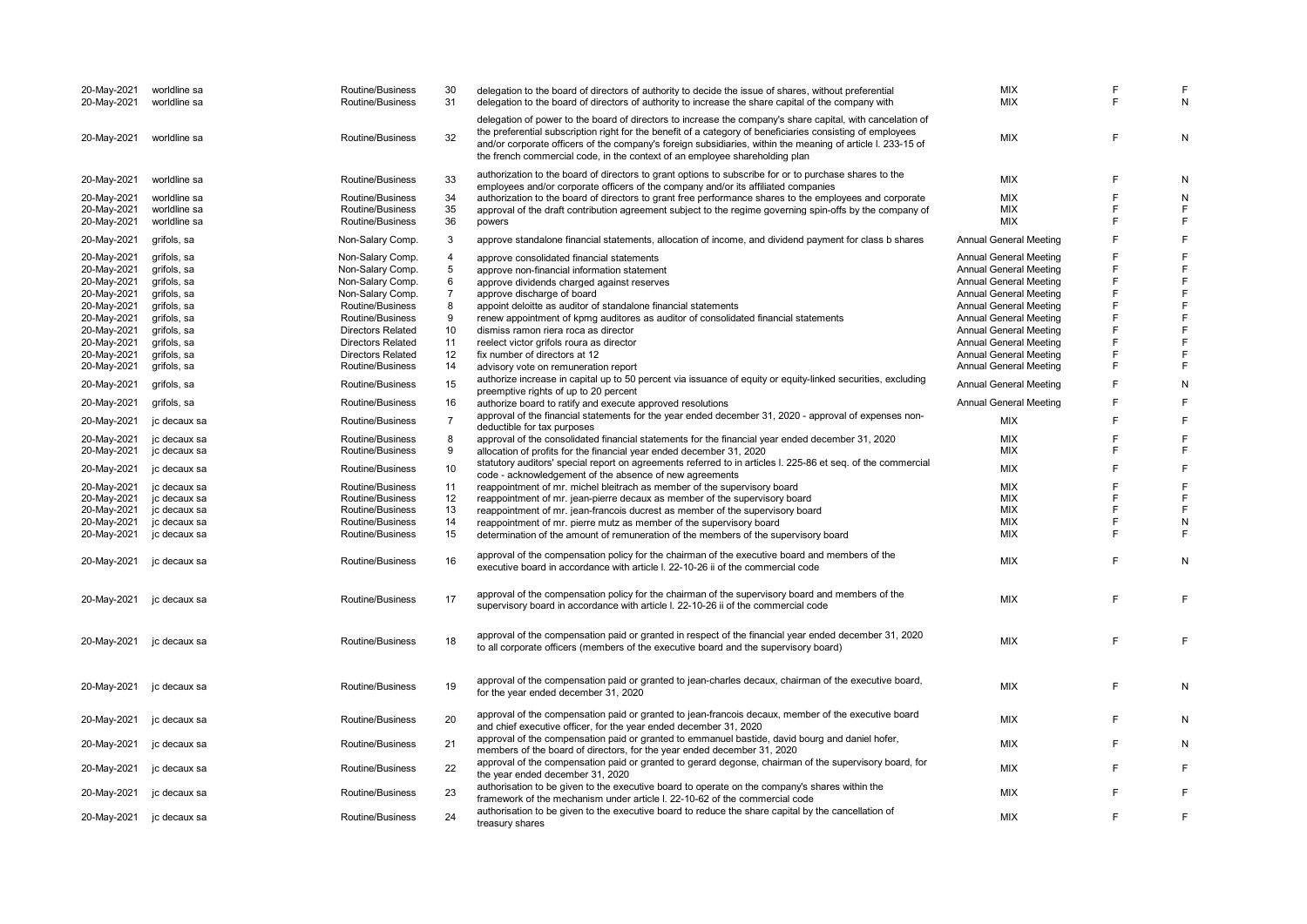| | | | | | | | |
|---|---|---|---|---|---|---|---|
| 20-May-2021 | worldline sa | Routine/Business | 30 | delegation to the board of directors of authority to decide the issue of shares, without preferential | MIX | F | F |
| 20-May-2021 | worldline sa | Routine/Business | 31 | delegation to the board of directors of authority to increase the share capital of the company with | MIX | F | N |
| 20-May-2021 | worldline sa | Routine/Business | 32 | delegation of power to the board of directors to increase the company's share capital, with cancelation of the preferential subscription right for the benefit of a category of beneficiaries consisting of employees and/or corporate officers of the company's foreign subsidiaries, within the meaning of article l. 233-15 of the french commercial code, in the context of an employee shareholding plan | MIX | F | N |
| 20-May-2021 | worldline sa | Routine/Business | 33 | authorization to the board of directors to grant options to subscribe for or to purchase shares to the employees and/or corporate officers of the company and/or its affiliated companies | MIX | F | N |
| 20-May-2021 | worldline sa | Routine/Business | 34 | authorization to the board of directors to grant free performance shares to the employees and corporate | MIX | F | N |
| 20-May-2021 | worldline sa | Routine/Business | 35 | approval of the draft contribution agreement subject to the regime governing spin-offs by the company of | MIX | F | F |
| 20-May-2021 | worldline sa | Routine/Business | 36 | powers | MIX | F | F |
| 20-May-2021 | grifols, sa | Non-Salary Comp. | 3 | approve standalone financial statements, allocation of income, and dividend payment for class b shares | Annual General Meeting | F | F |
| 20-May-2021 | grifols, sa | Non-Salary Comp. | 4 | approve consolidated financial statements | Annual General Meeting | F | F |
| 20-May-2021 | grifols, sa | Non-Salary Comp. | 5 | approve non-financial information statement | Annual General Meeting | F | F |
| 20-May-2021 | grifols, sa | Non-Salary Comp. | 6 | approve dividends charged against reserves | Annual General Meeting | F | F |
| 20-May-2021 | grifols, sa | Non-Salary Comp. | 7 | approve discharge of board | Annual General Meeting | F | F |
| 20-May-2021 | grifols, sa | Routine/Business | 8 | appoint deloitte as auditor of standalone financial statements | Annual General Meeting | F | F |
| 20-May-2021 | grifols, sa | Routine/Business | 9 | renew appointment of kpmg auditores as auditor of consolidated financial statements | Annual General Meeting | F | F |
| 20-May-2021 | grifols, sa | Directors Related | 10 | dismiss ramon riera roca as director | Annual General Meeting | F | F |
| 20-May-2021 | grifols, sa | Directors Related | 11 | reelect victor grifols roura as director | Annual General Meeting | F | F |
| 20-May-2021 | grifols, sa | Directors Related | 12 | fix number of directors at 12 | Annual General Meeting | F | F |
| 20-May-2021 | grifols, sa | Routine/Business | 14 | advisory vote on remuneration report | Annual General Meeting | F | F |
| 20-May-2021 | grifols, sa | Routine/Business | 15 | authorize increase in capital up to 50 percent via issuance of equity or equity-linked securities, excluding preemptive rights of up to 20 percent | Annual General Meeting | F | N |
| 20-May-2021 | grifols, sa | Routine/Business | 16 | authorize board to ratify and execute approved resolutions | Annual General Meeting | F | F |
| 20-May-2021 | jc decaux sa | Routine/Business | 7 | approval of the financial statements for the year ended december 31, 2020 - approval of expenses non-deductible for tax purposes | MIX | F | F |
| 20-May-2021 | jc decaux sa | Routine/Business | 8 | approval of the consolidated financial statements for the financial year ended december 31, 2020 | MIX | F | F |
| 20-May-2021 | jc decaux sa | Routine/Business | 9 | allocation of profits for the financial year ended december 31, 2020 | MIX | F | F |
| 20-May-2021 | jc decaux sa | Routine/Business | 10 | statutory auditors' special report on agreements referred to in articles l. 225-86 et seq. of the commercial code - acknowledgement of the absence of new agreements | MIX | F | F |
| 20-May-2021 | jc decaux sa | Routine/Business | 11 | reappointment of mr. michel bleitrach as member of the supervisory board | MIX | F | F |
| 20-May-2021 | jc decaux sa | Routine/Business | 12 | reappointment of mr. jean-pierre decaux as member of the supervisory board | MIX | F | F |
| 20-May-2021 | jc decaux sa | Routine/Business | 13 | reappointment of mr. jean-francois ducrest as member of the supervisory board | MIX | F | F |
| 20-May-2021 | jc decaux sa | Routine/Business | 14 | reappointment of mr. pierre mutz as member of the supervisory board | MIX | F | N |
| 20-May-2021 | jc decaux sa | Routine/Business | 15 | determination of the amount of remuneration of the members of the supervisory board | MIX | F | F |
| 20-May-2021 | jc decaux sa | Routine/Business | 16 | approval of the compensation policy for the chairman of the executive board and members of the executive board in accordance with article l. 22-10-26 ii of the commercial code | MIX | F | N |
| 20-May-2021 | jc decaux sa | Routine/Business | 17 | approval of the compensation policy for the chairman of the supervisory board and members of the supervisory board in accordance with article l. 22-10-26 ii of the commercial code | MIX | F | F |
| 20-May-2021 | jc decaux sa | Routine/Business | 18 | approval of the compensation paid or granted in respect of the financial year ended december 31, 2020 to all corporate officers (members of the executive board and the supervisory board) | MIX | F | F |
| 20-May-2021 | jc decaux sa | Routine/Business | 19 | approval of the compensation paid or granted to jean-charles decaux, chairman of the executive board, for the year ended december 31, 2020 | MIX | F | N |
| 20-May-2021 | jc decaux sa | Routine/Business | 20 | approval of the compensation paid or granted to jean-francois decaux, member of the executive board and chief executive officer, for the year ended december 31, 2020 | MIX | F | N |
| 20-May-2021 | jc decaux sa | Routine/Business | 21 | approval of the compensation paid or granted to emmanuel bastide, david bourg and daniel hofer, members of the board of directors, for the year ended december 31, 2020 | MIX | F | N |
| 20-May-2021 | jc decaux sa | Routine/Business | 22 | approval of the compensation paid or granted to gerard degonse, chairman of the supervisory board, for the year ended december 31, 2020 | MIX | F | F |
| 20-May-2021 | jc decaux sa | Routine/Business | 23 | authorisation to be given to the executive board to operate on the company's shares within the framework of the mechanism under article l. 22-10-62 of the commercial code | MIX | F | F |
| 20-May-2021 | jc decaux sa | Routine/Business | 24 | authorisation to be given to the executive board to reduce the share capital by the cancellation of treasury shares | MIX | F | F |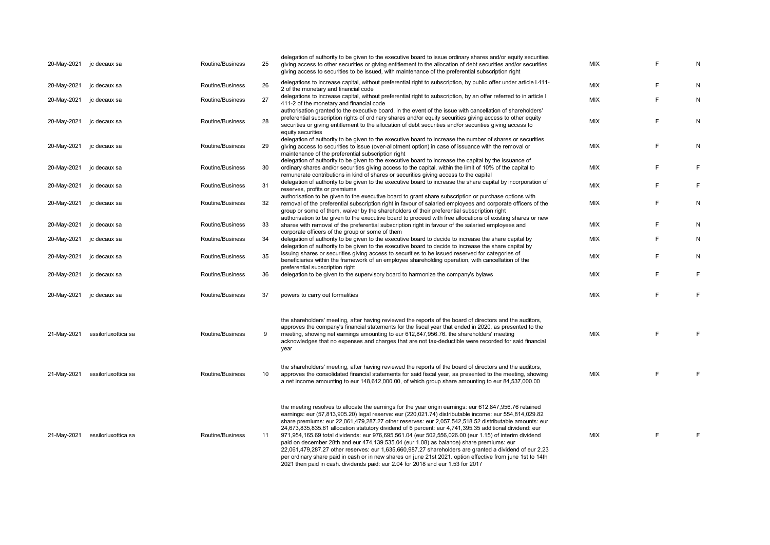| | | | | | | | |
|---|---|---|---|---|---|---|---|
| 20-May-2021 | jc decaux sa | Routine/Business | 25 | delegation of authority to be given to the executive board to issue ordinary shares and/or equity securities giving access to other securities or giving entitlement to the allocation of debt securities and/or securities giving access to securities to be issued, with maintenance of the preferential subscription right | MIX | F | N |
| 20-May-2021 | jc decaux sa | Routine/Business | 26 | delegations to increase capital, without preferential right to subscription, by public offer under article l.411-2 of the monetary and financial code | MIX | F | N |
| 20-May-2021 | jc decaux sa | Routine/Business | 27 | delegations to increase capital, without preferential right to subscription, by an offer referred to in article l 411-2 of the monetary and financial code | MIX | F | N |
| 20-May-2021 | jc decaux sa | Routine/Business | 28 | authorisation granted to the executive board, in the event of the issue with cancellation of shareholders' preferential subscription rights of ordinary shares and/or equity securities giving access to other equity securities or giving entitlement to the allocation of debt securities and/or securities giving access to equity securities | MIX | F | N |
| 20-May-2021 | jc decaux sa | Routine/Business | 29 | delegation of authority to be given to the executive board to increase the number of shares or securities giving access to securities to issue (over-allotment option) in case of issuance with the removal or maintenance of the preferential subscription right | MIX | F | N |
| 20-May-2021 | jc decaux sa | Routine/Business | 30 | delegation of authority to be given to the executive board to increase the capital by the issuance of ordinary shares and/or securities giving access to the capital, within the limit of 10% of the capital to remunerate contributions in kind of shares or securities giving access to the capital | MIX | F | F |
| 20-May-2021 | jc decaux sa | Routine/Business | 31 | delegation of authority to be given to the executive board to increase the share capital by incorporation of reserves, profits or premiums | MIX | F | F |
| 20-May-2021 | jc decaux sa | Routine/Business | 32 | authorisation to be given to the executive board to grant share subscription or purchase options with removal of the preferential subscription right in favour of salaried employees and corporate officers of the group or some of them, waiver by the shareholders of their preferential subscription right | MIX | F | N |
| 20-May-2021 | jc decaux sa | Routine/Business | 33 | authorisation to be given to the executive board to proceed with free allocations of existing shares or new shares with removal of the preferential subscription right in favour of the salaried employees and corporate officers of the group or some of them | MIX | F | N |
| 20-May-2021 | jc decaux sa | Routine/Business | 34 | delegation of authority to be given to the executive board to decide to increase the share capital by | MIX | F | N |
| 20-May-2021 | jc decaux sa | Routine/Business | 35 | delegation of authority to be given to the executive board to decide to increase the share capital by issuing shares or securities giving access to securities to be issued reserved for categories of beneficiaries within the framework of an employee shareholding operation, with cancellation of the preferential subscription right | MIX | F | N |
| 20-May-2021 | jc decaux sa | Routine/Business | 36 | delegation to be given to the supervisory board to harmonize the company's bylaws | MIX | F | F |
| 20-May-2021 | jc decaux sa | Routine/Business | 37 | powers to carry out formalities | MIX | F | F |
| 21-May-2021 | essilorluxottica sa | Routine/Business | 9 | the shareholders' meeting, after having reviewed the reports of the board of directors and the auditors, approves the company's financial statements for the fiscal year that ended in 2020, as presented to the meeting, showing net earnings amounting to eur 612,847,956.76. the shareholders' meeting acknowledges that no expenses and charges that are not tax-deductible were recorded for said financial year | MIX | F | F |
| 21-May-2021 | essilorluxottica sa | Routine/Business | 10 | the shareholders' meeting, after having reviewed the reports of the board of directors and the auditors, approves the consolidated financial statements for said fiscal year, as presented to the meeting, showing a net income amounting to eur 148,612,000.00, of which group share amounting to eur 84,537,000.00 | MIX | F | F |
| 21-May-2021 | essilorluxottica sa | Routine/Business | 11 | the meeting resolves to allocate the earnings for the year origin earnings: eur 612,847,956.76 retained earnings: eur (57,813,905.20) legal reserve: eur (220,021.74) distributable income: eur 554,814,029.82 share premiums: eur 22,061,479,287.27 other reserves: eur 2,057,542,518.52 distributable amounts: eur 24,673,835,835.61 allocation statutory dividend of 6 percent: eur 4,741,395.35 additional dividend: eur 971,954,165.69 total dividends: eur 976,695,561.04 (eur 502,556,026.00 (eur 1.15) of interim dividend paid on december 28th and eur 474,139.535.04 (eur 1.08) as balance) share premiums: eur 22,061,479,287.27 other reserves: eur 1,635,660,987.27 shareholders are granted a dividend of eur 2.23 per ordinary share paid in cash or in new shares on june 21st 2021. option effective from june 1st to 14th 2021 then paid in cash. dividends paid: eur 2.04 for 2018 and eur 1.53 for 2017 | MIX | F | F |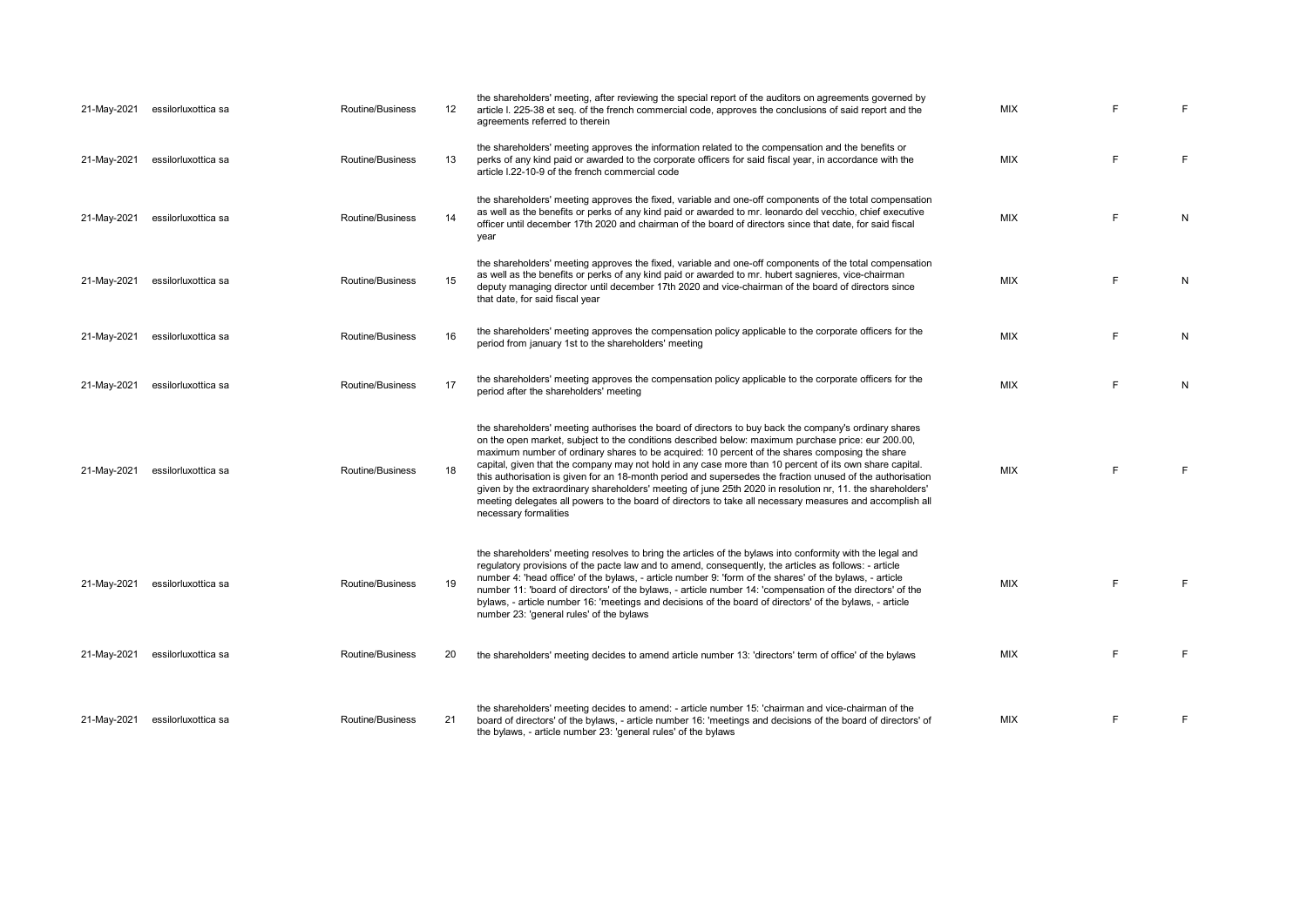| | | | | | | | |
|---|---|---|---|---|---|---|---|
| 21-May-2021 | essilorluxottica sa | Routine/Business | 12 | the shareholders' meeting, after reviewing the special report of the auditors on agreements governed by article l. 225-38 et seq. of the french commercial code, approves the conclusions of said report and the agreements referred to therein | MIX | F | F |
| 21-May-2021 | essilorluxottica sa | Routine/Business | 13 | the shareholders' meeting approves the information related to the compensation and the benefits or perks of any kind paid or awarded to the corporate officers for said fiscal year, in accordance with the article l.22-10-9 of the french commercial code | MIX | F | F |
| 21-May-2021 | essilorluxottica sa | Routine/Business | 14 | the shareholders' meeting approves the fixed, variable and one-off components of the total compensation as well as the benefits or perks of any kind paid or awarded to mr. leonardo del vecchio, chief executive officer until december 17th 2020 and chairman of the board of directors since that date, for said fiscal year | MIX | F | N |
| 21-May-2021 | essilorluxottica sa | Routine/Business | 15 | the shareholders' meeting approves the fixed, variable and one-off components of the total compensation as well as the benefits or perks of any kind paid or awarded to mr. hubert sagnieres, vice-chairman deputy managing director until december 17th 2020 and vice-chairman of the board of directors since that date, for said fiscal year | MIX | F | N |
| 21-May-2021 | essilorluxottica sa | Routine/Business | 16 | the shareholders' meeting approves the compensation policy applicable to the corporate officers for the period from january 1st to the shareholders' meeting | MIX | F | N |
| 21-May-2021 | essilorluxottica sa | Routine/Business | 17 | the shareholders' meeting approves the compensation policy applicable to the corporate officers for the period after the shareholders' meeting | MIX | F | N |
| 21-May-2021 | essilorluxottica sa | Routine/Business | 18 | the shareholders' meeting authorises the board of directors to buy back the company's ordinary shares on the open market, subject to the conditions described below: maximum purchase price: eur 200.00, maximum number of ordinary shares to be acquired: 10 percent of the shares composing the share capital, given that the company may not hold in any case more than 10 percent of its own share capital. this authorisation is given for an 18-month period and supersedes the fraction unused of the authorisation given by the extraordinary shareholders' meeting of june 25th 2020 in resolution nr, 11. the shareholders' meeting delegates all powers to the board of directors to take all necessary measures and accomplish all necessary formalities | MIX | F | F |
| 21-May-2021 | essilorluxottica sa | Routine/Business | 19 | the shareholders' meeting resolves to bring the articles of the bylaws into conformity with the legal and regulatory provisions of the pacte law and to amend, consequently, the articles as follows: - article number 4: 'head office' of the bylaws, - article number 9: 'form of the shares' of the bylaws, - article number 11: 'board of directors' of the bylaws, - article number 14: 'compensation of the directors' of the bylaws, - article number 16: 'meetings and decisions of the board of directors' of the bylaws, - article number 23: 'general rules' of the bylaws | MIX | F | F |
| 21-May-2021 | essilorluxottica sa | Routine/Business | 20 | the shareholders' meeting decides to amend article number 13: 'directors' term of office' of the bylaws | MIX | F | F |
| 21-May-2021 | essilorluxottica sa | Routine/Business | 21 | the shareholders' meeting decides to amend: - article number 15: 'chairman and vice-chairman of the board of directors' of the bylaws, - article number 16: 'meetings and decisions of the board of directors' of the bylaws, - article number 23: 'general rules' of the bylaws | MIX | F | F |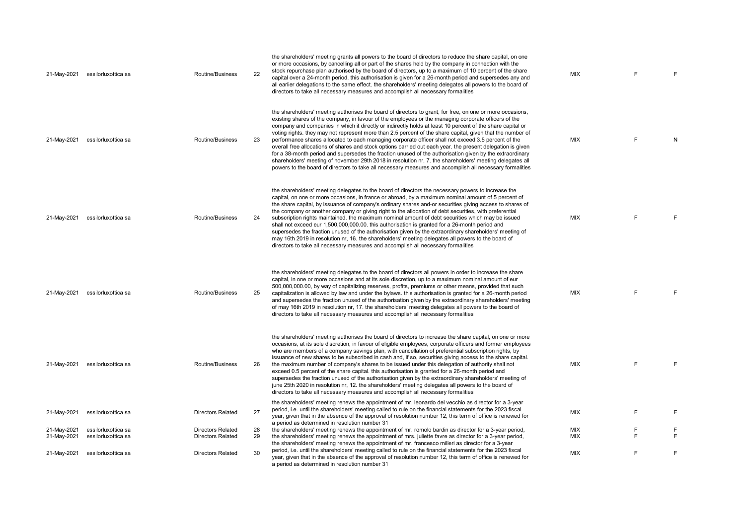| | | | | | | | |
|---|---|---|---|---|---|---|---|
| 21-May-2021 | essilorluxottica sa | Routine/Business | 22 | the shareholders' meeting grants all powers to the board of directors to reduce the share capital, on one or more occasions, by cancelling all or part of the shares held by the company in connection with the stock repurchase plan authorised by the board of directors, up to a maximum of 10 percent of the share capital over a 24-month period. this authorisation is given for a 26-month period and supersedes any and all earlier delegations to the same effect. the shareholders' meeting delegates all powers to the board of directors to take all necessary measures and accomplish all necessary formalities | MIX | F | F |
| 21-May-2021 | essilorluxottica sa | Routine/Business | 23 | the shareholders' meeting authorises the board of directors to grant, for free, on one or more occasions, existing shares of the company, in favour of the employees or the managing corporate officers of the company and companies in which it directly or indirectly holds at least 10 percent of the share capital or voting rights. they may not represent more than 2.5 percent of the share capital, given that the number of performance shares allocated to each managing corporate officer shall not exceed 3.5 percent of the overall free allocations of shares and stock options carried out each year. the present delegation is given for a 38-month period and supersedes the fraction unused of the authorisation given by the extraordinary shareholders' meeting of november 29th 2018 in resolution nr, 7. the shareholders' meeting delegates all powers to the board of directors to take all necessary measures and accomplish all necessary formalities | MIX | F | N |
| 21-May-2021 | essilorluxottica sa | Routine/Business | 24 | the shareholders' meeting delegates to the board of directors the necessary powers to increase the capital, on one or more occasions, in france or abroad, by a maximum nominal amount of 5 percent of the share capital, by issuance of company's ordinary shares and-or securities giving access to shares of the company or another company or giving right to the allocation of debt securities, with preferential subscription rights maintained. the maximum nominal amount of debt securities which may be issued shall not exceed eur 1,500,000,000.00. this authorisation is granted for a 26-month period and supersedes the fraction unused of the authorisation given by the extraordinary shareholders' meeting of may 16th 2019 in resolution nr, 16. the shareholders' meeting delegates all powers to the board of directors to take all necessary measures and accomplish all necessary formalities | MIX | F | F |
| 21-May-2021 | essilorluxottica sa | Routine/Business | 25 | the shareholders' meeting delegates to the board of directors all powers in order to increase the share capital, in one or more occasions and at its sole discretion, up to a maximum nominal amount of eur 500,000,000.00, by way of capitalizing reserves, profits, premiums or other means, provided that such capitalization is allowed by law and under the bylaws. this authorisation is granted for a 26-month period and supersedes the fraction unused of the authorisation given by the extraordinary shareholders' meeting of may 16th 2019 in resolution nr, 17. the shareholders' meeting delegates all powers to the board of directors to take all necessary measures and accomplish all necessary formalities | MIX | F | F |
| 21-May-2021 | essilorluxottica sa | Routine/Business | 26 | the shareholders' meeting authorises the board of directors to increase the share capital, on one or more occasions, at its sole discretion, in favour of eligible employees, corporate officers and former employees who are members of a company savings plan, with cancellation of preferential subscription rights, by issuance of new shares to be subscribed in cash and, if so, securities giving access to the share capital. the maximum number of company's shares to be issued under this delegation of authority shall not exceed 0.5 percent of the share capital. this authorisation is granted for a 26-month period and supersedes the fraction unused of the authorisation given by the extraordinary shareholders' meeting of june 25th 2020 in resolution nr, 12. the shareholders' meeting delegates all powers to the board of directors to take all necessary measures and accomplish all necessary formalities | MIX | F | F |
| 21-May-2021 | essilorluxottica sa | Directors Related | 27 | the shareholders' meeting renews the appointment of mr. leonardo del vecchio as director for a 3-year period, i.e. until the shareholders' meeting called to rule on the financial statements for the 2023 fiscal year, given that in the absence of the approval of resolution number 12, this term of office is renewed for a period as determined in resolution number 31 | MIX | F | F |
| 21-May-2021 | essilorluxottica sa | Directors Related | 28 | the shareholders' meeting renews the appointment of mr. romolo bardin as director for a 3-year period, | MIX | F | F |
| 21-May-2021 | essilorluxottica sa | Directors Related | 29 | the shareholders' meeting renews the appointment of mrs. juliette favre as director for a 3-year period, | MIX | F | F |
| 21-May-2021 | essilorluxottica sa | Directors Related | 30 | the shareholders' meeting renews the appointment of mr. francesco milleri as director for a 3-year period, i.e. until the shareholders' meeting called to rule on the financial statements for the 2023 fiscal year, given that in the absence of the approval of resolution number 12, this term of office is renewed for a period as determined in resolution number 31 | MIX | F | F |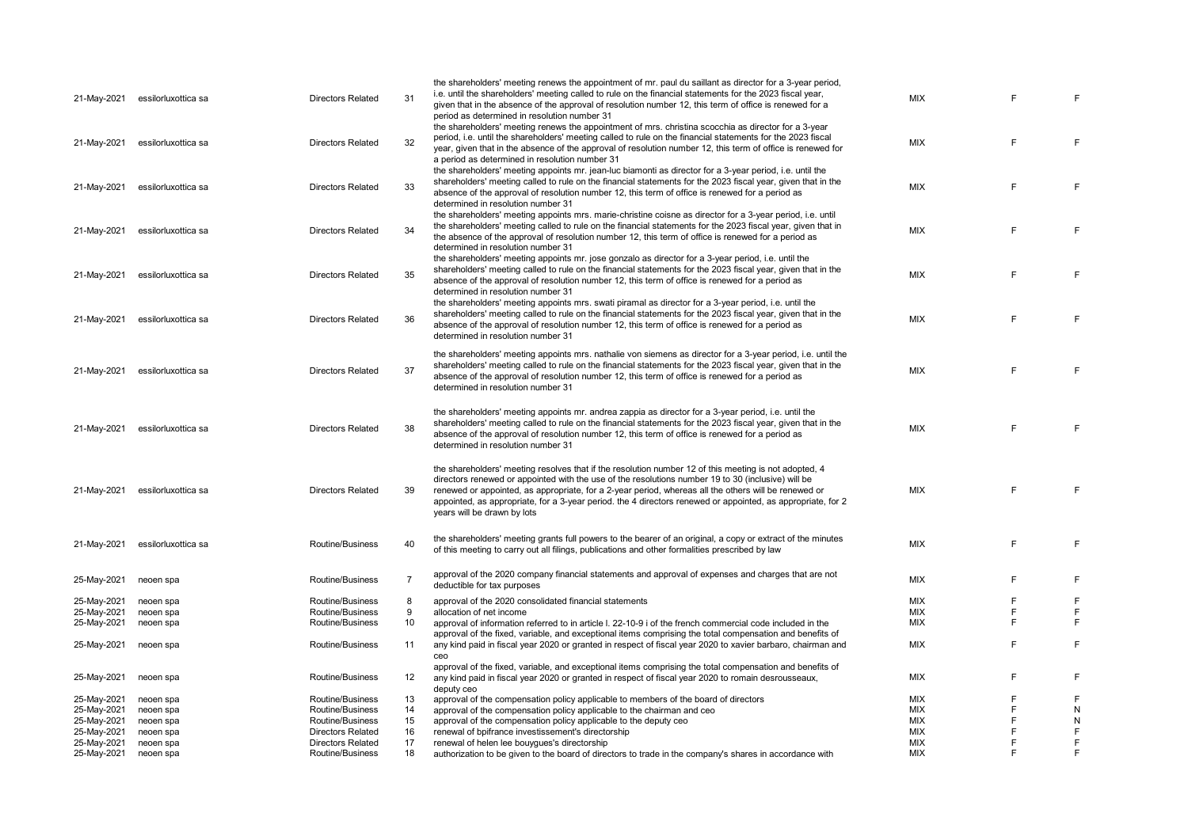| | | | | | | | |
|---|---|---|---|---|---|---|---|
| 21-May-2021 | essilorluxottica sa | Directors Related | 31 | the shareholders' meeting renews the appointment of mr. paul du saillant as director for a 3-year period, i.e. until the shareholders' meeting called to rule on the financial statements for the 2023 fiscal year, given that in the absence of the approval of resolution number 12, this term of office is renewed for a period as determined in resolution number 31 | MIX | F | F |
| 21-May-2021 | essilorluxottica sa | Directors Related | 32 | the shareholders' meeting renews the appointment of mrs. christina scocchia as director for a 3-year period, i.e. until the shareholders' meeting called to rule on the financial statements for the 2023 fiscal year, given that in the absence of the approval of resolution number 12, this term of office is renewed for a period as determined in resolution number 31 | MIX | F | F |
| 21-May-2021 | essilorluxottica sa | Directors Related | 33 | the shareholders' meeting appoints mr. jean-luc biamonti as director for a 3-year period, i.e. until the shareholders' meeting called to rule on the financial statements for the 2023 fiscal year, given that in the absence of the approval of resolution number 12, this term of office is renewed for a period as determined in resolution number 31 | MIX | F | F |
| 21-May-2021 | essilorluxottica sa | Directors Related | 34 | the shareholders' meeting appoints mrs. marie-christine coisne as director for a 3-year period, i.e. until the shareholders' meeting called to rule on the financial statements for the 2023 fiscal year, given that in the absence of the approval of resolution number 12, this term of office is renewed for a period as determined in resolution number 31 | MIX | F | F |
| 21-May-2021 | essilorluxottica sa | Directors Related | 35 | the shareholders' meeting appoints mr. jose gonzalo as director for a 3-year period, i.e. until the shareholders' meeting called to rule on the financial statements for the 2023 fiscal year, given that in the absence of the approval of resolution number 12, this term of office is renewed for a period as determined in resolution number 31 | MIX | F | F |
| 21-May-2021 | essilorluxottica sa | Directors Related | 36 | the shareholders' meeting appoints mrs. swati piramal as director for a 3-year period, i.e. until the shareholders' meeting called to rule on the financial statements for the 2023 fiscal year, given that in the absence of the approval of resolution number 12, this term of office is renewed for a period as determined in resolution number 31 | MIX | F | F |
| 21-May-2021 | essilorluxottica sa | Directors Related | 37 | the shareholders' meeting appoints mrs. nathalie von siemens as director for a 3-year period, i.e. until the shareholders' meeting called to rule on the financial statements for the 2023 fiscal year, given that in the absence of the approval of resolution number 12, this term of office is renewed for a period as determined in resolution number 31 | MIX | F | F |
| 21-May-2021 | essilorluxottica sa | Directors Related | 38 | the shareholders' meeting appoints mr. andrea zappia as director for a 3-year period, i.e. until the shareholders' meeting called to rule on the financial statements for the 2023 fiscal year, given that in the absence of the approval of resolution number 12, this term of office is renewed for a period as determined in resolution number 31 | MIX | F | F |
| 21-May-2021 | essilorluxottica sa | Directors Related | 39 | the shareholders' meeting resolves that if the resolution number 12 of this meeting is not adopted, 4 directors renewed or appointed with the use of the resolutions number 19 to 30 (inclusive) will be renewed or appointed, as appropriate, for a 2-year period, whereas all the others will be renewed or appointed, as appropriate, for a 3-year period. the 4 directors renewed or appointed, as appropriate, for 2 years will be drawn by lots | MIX | F | F |
| 21-May-2021 | essilorluxottica sa | Routine/Business | 40 | the shareholders' meeting grants full powers to the bearer of an original, a copy or extract of the minutes of this meeting to carry out all filings, publications and other formalities prescribed by law | MIX | F | F |
| 25-May-2021 | neoen spa | Routine/Business | 7 | approval of the 2020 company financial statements and approval of expenses and charges that are not deductible for tax purposes | MIX | F | F |
| 25-May-2021 | neoen spa | Routine/Business | 8 | approval of the 2020 consolidated financial statements | MIX | F | F |
| 25-May-2021 | neoen spa | Routine/Business | 9 | allocation of net income | MIX | F | F |
| 25-May-2021 | neoen spa | Routine/Business | 10 | approval of information referred to in article l. 22-10-9 i of the french commercial code included in the | MIX | F | F |
| 25-May-2021 | neoen spa | Routine/Business | 11 | approval of the fixed, variable, and exceptional items comprising the total compensation and benefits of any kind paid in fiscal year 2020 or granted in respect of fiscal year 2020 to xavier barbaro, chairman and ceo | MIX | F | F |
| 25-May-2021 | neoen spa | Routine/Business | 12 | approval of the fixed, variable, and exceptional items comprising the total compensation and benefits of any kind paid in fiscal year 2020 or granted in respect of fiscal year 2020 to romain desrousseaux, deputy ceo | MIX | F | F |
| 25-May-2021 | neoen spa | Routine/Business | 13 | approval of the compensation policy applicable to members of the board of directors | MIX | F | F |
| 25-May-2021 | neoen spa | Routine/Business | 14 | approval of the compensation policy applicable to the chairman and ceo | MIX | F | N |
| 25-May-2021 | neoen spa | Routine/Business | 15 | approval of the compensation policy applicable to the deputy ceo | MIX | F | N |
| 25-May-2021 | neoen spa | Directors Related | 16 | renewal of bpifrance investissement's directorship | MIX | F | F |
| 25-May-2021 | neoen spa | Directors Related | 17 | renewal of helen lee bouygues's directorship | MIX | F | F |
| 25-May-2021 | neoen spa | Routine/Business | 18 | authorization to be given to the board of directors to trade in the company's shares in accordance with | MIX | F | F |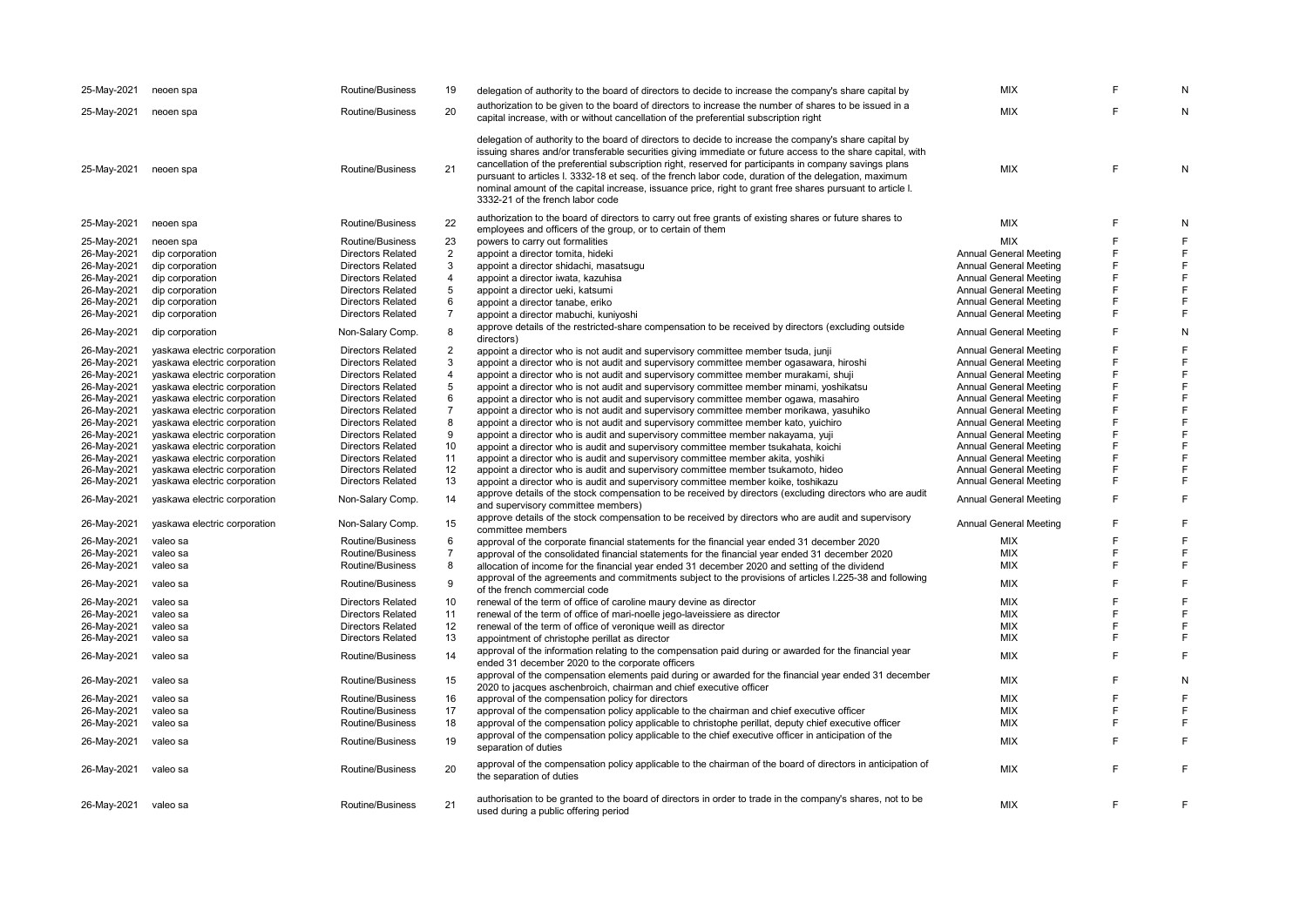| | | | | | | | |
|---|---|---|---|---|---|---|---|
| 25-May-2021 | neoen spa | Routine/Business | 19 | delegation of authority to the board of directors to decide to increase the company's share capital by | MIX | F | N |
| 25-May-2021 | neoen spa | Routine/Business | 20 | authorization to be given to the board of directors to increase the number of shares to be issued in a capital increase, with or without cancellation of the preferential subscription right | MIX | F | N |
| 25-May-2021 | neoen spa | Routine/Business | 21 | delegation of authority to the board of directors to decide to increase the company's share capital by issuing shares and/or transferable securities giving immediate or future access to the share capital, with cancellation of the preferential subscription right, reserved for participants in company savings plans pursuant to articles l. 3332-18 et seq. of the french labor code, duration of the delegation, maximum nominal amount of the capital increase, issuance price, right to grant free shares pursuant to article l. 3332-21 of the french labor code | MIX | F | N |
| 25-May-2021 | neoen spa | Routine/Business | 22 | authorization to the board of directors to carry out free grants of existing shares or future shares to employees and officers of the group, or to certain of them | MIX | F | N |
| 25-May-2021 | neoen spa | Routine/Business | 23 | powers to carry out formalities | MIX | F | F |
| 26-May-2021 | dip corporation | Directors Related | 2 | appoint a director tomita, hideki | Annual General Meeting | F | F |
| 26-May-2021 | dip corporation | Directors Related | 3 | appoint a director shidachi, masatsugu | Annual General Meeting | F | F |
| 26-May-2021 | dip corporation | Directors Related | 4 | appoint a director iwata, kazuhisa | Annual General Meeting | F | F |
| 26-May-2021 | dip corporation | Directors Related | 5 | appoint a director ueki, katsumi | Annual General Meeting | F | F |
| 26-May-2021 | dip corporation | Directors Related | 6 | appoint a director tanabe, eriko | Annual General Meeting | F | F |
| 26-May-2021 | dip corporation | Directors Related | 7 | appoint a director mabuchi, kuniyoshi | Annual General Meeting | F | F |
| 26-May-2021 | dip corporation | Non-Salary Comp. | 8 | approve details of the restricted-share compensation to be received by directors (excluding outside directors) | Annual General Meeting | F | N |
| 26-May-2021 | yaskawa electric corporation | Directors Related | 2 | appoint a director who is not audit and supervisory committee member tsuda, junji | Annual General Meeting | F | F |
| 26-May-2021 | yaskawa electric corporation | Directors Related | 3 | appoint a director who is not audit and supervisory committee member ogasawara, hiroshi | Annual General Meeting | F | F |
| 26-May-2021 | yaskawa electric corporation | Directors Related | 4 | appoint a director who is not audit and supervisory committee member murakami, shuji | Annual General Meeting | F | F |
| 26-May-2021 | yaskawa electric corporation | Directors Related | 5 | appoint a director who is not audit and supervisory committee member minami, yoshikatsu | Annual General Meeting | F | F |
| 26-May-2021 | yaskawa electric corporation | Directors Related | 6 | appoint a director who is not audit and supervisory committee member ogawa, masahiro | Annual General Meeting | F | F |
| 26-May-2021 | yaskawa electric corporation | Directors Related | 7 | appoint a director who is not audit and supervisory committee member morikawa, yasuhiko | Annual General Meeting | F | F |
| 26-May-2021 | yaskawa electric corporation | Directors Related | 8 | appoint a director who is not audit and supervisory committee member kato, yuichiro | Annual General Meeting | F | F |
| 26-May-2021 | yaskawa electric corporation | Directors Related | 9 | appoint a director who is audit and supervisory committee member nakayama, yuji | Annual General Meeting | F | F |
| 26-May-2021 | yaskawa electric corporation | Directors Related | 10 | appoint a director who is audit and supervisory committee member tsukahata, koichi | Annual General Meeting | F | F |
| 26-May-2021 | yaskawa electric corporation | Directors Related | 11 | appoint a director who is audit and supervisory committee member akita, yoshiki | Annual General Meeting | F | F |
| 26-May-2021 | yaskawa electric corporation | Directors Related | 12 | appoint a director who is audit and supervisory committee member tsukamoto, hideo | Annual General Meeting | F | F |
| 26-May-2021 | yaskawa electric corporation | Directors Related | 13 | appoint a director who is audit and supervisory committee member koike, toshikazu | Annual General Meeting | F | F |
| 26-May-2021 | yaskawa electric corporation | Non-Salary Comp. | 14 | approve details of the stock compensation to be received by directors (excluding directors who are audit and supervisory committee members) | Annual General Meeting | F | F |
| 26-May-2021 | yaskawa electric corporation | Non-Salary Comp. | 15 | approve details of the stock compensation to be received by directors who are audit and supervisory committee members | Annual General Meeting | F | F |
| 26-May-2021 | valeo sa | Routine/Business | 6 | approval of the corporate financial statements for the financial year ended 31 december 2020 | MIX | F | F |
| 26-May-2021 | valeo sa | Routine/Business | 7 | approval of the consolidated financial statements for the financial year ended 31 december 2020 | MIX | F | F |
| 26-May-2021 | valeo sa | Routine/Business | 8 | allocation of income for the financial year ended 31 december 2020 and setting of the dividend | MIX | F | F |
| 26-May-2021 | valeo sa | Routine/Business | 9 | approval of the agreements and commitments subject to the provisions of articles l.225-38 and following of the french commercial code | MIX | F | F |
| 26-May-2021 | valeo sa | Directors Related | 10 | renewal of the term of office of caroline maury devine as director | MIX | F | F |
| 26-May-2021 | valeo sa | Directors Related | 11 | renewal of the term of office of mari-noelle jego-laveissiere as director | MIX | F | F |
| 26-May-2021 | valeo sa | Directors Related | 12 | renewal of the term of office of veronique weill as director | MIX | F | F |
| 26-May-2021 | valeo sa | Directors Related | 13 | appointment of christophe perillat as director | MIX | F | F |
| 26-May-2021 | valeo sa | Routine/Business | 14 | approval of the information relating to the compensation paid during or awarded for the financial year ended 31 december 2020 to the corporate officers | MIX | F | F |
| 26-May-2021 | valeo sa | Routine/Business | 15 | approval of the compensation elements paid during or awarded for the financial year ended 31 december 2020 to jacques aschenbroich, chairman and chief executive officer | MIX | F | N |
| 26-May-2021 | valeo sa | Routine/Business | 16 | approval of the compensation policy for directors | MIX | F | F |
| 26-May-2021 | valeo sa | Routine/Business | 17 | approval of the compensation policy applicable to the chairman and chief executive officer | MIX | F | F |
| 26-May-2021 | valeo sa | Routine/Business | 18 | approval of the compensation policy applicable to christophe perillat, deputy chief executive officer | MIX | F | F |
| 26-May-2021 | valeo sa | Routine/Business | 19 | approval of the compensation policy applicable to the chief executive officer in anticipation of the separation of duties | MIX | F | F |
| 26-May-2021 | valeo sa | Routine/Business | 20 | approval of the compensation policy applicable to the chairman of the board of directors in anticipation of the separation of duties | MIX | F | F |
| 26-May-2021 | valeo sa | Routine/Business | 21 | authorisation to be granted to the board of directors in order to trade in the company's shares, not to be used during a public offering period | MIX | F | F |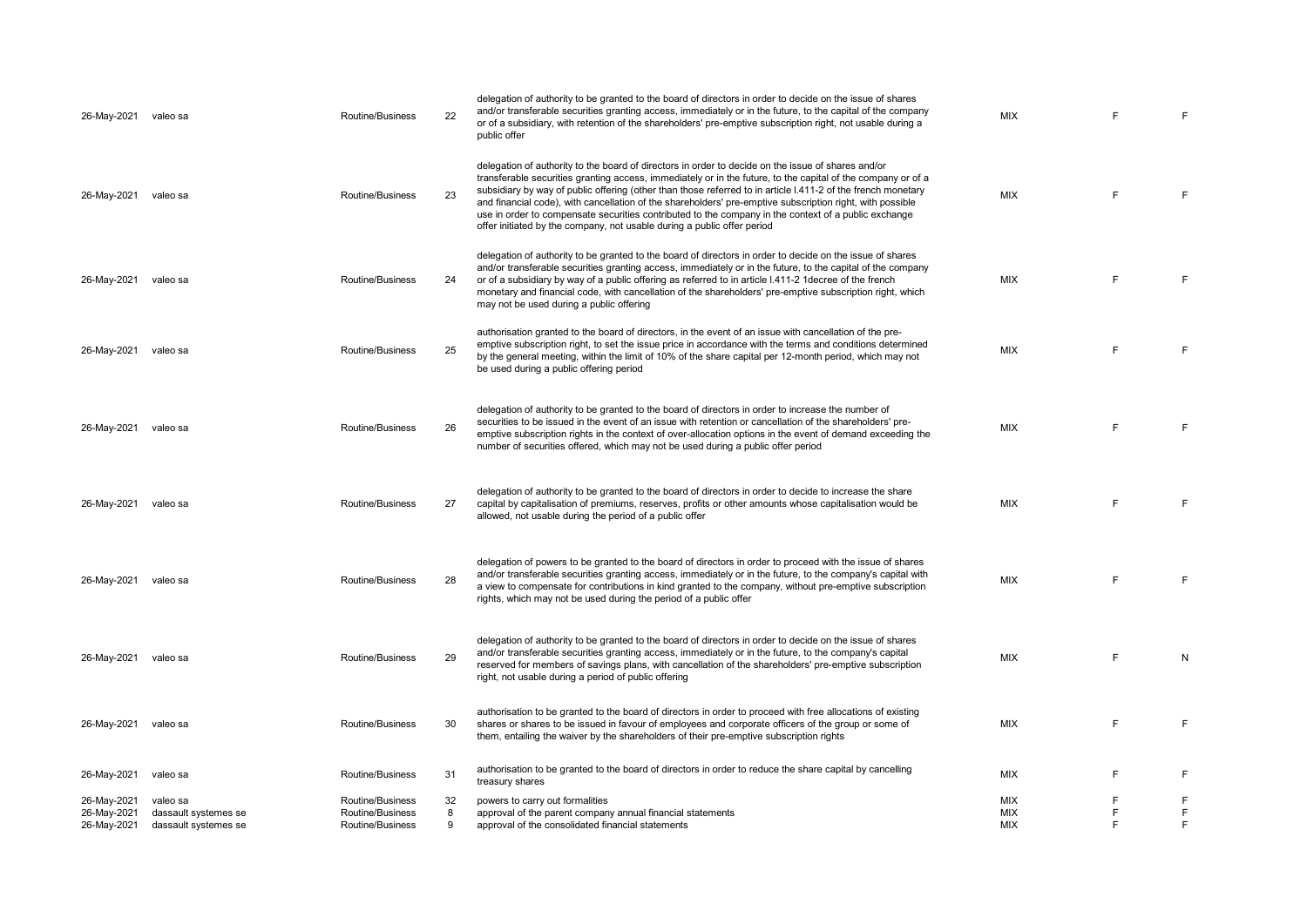| | | | | | | | |
|---|---|---|---|---|---|---|---|
| 26-May-2021 | valeo sa | Routine/Business | 22 | delegation of authority to be granted to the board of directors in order to decide on the issue of shares and/or transferable securities granting access, immediately or in the future, to the capital of the company or of a subsidiary, with retention of the shareholders' pre-emptive subscription right, not usable during a public offer | MIX | F | F |
| 26-May-2021 | valeo sa | Routine/Business | 23 | delegation of authority to the board of directors in order to decide on the issue of shares and/or transferable securities granting access, immediately or in the future, to the capital of the company or of a subsidiary by way of public offering (other than those referred to in article l.411-2 of the french monetary and financial code), with cancellation of the shareholders' pre-emptive subscription right, with possible use in order to compensate securities contributed to the company in the context of a public exchange offer initiated by the company, not usable during a public offer period | MIX | F | F |
| 26-May-2021 | valeo sa | Routine/Business | 24 | delegation of authority to be granted to the board of directors in order to decide on the issue of shares and/or transferable securities granting access, immediately or in the future, to the capital of the company or of a subsidiary by way of a public offering as referred to in article l.411-2 1decree of the french monetary and financial code, with cancellation of the shareholders' pre-emptive subscription right, which may not be used during a public offering | MIX | F | F |
| 26-May-2021 | valeo sa | Routine/Business | 25 | authorisation granted to the board of directors, in the event of an issue with cancellation of the pre-emptive subscription right, to set the issue price in accordance with the terms and conditions determined by the general meeting, within the limit of 10% of the share capital per 12-month period, which may not be used during a public offering period | MIX | F | F |
| 26-May-2021 | valeo sa | Routine/Business | 26 | delegation of authority to be granted to the board of directors in order to increase the number of securities to be issued in the event of an issue with retention or cancellation of the shareholders' pre-emptive subscription rights in the context of over-allocation options in the event of demand exceeding the number of securities offered, which may not be used during a public offer period | MIX | F | F |
| 26-May-2021 | valeo sa | Routine/Business | 27 | delegation of authority to be granted to the board of directors in order to decide to increase the share capital by capitalisation of premiums, reserves, profits or other amounts whose capitalisation would be allowed, not usable during the period of a public offer | MIX | F | F |
| 26-May-2021 | valeo sa | Routine/Business | 28 | delegation of powers to be granted to the board of directors in order to proceed with the issue of shares and/or transferable securities granting access, immediately or in the future, to the company's capital with a view to compensate for contributions in kind granted to the company, without pre-emptive subscription rights, which may not be used during the period of a public offer | MIX | F | F |
| 26-May-2021 | valeo sa | Routine/Business | 29 | delegation of authority to be granted to the board of directors in order to decide on the issue of shares and/or transferable securities granting access, immediately or in the future, to the company's capital reserved for members of savings plans, with cancellation of the shareholders' pre-emptive subscription right, not usable during a period of public offering | MIX | F | N |
| 26-May-2021 | valeo sa | Routine/Business | 30 | authorisation to be granted to the board of directors in order to proceed with free allocations of existing shares or shares to be issued in favour of employees and corporate officers of the group or some of them, entailing the waiver by the shareholders of their pre-emptive subscription rights | MIX | F | F |
| 26-May-2021 | valeo sa | Routine/Business | 31 | authorisation to be granted to the board of directors in order to reduce the share capital by cancelling treasury shares | MIX | F | F |
| 26-May-2021 | valeo sa | Routine/Business | 32 | powers to carry out formalities | MIX | F | F |
| 26-May-2021 | dassault systemes se | Routine/Business | 8 | approval of the parent company annual financial statements | MIX | F | F |
| 26-May-2021 | dassault systemes se | Routine/Business | 9 | approval of the consolidated financial statements | MIX | F | F |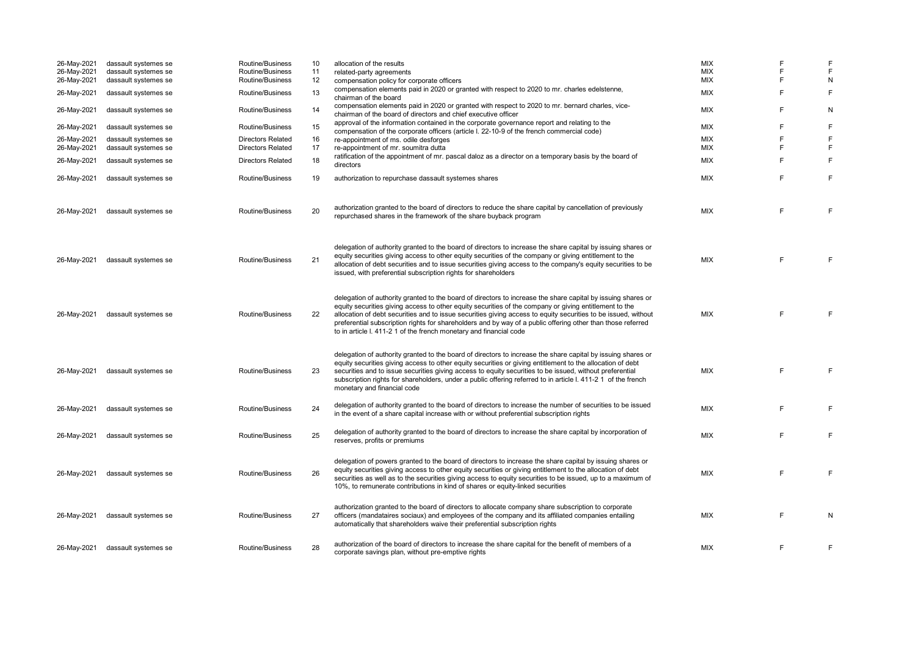| | | | | | | | |
|---|---|---|---|---|---|---|---|
| 26-May-2021 | dassault systemes se | Routine/Business | 10 | allocation of the results | MIX | F | F |
| 26-May-2021 | dassault systemes se | Routine/Business | 11 | related-party agreements | MIX | F | F |
| 26-May-2021 | dassault systemes se | Routine/Business | 12 | compensation policy for corporate officers | MIX | F | N |
| 26-May-2021 | dassault systemes se | Routine/Business | 13 | compensation elements paid in 2020 or granted with respect to 2020 to mr. charles edelstenne, chairman of the board | MIX | F | F |
| 26-May-2021 | dassault systemes se | Routine/Business | 14 | compensation elements paid in 2020 or granted with respect to 2020 to mr. bernard charles, vice-chairman of the board of directors and chief executive officer | MIX | F | N |
| 26-May-2021 | dassault systemes se | Routine/Business | 15 | approval of the information contained in the corporate governance report and relating to the compensation of the corporate officers (article l. 22-10-9 of the french commercial code) | MIX | F | F |
| 26-May-2021 | dassault systemes se | Directors Related | 16 | re-appointment of ms. odile desforges | MIX | F | F |
| 26-May-2021 | dassault systemes se | Directors Related | 17 | re-appointment of mr. soumitra dutta | MIX | F | F |
| 26-May-2021 | dassault systemes se | Directors Related | 18 | ratification of the appointment of mr. pascal daloz as a director on a temporary basis by the board of directors | MIX | F | F |
| 26-May-2021 | dassault systemes se | Routine/Business | 19 | authorization to repurchase dassault systemes shares | MIX | F | F |
| 26-May-2021 | dassault systemes se | Routine/Business | 20 | authorization granted to the board of directors to reduce the share capital by cancellation of previously repurchased shares in the framework of the share buyback program | MIX | F | F |
| 26-May-2021 | dassault systemes se | Routine/Business | 21 | delegation of authority granted to the board of directors to increase the share capital by issuing shares or equity securities giving access to other equity securities of the company or giving entitlement to the allocation of debt securities and to issue securities giving access to the company's equity securities to be issued, with preferential subscription rights for shareholders | MIX | F | F |
| 26-May-2021 | dassault systemes se | Routine/Business | 22 | delegation of authority granted to the board of directors to increase the share capital by issuing shares or equity securities giving access to other equity securities of the company or giving entitlement to the allocation of debt securities and to issue securities giving access to equity securities to be issued, without preferential subscription rights for shareholders and by way of a public offering other than those referred to in article l. 411-2 1 of the french monetary and financial code | MIX | F | F |
| 26-May-2021 | dassault systemes se | Routine/Business | 23 | delegation of authority granted to the board of directors to increase the share capital by issuing shares or equity securities giving access to other equity securities or giving entitlement to the allocation of debt securities and to issue securities giving access to equity securities to be issued, without preferential subscription rights for shareholders, under a public offering referred to in article l. 411-2 1 of the french monetary and financial code | MIX | F | F |
| 26-May-2021 | dassault systemes se | Routine/Business | 24 | delegation of authority granted to the board of directors to increase the number of securities to be issued in the event of a share capital increase with or without preferential subscription rights | MIX | F | F |
| 26-May-2021 | dassault systemes se | Routine/Business | 25 | delegation of authority granted to the board of directors to increase the share capital by incorporation of reserves, profits or premiums | MIX | F | F |
| 26-May-2021 | dassault systemes se | Routine/Business | 26 | delegation of powers granted to the board of directors to increase the share capital by issuing shares or equity securities giving access to other equity securities or giving entitlement to the allocation of debt securities as well as to the securities giving access to equity securities to be issued, up to a maximum of 10%, to remunerate contributions in kind of shares or equity-linked securities | MIX | F | F |
| 26-May-2021 | dassault systemes se | Routine/Business | 27 | authorization granted to the board of directors to allocate company share subscription to corporate officers (mandataires sociaux) and employees of the company and its affiliated companies entailing automatically that shareholders waive their preferential subscription rights | MIX | F | N |
| 26-May-2021 | dassault systemes se | Routine/Business | 28 | authorization of the board of directors to increase the share capital for the benefit of members of a corporate savings plan, without pre-emptive rights | MIX | F | F |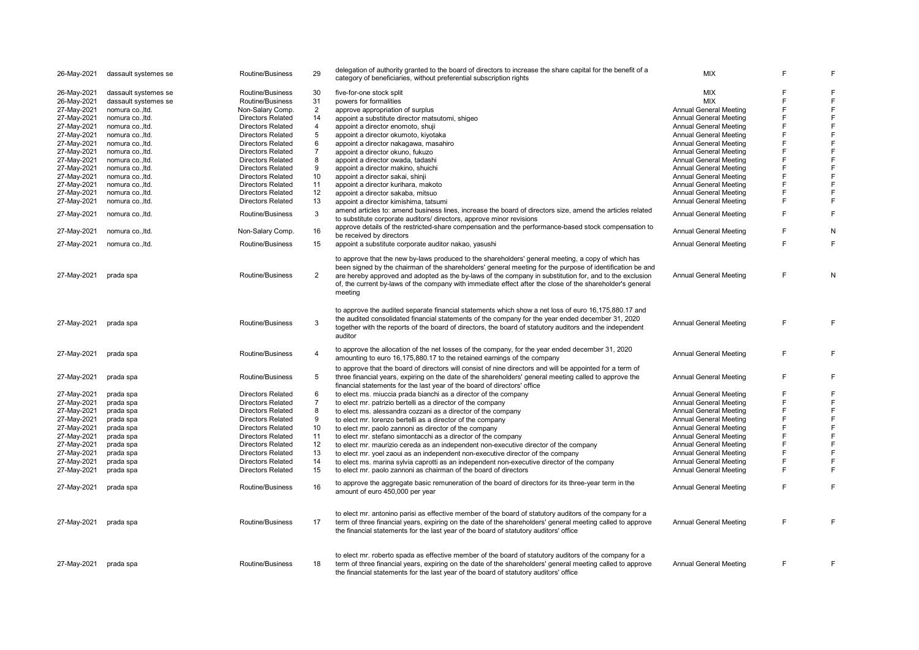| | | | | | | | |
|---|---|---|---|---|---|---|---|
| 26-May-2021 | dassault systemes se | Routine/Business | 29 | delegation of authority granted to the board of directors to increase the share capital for the benefit of a category of beneficiaries, without preferential subscription rights | MIX | F | F |
| 26-May-2021 | dassault systemes se | Routine/Business | 30 | five-for-one stock split | MIX | F | F |
| 26-May-2021 | dassault systemes se | Routine/Business | 31 | powers for formalities | MIX | F | F |
| 27-May-2021 | nomura co.,ltd. | Non-Salary Comp. | 2 | approve appropriation of surplus | Annual General Meeting | F | F |
| 27-May-2021 | nomura co.,ltd. | Directors Related | 14 | appoint a substitute director matsutomi, shigeo | Annual General Meeting | F | F |
| 27-May-2021 | nomura co.,ltd. | Directors Related | 4 | appoint a director enomoto, shuji | Annual General Meeting | F | F |
| 27-May-2021 | nomura co.,ltd. | Directors Related | 5 | appoint a director okumoto, kiyotaka | Annual General Meeting | F | F |
| 27-May-2021 | nomura co.,ltd. | Directors Related | 6 | appoint a director nakagawa, masahiro | Annual General Meeting | F | F |
| 27-May-2021 | nomura co.,ltd. | Directors Related | 7 | appoint a director okuno, fukuzo | Annual General Meeting | F | F |
| 27-May-2021 | nomura co.,ltd. | Directors Related | 8 | appoint a director owada, tadashi | Annual General Meeting | F | F |
| 27-May-2021 | nomura co.,ltd. | Directors Related | 9 | appoint a director makino, shuichi | Annual General Meeting | F | F |
| 27-May-2021 | nomura co.,ltd. | Directors Related | 10 | appoint a director sakai, shinji | Annual General Meeting | F | F |
| 27-May-2021 | nomura co.,ltd. | Directors Related | 11 | appoint a director kurihara, makoto | Annual General Meeting | F | F |
| 27-May-2021 | nomura co.,ltd. | Directors Related | 12 | appoint a director sakaba, mitsuo | Annual General Meeting | F | F |
| 27-May-2021 | nomura co.,ltd. | Directors Related | 13 | appoint a director kimishima, tatsumi | Annual General Meeting | F | F |
| 27-May-2021 | nomura co.,ltd. | Routine/Business | 3 | amend articles to: amend business lines, increase the board of directors size, amend the articles related to substitute corporate auditors/ directors, approve minor revisions | Annual General Meeting | F | F |
| 27-May-2021 | nomura co.,ltd. | Non-Salary Comp. | 16 | approve details of the restricted-share compensation and the performance-based stock compensation to be received by directors | Annual General Meeting | F | N |
| 27-May-2021 | nomura co.,ltd. | Routine/Business | 15 | appoint a substitute corporate auditor nakao, yasushi | Annual General Meeting | F | F |
| 27-May-2021 | prada spa | Routine/Business | 2 | to approve that the new by-laws produced to the shareholders' general meeting, a copy of which has been signed by the chairman of the shareholders' general meeting for the purpose of identification be and are hereby approved and adopted as the by-laws of the company in substitution for, and to the exclusion of, the current by-laws of the company with immediate effect after the close of the shareholder's general meeting | Annual General Meeting | F | N |
| 27-May-2021 | prada spa | Routine/Business | 3 | to approve the audited separate financial statements which show a net loss of euro 16,175,880.17 and the audited consolidated financial statements of the company for the year ended december 31, 2020 together with the reports of the board of directors, the board of statutory auditors and the independent auditor | Annual General Meeting | F | F |
| 27-May-2021 | prada spa | Routine/Business | 4 | to approve the allocation of the net losses of the company, for the year ended december 31, 2020 amounting to euro 16,175,880.17 to the retained earnings of the company | Annual General Meeting | F | F |
| 27-May-2021 | prada spa | Routine/Business | 5 | to approve that the board of directors will consist of nine directors and will be appointed for a term of three financial years, expiring on the date of the shareholders' general meeting called to approve the financial statements for the last year of the board of directors' office | Annual General Meeting | F | F |
| 27-May-2021 | prada spa | Directors Related | 6 | to elect ms. miuccia prada bianchi as a director of the company | Annual General Meeting | F | F |
| 27-May-2021 | prada spa | Directors Related | 7 | to elect mr. patrizio bertelli as a director of the company | Annual General Meeting | F | F |
| 27-May-2021 | prada spa | Directors Related | 8 | to elect ms. alessandra cozzani as a director of the company | Annual General Meeting | F | F |
| 27-May-2021 | prada spa | Directors Related | 9 | to elect mr. lorenzo bertelli as a director of the company | Annual General Meeting | F | F |
| 27-May-2021 | prada spa | Directors Related | 10 | to elect mr. paolo zannoni as director of the company | Annual General Meeting | F | F |
| 27-May-2021 | prada spa | Directors Related | 11 | to elect mr. stefano simontacchi as a director of the company | Annual General Meeting | F | F |
| 27-May-2021 | prada spa | Directors Related | 12 | to elect mr. maurizio cereda as an independent non-executive director of the company | Annual General Meeting | F | F |
| 27-May-2021 | prada spa | Directors Related | 13 | to elect mr. yoel zaoui as an independent non-executive director of the company | Annual General Meeting | F | F |
| 27-May-2021 | prada spa | Directors Related | 14 | to elect ms. marina sylvia caprotti as an independent non-executive director of the company | Annual General Meeting | F | F |
| 27-May-2021 | prada spa | Directors Related | 15 | to elect mr. paolo zannoni as chairman of the board of directors | Annual General Meeting | F | F |
| 27-May-2021 | prada spa | Routine/Business | 16 | to approve the aggregate basic remuneration of the board of directors for its three-year term in the amount of euro 450,000 per year | Annual General Meeting | F | F |
| 27-May-2021 | prada spa | Routine/Business | 17 | to elect mr. antonino parisi as effective member of the board of statutory auditors of the company for a term of three financial years, expiring on the date of the shareholders' general meeting called to approve the financial statements for the last year of the board of statutory auditors' office | Annual General Meeting | F | F |
| 27-May-2021 | prada spa | Routine/Business | 18 | to elect mr. roberto spada as effective member of the board of statutory auditors of the company for a term of three financial years, expiring on the date of the shareholders' general meeting called to approve the financial statements for the last year of the board of statutory auditors' office | Annual General Meeting | F | F |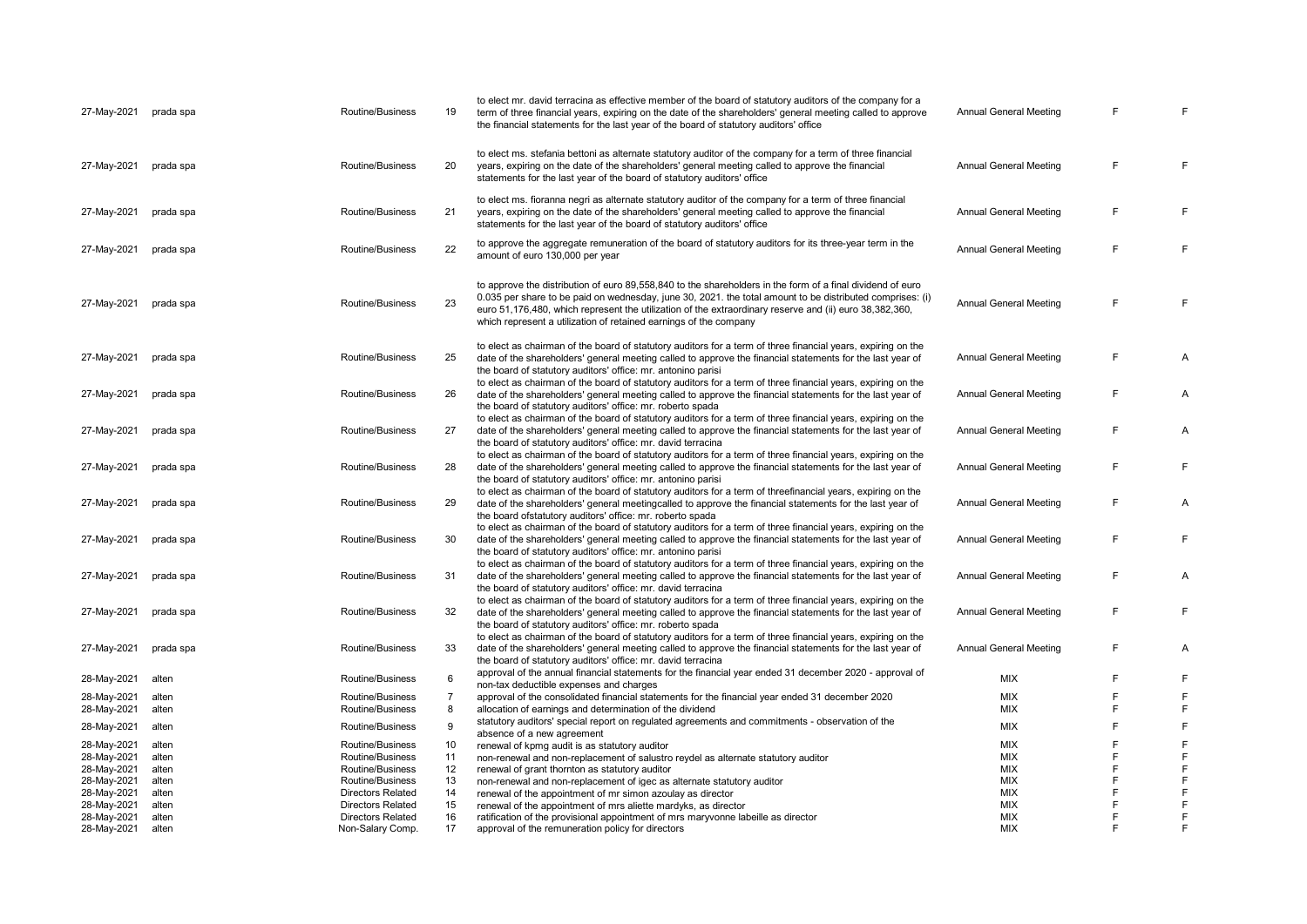| | | | | | | | |
|---|---|---|---|---|---|---|---|
| 27-May-2021 | prada spa | Routine/Business | 19 | to elect mr. david terracina as effective member of the board of statutory auditors of the company for a term of three financial years, expiring on the date of the shareholders' general meeting called to approve the financial statements for the last year of the board of statutory auditors' office | Annual General Meeting | F | F |
| 27-May-2021 | prada spa | Routine/Business | 20 | to elect ms. stefania bettoni as alternate statutory auditor of the company for a term of three financial years, expiring on the date of the shareholders' general meeting called to approve the financial statements for the last year of the board of statutory auditors' office | Annual General Meeting | F | F |
| 27-May-2021 | prada spa | Routine/Business | 21 | to elect ms. fioranna negri as alternate statutory auditor of the company for a term of three financial years, expiring on the date of the shareholders' general meeting called to approve the financial statements for the last year of the board of statutory auditors' office | Annual General Meeting | F | F |
| 27-May-2021 | prada spa | Routine/Business | 22 | to approve the aggregate remuneration of the board of statutory auditors for its three-year term in the amount of euro 130,000 per year | Annual General Meeting | F | F |
| 27-May-2021 | prada spa | Routine/Business | 23 | to approve the distribution of euro 89,558,840 to the shareholders in the form of a final dividend of euro 0.035 per share to be paid on wednesday, june 30, 2021. the total amount to be distributed comprises: (i) euro 51,176,480, which represent the utilization of the extraordinary reserve and (ii) euro 38,382,360, which represent a utilization of retained earnings of the company | Annual General Meeting | F | F |
| 27-May-2021 | prada spa | Routine/Business | 25 | to elect as chairman of the board of statutory auditors for a term of three financial years, expiring on the date of the shareholders' general meeting called to approve the financial statements for the last year of the board of statutory auditors' office: mr. antonino parisi | Annual General Meeting | F | A |
| 27-May-2021 | prada spa | Routine/Business | 26 | to elect as chairman of the board of statutory auditors for a term of three financial years, expiring on the date of the shareholders' general meeting called to approve the financial statements for the last year of the board of statutory auditors' office: mr. roberto spada | Annual General Meeting | F | A |
| 27-May-2021 | prada spa | Routine/Business | 27 | to elect as chairman of the board of statutory auditors for a term of three financial years, expiring on the date of the shareholders' general meeting called to approve the financial statements for the last year of the board of statutory auditors' office: mr. david terracina | Annual General Meeting | F | A |
| 27-May-2021 | prada spa | Routine/Business | 28 | to elect as chairman of the board of statutory auditors for a term of three financial years, expiring on the date of the shareholders' general meeting called to approve the financial statements for the last year of the board of statutory auditors' office: mr. antonino parisi | Annual General Meeting | F | F |
| 27-May-2021 | prada spa | Routine/Business | 29 | to elect as chairman of the board of statutory auditors for a term of threefinancial years, expiring on the date of the shareholders' general meetingcalled to approve the financial statements for the last year of the board ofstatutory auditors' office: mr. roberto spada | Annual General Meeting | F | A |
| 27-May-2021 | prada spa | Routine/Business | 30 | to elect as chairman of the board of statutory auditors for a term of three financial years, expiring on the date of the shareholders' general meeting called to approve the financial statements for the last year of the board of statutory auditors' office: mr. antonino parisi | Annual General Meeting | F | F |
| 27-May-2021 | prada spa | Routine/Business | 31 | to elect as chairman of the board of statutory auditors for a term of three financial years, expiring on the date of the shareholders' general meeting called to approve the financial statements for the last year of the board of statutory auditors' office: mr. david terracina | Annual General Meeting | F | A |
| 27-May-2021 | prada spa | Routine/Business | 32 | to elect as chairman of the board of statutory auditors for a term of three financial years, expiring on the date of the shareholders' general meeting called to approve the financial statements for the last year of the board of statutory auditors' office: mr. roberto spada | Annual General Meeting | F | F |
| 27-May-2021 | prada spa | Routine/Business | 33 | to elect as chairman of the board of statutory auditors for a term of three financial years, expiring on the date of the shareholders' general meeting called to approve the financial statements for the last year of the board of statutory auditors' office: mr. david terracina | Annual General Meeting | F | A |
| 28-May-2021 | alten | Routine/Business | 6 | approval of the annual financial statements for the financial year ended 31 december 2020 - approval of non-tax deductible expenses and charges | MIX | F | F |
| 28-May-2021 | alten | Routine/Business | 7 | approval of the consolidated financial statements for the financial year ended 31 december 2020 | MIX | F | F |
| 28-May-2021 | alten | Routine/Business | 8 | allocation of earnings and determination of the dividend | MIX | F | F |
| 28-May-2021 | alten | Routine/Business | 9 | statutory auditors' special report on regulated agreements and commitments - observation of the absence of a new agreement | MIX | F | F |
| 28-May-2021 | alten | Routine/Business | 10 | renewal of kpmg audit is as statutory auditor | MIX | F | F |
| 28-May-2021 | alten | Routine/Business | 11 | non-renewal and non-replacement of salustro reydel as alternate statutory auditor | MIX | F | F |
| 28-May-2021 | alten | Routine/Business | 12 | renewal of grant thornton as statutory auditor | MIX | F | F |
| 28-May-2021 | alten | Routine/Business | 13 | non-renewal and non-replacement of igec as alternate statutory auditor | MIX | F | F |
| 28-May-2021 | alten | Directors Related | 14 | renewal of the appointment of mr simon azoulay as director | MIX | F | F |
| 28-May-2021 | alten | Directors Related | 15 | renewal of the appointment of mrs aliette mardyks, as director | MIX | F | F |
| 28-May-2021 | alten | Directors Related | 16 | ratification of the provisional appointment of mrs maryvonne labeille as director | MIX | F | F |
| 28-May-2021 | alten | Non-Salary Comp. | 17 | approval of the remuneration policy for directors | MIX | F | F |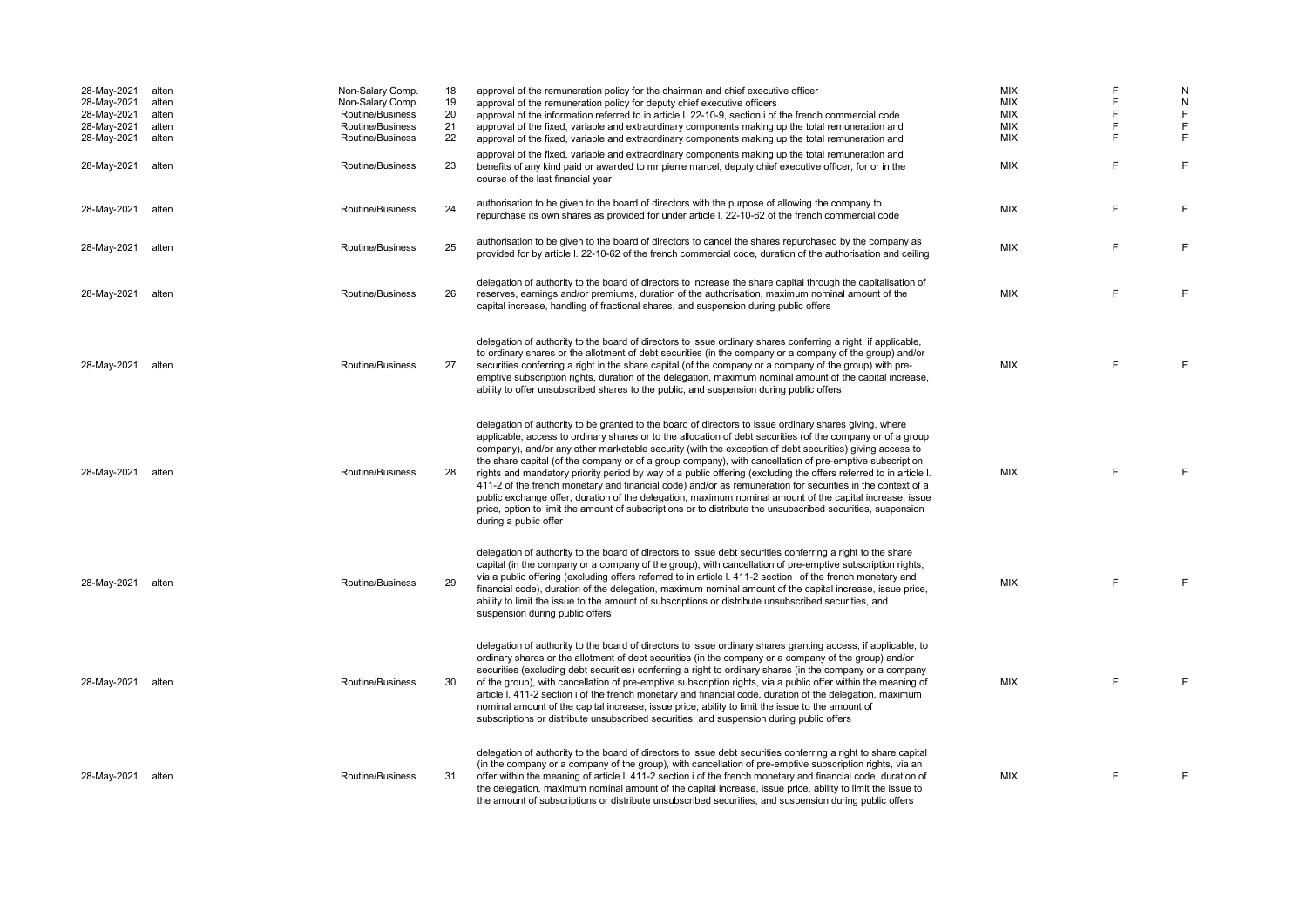| | | | | | | | |
|---|---|---|---|---|---|---|---|
| 28-May-2021 | alten | Non-Salary Comp. | 18 | approval of the remuneration policy for the chairman and chief executive officer | MIX | F | N |
| 28-May-2021 | alten | Non-Salary Comp. | 19 | approval of the remuneration policy for deputy chief executive officers | MIX | F | N |
| 28-May-2021 | alten | Routine/Business | 20 | approval of the information referred to in article l. 22-10-9, section i of the french commercial code | MIX | F | F |
| 28-May-2021 | alten | Routine/Business | 21 | approval of the fixed, variable and extraordinary components making up the total remuneration and | MIX | F | F |
| 28-May-2021 | alten | Routine/Business | 22 | approval of the fixed, variable and extraordinary components making up the total remuneration and | MIX | F | F |
| 28-May-2021 | alten | Routine/Business | 23 | approval of the fixed, variable and extraordinary components making up the total remuneration and benefits of any kind paid or awarded to mr pierre marcel, deputy chief executive officer, for or in the course of the last financial year | MIX | F | F |
| 28-May-2021 | alten | Routine/Business | 24 | authorisation to be given to the board of directors with the purpose of allowing the company to repurchase its own shares as provided for under article l. 22-10-62 of the french commercial code | MIX | F | F |
| 28-May-2021 | alten | Routine/Business | 25 | authorisation to be given to the board of directors to cancel the shares repurchased by the company as provided for by article l. 22-10-62 of the french commercial code, duration of the authorisation and ceiling | MIX | F | F |
| 28-May-2021 | alten | Routine/Business | 26 | delegation of authority to the board of directors to increase the share capital through the capitalisation of reserves, earnings and/or premiums, duration of the authorisation, maximum nominal amount of the capital increase, handling of fractional shares, and suspension during public offers | MIX | F | F |
| 28-May-2021 | alten | Routine/Business | 27 | delegation of authority to the board of directors to issue ordinary shares conferring a right, if applicable, to ordinary shares or the allotment of debt securities (in the company or a company of the group) and/or securities conferring a right in the share capital (of the company or a company of the group) with pre-emptive subscription rights, duration of the delegation, maximum nominal amount of the capital increase, ability to offer unsubscribed shares to the public, and suspension during public offers | MIX | F | F |
| 28-May-2021 | alten | Routine/Business | 28 | delegation of authority to be granted to the board of directors to issue ordinary shares giving, where applicable, access to ordinary shares or to the allocation of debt securities (of the company or of a group company), and/or any other marketable security (with the exception of debt securities) giving access to the share capital (of the company or of a group company), with cancellation of pre-emptive subscription rights and mandatory priority period by way of a public offering (excluding the offers referred to in article l. 411-2 of the french monetary and financial code) and/or as remuneration for securities in the context of a public exchange offer, duration of the delegation, maximum nominal amount of the capital increase, issue price, option to limit the amount of subscriptions or to distribute the unsubscribed securities, suspension during a public offer | MIX | F | F |
| 28-May-2021 | alten | Routine/Business | 29 | delegation of authority to the board of directors to issue debt securities conferring a right to the share capital (in the company or a company of the group), with cancellation of pre-emptive subscription rights, via a public offering (excluding offers referred to in article l. 411-2 section i of the french monetary and financial code), duration of the delegation, maximum nominal amount of the capital increase, issue price, ability to limit the issue to the amount of subscriptions or distribute unsubscribed securities, and suspension during public offers | MIX | F | F |
| 28-May-2021 | alten | Routine/Business | 30 | delegation of authority to the board of directors to issue ordinary shares granting access, if applicable, to ordinary shares or the allotment of debt securities (in the company or a company of the group) and/or securities (excluding debt securities) conferring a right to ordinary shares (in the company or a company of the group), with cancellation of pre-emptive subscription rights, via a public offer within the meaning of article l. 411-2 section i of the french monetary and financial code, duration of the delegation, maximum nominal amount of the capital increase, issue price, ability to limit the issue to the amount of subscriptions or distribute unsubscribed securities, and suspension during public offers | MIX | F | F |
| 28-May-2021 | alten | Routine/Business | 31 | delegation of authority to the board of directors to issue debt securities conferring a right to share capital (in the company or a company of the group), with cancellation of pre-emptive subscription rights, via an offer within the meaning of article l. 411-2 section i of the french monetary and financial code, duration of the delegation, maximum nominal amount of the capital increase, issue price, ability to limit the issue to the amount of subscriptions or distribute unsubscribed securities, and suspension during public offers | MIX | F | F |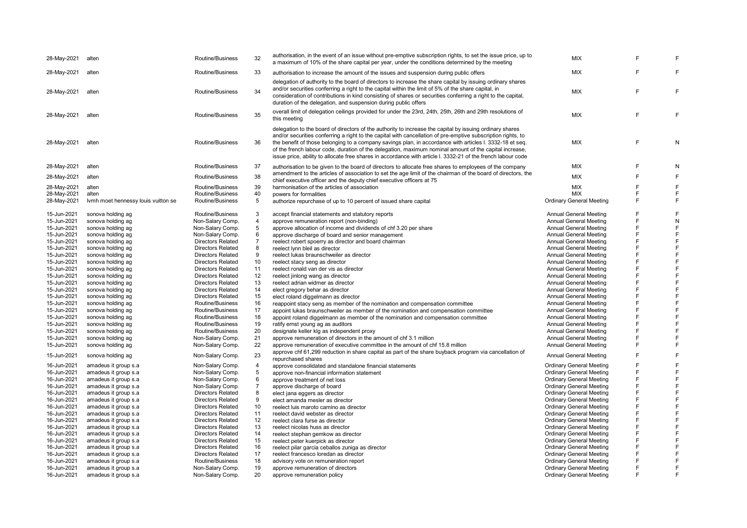| | | | | | | | |
|---|---|---|---|---|---|---|---|
| 28-May-2021 | alten | Routine/Business | 32 | authorisation, in the event of an issue without pre-emptive subscription rights, to set the issue price, up to a maximum of 10% of the share capital per year, under the conditions determined by the meeting | MIX | F | F |
| 28-May-2021 | alten | Routine/Business | 33 | authorisation to increase the amount of the issues and suspension during public offers | MIX | F | F |
| 28-May-2021 | alten | Routine/Business | 34 | delegation of authority to the board of directors to increase the share capital by issuing ordinary shares and/or securities conferring a right to the capital within the limit of 5% of the share capital, in consideration of contributions in kind consisting of shares or securities conferring a right to the capital, duration of the delegation, and suspension during public offers | MIX | F | F |
| 28-May-2021 | alten | Routine/Business | 35 | overall limit of delegation ceilings provided for under the 23rd, 24th, 25th, 26th and 29th resolutions of this meeting | MIX | F | F |
| 28-May-2021 | alten | Routine/Business | 36 | delegation to the board of directors of the authority to increase the capital by issuing ordinary shares and/or securities conferring a right to the capital with cancellation of pre-emptive subscription rights, to the benefit of those belonging to a company savings plan, in accordance with articles l. 3332-18 et seq. of the french labour code, duration of the delegation, maximum nominal amount of the capital increase, issue price, ability to allocate free shares in accordance with article l. 3332-21 of the french labour code | MIX | F | N |
| 28-May-2021 | alten | Routine/Business | 37 | authorisation to be given to the board of directors to allocate free shares to employees of the company | MIX | F | N |
| 28-May-2021 | alten | Routine/Business | 38 | amendment to the articles of association to set the age limit of the chairman of the board of directors, the chief executive officer and the deputy chief executive officers at 75 | MIX | F | F |
| 28-May-2021 | alten | Routine/Business | 39 | harmonisation of the articles of association | MIX | F | F |
| 28-May-2021 | alten | Routine/Business | 40 | powers for formalities | MIX | F | F |
| 28-May-2021 | lvmh moet hennessy louis vuitton se | Routine/Business | 5 | authorize repurchase of up to 10 percent of issued share capital | Ordinary General Meeting | F | F |
| 15-Jun-2021 | sonova holding ag | Routine/Business | 3 | accept financial statements and statutory reports | Annual General Meeting | F | F |
| 15-Jun-2021 | sonova holding ag | Non-Salary Comp. | 4 | approve remuneration report (non-binding) | Annual General Meeting | F | N |
| 15-Jun-2021 | sonova holding ag | Non-Salary Comp. | 5 | approve allocation of income and dividends of chf 3.20 per share | Annual General Meeting | F | F |
| 15-Jun-2021 | sonova holding ag | Non-Salary Comp. | 6 | approve discharge of board and senior management | Annual General Meeting | F | F |
| 15-Jun-2021 | sonova holding ag | Directors Related | 7 | reelect robert spoerry as director and board chairman | Annual General Meeting | F | F |
| 15-Jun-2021 | sonova holding ag | Directors Related | 8 | reelect lynn bleil as director | Annual General Meeting | F | F |
| 15-Jun-2021 | sonova holding ag | Directors Related | 9 | reelect lukas braunschweiler as director | Annual General Meeting | F | F |
| 15-Jun-2021 | sonova holding ag | Directors Related | 10 | reelect stacy seng as director | Annual General Meeting | F | F |
| 15-Jun-2021 | sonova holding ag | Directors Related | 11 | reelect ronald van der vis as director | Annual General Meeting | F | F |
| 15-Jun-2021 | sonova holding ag | Directors Related | 12 | reelect jinlong wang as director | Annual General Meeting | F | F |
| 15-Jun-2021 | sonova holding ag | Directors Related | 13 | reelect adrian widmer as director | Annual General Meeting | F | F |
| 15-Jun-2021 | sonova holding ag | Directors Related | 14 | elect gregory behar as director | Annual General Meeting | F | F |
| 15-Jun-2021 | sonova holding ag | Directors Related | 15 | elect roland diggelmann as director | Annual General Meeting | F | F |
| 15-Jun-2021 | sonova holding ag | Routine/Business | 16 | reappoint stacy seng as member of the nomination and compensation committee | Annual General Meeting | F | F |
| 15-Jun-2021 | sonova holding ag | Routine/Business | 17 | appoint lukas braunschweiler as member of the nomination and compensation committee | Annual General Meeting | F | F |
| 15-Jun-2021 | sonova holding ag | Routine/Business | 18 | appoint roland diggelmann as member of the nomination and compensation committee | Annual General Meeting | F | F |
| 15-Jun-2021 | sonova holding ag | Routine/Business | 19 | ratify ernst young ag as auditors | Annual General Meeting | F | F |
| 15-Jun-2021 | sonova holding ag | Routine/Business | 20 | designate keller klg as independent proxy | Annual General Meeting | F | F |
| 15-Jun-2021 | sonova holding ag | Non-Salary Comp. | 21 | approve remuneration of directors in the amount of chf 3.1 million | Annual General Meeting | F | F |
| 15-Jun-2021 | sonova holding ag | Non-Salary Comp. | 22 | approve remuneration of executive committee in the amount of chf 15.8 million | Annual General Meeting | F | F |
| 15-Jun-2021 | sonova holding ag | Non-Salary Comp. | 23 | approve chf 61,299 reduction in share capital as part of the share buyback program via cancellation of repurchased shares | Annual General Meeting | F | F |
| 16-Jun-2021 | amadeus it group s.a | Non-Salary Comp. | 4 | approve consolidated and standalone financial statements | Ordinary General Meeting | F | F |
| 16-Jun-2021 | amadeus it group s.a | Non-Salary Comp. | 5 | approve non-financial information statement | Ordinary General Meeting | F | F |
| 16-Jun-2021 | amadeus it group s.a | Non-Salary Comp. | 6 | approve treatment of net loss | Ordinary General Meeting | F | F |
| 16-Jun-2021 | amadeus it group s.a | Non-Salary Comp. | 7 | approve discharge of board | Ordinary General Meeting | F | F |
| 16-Jun-2021 | amadeus it group s.a | Directors Related | 8 | elect jana eggers as director | Ordinary General Meeting | F | F |
| 16-Jun-2021 | amadeus it group s.a | Directors Related | 9 | elect amanda mesler as director | Ordinary General Meeting | F | F |
| 16-Jun-2021 | amadeus it group s.a | Directors Related | 10 | reelect luis maroto camino as director | Ordinary General Meeting | F | F |
| 16-Jun-2021 | amadeus it group s.a | Directors Related | 11 | reelect david webster as director | Ordinary General Meeting | F | F |
| 16-Jun-2021 | amadeus it group s.a | Directors Related | 12 | reelect clara furse as director | Ordinary General Meeting | F | F |
| 16-Jun-2021 | amadeus it group s.a | Directors Related | 13 | reelect nicolas huss as director | Ordinary General Meeting | F | F |
| 16-Jun-2021 | amadeus it group s.a | Directors Related | 14 | reelect stephan gemkow as director | Ordinary General Meeting | F | F |
| 16-Jun-2021 | amadeus it group s.a | Directors Related | 15 | reelect peter kuerpick as director | Ordinary General Meeting | F | F |
| 16-Jun-2021 | amadeus it group s.a | Directors Related | 16 | reelect pilar garcia ceballos zuniga as director | Ordinary General Meeting | F | F |
| 16-Jun-2021 | amadeus it group s.a | Directors Related | 17 | reelect francesco loredan as director | Ordinary General Meeting | F | F |
| 16-Jun-2021 | amadeus it group s.a | Routine/Business | 18 | advisory vote on remuneration report | Ordinary General Meeting | F | F |
| 16-Jun-2021 | amadeus it group s.a | Non-Salary Comp. | 19 | approve remuneration of directors | Ordinary General Meeting | F | F |
| 16-Jun-2021 | amadeus it group s.a | Non-Salary Comp. | 20 | approve remuneration policy | Ordinary General Meeting | F | F |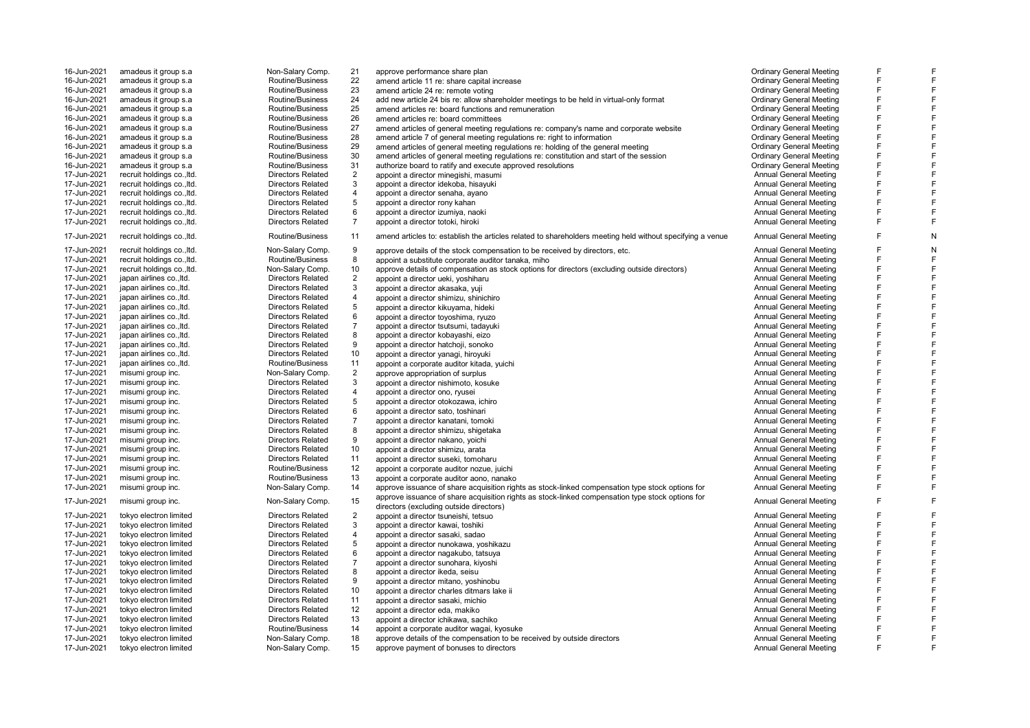| | | | | | | | |
|---|---|---|---|---|---|---|---|
| 16-Jun-2021 | amadeus it group s.a | Non-Salary Comp. | 21 | approve performance share plan | Ordinary General Meeting | F | F |
| 16-Jun-2021 | amadeus it group s.a | Routine/Business | 22 | amend article 11 re: share capital increase | Ordinary General Meeting | F | F |
| 16-Jun-2021 | amadeus it group s.a | Routine/Business | 23 | amend article 24 re: remote voting | Ordinary General Meeting | F | F |
| 16-Jun-2021 | amadeus it group s.a | Routine/Business | 24 | add new article 24 bis re: allow shareholder meetings to be held in virtual-only format | Ordinary General Meeting | F | F |
| 16-Jun-2021 | amadeus it group s.a | Routine/Business | 25 | amend articles re: board functions and remuneration | Ordinary General Meeting | F | F |
| 16-Jun-2021 | amadeus it group s.a | Routine/Business | 26 | amend articles re: board committees | Ordinary General Meeting | F | F |
| 16-Jun-2021 | amadeus it group s.a | Routine/Business | 27 | amend articles of general meeting regulations re: company's name and corporate website | Ordinary General Meeting | F | F |
| 16-Jun-2021 | amadeus it group s.a | Routine/Business | 28 | amend article 7 of general meeting regulations re: right to information | Ordinary General Meeting | F | F |
| 16-Jun-2021 | amadeus it group s.a | Routine/Business | 29 | amend articles of general meeting regulations re: holding of the general meeting | Ordinary General Meeting | F | F |
| 16-Jun-2021 | amadeus it group s.a | Routine/Business | 30 | amend articles of general meeting regulations re: constitution and start of the session | Ordinary General Meeting | F | F |
| 16-Jun-2021 | amadeus it group s.a | Routine/Business | 31 | authorize board to ratify and execute approved resolutions | Ordinary General Meeting | F | F |
| 17-Jun-2021 | recruit holdings co.,ltd. | Directors Related | 2 | appoint a director minegishi, masumi | Annual General Meeting | F | F |
| 17-Jun-2021 | recruit holdings co.,ltd. | Directors Related | 3 | appoint a director idekoba, hisayuki | Annual General Meeting | F | F |
| 17-Jun-2021 | recruit holdings co.,ltd. | Directors Related | 4 | appoint a director senaha, ayano | Annual General Meeting | F | F |
| 17-Jun-2021 | recruit holdings co.,ltd. | Directors Related | 5 | appoint a director rony kahan | Annual General Meeting | F | F |
| 17-Jun-2021 | recruit holdings co.,ltd. | Directors Related | 6 | appoint a director izumiya, naoki | Annual General Meeting | F | F |
| 17-Jun-2021 | recruit holdings co.,ltd. | Directors Related | 7 | appoint a director totoki, hiroki | Annual General Meeting | F | F |
| 17-Jun-2021 | recruit holdings co.,ltd. | Routine/Business | 11 | amend articles to: establish the articles related to shareholders meeting held without specifying a venue | Annual General Meeting | F | N |
| 17-Jun-2021 | recruit holdings co.,ltd. | Non-Salary Comp. | 9 | approve details of the stock compensation to be received by directors, etc. | Annual General Meeting | F | N |
| 17-Jun-2021 | recruit holdings co.,ltd. | Routine/Business | 8 | appoint a substitute corporate auditor tanaka, miho | Annual General Meeting | F | F |
| 17-Jun-2021 | recruit holdings co.,ltd. | Non-Salary Comp. | 10 | approve details of compensation as stock options for directors (excluding outside directors) | Annual General Meeting | F | F |
| 17-Jun-2021 | japan airlines co.,ltd. | Directors Related | 2 | appoint a director ueki, yoshiharu | Annual General Meeting | F | F |
| 17-Jun-2021 | japan airlines co.,ltd. | Directors Related | 3 | appoint a director akasaka, yuji | Annual General Meeting | F | F |
| 17-Jun-2021 | japan airlines co.,ltd. | Directors Related | 4 | appoint a director shimizu, shinichiro | Annual General Meeting | F | F |
| 17-Jun-2021 | japan airlines co.,ltd. | Directors Related | 5 | appoint a director kikuyama, hideki | Annual General Meeting | F | F |
| 17-Jun-2021 | japan airlines co.,ltd. | Directors Related | 6 | appoint a director toyoshima, ryuzo | Annual General Meeting | F | F |
| 17-Jun-2021 | japan airlines co.,ltd. | Directors Related | 7 | appoint a director tsutsumi, tadayuki | Annual General Meeting | F | F |
| 17-Jun-2021 | japan airlines co.,ltd. | Directors Related | 8 | appoint a director kobayashi, eizo | Annual General Meeting | F | F |
| 17-Jun-2021 | japan airlines co.,ltd. | Directors Related | 9 | appoint a director hatchoji, sonoko | Annual General Meeting | F | F |
| 17-Jun-2021 | japan airlines co.,ltd. | Directors Related | 10 | appoint a director yanagi, hiroyuki | Annual General Meeting | F | F |
| 17-Jun-2021 | japan airlines co.,ltd. | Routine/Business | 11 | appoint a corporate auditor kitada, yuichi | Annual General Meeting | F | F |
| 17-Jun-2021 | misumi group inc. | Non-Salary Comp. | 2 | approve appropriation of surplus | Annual General Meeting | F | F |
| 17-Jun-2021 | misumi group inc. | Directors Related | 3 | appoint a director nishimoto, kosuke | Annual General Meeting | F | F |
| 17-Jun-2021 | misumi group inc. | Directors Related | 4 | appoint a director ono, ryusei | Annual General Meeting | F | F |
| 17-Jun-2021 | misumi group inc. | Directors Related | 5 | appoint a director otokozawa, ichiro | Annual General Meeting | F | F |
| 17-Jun-2021 | misumi group inc. | Directors Related | 6 | appoint a director sato, toshinari | Annual General Meeting | F | F |
| 17-Jun-2021 | misumi group inc. | Directors Related | 7 | appoint a director kanatani, tomoki | Annual General Meeting | F | F |
| 17-Jun-2021 | misumi group inc. | Directors Related | 8 | appoint a director shimizu, shigetaka | Annual General Meeting | F | F |
| 17-Jun-2021 | misumi group inc. | Directors Related | 9 | appoint a director nakano, yoichi | Annual General Meeting | F | F |
| 17-Jun-2021 | misumi group inc. | Directors Related | 10 | appoint a director shimizu, arata | Annual General Meeting | F | F |
| 17-Jun-2021 | misumi group inc. | Directors Related | 11 | appoint a director suseki, tomoharu | Annual General Meeting | F | F |
| 17-Jun-2021 | misumi group inc. | Routine/Business | 12 | appoint a corporate auditor nozue, juichi | Annual General Meeting | F | F |
| 17-Jun-2021 | misumi group inc. | Routine/Business | 13 | appoint a corporate auditor aono, nanako | Annual General Meeting | F | F |
| 17-Jun-2021 | misumi group inc. | Non-Salary Comp. | 14 | approve issuance of share acquisition rights as stock-linked compensation type stock options for | Annual General Meeting | F | F |
| 17-Jun-2021 | misumi group inc. | Non-Salary Comp. | 15 | approve issuance of share acquisition rights as stock-linked compensation type stock options for directors (excluding outside directors) | Annual General Meeting | F | F |
| 17-Jun-2021 | tokyo electron limited | Directors Related | 2 | appoint a director tsuneishi, tetsuo | Annual General Meeting | F | F |
| 17-Jun-2021 | tokyo electron limited | Directors Related | 3 | appoint a director kawai, toshiki | Annual General Meeting | F | F |
| 17-Jun-2021 | tokyo electron limited | Directors Related | 4 | appoint a director sasaki, sadao | Annual General Meeting | F | F |
| 17-Jun-2021 | tokyo electron limited | Directors Related | 5 | appoint a director nunokawa, yoshikazu | Annual General Meeting | F | F |
| 17-Jun-2021 | tokyo electron limited | Directors Related | 6 | appoint a director nagakubo, tatsuya | Annual General Meeting | F | F |
| 17-Jun-2021 | tokyo electron limited | Directors Related | 7 | appoint a director sunohara, kiyoshi | Annual General Meeting | F | F |
| 17-Jun-2021 | tokyo electron limited | Directors Related | 8 | appoint a director ikeda, seisu | Annual General Meeting | F | F |
| 17-Jun-2021 | tokyo electron limited | Directors Related | 9 | appoint a director mitano, yoshinobu | Annual General Meeting | F | F |
| 17-Jun-2021 | tokyo electron limited | Directors Related | 10 | appoint a director charles ditmars lake ii | Annual General Meeting | F | F |
| 17-Jun-2021 | tokyo electron limited | Directors Related | 11 | appoint a director sasaki, michio | Annual General Meeting | F | F |
| 17-Jun-2021 | tokyo electron limited | Directors Related | 12 | appoint a director eda, makiko | Annual General Meeting | F | F |
| 17-Jun-2021 | tokyo electron limited | Directors Related | 13 | appoint a director ichikawa, sachiko | Annual General Meeting | F | F |
| 17-Jun-2021 | tokyo electron limited | Routine/Business | 14 | appoint a corporate auditor wagai, kyosuke | Annual General Meeting | F | F |
| 17-Jun-2021 | tokyo electron limited | Non-Salary Comp. | 18 | approve details of the compensation to be received by outside directors | Annual General Meeting | F | F |
| 17-Jun-2021 | tokyo electron limited | Non-Salary Comp. | 15 | approve payment of bonuses to directors | Annual General Meeting | F | F |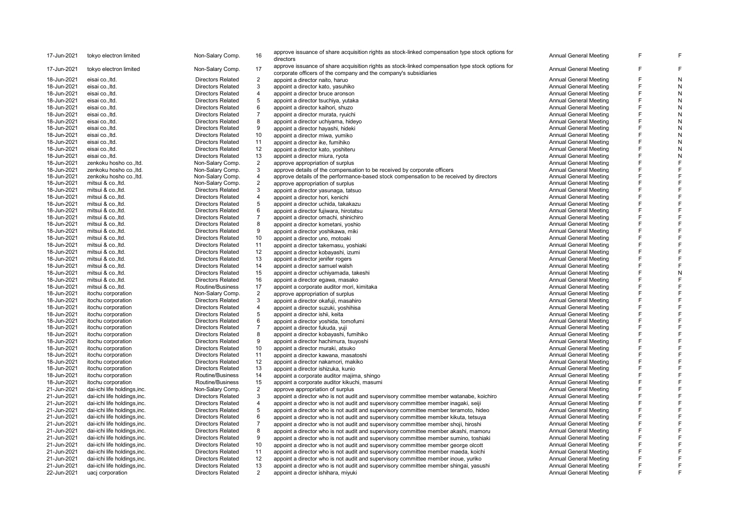| | | | | | | | |
|---|---|---|---|---|---|---|---|
| 17-Jun-2021 | tokyo electron limited | Non-Salary Comp. | 16 | approve issuance of share acquisition rights as stock-linked compensation type stock options for directors | Annual General Meeting | F | F |
| 17-Jun-2021 | tokyo electron limited | Non-Salary Comp. | 17 | approve issuance of share acquisition rights as stock-linked compensation type stock options for corporate officers of the company and the company's subsidiaries | Annual General Meeting | F | F |
| 18-Jun-2021 | eisai co.,ltd. | Directors Related | 2 | appoint a director naito, haruo | Annual General Meeting | F | N |
| 18-Jun-2021 | eisai co.,ltd. | Directors Related | 3 | appoint a director kato, yasuhiko | Annual General Meeting | F | N |
| 18-Jun-2021 | eisai co.,ltd. | Directors Related | 4 | appoint a director bruce aronson | Annual General Meeting | F | N |
| 18-Jun-2021 | eisai co.,ltd. | Directors Related | 5 | appoint a director tsuchiya, yutaka | Annual General Meeting | F | N |
| 18-Jun-2021 | eisai co.,ltd. | Directors Related | 6 | appoint a director kaihori, shuzo | Annual General Meeting | F | N |
| 18-Jun-2021 | eisai co.,ltd. | Directors Related | 7 | appoint a director murata, ryuichi | Annual General Meeting | F | N |
| 18-Jun-2021 | eisai co.,ltd. | Directors Related | 8 | appoint a director uchiyama, hideyo | Annual General Meeting | F | N |
| 18-Jun-2021 | eisai co.,ltd. | Directors Related | 9 | appoint a director hayashi, hideki | Annual General Meeting | F | N |
| 18-Jun-2021 | eisai co.,ltd. | Directors Related | 10 | appoint a director miwa, yumiko | Annual General Meeting | F | N |
| 18-Jun-2021 | eisai co.,ltd. | Directors Related | 11 | appoint a director ike, fumihiko | Annual General Meeting | F | N |
| 18-Jun-2021 | eisai co.,ltd. | Directors Related | 12 | appoint a director kato, yoshiteru | Annual General Meeting | F | N |
| 18-Jun-2021 | eisai co.,ltd. | Directors Related | 13 | appoint a director miura, ryota | Annual General Meeting | F | N |
| 18-Jun-2021 | zenkoku hosho co.,ltd. | Non-Salary Comp. | 2 | approve appropriation of surplus | Annual General Meeting | F | F |
| 18-Jun-2021 | zenkoku hosho co.,ltd. | Non-Salary Comp. | 3 | approve details of the compensation to be received by corporate officers | Annual General Meeting | F | F |
| 18-Jun-2021 | zenkoku hosho co.,ltd. | Non-Salary Comp. | 4 | approve details of the performance-based stock compensation to be received by directors | Annual General Meeting | F | F |
| 18-Jun-2021 | mitsui & co.,ltd. | Non-Salary Comp. | 2 | approve appropriation of surplus | Annual General Meeting | F | F |
| 18-Jun-2021 | mitsui & co.,ltd. | Directors Related | 3 | appoint a director yasunaga, tatsuo | Annual General Meeting | F | F |
| 18-Jun-2021 | mitsui & co.,ltd. | Directors Related | 4 | appoint a director hori, kenichi | Annual General Meeting | F | F |
| 18-Jun-2021 | mitsui & co.,ltd. | Directors Related | 5 | appoint a director uchida, takakazu | Annual General Meeting | F | F |
| 18-Jun-2021 | mitsui & co.,ltd. | Directors Related | 6 | appoint a director fujiwara, hirotatsu | Annual General Meeting | F | F |
| 18-Jun-2021 | mitsui & co.,ltd. | Directors Related | 7 | appoint a director omachi, shinichiro | Annual General Meeting | F | F |
| 18-Jun-2021 | mitsui & co.,ltd. | Directors Related | 8 | appoint a director kometani, yoshio | Annual General Meeting | F | F |
| 18-Jun-2021 | mitsui & co.,ltd. | Directors Related | 9 | appoint a director yoshikawa, miki | Annual General Meeting | F | F |
| 18-Jun-2021 | mitsui & co.,ltd. | Directors Related | 10 | appoint a director uno, motoaki | Annual General Meeting | F | F |
| 18-Jun-2021 | mitsui & co.,ltd. | Directors Related | 11 | appoint a director takemasu, yoshiaki | Annual General Meeting | F | F |
| 18-Jun-2021 | mitsui & co.,ltd. | Directors Related | 12 | appoint a director kobayashi, izumi | Annual General Meeting | F | F |
| 18-Jun-2021 | mitsui & co.,ltd. | Directors Related | 13 | appoint a director jenifer rogers | Annual General Meeting | F | F |
| 18-Jun-2021 | mitsui & co.,ltd. | Directors Related | 14 | appoint a director samuel walsh | Annual General Meeting | F | F |
| 18-Jun-2021 | mitsui & co.,ltd. | Directors Related | 15 | appoint a director uchiyamada, takeshi | Annual General Meeting | F | N |
| 18-Jun-2021 | mitsui & co.,ltd. | Directors Related | 16 | appoint a director egawa, masako | Annual General Meeting | F | F |
| 18-Jun-2021 | mitsui & co.,ltd. | Routine/Business | 17 | appoint a corporate auditor mori, kimitaka | Annual General Meeting | F | F |
| 18-Jun-2021 | itochu corporation | Non-Salary Comp. | 2 | approve appropriation of surplus | Annual General Meeting | F | F |
| 18-Jun-2021 | itochu corporation | Directors Related | 3 | appoint a director okafuji, masahiro | Annual General Meeting | F | F |
| 18-Jun-2021 | itochu corporation | Directors Related | 4 | appoint a director suzuki, yoshihisa | Annual General Meeting | F | F |
| 18-Jun-2021 | itochu corporation | Directors Related | 5 | appoint a director ishii, keita | Annual General Meeting | F | F |
| 18-Jun-2021 | itochu corporation | Directors Related | 6 | appoint a director yoshida, tomofumi | Annual General Meeting | F | F |
| 18-Jun-2021 | itochu corporation | Directors Related | 7 | appoint a director fukuda, yuji | Annual General Meeting | F | F |
| 18-Jun-2021 | itochu corporation | Directors Related | 8 | appoint a director kobayashi, fumihiko | Annual General Meeting | F | F |
| 18-Jun-2021 | itochu corporation | Directors Related | 9 | appoint a director hachimura, tsuyoshi | Annual General Meeting | F | F |
| 18-Jun-2021 | itochu corporation | Directors Related | 10 | appoint a director muraki, atsuko | Annual General Meeting | F | F |
| 18-Jun-2021 | itochu corporation | Directors Related | 11 | appoint a director kawana, masatoshi | Annual General Meeting | F | F |
| 18-Jun-2021 | itochu corporation | Directors Related | 12 | appoint a director nakamori, makiko | Annual General Meeting | F | F |
| 18-Jun-2021 | itochu corporation | Directors Related | 13 | appoint a director ishizuka, kunio | Annual General Meeting | F | F |
| 18-Jun-2021 | itochu corporation | Routine/Business | 14 | appoint a corporate auditor majima, shingo | Annual General Meeting | F | F |
| 18-Jun-2021 | itochu corporation | Routine/Business | 15 | appoint a corporate auditor kikuchi, masumi | Annual General Meeting | F | F |
| 21-Jun-2021 | dai-ichi life holdings,inc. | Non-Salary Comp. | 2 | approve appropriation of surplus | Annual General Meeting | F | F |
| 21-Jun-2021 | dai-ichi life holdings,inc. | Directors Related | 3 | appoint a director who is not audit and supervisory committee member watanabe, koichiro | Annual General Meeting | F | F |
| 21-Jun-2021 | dai-ichi life holdings,inc. | Directors Related | 4 | appoint a director who is not audit and supervisory committee member inagaki, seiji | Annual General Meeting | F | F |
| 21-Jun-2021 | dai-ichi life holdings,inc. | Directors Related | 5 | appoint a director who is not audit and supervisory committee member teramoto, hideo | Annual General Meeting | F | F |
| 21-Jun-2021 | dai-ichi life holdings,inc. | Directors Related | 6 | appoint a director who is not audit and supervisory committee member kikuta, tetsuya | Annual General Meeting | F | F |
| 21-Jun-2021 | dai-ichi life holdings,inc. | Directors Related | 7 | appoint a director who is not audit and supervisory committee member shoji, hiroshi | Annual General Meeting | F | F |
| 21-Jun-2021 | dai-ichi life holdings,inc. | Directors Related | 8 | appoint a director who is not audit and supervisory committee member akashi, mamoru | Annual General Meeting | F | F |
| 21-Jun-2021 | dai-ichi life holdings,inc. | Directors Related | 9 | appoint a director who is not audit and supervisory committee member sumino, toshiaki | Annual General Meeting | F | F |
| 21-Jun-2021 | dai-ichi life holdings,inc. | Directors Related | 10 | appoint a director who is not audit and supervisory committee member george olcott | Annual General Meeting | F | F |
| 21-Jun-2021 | dai-ichi life holdings,inc. | Directors Related | 11 | appoint a director who is not audit and supervisory committee member maeda, koichi | Annual General Meeting | F | F |
| 21-Jun-2021 | dai-ichi life holdings,inc. | Directors Related | 12 | appoint a director who is not audit and supervisory committee member inoue, yuriko | Annual General Meeting | F | F |
| 21-Jun-2021 | dai-ichi life holdings,inc. | Directors Related | 13 | appoint a director who is not audit and supervisory committee member shingai, yasushi | Annual General Meeting | F | F |
| 22-Jun-2021 | uacj corporation | Directors Related | 2 | appoint a director ishihara, miyuki | Annual General Meeting | F | F |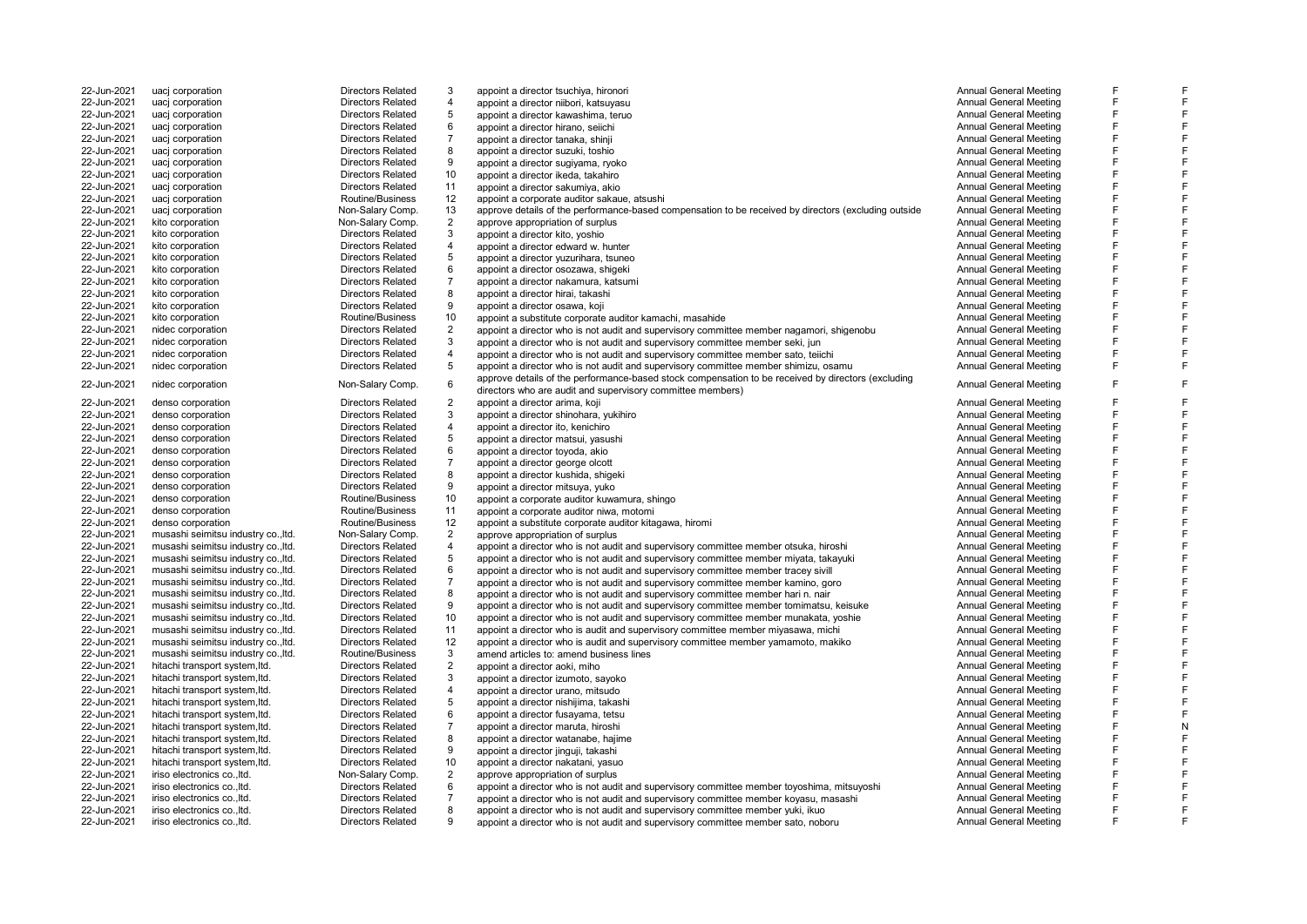| | | | | | | | |
|---|---|---|---|---|---|---|---|
| 22-Jun-2021 | uacj corporation | Directors Related | 3 | appoint a director tsuchiya, hironori | Annual General Meeting | F | F |
| 22-Jun-2021 | uacj corporation | Directors Related | 4 | appoint a director niibori, katsuyasu | Annual General Meeting | F | F |
| 22-Jun-2021 | uacj corporation | Directors Related | 5 | appoint a director kawashima, teruo | Annual General Meeting | F | F |
| 22-Jun-2021 | uacj corporation | Directors Related | 6 | appoint a director hirano, seiichi | Annual General Meeting | F | F |
| 22-Jun-2021 | uacj corporation | Directors Related | 7 | appoint a director tanaka, shinji | Annual General Meeting | F | F |
| 22-Jun-2021 | uacj corporation | Directors Related | 8 | appoint a director suzuki, toshio | Annual General Meeting | F | F |
| 22-Jun-2021 | uacj corporation | Directors Related | 9 | appoint a director sugiyama, ryoko | Annual General Meeting | F | F |
| 22-Jun-2021 | uacj corporation | Directors Related | 10 | appoint a director ikeda, takahiro | Annual General Meeting | F | F |
| 22-Jun-2021 | uacj corporation | Directors Related | 11 | appoint a director sakumiya, akio | Annual General Meeting | F | F |
| 22-Jun-2021 | uacj corporation | Routine/Business | 12 | appoint a corporate auditor sakaue, atsushi | Annual General Meeting | F | F |
| 22-Jun-2021 | uacj corporation | Non-Salary Comp. | 13 | approve details of the performance-based compensation to be received by directors (excluding outside | Annual General Meeting | F | F |
| 22-Jun-2021 | kito corporation | Non-Salary Comp. | 2 | approve appropriation of surplus | Annual General Meeting | F | F |
| 22-Jun-2021 | kito corporation | Directors Related | 3 | appoint a director kito, yoshio | Annual General Meeting | F | F |
| 22-Jun-2021 | kito corporation | Directors Related | 4 | appoint a director edward w. hunter | Annual General Meeting | F | F |
| 22-Jun-2021 | kito corporation | Directors Related | 5 | appoint a director yuzurihara, tsuneo | Annual General Meeting | F | F |
| 22-Jun-2021 | kito corporation | Directors Related | 6 | appoint a director osozawa, shigeki | Annual General Meeting | F | F |
| 22-Jun-2021 | kito corporation | Directors Related | 7 | appoint a director nakamura, katsumi | Annual General Meeting | F | F |
| 22-Jun-2021 | kito corporation | Directors Related | 8 | appoint a director hirai, takashi | Annual General Meeting | F | F |
| 22-Jun-2021 | kito corporation | Directors Related | 9 | appoint a director osawa, koji | Annual General Meeting | F | F |
| 22-Jun-2021 | kito corporation | Routine/Business | 10 | appoint a substitute corporate auditor kamachi, masahide | Annual General Meeting | F | F |
| 22-Jun-2021 | nidec corporation | Directors Related | 2 | appoint a director who is not audit and supervisory committee member nagamori, shigenobu | Annual General Meeting | F | F |
| 22-Jun-2021 | nidec corporation | Directors Related | 3 | appoint a director who is not audit and supervisory committee member seki, jun | Annual General Meeting | F | F |
| 22-Jun-2021 | nidec corporation | Directors Related | 4 | appoint a director who is not audit and supervisory committee member sato, teiichi | Annual General Meeting | F | F |
| 22-Jun-2021 | nidec corporation | Directors Related | 5 | appoint a director who is not audit and supervisory committee member shimizu, osamu | Annual General Meeting | F | F |
| 22-Jun-2021 | nidec corporation | Non-Salary Comp. | 6 | approve details of the performance-based stock compensation to be received by directors (excluding directors who are audit and supervisory committee members) | Annual General Meeting | F | F |
| 22-Jun-2021 | denso corporation | Directors Related | 2 | appoint a director arima, koji | Annual General Meeting | F | F |
| 22-Jun-2021 | denso corporation | Directors Related | 3 | appoint a director shinohara, yukihiro | Annual General Meeting | F | F |
| 22-Jun-2021 | denso corporation | Directors Related | 4 | appoint a director ito, kenichiro | Annual General Meeting | F | F |
| 22-Jun-2021 | denso corporation | Directors Related | 5 | appoint a director matsui, yasushi | Annual General Meeting | F | F |
| 22-Jun-2021 | denso corporation | Directors Related | 6 | appoint a director toyoda, akio | Annual General Meeting | F | F |
| 22-Jun-2021 | denso corporation | Directors Related | 7 | appoint a director george olcott | Annual General Meeting | F | F |
| 22-Jun-2021 | denso corporation | Directors Related | 8 | appoint a director kushida, shigeki | Annual General Meeting | F | F |
| 22-Jun-2021 | denso corporation | Directors Related | 9 | appoint a director mitsuya, yuko | Annual General Meeting | F | F |
| 22-Jun-2021 | denso corporation | Routine/Business | 10 | appoint a corporate auditor kuwamura, shingo | Annual General Meeting | F | F |
| 22-Jun-2021 | denso corporation | Routine/Business | 11 | appoint a corporate auditor niwa, motomi | Annual General Meeting | F | F |
| 22-Jun-2021 | denso corporation | Routine/Business | 12 | appoint a substitute corporate auditor kitagawa, hiromi | Annual General Meeting | F | F |
| 22-Jun-2021 | musashi seimitsu industry co.,ltd. | Non-Salary Comp. | 2 | approve appropriation of surplus | Annual General Meeting | F | F |
| 22-Jun-2021 | musashi seimitsu industry co.,ltd. | Directors Related | 4 | appoint a director who is not audit and supervisory committee member otsuka, hiroshi | Annual General Meeting | F | F |
| 22-Jun-2021 | musashi seimitsu industry co.,ltd. | Directors Related | 5 | appoint a director who is not audit and supervisory committee member miyata, takayuki | Annual General Meeting | F | F |
| 22-Jun-2021 | musashi seimitsu industry co.,ltd. | Directors Related | 6 | appoint a director who is not audit and supervisory committee member tracey sivill | Annual General Meeting | F | F |
| 22-Jun-2021 | musashi seimitsu industry co.,ltd. | Directors Related | 7 | appoint a director who is not audit and supervisory committee member kamino, goro | Annual General Meeting | F | F |
| 22-Jun-2021 | musashi seimitsu industry co.,ltd. | Directors Related | 8 | appoint a director who is not audit and supervisory committee member hari n. nair | Annual General Meeting | F | F |
| 22-Jun-2021 | musashi seimitsu industry co.,ltd. | Directors Related | 9 | appoint a director who is not audit and supervisory committee member tomimatsu, keisuke | Annual General Meeting | F | F |
| 22-Jun-2021 | musashi seimitsu industry co.,ltd. | Directors Related | 10 | appoint a director who is not audit and supervisory committee member munakata, yoshie | Annual General Meeting | F | F |
| 22-Jun-2021 | musashi seimitsu industry co.,ltd. | Directors Related | 11 | appoint a director who is audit and supervisory committee member miyasawa, michi | Annual General Meeting | F | F |
| 22-Jun-2021 | musashi seimitsu industry co.,ltd. | Directors Related | 12 | appoint a director who is audit and supervisory committee member yamamoto, makiko | Annual General Meeting | F | F |
| 22-Jun-2021 | musashi seimitsu industry co.,ltd. | Routine/Business | 3 | amend articles to: amend business lines | Annual General Meeting | F | F |
| 22-Jun-2021 | hitachi transport system,ltd. | Directors Related | 2 | appoint a director aoki, miho | Annual General Meeting | F | F |
| 22-Jun-2021 | hitachi transport system,ltd. | Directors Related | 3 | appoint a director izumoto, sayoko | Annual General Meeting | F | F |
| 22-Jun-2021 | hitachi transport system,ltd. | Directors Related | 4 | appoint a director urano, mitsudo | Annual General Meeting | F | F |
| 22-Jun-2021 | hitachi transport system,ltd. | Directors Related | 5 | appoint a director nishijima, takashi | Annual General Meeting | F | F |
| 22-Jun-2021 | hitachi transport system,ltd. | Directors Related | 6 | appoint a director fusayama, tetsu | Annual General Meeting | F | F |
| 22-Jun-2021 | hitachi transport system,ltd. | Directors Related | 7 | appoint a director maruta, hiroshi | Annual General Meeting | F | N |
| 22-Jun-2021 | hitachi transport system,ltd. | Directors Related | 8 | appoint a director watanabe, hajime | Annual General Meeting | F | F |
| 22-Jun-2021 | hitachi transport system,ltd. | Directors Related | 9 | appoint a director jinguji, takashi | Annual General Meeting | F | F |
| 22-Jun-2021 | hitachi transport system,ltd. | Directors Related | 10 | appoint a director nakatani, yasuo | Annual General Meeting | F | F |
| 22-Jun-2021 | iriso electronics co.,ltd. | Non-Salary Comp. | 2 | approve appropriation of surplus | Annual General Meeting | F | F |
| 22-Jun-2021 | iriso electronics co.,ltd. | Directors Related | 6 | appoint a director who is not audit and supervisory committee member toyoshima, mitsuyoshi | Annual General Meeting | F | F |
| 22-Jun-2021 | iriso electronics co.,ltd. | Directors Related | 7 | appoint a director who is not audit and supervisory committee member koyasu, masashi | Annual General Meeting | F | F |
| 22-Jun-2021 | iriso electronics co.,ltd. | Directors Related | 8 | appoint a director who is not audit and supervisory committee member yuki, ikuo | Annual General Meeting | F | F |
| 22-Jun-2021 | iriso electronics co.,ltd. | Directors Related | 9 | appoint a director who is not audit and supervisory committee member sato, noboru | Annual General Meeting | F | F |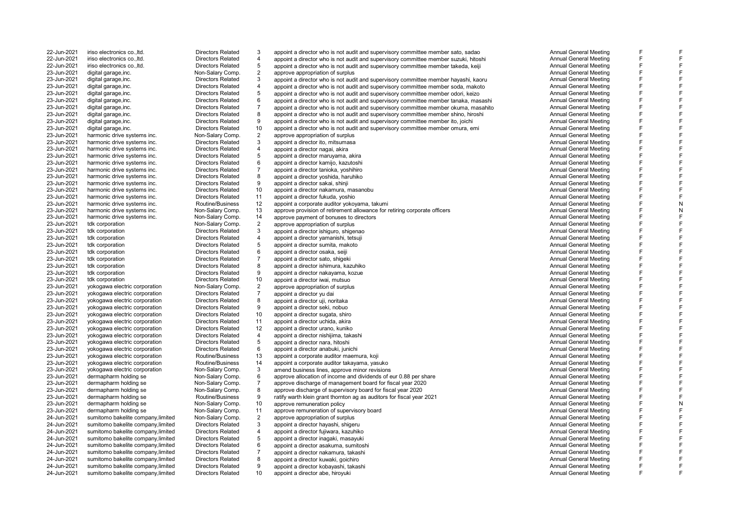| | | | | | | | |
|---|---|---|---|---|---|---|---|
| 22-Jun-2021 | iriso electronics co.,ltd. | Directors Related | 3 | appoint a director who is not audit and supervisory committee member sato, sadao | Annual General Meeting | F | F |
| 22-Jun-2021 | iriso electronics co.,ltd. | Directors Related | 4 | appoint a director who is not audit and supervisory committee member suzuki, hitoshi | Annual General Meeting | F | F |
| 22-Jun-2021 | iriso electronics co.,ltd. | Directors Related | 5 | appoint a director who is not audit and supervisory committee member takeda, keiji | Annual General Meeting | F | F |
| 23-Jun-2021 | digital garage,inc. | Non-Salary Comp. | 2 | approve appropriation of surplus | Annual General Meeting | F | F |
| 23-Jun-2021 | digital garage,inc. | Directors Related | 3 | appoint a director who is not audit and supervisory committee member hayashi, kaoru | Annual General Meeting | F | F |
| 23-Jun-2021 | digital garage,inc. | Directors Related | 4 | appoint a director who is not audit and supervisory committee member soda, makoto | Annual General Meeting | F | F |
| 23-Jun-2021 | digital garage,inc. | Directors Related | 5 | appoint a director who is not audit and supervisory committee member odori, keizo | Annual General Meeting | F | F |
| 23-Jun-2021 | digital garage,inc. | Directors Related | 6 | appoint a director who is not audit and supervisory committee member tanaka, masashi | Annual General Meeting | F | F |
| 23-Jun-2021 | digital garage,inc. | Directors Related | 7 | appoint a director who is not audit and supervisory committee member okuma, masahito | Annual General Meeting | F | F |
| 23-Jun-2021 | digital garage,inc. | Directors Related | 8 | appoint a director who is not audit and supervisory committee member shino, hiroshi | Annual General Meeting | F | F |
| 23-Jun-2021 | digital garage,inc. | Directors Related | 9 | appoint a director who is not audit and supervisory committee member ito, joichi | Annual General Meeting | F | F |
| 23-Jun-2021 | digital garage,inc. | Directors Related | 10 | appoint a director who is not audit and supervisory committee member omura, emi | Annual General Meeting | F | F |
| 23-Jun-2021 | harmonic drive systems inc. | Non-Salary Comp. | 2 | approve appropriation of surplus | Annual General Meeting | F | F |
| 23-Jun-2021 | harmonic drive systems inc. | Directors Related | 3 | appoint a director ito, mitsumasa | Annual General Meeting | F | F |
| 23-Jun-2021 | harmonic drive systems inc. | Directors Related | 4 | appoint a director nagai, akira | Annual General Meeting | F | F |
| 23-Jun-2021 | harmonic drive systems inc. | Directors Related | 5 | appoint a director maruyama, akira | Annual General Meeting | F | F |
| 23-Jun-2021 | harmonic drive systems inc. | Directors Related | 6 | appoint a director kamijo, kazutoshi | Annual General Meeting | F | F |
| 23-Jun-2021 | harmonic drive systems inc. | Directors Related | 7 | appoint a director tanioka, yoshihiro | Annual General Meeting | F | F |
| 23-Jun-2021 | harmonic drive systems inc. | Directors Related | 8 | appoint a director yoshida, haruhiko | Annual General Meeting | F | F |
| 23-Jun-2021 | harmonic drive systems inc. | Directors Related | 9 | appoint a director sakai, shinji | Annual General Meeting | F | F |
| 23-Jun-2021 | harmonic drive systems inc. | Directors Related | 10 | appoint a director nakamura, masanobu | Annual General Meeting | F | F |
| 23-Jun-2021 | harmonic drive systems inc. | Directors Related | 11 | appoint a director fukuda, yoshio | Annual General Meeting | F | F |
| 23-Jun-2021 | harmonic drive systems inc. | Routine/Business | 12 | appoint a corporate auditor yokoyama, takumi | Annual General Meeting | F | N |
| 23-Jun-2021 | harmonic drive systems inc. | Non-Salary Comp. | 13 | approve provision of retirement allowance for retiring corporate officers | Annual General Meeting | F | N |
| 23-Jun-2021 | harmonic drive systems inc. | Non-Salary Comp. | 14 | approve payment of bonuses to directors | Annual General Meeting | F | F |
| 23-Jun-2021 | tdk corporation | Non-Salary Comp. | 2 | approve appropriation of surplus | Annual General Meeting | F | F |
| 23-Jun-2021 | tdk corporation | Directors Related | 3 | appoint a director ishiguro, shigenao | Annual General Meeting | F | F |
| 23-Jun-2021 | tdk corporation | Directors Related | 4 | appoint a director yamanishi, tetsuji | Annual General Meeting | F | F |
| 23-Jun-2021 | tdk corporation | Directors Related | 5 | appoint a director sumita, makoto | Annual General Meeting | F | F |
| 23-Jun-2021 | tdk corporation | Directors Related | 6 | appoint a director osaka, seiji | Annual General Meeting | F | F |
| 23-Jun-2021 | tdk corporation | Directors Related | 7 | appoint a director sato, shigeki | Annual General Meeting | F | F |
| 23-Jun-2021 | tdk corporation | Directors Related | 8 | appoint a director ishimura, kazuhiko | Annual General Meeting | F | F |
| 23-Jun-2021 | tdk corporation | Directors Related | 9 | appoint a director nakayama, kozue | Annual General Meeting | F | F |
| 23-Jun-2021 | tdk corporation | Directors Related | 10 | appoint a director iwai, mutsuo | Annual General Meeting | F | F |
| 23-Jun-2021 | yokogawa electric corporation | Non-Salary Comp. | 2 | approve appropriation of surplus | Annual General Meeting | F | F |
| 23-Jun-2021 | yokogawa electric corporation | Directors Related | 7 | appoint a director yu dai | Annual General Meeting | F | F |
| 23-Jun-2021 | yokogawa electric corporation | Directors Related | 8 | appoint a director uji, noritaka | Annual General Meeting | F | F |
| 23-Jun-2021 | yokogawa electric corporation | Directors Related | 9 | appoint a director seki, nobuo | Annual General Meeting | F | F |
| 23-Jun-2021 | yokogawa electric corporation | Directors Related | 10 | appoint a director sugata, shiro | Annual General Meeting | F | F |
| 23-Jun-2021 | yokogawa electric corporation | Directors Related | 11 | appoint a director uchida, akira | Annual General Meeting | F | F |
| 23-Jun-2021 | yokogawa electric corporation | Directors Related | 12 | appoint a director urano, kuniko | Annual General Meeting | F | F |
| 23-Jun-2021 | yokogawa electric corporation | Directors Related | 4 | appoint a director nishijima, takashi | Annual General Meeting | F | F |
| 23-Jun-2021 | yokogawa electric corporation | Directors Related | 5 | appoint a director nara, hitoshi | Annual General Meeting | F | F |
| 23-Jun-2021 | yokogawa electric corporation | Directors Related | 6 | appoint a director anabuki, junichi | Annual General Meeting | F | F |
| 23-Jun-2021 | yokogawa electric corporation | Routine/Business | 13 | appoint a corporate auditor maemura, koji | Annual General Meeting | F | F |
| 23-Jun-2021 | yokogawa electric corporation | Routine/Business | 14 | appoint a corporate auditor takayama, yasuko | Annual General Meeting | F | F |
| 23-Jun-2021 | yokogawa electric corporation | Non-Salary Comp. | 3 | amend business lines, approve minor revisions | Annual General Meeting | F | F |
| 23-Jun-2021 | dermapharm holding se | Non-Salary Comp. | 6 | approve allocation of income and dividends of eur 0.88 per share | Annual General Meeting | F | F |
| 23-Jun-2021 | dermapharm holding se | Non-Salary Comp. | 7 | approve discharge of management board for fiscal year 2020 | Annual General Meeting | F | F |
| 23-Jun-2021 | dermapharm holding se | Non-Salary Comp. | 8 | approve discharge of supervisory board for fiscal year 2020 | Annual General Meeting | F | F |
| 23-Jun-2021 | dermapharm holding se | Routine/Business | 9 | ratify warth klein grant thornton ag as auditors for fiscal year 2021 | Annual General Meeting | F | F |
| 23-Jun-2021 | dermapharm holding se | Non-Salary Comp. | 10 | approve remuneration policy | Annual General Meeting | F | N |
| 23-Jun-2021 | dermapharm holding se | Non-Salary Comp. | 11 | approve remuneration of supervisory board | Annual General Meeting | F | F |
| 24-Jun-2021 | sumitomo bakelite company,limited | Non-Salary Comp. | 2 | approve appropriation of surplus | Annual General Meeting | F | F |
| 24-Jun-2021 | sumitomo bakelite company,limited | Directors Related | 3 | appoint a director hayashi, shigeru | Annual General Meeting | F | F |
| 24-Jun-2021 | sumitomo bakelite company,limited | Directors Related | 4 | appoint a director fujiwara, kazuhiko | Annual General Meeting | F | F |
| 24-Jun-2021 | sumitomo bakelite company,limited | Directors Related | 5 | appoint a director inagaki, masayuki | Annual General Meeting | F | F |
| 24-Jun-2021 | sumitomo bakelite company,limited | Directors Related | 6 | appoint a director asakuma, sumitoshi | Annual General Meeting | F | F |
| 24-Jun-2021 | sumitomo bakelite company,limited | Directors Related | 7 | appoint a director nakamura, takashi | Annual General Meeting | F | F |
| 24-Jun-2021 | sumitomo bakelite company,limited | Directors Related | 8 | appoint a director kuwaki, goichiro | Annual General Meeting | F | F |
| 24-Jun-2021 | sumitomo bakelite company,limited | Directors Related | 9 | appoint a director kobayashi, takashi | Annual General Meeting | F | F |
| 24-Jun-2021 | sumitomo bakelite company,limited | Directors Related | 10 | appoint a director abe, hiroyuki | Annual General Meeting | F | F |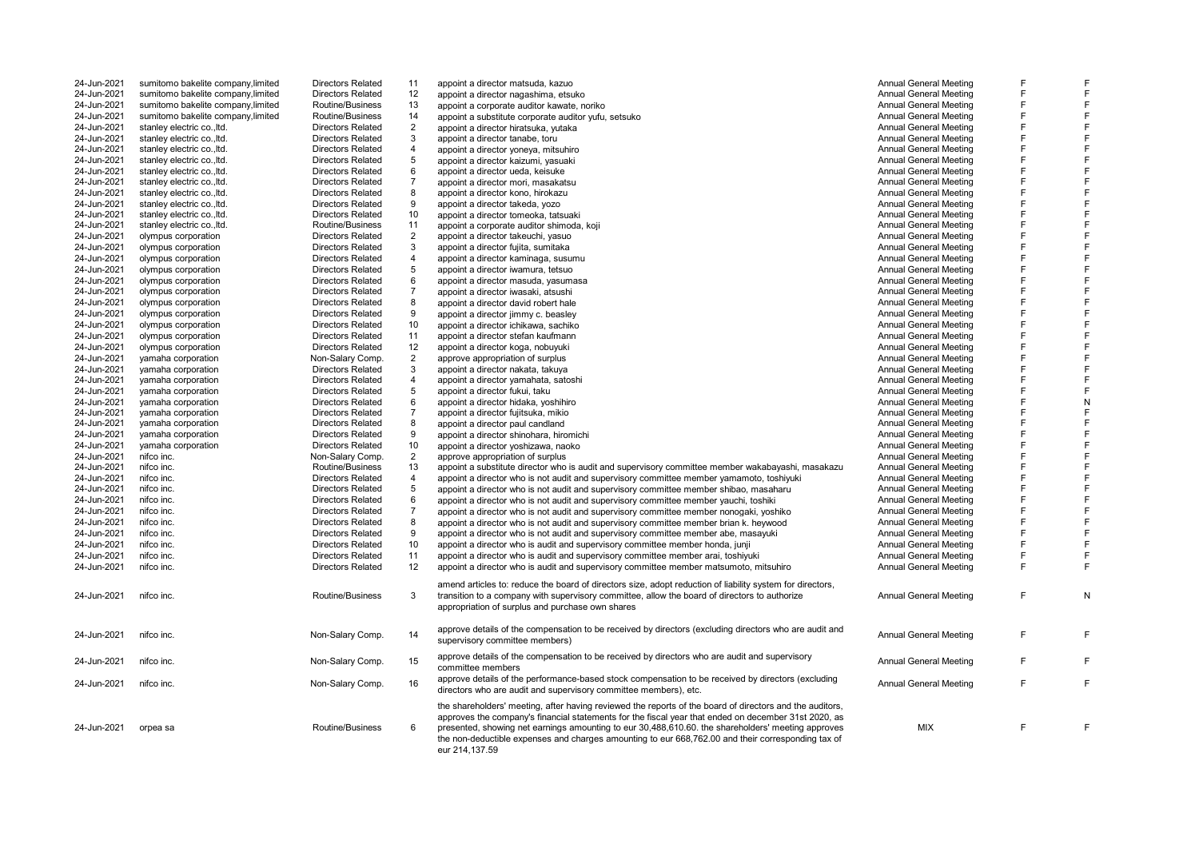| | | | | | | | |
|---|---|---|---|---|---|---|---|
| 24-Jun-2021 | sumitomo bakelite company,limited | Directors Related | 11 | appoint a director matsuda, kazuo | Annual General Meeting | F | F |
| 24-Jun-2021 | sumitomo bakelite company,limited | Directors Related | 12 | appoint a director nagashima, etsuko | Annual General Meeting | F | F |
| 24-Jun-2021 | sumitomo bakelite company,limited | Routine/Business | 13 | appoint a corporate auditor kawate, noriko | Annual General Meeting | F | F |
| 24-Jun-2021 | sumitomo bakelite company,limited | Routine/Business | 14 | appoint a substitute corporate auditor yufu, setsuko | Annual General Meeting | F | F |
| 24-Jun-2021 | stanley electric co.,ltd. | Directors Related | 2 | appoint a director hiratsuka, yutaka | Annual General Meeting | F | F |
| 24-Jun-2021 | stanley electric co.,ltd. | Directors Related | 3 | appoint a director tanabe, toru | Annual General Meeting | F | F |
| 24-Jun-2021 | stanley electric co.,ltd. | Directors Related | 4 | appoint a director yoneya, mitsuhiro | Annual General Meeting | F | F |
| 24-Jun-2021 | stanley electric co.,ltd. | Directors Related | 5 | appoint a director kaizumi, yasuaki | Annual General Meeting | F | F |
| 24-Jun-2021 | stanley electric co.,ltd. | Directors Related | 6 | appoint a director ueda, keisuke | Annual General Meeting | F | F |
| 24-Jun-2021 | stanley electric co.,ltd. | Directors Related | 7 | appoint a director mori, masakatsu | Annual General Meeting | F | F |
| 24-Jun-2021 | stanley electric co.,ltd. | Directors Related | 8 | appoint a director kono, hirokazu | Annual General Meeting | F | F |
| 24-Jun-2021 | stanley electric co.,ltd. | Directors Related | 9 | appoint a director takeda, yozo | Annual General Meeting | F | F |
| 24-Jun-2021 | stanley electric co.,ltd. | Directors Related | 10 | appoint a director tomeoka, tatsuaki | Annual General Meeting | F | F |
| 24-Jun-2021 | stanley electric co.,ltd. | Routine/Business | 11 | appoint a corporate auditor shimoda, koji | Annual General Meeting | F | F |
| 24-Jun-2021 | olympus corporation | Directors Related | 2 | appoint a director takeuchi, yasuo | Annual General Meeting | F | F |
| 24-Jun-2021 | olympus corporation | Directors Related | 3 | appoint a director fujita, sumitaka | Annual General Meeting | F | F |
| 24-Jun-2021 | olympus corporation | Directors Related | 4 | appoint a director kaminaga, susumu | Annual General Meeting | F | F |
| 24-Jun-2021 | olympus corporation | Directors Related | 5 | appoint a director iwamura, tetsuo | Annual General Meeting | F | F |
| 24-Jun-2021 | olympus corporation | Directors Related | 6 | appoint a director masuda, yasumasa | Annual General Meeting | F | F |
| 24-Jun-2021 | olympus corporation | Directors Related | 7 | appoint a director iwasaki, atsushi | Annual General Meeting | F | F |
| 24-Jun-2021 | olympus corporation | Directors Related | 8 | appoint a director david robert hale | Annual General Meeting | F | F |
| 24-Jun-2021 | olympus corporation | Directors Related | 9 | appoint a director jimmy c. beasley | Annual General Meeting | F | F |
| 24-Jun-2021 | olympus corporation | Directors Related | 10 | appoint a director ichikawa, sachiko | Annual General Meeting | F | F |
| 24-Jun-2021 | olympus corporation | Directors Related | 11 | appoint a director stefan kaufmann | Annual General Meeting | F | F |
| 24-Jun-2021 | olympus corporation | Directors Related | 12 | appoint a director koga, nobuyuki | Annual General Meeting | F | F |
| 24-Jun-2021 | yamaha corporation | Non-Salary Comp. | 2 | approve appropriation of surplus | Annual General Meeting | F | F |
| 24-Jun-2021 | yamaha corporation | Directors Related | 3 | appoint a director nakata, takuya | Annual General Meeting | F | F |
| 24-Jun-2021 | yamaha corporation | Directors Related | 4 | appoint a director yamahata, satoshi | Annual General Meeting | F | F |
| 24-Jun-2021 | yamaha corporation | Directors Related | 5 | appoint a director fukui, taku | Annual General Meeting | F | F |
| 24-Jun-2021 | yamaha corporation | Directors Related | 6 | appoint a director hidaka, yoshihiro | Annual General Meeting | F | N |
| 24-Jun-2021 | yamaha corporation | Directors Related | 7 | appoint a director fujitsuka, mikio | Annual General Meeting | F | F |
| 24-Jun-2021 | yamaha corporation | Directors Related | 8 | appoint a director paul candland | Annual General Meeting | F | F |
| 24-Jun-2021 | yamaha corporation | Directors Related | 9 | appoint a director shinohara, hiromichi | Annual General Meeting | F | F |
| 24-Jun-2021 | yamaha corporation | Directors Related | 10 | appoint a director yoshizawa, naoko | Annual General Meeting | F | F |
| 24-Jun-2021 | nifco inc. | Non-Salary Comp. | 2 | approve appropriation of surplus | Annual General Meeting | F | F |
| 24-Jun-2021 | nifco inc. | Routine/Business | 13 | appoint a substitute director who is audit and supervisory committee member wakabayashi, masakazu | Annual General Meeting | F | F |
| 24-Jun-2021 | nifco inc. | Directors Related | 4 | appoint a director who is not audit and supervisory committee member yamamoto, toshiyuki | Annual General Meeting | F | F |
| 24-Jun-2021 | nifco inc. | Directors Related | 5 | appoint a director who is not audit and supervisory committee member shibao, masaharu | Annual General Meeting | F | F |
| 24-Jun-2021 | nifco inc. | Directors Related | 6 | appoint a director who is not audit and supervisory committee member yauchi, toshiki | Annual General Meeting | F | F |
| 24-Jun-2021 | nifco inc. | Directors Related | 7 | appoint a director who is not audit and supervisory committee member nonogaki, yoshiko | Annual General Meeting | F | F |
| 24-Jun-2021 | nifco inc. | Directors Related | 8 | appoint a director who is not audit and supervisory committee member brian k. heywood | Annual General Meeting | F | F |
| 24-Jun-2021 | nifco inc. | Directors Related | 9 | appoint a director who is not audit and supervisory committee member abe, masayuki | Annual General Meeting | F | F |
| 24-Jun-2021 | nifco inc. | Directors Related | 10 | appoint a director who is audit and supervisory committee member honda, junji | Annual General Meeting | F | F |
| 24-Jun-2021 | nifco inc. | Directors Related | 11 | appoint a director who is audit and supervisory committee member arai, toshiyuki | Annual General Meeting | F | F |
| 24-Jun-2021 | nifco inc. | Directors Related | 12 | appoint a director who is audit and supervisory committee member matsumoto, mitsuhiro | Annual General Meeting | F | F |
| 24-Jun-2021 | nifco inc. | Routine/Business | 3 | amend articles to: reduce the board of directors size, adopt reduction of liability system for directors, transition to a company with supervisory committee, allow the board of directors to authorize appropriation of surplus and purchase own shares | Annual General Meeting | F | N |
| 24-Jun-2021 | nifco inc. | Non-Salary Comp. | 14 | approve details of the compensation to be received by directors (excluding directors who are audit and supervisory committee members) | Annual General Meeting | F | F |
| 24-Jun-2021 | nifco inc. | Non-Salary Comp. | 15 | approve details of the compensation to be received by directors who are audit and supervisory committee members | Annual General Meeting | F | F |
| 24-Jun-2021 | nifco inc. | Non-Salary Comp. | 16 | approve details of the performance-based stock compensation to be received by directors (excluding directors who are audit and supervisory committee members), etc. | Annual General Meeting | F | F |
| 24-Jun-2021 | orpea sa | Routine/Business | 6 | the shareholders' meeting, after having reviewed the reports of the board of directors and the auditors, approves the company's financial statements for the fiscal year that ended on december 31st 2020, as presented, showing net earnings amounting to eur 30,488,610.60. the shareholders' meeting approves the non-deductible expenses and charges amounting to eur 668,762.00 and their corresponding tax of eur 214,137.59 | MIX | F | F |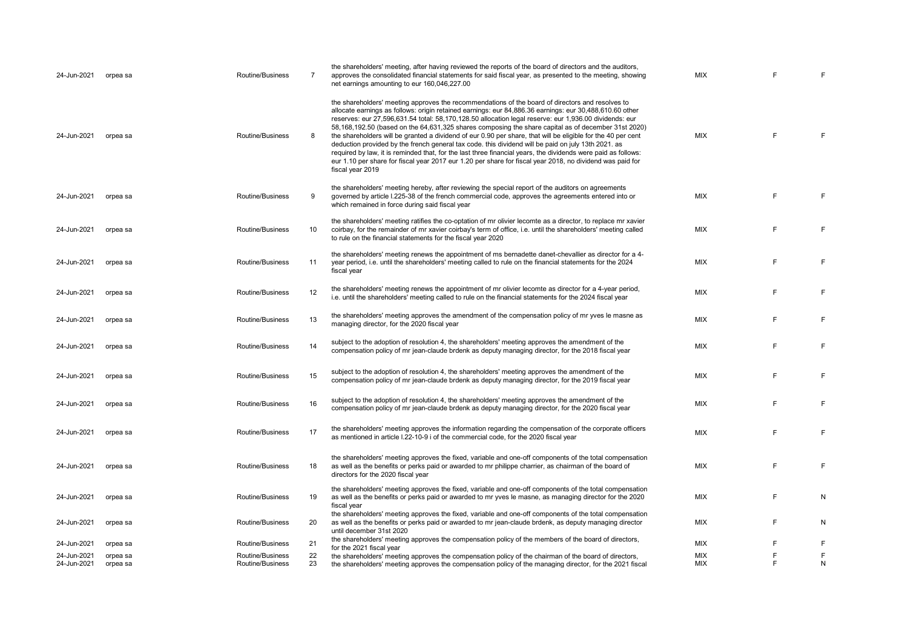| | | | | | | | |
|---|---|---|---|---|---|---|---|
| 24-Jun-2021 | orpea sa | Routine/Business | 7 | the shareholders' meeting, after having reviewed the reports of the board of directors and the auditors, approves the consolidated financial statements for said fiscal year, as presented to the meeting, showing net earnings amounting to eur 160,046,227.00 | MIX | F | F |
| 24-Jun-2021 | orpea sa | Routine/Business | 8 | the shareholders' meeting approves the recommendations of the board of directors and resolves to allocate earnings as follows: origin retained earnings: eur 84,886.36 earnings: eur 30,488,610.60 other reserves: eur 27,596,631.54 total: 58,170,128.50 allocation legal reserve: eur 1,936.00 dividends: eur 58,168,192.50 (based on the 64,631,325 shares composing the share capital as of december 31st 2020) the shareholders will be granted a dividend of eur 0.90 per share, that will be eligible for the 40 per cent deduction provided by the french general tax code. this dividend will be paid on july 13th 2021. as required by law, it is reminded that, for the last three financial years, the dividends were paid as follows: eur 1.10 per share for fiscal year 2017 eur 1.20 per share for fiscal year 2018, no dividend was paid for fiscal year 2019 | MIX | F | F |
| 24-Jun-2021 | orpea sa | Routine/Business | 9 | the shareholders' meeting hereby, after reviewing the special report of the auditors on agreements governed by article l.225-38 of the french commercial code, approves the agreements entered into or which remained in force during said fiscal year | MIX | F | F |
| 24-Jun-2021 | orpea sa | Routine/Business | 10 | the shareholders' meeting ratifies the co-optation of mr olivier lecomte as a director, to replace mr xavier coirbay, for the remainder of mr xavier coirbay's term of office, i.e. until the shareholders' meeting called to rule on the financial statements for the fiscal year 2020 | MIX | F | F |
| 24-Jun-2021 | orpea sa | Routine/Business | 11 | the shareholders' meeting renews the appointment of ms bernadette danet-chevallier as director for a 4-year period, i.e. until the shareholders' meeting called to rule on the financial statements for the 2024 fiscal year | MIX | F | F |
| 24-Jun-2021 | orpea sa | Routine/Business | 12 | the shareholders' meeting renews the appointment of mr olivier lecomte as director for a 4-year period, i.e. until the shareholders' meeting called to rule on the financial statements for the 2024 fiscal year | MIX | F | F |
| 24-Jun-2021 | orpea sa | Routine/Business | 13 | the shareholders' meeting approves the amendment of the compensation policy of mr yves le masne as managing director, for the 2020 fiscal year | MIX | F | F |
| 24-Jun-2021 | orpea sa | Routine/Business | 14 | subject to the adoption of resolution 4, the shareholders' meeting approves the amendment of the compensation policy of mr jean-claude brdenk as deputy managing director, for the 2018 fiscal year | MIX | F | F |
| 24-Jun-2021 | orpea sa | Routine/Business | 15 | subject to the adoption of resolution 4, the shareholders' meeting approves the amendment of the compensation policy of mr jean-claude brdenk as deputy managing director, for the 2019 fiscal year | MIX | F | F |
| 24-Jun-2021 | orpea sa | Routine/Business | 16 | subject to the adoption of resolution 4, the shareholders' meeting approves the amendment of the compensation policy of mr jean-claude brdenk as deputy managing director, for the 2020 fiscal year | MIX | F | F |
| 24-Jun-2021 | orpea sa | Routine/Business | 17 | the shareholders' meeting approves the information regarding the compensation of the corporate officers as mentioned in article l.22-10-9 i of the commercial code, for the 2020 fiscal year | MIX | F | F |
| 24-Jun-2021 | orpea sa | Routine/Business | 18 | the shareholders' meeting approves the fixed, variable and one-off components of the total compensation as well as the benefits or perks paid or awarded to mr philippe charrier, as chairman of the board of directors for the 2020 fiscal year | MIX | F | F |
| 24-Jun-2021 | orpea sa | Routine/Business | 19 | the shareholders' meeting approves the fixed, variable and one-off components of the total compensation as well as the benefits or perks paid or awarded to mr yves le masne, as managing director for the 2020 fiscal year | MIX | F | N |
| 24-Jun-2021 | orpea sa | Routine/Business | 20 | the shareholders' meeting approves the fixed, variable and one-off components of the total compensation as well as the benefits or perks paid or awarded to mr jean-claude brdenk, as deputy managing director until december 31st 2020 | MIX | F | N |
| 24-Jun-2021 | orpea sa | Routine/Business | 21 | the shareholders' meeting approves the compensation policy of the members of the board of directors, for the 2021 fiscal year | MIX | F | F |
| 24-Jun-2021 | orpea sa | Routine/Business | 22 | the shareholders' meeting approves the compensation policy of the chairman of the board of directors, | MIX | F | F |
| 24-Jun-2021 | orpea sa | Routine/Business | 23 | the shareholders' meeting approves the compensation policy of the managing director, for the 2021 fiscal | MIX | F | N |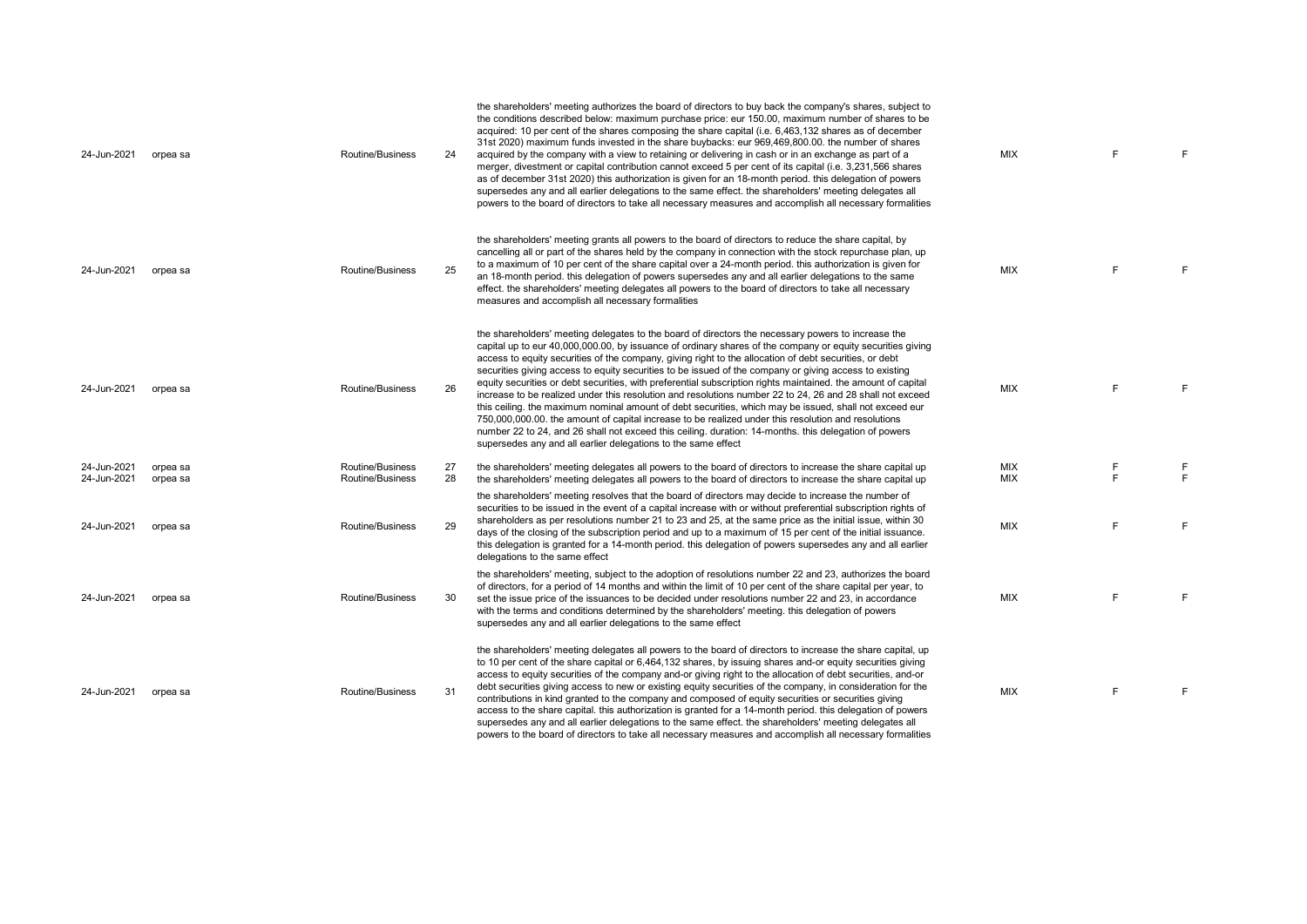| | | | | | | | |
|---|---|---|---|---|---|---|---|
| 24-Jun-2021 | orpea sa | Routine/Business | 24 | the shareholders' meeting authorizes the board of directors to buy back the company's shares, subject to the conditions described below: maximum purchase price: eur 150.00, maximum number of shares to be acquired: 10 per cent of the shares composing the share capital (i.e. 6,463,132 shares as of december 31st 2020) maximum funds invested in the share buybacks: eur 969,469,800.00. the number of shares acquired by the company with a view to retaining or delivering in cash or in an exchange as part of a merger, divestment or capital contribution cannot exceed 5 per cent of its capital (i.e. 3,231,566 shares as of december 31st 2020) this authorization is given for an 18-month period. this delegation of powers supersedes any and all earlier delegations to the same effect. the shareholders' meeting delegates all powers to the board of directors to take all necessary measures and accomplish all necessary formalities | MIX | F | F |
| 24-Jun-2021 | orpea sa | Routine/Business | 25 | the shareholders' meeting grants all powers to the board of directors to reduce the share capital, by cancelling all or part of the shares held by the company in connection with the stock repurchase plan, up to a maximum of 10 per cent of the share capital over a 24-month period. this authorization is given for an 18-month period. this delegation of powers supersedes any and all earlier delegations to the same effect. the shareholders' meeting delegates all powers to the board of directors to take all necessary measures and accomplish all necessary formalities | MIX | F | F |
| 24-Jun-2021 | orpea sa | Routine/Business | 26 | the shareholders' meeting delegates to the board of directors the necessary powers to increase the capital up to eur 40,000,000.00, by issuance of ordinary shares of the company or equity securities giving access to equity securities of the company, giving right to the allocation of debt securities, or debt securities giving access to equity securities to be issued of the company or giving access to existing equity securities or debt securities, with preferential subscription rights maintained. the amount of capital increase to be realized under this resolution and resolutions number 22 to 24, 26 and 28 shall not exceed this ceiling. the maximum nominal amount of debt securities, which may be issued, shall not exceed eur 750,000,000.00. the amount of capital increase to be realized under this resolution and resolutions number 22 to 24, and 26 shall not exceed this ceiling. duration: 14-months. this delegation of powers supersedes any and all earlier delegations to the same effect | MIX | F | F |
| 24-Jun-2021 | orpea sa | Routine/Business | 27 | the shareholders' meeting delegates all powers to the board of directors to increase the share capital up | MIX | F | F |
| 24-Jun-2021 | orpea sa | Routine/Business | 28 | the shareholders' meeting delegates all powers to the board of directors to increase the share capital up | MIX | F | F |
| 24-Jun-2021 | orpea sa | Routine/Business | 29 | the shareholders' meeting resolves that the board of directors may decide to increase the number of securities to be issued in the event of a capital increase with or without preferential subscription rights of shareholders as per resolutions number 21 to 23 and 25, at the same price as the initial issue, within 30 days of the closing of the subscription period and up to a maximum of 15 per cent of the initial issuance. this delegation is granted for a 14-month period. this delegation of powers supersedes any and all earlier delegations to the same effect | MIX | F | F |
| 24-Jun-2021 | orpea sa | Routine/Business | 30 | the shareholders' meeting, subject to the adoption of resolutions number 22 and 23, authorizes the board of directors, for a period of 14 months and within the limit of 10 per cent of the share capital per year, to set the issue price of the issuances to be decided under resolutions number 22 and 23, in accordance with the terms and conditions determined by the shareholders' meeting. this delegation of powers supersedes any and all earlier delegations to the same effect | MIX | F | F |
| 24-Jun-2021 | orpea sa | Routine/Business | 31 | the shareholders' meeting delegates all powers to the board of directors to increase the share capital, up to 10 per cent of the share capital or 6,464,132 shares, by issuing shares and-or equity securities giving access to equity securities of the company and-or giving right to the allocation of debt securities, and-or debt securities giving access to new or existing equity securities of the company, in consideration for the contributions in kind granted to the company and composed of equity securities or securities giving access to the share capital. this authorization is granted for a 14-month period. this delegation of powers supersedes any and all earlier delegations to the same effect. the shareholders' meeting delegates all powers to the board of directors to take all necessary measures and accomplish all necessary formalities | MIX | F | F |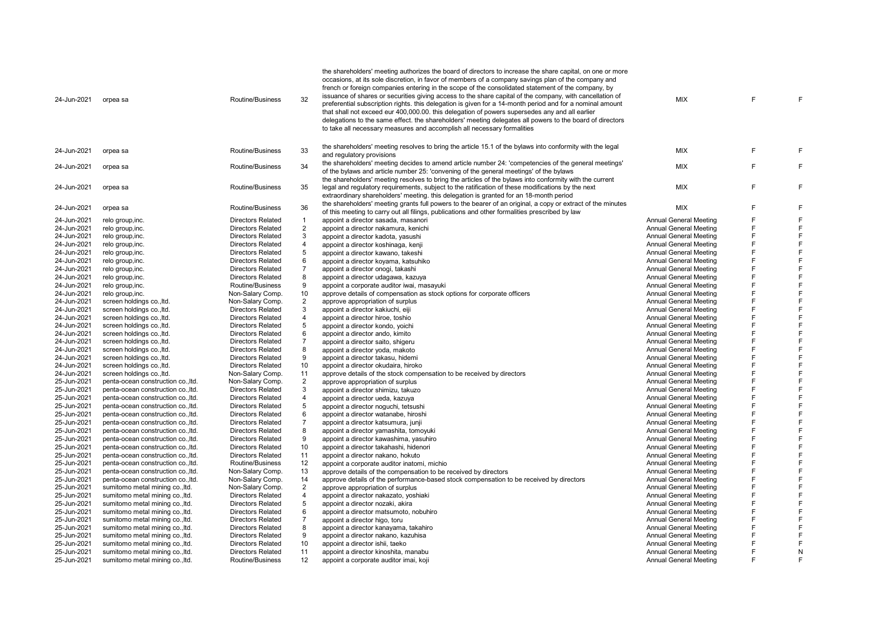| | | | | | | | |
|---|---|---|---|---|---|---|---|
| 24-Jun-2021 | orpea sa | Routine/Business | 32 | the shareholders' meeting authorizes the board of directors to increase the share capital, on one or more occasions, at its sole discretion, in favor of members of a company savings plan of the company and french or foreign companies entering in the scope of the consolidated statement of the company, by issuance of shares or securities giving access to the share capital of the company, with cancellation of preferential subscription rights. this delegation is given for a 14-month period and for a nominal amount that shall not exceed eur 400,000.00. this delegation of powers supersedes any and all earlier delegations to the same effect. the shareholders' meeting delegates all powers to the board of directors to take all necessary measures and accomplish all necessary formalities | MIX | F | F |
| 24-Jun-2021 | orpea sa | Routine/Business | 33 | the shareholders' meeting resolves to bring the article 15.1 of the bylaws into conformity with the legal and regulatory provisions | MIX | F | F |
| 24-Jun-2021 | orpea sa | Routine/Business | 34 | the shareholders' meeting decides to amend article number 24: 'competencies of the general meetings' of the bylaws and article number 25: 'convening of the general meetings' of the bylaws | MIX | F | F |
| 24-Jun-2021 | orpea sa | Routine/Business | 35 | the shareholders' meeting resolves to bring the articles of the bylaws into conformity with the current legal and regulatory requirements, subject to the ratification of these modifications by the next extraordinary shareholders' meeting. this delegation is granted for an 18-month period | MIX | F | F |
| 24-Jun-2021 | orpea sa | Routine/Business | 36 | the shareholders' meeting grants full powers to the bearer of an original, a copy or extract of the minutes of this meeting to carry out all filings, publications and other formalities prescribed by law | MIX | F | F |
| 24-Jun-2021 | relo group,inc. | Directors Related | 1 | appoint a director sasada, masanori | Annual General Meeting | F | F |
| 24-Jun-2021 | relo group,inc. | Directors Related | 2 | appoint a director nakamura, kenichi | Annual General Meeting | F | F |
| 24-Jun-2021 | relo group,inc. | Directors Related | 3 | appoint a director kadota, yasushi | Annual General Meeting | F | F |
| 24-Jun-2021 | relo group,inc. | Directors Related | 4 | appoint a director koshinaga, kenji | Annual General Meeting | F | F |
| 24-Jun-2021 | relo group,inc. | Directors Related | 5 | appoint a director kawano, takeshi | Annual General Meeting | F | F |
| 24-Jun-2021 | relo group,inc. | Directors Related | 6 | appoint a director koyama, katsuhiko | Annual General Meeting | F | F |
| 24-Jun-2021 | relo group,inc. | Directors Related | 7 | appoint a director onogi, takashi | Annual General Meeting | F | F |
| 24-Jun-2021 | relo group,inc. | Directors Related | 8 | appoint a director udagawa, kazuya | Annual General Meeting | F | F |
| 24-Jun-2021 | relo group,inc. | Routine/Business | 9 | appoint a corporate auditor iwai, masayuki | Annual General Meeting | F | F |
| 24-Jun-2021 | relo group,inc. | Non-Salary Comp. | 10 | approve details of compensation as stock options for corporate officers | Annual General Meeting | F | F |
| 24-Jun-2021 | screen holdings co.,ltd. | Non-Salary Comp. | 2 | approve appropriation of surplus | Annual General Meeting | F | F |
| 24-Jun-2021 | screen holdings co.,ltd. | Directors Related | 3 | appoint a director kakiuchi, eiji | Annual General Meeting | F | F |
| 24-Jun-2021 | screen holdings co.,ltd. | Directors Related | 4 | appoint a director hiroe, toshio | Annual General Meeting | F | F |
| 24-Jun-2021 | screen holdings co.,ltd. | Directors Related | 5 | appoint a director kondo, yoichi | Annual General Meeting | F | F |
| 24-Jun-2021 | screen holdings co.,ltd. | Directors Related | 6 | appoint a director ando, kimito | Annual General Meeting | F | F |
| 24-Jun-2021 | screen holdings co.,ltd. | Directors Related | 7 | appoint a director saito, shigeru | Annual General Meeting | F | F |
| 24-Jun-2021 | screen holdings co.,ltd. | Directors Related | 8 | appoint a director yoda, makoto | Annual General Meeting | F | F |
| 24-Jun-2021 | screen holdings co.,ltd. | Directors Related | 9 | appoint a director takasu, hidemi | Annual General Meeting | F | F |
| 24-Jun-2021 | screen holdings co.,ltd. | Directors Related | 10 | appoint a director okudaira, hiroko | Annual General Meeting | F | F |
| 24-Jun-2021 | screen holdings co.,ltd. | Non-Salary Comp. | 11 | approve details of the stock compensation to be received by directors | Annual General Meeting | F | F |
| 25-Jun-2021 | penta-ocean construction co.,ltd. | Non-Salary Comp. | 2 | approve appropriation of surplus | Annual General Meeting | F | F |
| 25-Jun-2021 | penta-ocean construction co.,ltd. | Directors Related | 3 | appoint a director shimizu, takuzo | Annual General Meeting | F | F |
| 25-Jun-2021 | penta-ocean construction co.,ltd. | Directors Related | 4 | appoint a director ueda, kazuya | Annual General Meeting | F | F |
| 25-Jun-2021 | penta-ocean construction co.,ltd. | Directors Related | 5 | appoint a director noguchi, tetsushi | Annual General Meeting | F | F |
| 25-Jun-2021 | penta-ocean construction co.,ltd. | Directors Related | 6 | appoint a director watanabe, hiroshi | Annual General Meeting | F | F |
| 25-Jun-2021 | penta-ocean construction co.,ltd. | Directors Related | 7 | appoint a director katsumura, junji | Annual General Meeting | F | F |
| 25-Jun-2021 | penta-ocean construction co.,ltd. | Directors Related | 8 | appoint a director yamashita, tomoyuki | Annual General Meeting | F | F |
| 25-Jun-2021 | penta-ocean construction co.,ltd. | Directors Related | 9 | appoint a director kawashima, yasuhiro | Annual General Meeting | F | F |
| 25-Jun-2021 | penta-ocean construction co.,ltd. | Directors Related | 10 | appoint a director takahashi, hidenori | Annual General Meeting | F | F |
| 25-Jun-2021 | penta-ocean construction co.,ltd. | Directors Related | 11 | appoint a director nakano, hokuto | Annual General Meeting | F | F |
| 25-Jun-2021 | penta-ocean construction co.,ltd. | Routine/Business | 12 | appoint a corporate auditor inatomi, michio | Annual General Meeting | F | F |
| 25-Jun-2021 | penta-ocean construction co.,ltd. | Non-Salary Comp. | 13 | approve details of the compensation to be received by directors | Annual General Meeting | F | F |
| 25-Jun-2021 | penta-ocean construction co.,ltd. | Non-Salary Comp. | 14 | approve details of the performance-based stock compensation to be received by directors | Annual General Meeting | F | F |
| 25-Jun-2021 | sumitomo metal mining co.,ltd. | Non-Salary Comp. | 2 | approve appropriation of surplus | Annual General Meeting | F | F |
| 25-Jun-2021 | sumitomo metal mining co.,ltd. | Directors Related | 4 | appoint a director nakazato, yoshiaki | Annual General Meeting | F | F |
| 25-Jun-2021 | sumitomo metal mining co.,ltd. | Directors Related | 5 | appoint a director nozaki, akira | Annual General Meeting | F | F |
| 25-Jun-2021 | sumitomo metal mining co.,ltd. | Directors Related | 6 | appoint a director matsumoto, nobuhiro | Annual General Meeting | F | F |
| 25-Jun-2021 | sumitomo metal mining co.,ltd. | Directors Related | 7 | appoint a director higo, toru | Annual General Meeting | F | F |
| 25-Jun-2021 | sumitomo metal mining co.,ltd. | Directors Related | 8 | appoint a director kanayama, takahiro | Annual General Meeting | F | F |
| 25-Jun-2021 | sumitomo metal mining co.,ltd. | Directors Related | 9 | appoint a director nakano, kazuhisa | Annual General Meeting | F | F |
| 25-Jun-2021 | sumitomo metal mining co.,ltd. | Directors Related | 10 | appoint a director ishii, taeko | Annual General Meeting | F | F |
| 25-Jun-2021 | sumitomo metal mining co.,ltd. | Directors Related | 11 | appoint a director kinoshita, manabu | Annual General Meeting | F | N |
| 25-Jun-2021 | sumitomo metal mining co.,ltd. | Routine/Business | 12 | appoint a corporate auditor imai, koji | Annual General Meeting | F | F |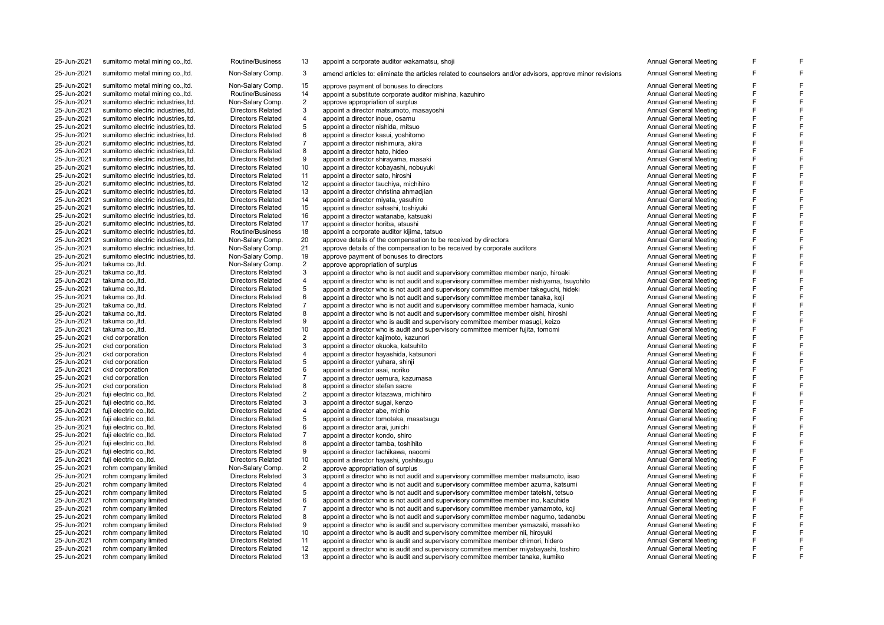| | | | | | | | |
|---|---|---|---|---|---|---|---|
| 25-Jun-2021 | sumitomo metal mining co.,ltd. | Routine/Business | 13 | appoint a corporate auditor wakamatsu, shoji | Annual General Meeting | F | F |
| 25-Jun-2021 | sumitomo metal mining co.,ltd. | Non-Salary Comp. | 3 | amend articles to: eliminate the articles related to counselors and/or advisors, approve minor revisions | Annual General Meeting | F | F |
| 25-Jun-2021 | sumitomo metal mining co.,ltd. | Non-Salary Comp. | 15 | approve payment of bonuses to directors | Annual General Meeting | F | F |
| 25-Jun-2021 | sumitomo metal mining co.,ltd. | Routine/Business | 14 | appoint a substitute corporate auditor mishina, kazuhiro | Annual General Meeting | F | F |
| 25-Jun-2021 | sumitomo electric industries,ltd. | Non-Salary Comp. | 2 | approve appropriation of surplus | Annual General Meeting | F | F |
| 25-Jun-2021 | sumitomo electric industries,ltd. | Directors Related | 3 | appoint a director matsumoto, masayoshi | Annual General Meeting | F | F |
| 25-Jun-2021 | sumitomo electric industries,ltd. | Directors Related | 4 | appoint a director inoue, osamu | Annual General Meeting | F | F |
| 25-Jun-2021 | sumitomo electric industries,ltd. | Directors Related | 5 | appoint a director nishida, mitsuo | Annual General Meeting | F | F |
| 25-Jun-2021 | sumitomo electric industries,ltd. | Directors Related | 6 | appoint a director kasui, yoshitomo | Annual General Meeting | F | F |
| 25-Jun-2021 | sumitomo electric industries,ltd. | Directors Related | 7 | appoint a director nishimura, akira | Annual General Meeting | F | F |
| 25-Jun-2021 | sumitomo electric industries,ltd. | Directors Related | 8 | appoint a director hato, hideo | Annual General Meeting | F | F |
| 25-Jun-2021 | sumitomo electric industries,ltd. | Directors Related | 9 | appoint a director shirayama, masaki | Annual General Meeting | F | F |
| 25-Jun-2021 | sumitomo electric industries,ltd. | Directors Related | 10 | appoint a director kobayashi, nobuyuki | Annual General Meeting | F | F |
| 25-Jun-2021 | sumitomo electric industries,ltd. | Directors Related | 11 | appoint a director sato, hiroshi | Annual General Meeting | F | F |
| 25-Jun-2021 | sumitomo electric industries,ltd. | Directors Related | 12 | appoint a director tsuchiya, michihiro | Annual General Meeting | F | F |
| 25-Jun-2021 | sumitomo electric industries,ltd. | Directors Related | 13 | appoint a director christina ahmadjian | Annual General Meeting | F | F |
| 25-Jun-2021 | sumitomo electric industries,ltd. | Directors Related | 14 | appoint a director miyata, yasuhiro | Annual General Meeting | F | F |
| 25-Jun-2021 | sumitomo electric industries,ltd. | Directors Related | 15 | appoint a director sahashi, toshiyuki | Annual General Meeting | F | F |
| 25-Jun-2021 | sumitomo electric industries,ltd. | Directors Related | 16 | appoint a director watanabe, katsuaki | Annual General Meeting | F | F |
| 25-Jun-2021 | sumitomo electric industries,ltd. | Directors Related | 17 | appoint a director horiba, atsushi | Annual General Meeting | F | F |
| 25-Jun-2021 | sumitomo electric industries,ltd. | Routine/Business | 18 | appoint a corporate auditor kijima, tatsuo | Annual General Meeting | F | F |
| 25-Jun-2021 | sumitomo electric industries,ltd. | Non-Salary Comp. | 20 | approve details of the compensation to be received by directors | Annual General Meeting | F | F |
| 25-Jun-2021 | sumitomo electric industries,ltd. | Non-Salary Comp. | 21 | approve details of the compensation to be received by corporate auditors | Annual General Meeting | F | F |
| 25-Jun-2021 | sumitomo electric industries,ltd. | Non-Salary Comp. | 19 | approve payment of bonuses to directors | Annual General Meeting | F | F |
| 25-Jun-2021 | takuma co.,ltd. | Non-Salary Comp. | 2 | approve appropriation of surplus | Annual General Meeting | F | F |
| 25-Jun-2021 | takuma co.,ltd. | Directors Related | 3 | appoint a director who is not audit and supervisory committee member nanjo, hiroaki | Annual General Meeting | F | F |
| 25-Jun-2021 | takuma co.,ltd. | Directors Related | 4 | appoint a director who is not audit and supervisory committee member nishiyama, tsuyohito | Annual General Meeting | F | F |
| 25-Jun-2021 | takuma co.,ltd. | Directors Related | 5 | appoint a director who is not audit and supervisory committee member takeguchi, hideki | Annual General Meeting | F | F |
| 25-Jun-2021 | takuma co.,ltd. | Directors Related | 6 | appoint a director who is not audit and supervisory committee member tanaka, koji | Annual General Meeting | F | F |
| 25-Jun-2021 | takuma co.,ltd. | Directors Related | 7 | appoint a director who is not audit and supervisory committee member hamada, kunio | Annual General Meeting | F | F |
| 25-Jun-2021 | takuma co.,ltd. | Directors Related | 8 | appoint a director who is not audit and supervisory committee member oishi, hiroshi | Annual General Meeting | F | F |
| 25-Jun-2021 | takuma co.,ltd. | Directors Related | 9 | appoint a director who is audit and supervisory committee member masugi, keizo | Annual General Meeting | F | F |
| 25-Jun-2021 | takuma co.,ltd. | Directors Related | 10 | appoint a director who is audit and supervisory committee member fujita, tomomi | Annual General Meeting | F | F |
| 25-Jun-2021 | ckd corporation | Directors Related | 2 | appoint a director kajimoto, kazunori | Annual General Meeting | F | F |
| 25-Jun-2021 | ckd corporation | Directors Related | 3 | appoint a director okuoka, katsuhito | Annual General Meeting | F | F |
| 25-Jun-2021 | ckd corporation | Directors Related | 4 | appoint a director hayashida, katsunori | Annual General Meeting | F | F |
| 25-Jun-2021 | ckd corporation | Directors Related | 5 | appoint a director yuhara, shinji | Annual General Meeting | F | F |
| 25-Jun-2021 | ckd corporation | Directors Related | 6 | appoint a director asai, noriko | Annual General Meeting | F | F |
| 25-Jun-2021 | ckd corporation | Directors Related | 7 | appoint a director uemura, kazumasa | Annual General Meeting | F | F |
| 25-Jun-2021 | ckd corporation | Directors Related | 8 | appoint a director stefan sacre | Annual General Meeting | F | F |
| 25-Jun-2021 | fuji electric co.,ltd. | Directors Related | 2 | appoint a director kitazawa, michihiro | Annual General Meeting | F | F |
| 25-Jun-2021 | fuji electric co.,ltd. | Directors Related | 3 | appoint a director sugai, kenzo | Annual General Meeting | F | F |
| 25-Jun-2021 | fuji electric co.,ltd. | Directors Related | 4 | appoint a director abe, michio | Annual General Meeting | F | F |
| 25-Jun-2021 | fuji electric co.,ltd. | Directors Related | 5 | appoint a director tomotaka, masatsugu | Annual General Meeting | F | F |
| 25-Jun-2021 | fuji electric co.,ltd. | Directors Related | 6 | appoint a director arai, junichi | Annual General Meeting | F | F |
| 25-Jun-2021 | fuji electric co.,ltd. | Directors Related | 7 | appoint a director kondo, shiro | Annual General Meeting | F | F |
| 25-Jun-2021 | fuji electric co.,ltd. | Directors Related | 8 | appoint a director tamba, toshihito | Annual General Meeting | F | F |
| 25-Jun-2021 | fuji electric co.,ltd. | Directors Related | 9 | appoint a director tachikawa, naoomi | Annual General Meeting | F | F |
| 25-Jun-2021 | fuji electric co.,ltd. | Directors Related | 10 | appoint a director hayashi, yoshitsugu | Annual General Meeting | F | F |
| 25-Jun-2021 | rohm company limited | Non-Salary Comp. | 2 | approve appropriation of surplus | Annual General Meeting | F | F |
| 25-Jun-2021 | rohm company limited | Directors Related | 3 | appoint a director who is not audit and supervisory committee member matsumoto, isao | Annual General Meeting | F | F |
| 25-Jun-2021 | rohm company limited | Directors Related | 4 | appoint a director who is not audit and supervisory committee member azuma, katsumi | Annual General Meeting | F | F |
| 25-Jun-2021 | rohm company limited | Directors Related | 5 | appoint a director who is not audit and supervisory committee member tateishi, tetsuo | Annual General Meeting | F | F |
| 25-Jun-2021 | rohm company limited | Directors Related | 6 | appoint a director who is not audit and supervisory committee member ino, kazuhide | Annual General Meeting | F | F |
| 25-Jun-2021 | rohm company limited | Directors Related | 7 | appoint a director who is not audit and supervisory committee member yamamoto, koji | Annual General Meeting | F | F |
| 25-Jun-2021 | rohm company limited | Directors Related | 8 | appoint a director who is not audit and supervisory committee member nagumo, tadanobu | Annual General Meeting | F | F |
| 25-Jun-2021 | rohm company limited | Directors Related | 9 | appoint a director who is audit and supervisory committee member yamazaki, masahiko | Annual General Meeting | F | F |
| 25-Jun-2021 | rohm company limited | Directors Related | 10 | appoint a director who is audit and supervisory committee member nii, hiroyuki | Annual General Meeting | F | F |
| 25-Jun-2021 | rohm company limited | Directors Related | 11 | appoint a director who is audit and supervisory committee member chimori, hidero | Annual General Meeting | F | F |
| 25-Jun-2021 | rohm company limited | Directors Related | 12 | appoint a director who is audit and supervisory committee member miyabayashi, toshiro | Annual General Meeting | F | F |
| 25-Jun-2021 | rohm company limited | Directors Related | 13 | appoint a director who is audit and supervisory committee member tanaka, kumiko | Annual General Meeting | F | F |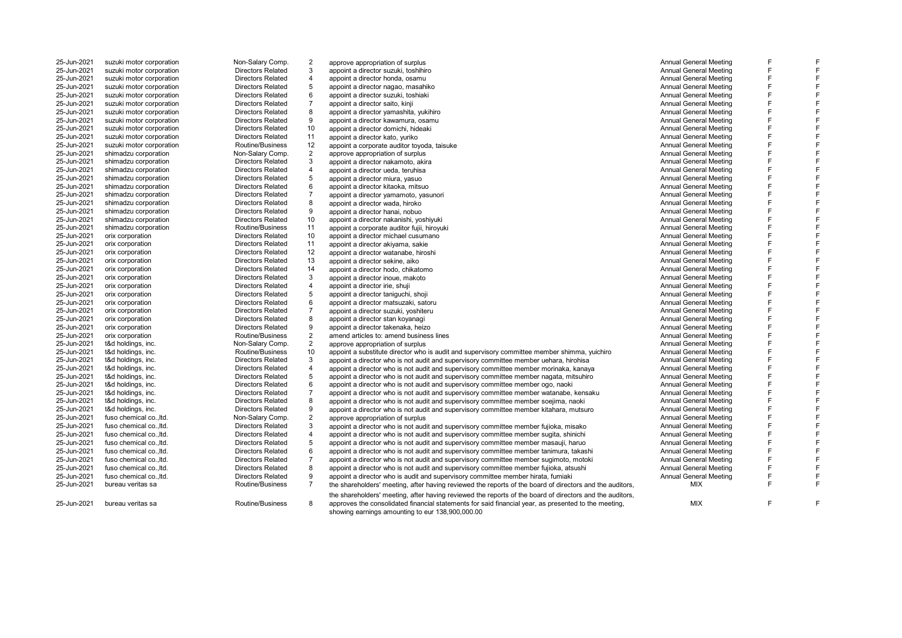| | | | | | | | |
|---|---|---|---|---|---|---|---|
| 25-Jun-2021 | suzuki motor corporation | Non-Salary Comp. | 2 | approve appropriation of surplus | Annual General Meeting | F | F |
| 25-Jun-2021 | suzuki motor corporation | Directors Related | 3 | appoint a director suzuki, toshihiro | Annual General Meeting | F | F |
| 25-Jun-2021 | suzuki motor corporation | Directors Related | 4 | appoint a director honda, osamu | Annual General Meeting | F | F |
| 25-Jun-2021 | suzuki motor corporation | Directors Related | 5 | appoint a director nagao, masahiko | Annual General Meeting | F | F |
| 25-Jun-2021 | suzuki motor corporation | Directors Related | 6 | appoint a director suzuki, toshiaki | Annual General Meeting | F | F |
| 25-Jun-2021 | suzuki motor corporation | Directors Related | 7 | appoint a director saito, kinji | Annual General Meeting | F | F |
| 25-Jun-2021 | suzuki motor corporation | Directors Related | 8 | appoint a director yamashita, yukihiro | Annual General Meeting | F | F |
| 25-Jun-2021 | suzuki motor corporation | Directors Related | 9 | appoint a director kawamura, osamu | Annual General Meeting | F | F |
| 25-Jun-2021 | suzuki motor corporation | Directors Related | 10 | appoint a director domichi, hideaki | Annual General Meeting | F | F |
| 25-Jun-2021 | suzuki motor corporation | Directors Related | 11 | appoint a director kato, yuriko | Annual General Meeting | F | F |
| 25-Jun-2021 | suzuki motor corporation | Routine/Business | 12 | appoint a corporate auditor toyoda, taisuke | Annual General Meeting | F | F |
| 25-Jun-2021 | shimadzu corporation | Non-Salary Comp. | 2 | approve appropriation of surplus | Annual General Meeting | F | F |
| 25-Jun-2021 | shimadzu corporation | Directors Related | 3 | appoint a director nakamoto, akira | Annual General Meeting | F | F |
| 25-Jun-2021 | shimadzu corporation | Directors Related | 4 | appoint a director ueda, teruhisa | Annual General Meeting | F | F |
| 25-Jun-2021 | shimadzu corporation | Directors Related | 5 | appoint a director miura, yasuo | Annual General Meeting | F | F |
| 25-Jun-2021 | shimadzu corporation | Directors Related | 6 | appoint a director kitaoka, mitsuo | Annual General Meeting | F | F |
| 25-Jun-2021 | shimadzu corporation | Directors Related | 7 | appoint a director yamamoto, yasunori | Annual General Meeting | F | F |
| 25-Jun-2021 | shimadzu corporation | Directors Related | 8 | appoint a director wada, hiroko | Annual General Meeting | F | F |
| 25-Jun-2021 | shimadzu corporation | Directors Related | 9 | appoint a director hanai, nobuo | Annual General Meeting | F | F |
| 25-Jun-2021 | shimadzu corporation | Directors Related | 10 | appoint a director nakanishi, yoshiyuki | Annual General Meeting | F | F |
| 25-Jun-2021 | shimadzu corporation | Routine/Business | 11 | appoint a corporate auditor fujii, hiroyuki | Annual General Meeting | F | F |
| 25-Jun-2021 | orix corporation | Directors Related | 10 | appoint a director michael cusumano | Annual General Meeting | F | F |
| 25-Jun-2021 | orix corporation | Directors Related | 11 | appoint a director akiyama, sakie | Annual General Meeting | F | F |
| 25-Jun-2021 | orix corporation | Directors Related | 12 | appoint a director watanabe, hiroshi | Annual General Meeting | F | F |
| 25-Jun-2021 | orix corporation | Directors Related | 13 | appoint a director sekine, aiko | Annual General Meeting | F | F |
| 25-Jun-2021 | orix corporation | Directors Related | 14 | appoint a director hodo, chikatomo | Annual General Meeting | F | F |
| 25-Jun-2021 | orix corporation | Directors Related | 3 | appoint a director inoue, makoto | Annual General Meeting | F | F |
| 25-Jun-2021 | orix corporation | Directors Related | 4 | appoint a director irie, shuji | Annual General Meeting | F | F |
| 25-Jun-2021 | orix corporation | Directors Related | 5 | appoint a director taniguchi, shoji | Annual General Meeting | F | F |
| 25-Jun-2021 | orix corporation | Directors Related | 6 | appoint a director matsuzaki, satoru | Annual General Meeting | F | F |
| 25-Jun-2021 | orix corporation | Directors Related | 7 | appoint a director suzuki, yoshiteru | Annual General Meeting | F | F |
| 25-Jun-2021 | orix corporation | Directors Related | 8 | appoint a director stan koyanagi | Annual General Meeting | F | F |
| 25-Jun-2021 | orix corporation | Directors Related | 9 | appoint a director takenaka, heizo | Annual General Meeting | F | F |
| 25-Jun-2021 | orix corporation | Routine/Business | 2 | amend articles to: amend business lines | Annual General Meeting | F | F |
| 25-Jun-2021 | t&d holdings, inc. | Non-Salary Comp. | 2 | approve appropriation of surplus | Annual General Meeting | F | F |
| 25-Jun-2021 | t&d holdings, inc. | Routine/Business | 10 | appoint a substitute director who is audit and supervisory committee member shimma, yuichiro | Annual General Meeting | F | F |
| 25-Jun-2021 | t&d holdings, inc. | Directors Related | 3 | appoint a director who is not audit and supervisory committee member uehara, hirohisa | Annual General Meeting | F | F |
| 25-Jun-2021 | t&d holdings, inc. | Directors Related | 4 | appoint a director who is not audit and supervisory committee member morinaka, kanaya | Annual General Meeting | F | F |
| 25-Jun-2021 | t&d holdings, inc. | Directors Related | 5 | appoint a director who is not audit and supervisory committee member nagata, mitsuhiro | Annual General Meeting | F | F |
| 25-Jun-2021 | t&d holdings, inc. | Directors Related | 6 | appoint a director who is not audit and supervisory committee member ogo, naoki | Annual General Meeting | F | F |
| 25-Jun-2021 | t&d holdings, inc. | Directors Related | 7 | appoint a director who is not audit and supervisory committee member watanabe, kensaku | Annual General Meeting | F | F |
| 25-Jun-2021 | t&d holdings, inc. | Directors Related | 8 | appoint a director who is not audit and supervisory committee member soejima, naoki | Annual General Meeting | F | F |
| 25-Jun-2021 | t&d holdings, inc. | Directors Related | 9 | appoint a director who is not audit and supervisory committee member kitahara, mutsuro | Annual General Meeting | F | F |
| 25-Jun-2021 | fuso chemical co.,ltd. | Non-Salary Comp. | 2 | approve appropriation of surplus | Annual General Meeting | F | F |
| 25-Jun-2021 | fuso chemical co.,ltd. | Directors Related | 3 | appoint a director who is not audit and supervisory committee member fujioka, misako | Annual General Meeting | F | F |
| 25-Jun-2021 | fuso chemical co.,ltd. | Directors Related | 4 | appoint a director who is not audit and supervisory committee member sugita, shinichi | Annual General Meeting | F | F |
| 25-Jun-2021 | fuso chemical co.,ltd. | Directors Related | 5 | appoint a director who is not audit and supervisory committee member masauji, haruo | Annual General Meeting | F | F |
| 25-Jun-2021 | fuso chemical co.,ltd. | Directors Related | 6 | appoint a director who is not audit and supervisory committee member tanimura, takashi | Annual General Meeting | F | F |
| 25-Jun-2021 | fuso chemical co.,ltd. | Directors Related | 7 | appoint a director who is not audit and supervisory committee member sugimoto, motoki | Annual General Meeting | F | F |
| 25-Jun-2021 | fuso chemical co.,ltd. | Directors Related | 8 | appoint a director who is not audit and supervisory committee member fujioka, atsushi | Annual General Meeting | F | F |
| 25-Jun-2021 | fuso chemical co.,ltd. | Directors Related | 9 | appoint a director who is audit and supervisory committee member hirata, fumiaki | Annual General Meeting | F | F |
| 25-Jun-2021 | bureau veritas sa | Routine/Business | 7 | the shareholders' meeting, after having reviewed the reports of the board of directors and the auditors, | MIX | F | F |
| 25-Jun-2021 | bureau veritas sa | Routine/Business | 8 | the shareholders' meeting, after having reviewed the reports of the board of directors and the auditors, approves the consolidated financial statements for said financial year, as presented to the meeting, showing earnings amounting to eur 138,900,000.00 | MIX | F | F |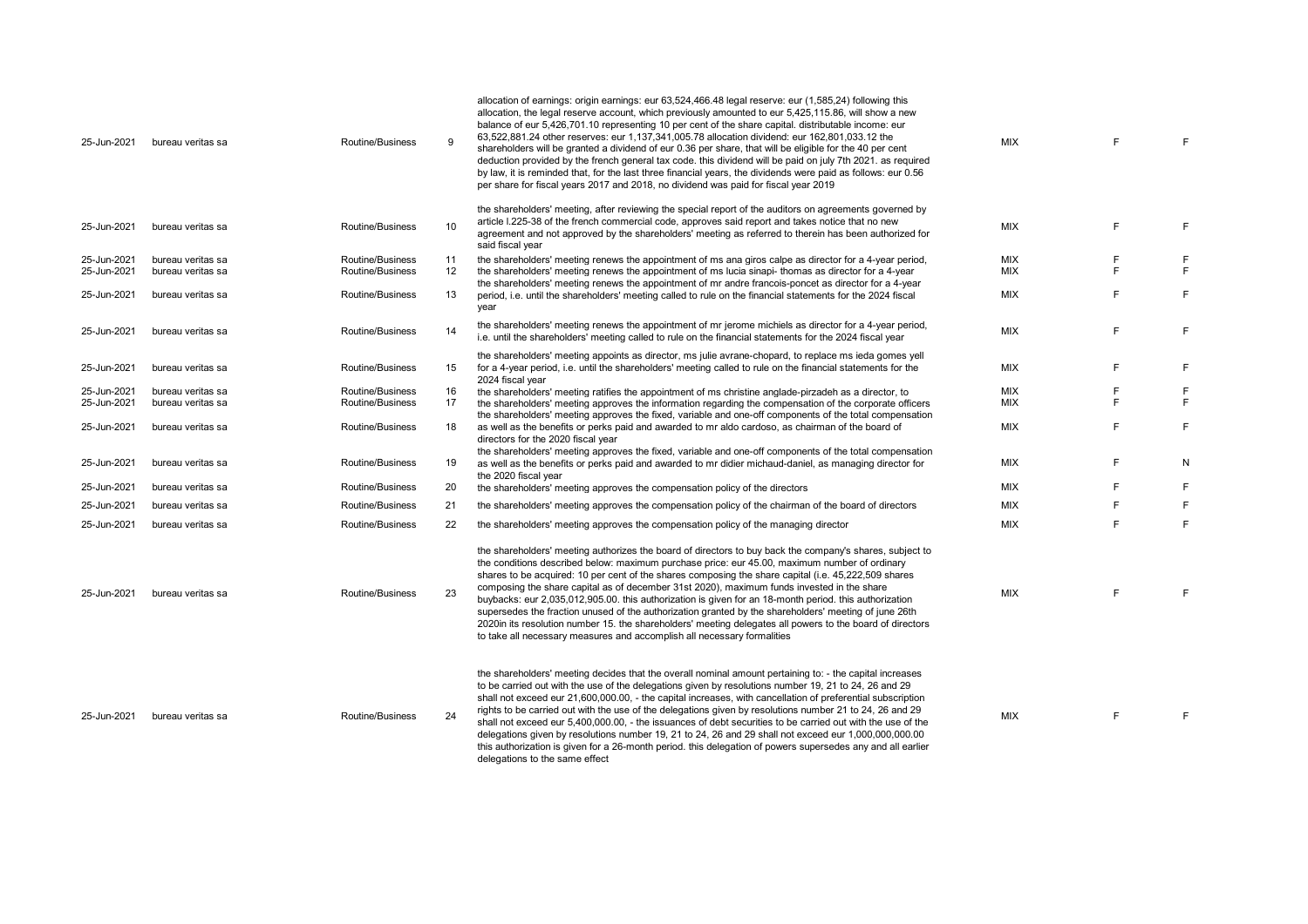| | | | | | | | |
|---|---|---|---|---|---|---|---|
| 25-Jun-2021 | bureau veritas sa | Routine/Business | 9 | allocation of earnings: origin earnings: eur 63,524,466.48 legal reserve: eur (1,585,24) following this allocation, the legal reserve account, which previously amounted to eur 5,425,115.86, will show a new balance of eur 5,426,701.10 representing 10 per cent of the share capital. distributable income: eur 63,522,881.24 other reserves: eur 1,137,341,005.78 allocation dividend: eur 162,801,033.12 the shareholders will be granted a dividend of eur 0.36 per share, that will be eligible for the 40 per cent deduction provided by the french general tax code. this dividend will be paid on july 7th 2021. as required by law, it is reminded that, for the last three financial years, the dividends were paid as follows: eur 0.56 per share for fiscal years 2017 and 2018, no dividend was paid for fiscal year 2019 | MIX | F | F |
| 25-Jun-2021 | bureau veritas sa | Routine/Business | 10 | the shareholders' meeting, after reviewing the special report of the auditors on agreements governed by article l.225-38 of the french commercial code, approves said report and takes notice that no new agreement and not approved by the shareholders' meeting as referred to therein has been authorized for said fiscal year | MIX | F | F |
| 25-Jun-2021 | bureau veritas sa | Routine/Business | 11 | the shareholders' meeting renews the appointment of ms ana giros calpe as director for a 4-year period, | MIX | F | F |
| 25-Jun-2021 | bureau veritas sa | Routine/Business | 12 | the shareholders' meeting renews the appointment of ms lucia sinapi- thomas as director for a 4-year | MIX | F | F |
| 25-Jun-2021 | bureau veritas sa | Routine/Business | 13 | the shareholders' meeting renews the appointment of mr andre francois-poncet as director for a 4-year period, i.e. until the shareholders' meeting called to rule on the financial statements for the 2024 fiscal year | MIX | F | F |
| 25-Jun-2021 | bureau veritas sa | Routine/Business | 14 | the shareholders' meeting renews the appointment of mr jerome michiels as director for a 4-year period, i.e. until the shareholders' meeting called to rule on the financial statements for the 2024 fiscal year | MIX | F | F |
| 25-Jun-2021 | bureau veritas sa | Routine/Business | 15 | the shareholders' meeting appoints as director, ms julie avrane-chopard, to replace ms ieda gomes yell for a 4-year period, i.e. until the shareholders' meeting called to rule on the financial statements for the 2024 fiscal year | MIX | F | F |
| 25-Jun-2021 | bureau veritas sa | Routine/Business | 16 | the shareholders' meeting ratifies the appointment of ms christine anglade-pirzadeh as a director, to | MIX | F | F |
| 25-Jun-2021 | bureau veritas sa | Routine/Business | 17 | the shareholders' meeting approves the information regarding the compensation of the corporate officers | MIX | F | F |
| 25-Jun-2021 | bureau veritas sa | Routine/Business | 18 | the shareholders' meeting approves the fixed, variable and one-off components of the total compensation as well as the benefits or perks paid and awarded to mr aldo cardoso, as chairman of the board of directors for the 2020 fiscal year | MIX | F | F |
| 25-Jun-2021 | bureau veritas sa | Routine/Business | 19 | the shareholders' meeting approves the fixed, variable and one-off components of the total compensation as well as the benefits or perks paid and awarded to mr didier michaud-daniel, as managing director for the 2020 fiscal year | MIX | F | N |
| 25-Jun-2021 | bureau veritas sa | Routine/Business | 20 | the shareholders' meeting approves the compensation policy of the directors | MIX | F | F |
| 25-Jun-2021 | bureau veritas sa | Routine/Business | 21 | the shareholders' meeting approves the compensation policy of the chairman of the board of directors | MIX | F | F |
| 25-Jun-2021 | bureau veritas sa | Routine/Business | 22 | the shareholders' meeting approves the compensation policy of the managing director | MIX | F | F |
| 25-Jun-2021 | bureau veritas sa | Routine/Business | 23 | the shareholders' meeting authorizes the board of directors to buy back the company's shares, subject to the conditions described below: maximum purchase price: eur 45.00, maximum number of ordinary shares to be acquired: 10 per cent of the shares composing the share capital (i.e. 45,222,509 shares composing the share capital as of december 31st 2020), maximum funds invested in the share buybacks: eur 2,035,012,905.00. this authorization is given for an 18-month period. this authorization supersedes the fraction unused of the authorization granted by the shareholders' meeting of june 26th 2020in its resolution number 15. the shareholders' meeting delegates all powers to the board of directors to take all necessary measures and accomplish all necessary formalities | MIX | F | F |
| 25-Jun-2021 | bureau veritas sa | Routine/Business | 24 | the shareholders' meeting decides that the overall nominal amount pertaining to: - the capital increases to be carried out with the use of the delegations given by resolutions number 19, 21 to 24, 26 and 29 shall not exceed eur 21,600,000.00, - the capital increases, with cancellation of preferential subscription rights to be carried out with the use of the delegations given by resolutions number 21 to 24, 26 and 29 shall not exceed eur 5,400,000.00, - the issuances of debt securities to be carried out with the use of the delegations given by resolutions number 19, 21 to 24, 26 and 29 shall not exceed eur 1,000,000,000.00 this authorization is given for a 26-month period. this delegation of powers supersedes any and all earlier delegations to the same effect | MIX | F | F |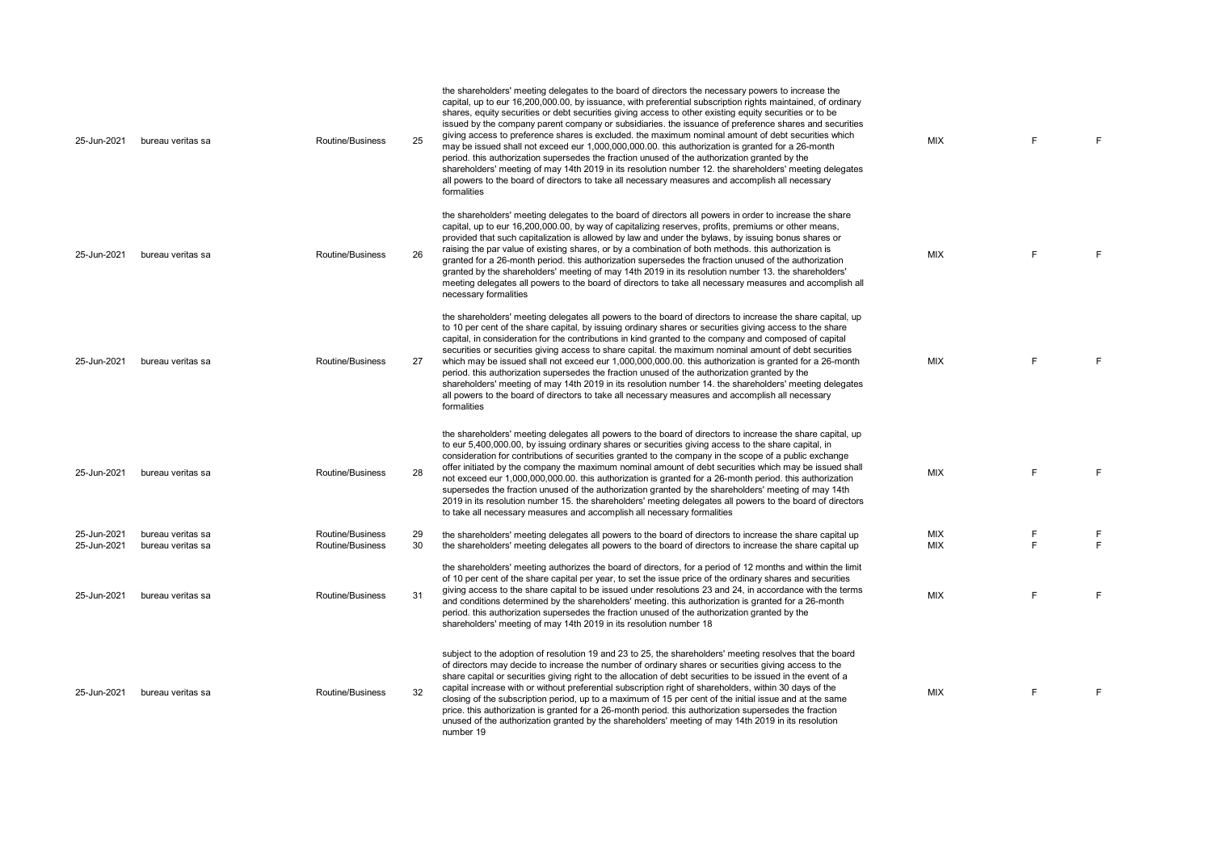| | | | | | | | |
|---|---|---|---|---|---|---|---|
| 25-Jun-2021 | bureau veritas sa | Routine/Business | 25 | the shareholders' meeting delegates to the board of directors the necessary powers to increase the capital, up to eur 16,200,000.00, by issuance, with preferential subscription rights maintained, of ordinary shares, equity securities or debt securities giving access to other existing equity securities or to be issued by the company parent company or subsidiaries. the issuance of preference shares and securities giving access to preference shares is excluded. the maximum nominal amount of debt securities which may be issued shall not exceed eur 1,000,000,000.00. this authorization is granted for a 26-month period. this authorization supersedes the fraction unused of the authorization granted by the shareholders' meeting of may 14th 2019 in its resolution number 12. the shareholders' meeting delegates all powers to the board of directors to take all necessary measures and accomplish all necessary formalities | MIX | F | F |
| 25-Jun-2021 | bureau veritas sa | Routine/Business | 26 | the shareholders' meeting delegates to the board of directors all powers in order to increase the share capital, up to eur 16,200,000.00, by way of capitalizing reserves, profits, premiums or other means, provided that such capitalization is allowed by law and under the bylaws, by issuing bonus shares or raising the par value of existing shares, or by a combination of both methods. this authorization is granted for a 26-month period. this authorization supersedes the fraction unused of the authorization granted by the shareholders' meeting of may 14th 2019 in its resolution number 13. the shareholders' meeting delegates all powers to the board of directors to take all necessary measures and accomplish all necessary formalities | MIX | F | F |
| 25-Jun-2021 | bureau veritas sa | Routine/Business | 27 | the shareholders' meeting delegates all powers to the board of directors to increase the share capital, up to 10 per cent of the share capital, by issuing ordinary shares or securities giving access to the share capital, in consideration for the contributions in kind granted to the company and composed of capital securities or securities giving access to share capital. the maximum nominal amount of debt securities which may be issued shall not exceed eur 1,000,000,000.00. this authorization is granted for a 26-month period. this authorization supersedes the fraction unused of the authorization granted by the shareholders' meeting of may 14th 2019 in its resolution number 14. the shareholders' meeting delegates all powers to the board of directors to take all necessary measures and accomplish all necessary formalities | MIX | F | F |
| 25-Jun-2021 | bureau veritas sa | Routine/Business | 28 | the shareholders' meeting delegates all powers to the board of directors to increase the share capital, up to eur 5,400,000.00, by issuing ordinary shares or securities giving access to the share capital, in consideration for contributions of securities granted to the company in the scope of a public exchange offer initiated by the company the maximum nominal amount of debt securities which may be issued shall not exceed eur 1,000,000,000.00. this authorization is granted for a 26-month period. this authorization supersedes the fraction unused of the authorization granted by the shareholders' meeting of may 14th 2019 in its resolution number 15. the shareholders' meeting delegates all powers to the board of directors to take all necessary measures and accomplish all necessary formalities | MIX | F | F |
| 25-Jun-2021 | bureau veritas sa | Routine/Business | 29 | the shareholders' meeting delegates all powers to the board of directors to increase the share capital up | MIX | F | F |
| 25-Jun-2021 | bureau veritas sa | Routine/Business | 30 | the shareholders' meeting delegates all powers to the board of directors to increase the share capital up | MIX | F | F |
| 25-Jun-2021 | bureau veritas sa | Routine/Business | 31 | the shareholders' meeting authorizes the board of directors, for a period of 12 months and within the limit of 10 per cent of the share capital per year, to set the issue price of the ordinary shares and securities giving access to the share capital to be issued under resolutions 23 and 24, in accordance with the terms and conditions determined by the shareholders' meeting. this authorization is granted for a 26-month period. this authorization supersedes the fraction unused of the authorization granted by the shareholders' meeting of may 14th 2019 in its resolution number 18 | MIX | F | F |
| 25-Jun-2021 | bureau veritas sa | Routine/Business | 32 | subject to the adoption of resolution 19 and 23 to 25, the shareholders' meeting resolves that the board of directors may decide to increase the number of ordinary shares or securities giving access to the share capital or securities giving right to the allocation of debt securities to be issued in the event of a capital increase with or without preferential subscription right of shareholders, within 30 days of the closing of the subscription period, up to a maximum of 15 per cent of the initial issue and at the same price. this authorization is granted for a 26-month period. this authorization supersedes the fraction unused of the authorization granted by the shareholders' meeting of may 14th 2019 in its resolution number 19 | MIX | F | F |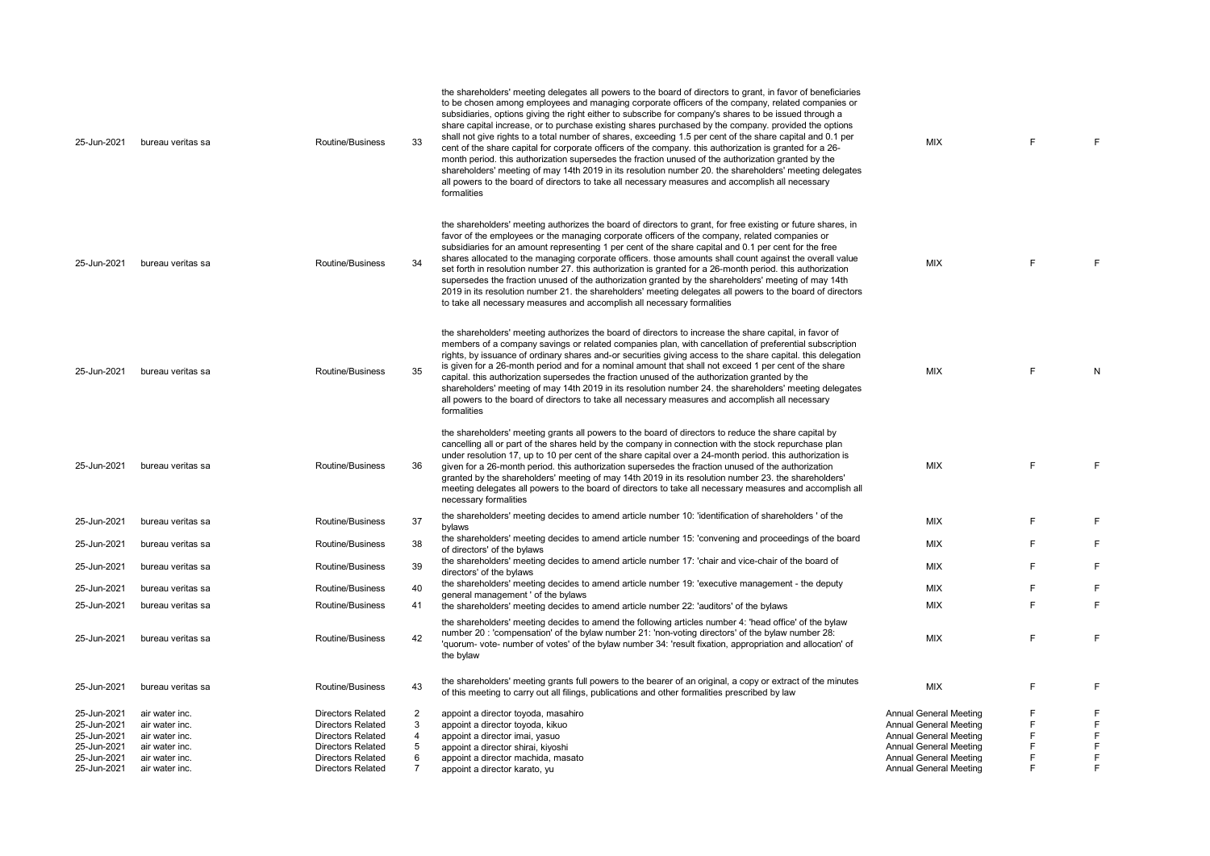| | | | | | | | |
|---|---|---|---|---|---|---|---|
| 25-Jun-2021 | bureau veritas sa | Routine/Business | 33 | the shareholders' meeting delegates all powers to the board of directors to grant, in favor of beneficiaries to be chosen among employees and managing corporate officers of the company, related companies or subsidiaries, options giving the right either to subscribe for company's shares to be issued through a share capital increase, or to purchase existing shares purchased by the company. provided the options shall not give rights to a total number of shares, exceeding 1.5 per cent of the share capital and 0.1 per cent of the share capital for corporate officers of the company. this authorization is granted for a 26-month period. this authorization supersedes the fraction unused of the authorization granted by the shareholders' meeting of may 14th 2019 in its resolution number 20. the shareholders' meeting delegates all powers to the board of directors to take all necessary measures and accomplish all necessary formalities | MIX | F | F |
| 25-Jun-2021 | bureau veritas sa | Routine/Business | 34 | the shareholders' meeting authorizes the board of directors to grant, for free existing or future shares, in favor of the employees or the managing corporate officers of the company, related companies or subsidiaries for an amount representing 1 per cent of the share capital and 0.1 per cent for the free shares allocated to the managing corporate officers. those amounts shall count against the overall value set forth in resolution number 27. this authorization is granted for a 26-month period. this authorization supersedes the fraction unused of the authorization granted by the shareholders' meeting of may 14th 2019 in its resolution number 21. the shareholders' meeting delegates all powers to the board of directors to take all necessary measures and accomplish all necessary formalities | MIX | F | F |
| 25-Jun-2021 | bureau veritas sa | Routine/Business | 35 | the shareholders' meeting authorizes the board of directors to increase the share capital, in favor of members of a company savings or related companies plan, with cancellation of preferential subscription rights, by issuance of ordinary shares and-or securities giving access to the share capital. this delegation is given for a 26-month period and for a nominal amount that shall not exceed 1 per cent of the share capital. this authorization supersedes the fraction unused of the authorization granted by the shareholders' meeting of may 14th 2019 in its resolution number 24. the shareholders' meeting delegates all powers to the board of directors to take all necessary measures and accomplish all necessary formalities | MIX | F | N |
| 25-Jun-2021 | bureau veritas sa | Routine/Business | 36 | the shareholders' meeting grants all powers to the board of directors to reduce the share capital by cancelling all or part of the shares held by the company in connection with the stock repurchase plan under resolution 17, up to 10 per cent of the share capital over a 24-month period. this authorization is given for a 26-month period. this authorization supersedes the fraction unused of the authorization granted by the shareholders' meeting of may 14th 2019 in its resolution number 23. the shareholders' meeting delegates all powers to the board of directors to take all necessary measures and accomplish all necessary formalities | MIX | F | F |
| 25-Jun-2021 | bureau veritas sa | Routine/Business | 37 | the shareholders' meeting decides to amend article number 10: 'identification of shareholders ' of the bylaws | MIX | F | F |
| 25-Jun-2021 | bureau veritas sa | Routine/Business | 38 | the shareholders' meeting decides to amend article number 15: 'convening and proceedings of the board of directors' of the bylaws | MIX | F | F |
| 25-Jun-2021 | bureau veritas sa | Routine/Business | 39 | the shareholders' meeting decides to amend article number 17: 'chair and vice-chair of the board of directors' of the bylaws | MIX | F | F |
| 25-Jun-2021 | bureau veritas sa | Routine/Business | 40 | the shareholders' meeting decides to amend article number 19: 'executive management - the deputy general management ' of the bylaws | MIX | F | F |
| 25-Jun-2021 | bureau veritas sa | Routine/Business | 41 | the shareholders' meeting decides to amend article number 22: 'auditors' of the bylaws | MIX | F | F |
| 25-Jun-2021 | bureau veritas sa | Routine/Business | 42 | the shareholders' meeting decides to amend the following articles number 4: 'head office' of the bylaw number 20 : 'compensation' of the bylaw number 21: 'non-voting directors' of the bylaw number 28: 'quorum- vote- number of votes' of the bylaw number 34: 'result fixation, appropriation and allocation' of the bylaw | MIX | F | F |
| 25-Jun-2021 | bureau veritas sa | Routine/Business | 43 | the shareholders' meeting grants full powers to the bearer of an original, a copy or extract of the minutes of this meeting to carry out all filings, publications and other formalities prescribed by law | MIX | F | F |
| 25-Jun-2021 | air water inc. | Directors Related | 2 | appoint a director toyoda, masahiro | Annual General Meeting | F | F |
| 25-Jun-2021 | air water inc. | Directors Related | 3 | appoint a director toyoda, kikuo | Annual General Meeting | F | F |
| 25-Jun-2021 | air water inc. | Directors Related | 4 | appoint a director imai, yasuo | Annual General Meeting | F | F |
| 25-Jun-2021 | air water inc. | Directors Related | 5 | appoint a director shirai, kiyoshi | Annual General Meeting | F | F |
| 25-Jun-2021 | air water inc. | Directors Related | 6 | appoint a director machida, masato | Annual General Meeting | F | F |
| 25-Jun-2021 | air water inc. | Directors Related | 7 | appoint a director karato, yu | Annual General Meeting | F | F |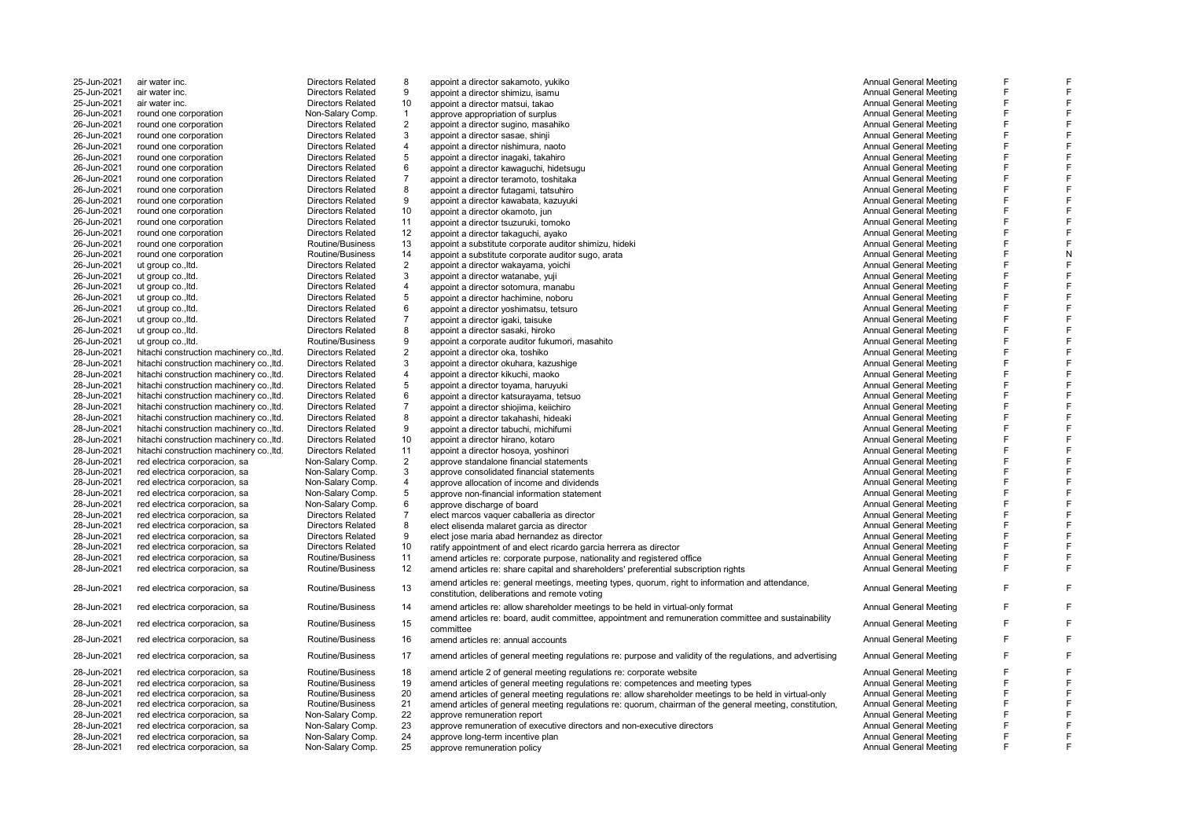| | | | | | | | |
|---|---|---|---|---|---|---|---|
| 25-Jun-2021 | air water inc. | Directors Related | 8 | appoint a director sakamoto, yukiko | Annual General Meeting | F | F |
| 25-Jun-2021 | air water inc. | Directors Related | 9 | appoint a director shimizu, isamu | Annual General Meeting | F | F |
| 25-Jun-2021 | air water inc. | Directors Related | 10 | appoint a director matsui, takao | Annual General Meeting | F | F |
| 26-Jun-2021 | round one corporation | Non-Salary Comp. | 1 | approve appropriation of surplus | Annual General Meeting | F | F |
| 26-Jun-2021 | round one corporation | Directors Related | 2 | appoint a director sugino, masahiko | Annual General Meeting | F | F |
| 26-Jun-2021 | round one corporation | Directors Related | 3 | appoint a director sasae, shinji | Annual General Meeting | F | F |
| 26-Jun-2021 | round one corporation | Directors Related | 4 | appoint a director nishimura, naoto | Annual General Meeting | F | F |
| 26-Jun-2021 | round one corporation | Directors Related | 5 | appoint a director inagaki, takahiro | Annual General Meeting | F | F |
| 26-Jun-2021 | round one corporation | Directors Related | 6 | appoint a director kawaguchi, hidetsugu | Annual General Meeting | F | F |
| 26-Jun-2021 | round one corporation | Directors Related | 7 | appoint a director teramoto, toshitaka | Annual General Meeting | F | F |
| 26-Jun-2021 | round one corporation | Directors Related | 8 | appoint a director futagami, tatsuhiro | Annual General Meeting | F | F |
| 26-Jun-2021 | round one corporation | Directors Related | 9 | appoint a director kawabata, kazuyuki | Annual General Meeting | F | F |
| 26-Jun-2021 | round one corporation | Directors Related | 10 | appoint a director okamoto, jun | Annual General Meeting | F | F |
| 26-Jun-2021 | round one corporation | Directors Related | 11 | appoint a director tsuzuruki, tomoko | Annual General Meeting | F | F |
| 26-Jun-2021 | round one corporation | Directors Related | 12 | appoint a director takaguchi, ayako | Annual General Meeting | F | F |
| 26-Jun-2021 | round one corporation | Routine/Business | 13 | appoint a substitute corporate auditor shimizu, hideki | Annual General Meeting | F | F |
| 26-Jun-2021 | round one corporation | Routine/Business | 14 | appoint a substitute corporate auditor sugo, arata | Annual General Meeting | F | N |
| 26-Jun-2021 | ut group co.,ltd. | Directors Related | 2 | appoint a director wakayama, yoichi | Annual General Meeting | F | F |
| 26-Jun-2021 | ut group co.,ltd. | Directors Related | 3 | appoint a director watanabe, yuji | Annual General Meeting | F | F |
| 26-Jun-2021 | ut group co.,ltd. | Directors Related | 4 | appoint a director sotomura, manabu | Annual General Meeting | F | F |
| 26-Jun-2021 | ut group co.,ltd. | Directors Related | 5 | appoint a director hachimine, noboru | Annual General Meeting | F | F |
| 26-Jun-2021 | ut group co.,ltd. | Directors Related | 6 | appoint a director yoshimatsu, tetsuro | Annual General Meeting | F | F |
| 26-Jun-2021 | ut group co.,ltd. | Directors Related | 7 | appoint a director igaki, taisuke | Annual General Meeting | F | F |
| 26-Jun-2021 | ut group co.,ltd. | Directors Related | 8 | appoint a director sasaki, hiroko | Annual General Meeting | F | F |
| 26-Jun-2021 | ut group co.,ltd. | Routine/Business | 9 | appoint a corporate auditor fukumori, masahito | Annual General Meeting | F | F |
| 28-Jun-2021 | hitachi construction machinery co.,ltd. | Directors Related | 2 | appoint a director oka, toshiko | Annual General Meeting | F | F |
| 28-Jun-2021 | hitachi construction machinery co.,ltd. | Directors Related | 3 | appoint a director okuhara, kazushige | Annual General Meeting | F | F |
| 28-Jun-2021 | hitachi construction machinery co.,ltd. | Directors Related | 4 | appoint a director kikuchi, maoko | Annual General Meeting | F | F |
| 28-Jun-2021 | hitachi construction machinery co.,ltd. | Directors Related | 5 | appoint a director toyama, haruyuki | Annual General Meeting | F | F |
| 28-Jun-2021 | hitachi construction machinery co.,ltd. | Directors Related | 6 | appoint a director katsurayama, tetsuo | Annual General Meeting | F | F |
| 28-Jun-2021 | hitachi construction machinery co.,ltd. | Directors Related | 7 | appoint a director shiojima, keiichiro | Annual General Meeting | F | F |
| 28-Jun-2021 | hitachi construction machinery co.,ltd. | Directors Related | 8 | appoint a director takahashi, hideaki | Annual General Meeting | F | F |
| 28-Jun-2021 | hitachi construction machinery co.,ltd. | Directors Related | 9 | appoint a director tabuchi, michifumi | Annual General Meeting | F | F |
| 28-Jun-2021 | hitachi construction machinery co.,ltd. | Directors Related | 10 | appoint a director hirano, kotaro | Annual General Meeting | F | F |
| 28-Jun-2021 | hitachi construction machinery co.,ltd. | Directors Related | 11 | appoint a director hosoya, yoshinori | Annual General Meeting | F | F |
| 28-Jun-2021 | red electrica corporacion, sa | Non-Salary Comp. | 2 | approve standalone financial statements | Annual General Meeting | F | F |
| 28-Jun-2021 | red electrica corporacion, sa | Non-Salary Comp. | 3 | approve consolidated financial statements | Annual General Meeting | F | F |
| 28-Jun-2021 | red electrica corporacion, sa | Non-Salary Comp. | 4 | approve allocation of income and dividends | Annual General Meeting | F | F |
| 28-Jun-2021 | red electrica corporacion, sa | Non-Salary Comp. | 5 | approve non-financial information statement | Annual General Meeting | F | F |
| 28-Jun-2021 | red electrica corporacion, sa | Non-Salary Comp. | 6 | approve discharge of board | Annual General Meeting | F | F |
| 28-Jun-2021 | red electrica corporacion, sa | Directors Related | 7 | elect marcos vaquer caballeria as director | Annual General Meeting | F | F |
| 28-Jun-2021 | red electrica corporacion, sa | Directors Related | 8 | elect elisenda malaret garcia as director | Annual General Meeting | F | F |
| 28-Jun-2021 | red electrica corporacion, sa | Directors Related | 9 | elect jose maria abad hernandez as director | Annual General Meeting | F | F |
| 28-Jun-2021 | red electrica corporacion, sa | Directors Related | 10 | ratify appointment of and elect ricardo garcia herrera as director | Annual General Meeting | F | F |
| 28-Jun-2021 | red electrica corporacion, sa | Routine/Business | 11 | amend articles re: corporate purpose, nationality and registered office | Annual General Meeting | F | F |
| 28-Jun-2021 | red electrica corporacion, sa | Routine/Business | 12 | amend articles re: share capital and shareholders' preferential subscription rights | Annual General Meeting | F | F |
| 28-Jun-2021 | red electrica corporacion, sa | Routine/Business | 13 | amend articles re: general meetings, meeting types, quorum, right to information and attendance, constitution, deliberations and remote voting | Annual General Meeting | F | F |
| 28-Jun-2021 | red electrica corporacion, sa | Routine/Business | 14 | amend articles re: allow shareholder meetings to be held in virtual-only format | Annual General Meeting | F | F |
| 28-Jun-2021 | red electrica corporacion, sa | Routine/Business | 15 | amend articles re: board, audit committee, appointment and remuneration committee and sustainability committee | Annual General Meeting | F | F |
| 28-Jun-2021 | red electrica corporacion, sa | Routine/Business | 16 | amend articles re: annual accounts | Annual General Meeting | F | F |
| 28-Jun-2021 | red electrica corporacion, sa | Routine/Business | 17 | amend articles of general meeting regulations re: purpose and validity of the regulations, and advertising | Annual General Meeting | F | F |
| 28-Jun-2021 | red electrica corporacion, sa | Routine/Business | 18 | amend article 2 of general meeting regulations re: corporate website | Annual General Meeting | F | F |
| 28-Jun-2021 | red electrica corporacion, sa | Routine/Business | 19 | amend articles of general meeting regulations re: competences and meeting types | Annual General Meeting | F | F |
| 28-Jun-2021 | red electrica corporacion, sa | Routine/Business | 20 | amend articles of general meeting regulations re: allow shareholder meetings to be held in virtual-only | Annual General Meeting | F | F |
| 28-Jun-2021 | red electrica corporacion, sa | Routine/Business | 21 | amend articles of general meeting regulations re: quorum, chairman of the general meeting, constitution, | Annual General Meeting | F | F |
| 28-Jun-2021 | red electrica corporacion, sa | Non-Salary Comp. | 22 | approve remuneration report | Annual General Meeting | F | F |
| 28-Jun-2021 | red electrica corporacion, sa | Non-Salary Comp. | 23 | approve remuneration of executive directors and non-executive directors | Annual General Meeting | F | F |
| 28-Jun-2021 | red electrica corporacion, sa | Non-Salary Comp. | 24 | approve long-term incentive plan | Annual General Meeting | F | F |
| 28-Jun-2021 | red electrica corporacion, sa | Non-Salary Comp. | 25 | approve remuneration policy | Annual General Meeting | F | F |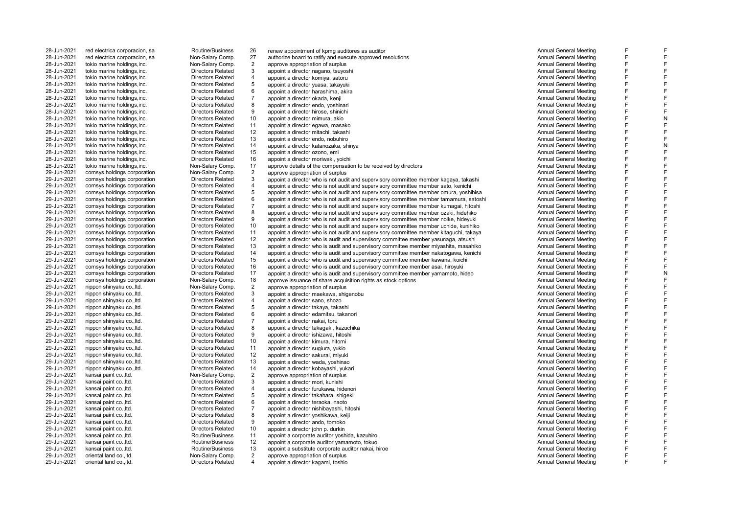| | | | | | | | |
|---|---|---|---|---|---|---|---|
| 28-Jun-2021 | red electrica corporacion, sa | Routine/Business | 26 | renew appointment of kpmg auditores as auditor | Annual General Meeting | F | F |
| 28-Jun-2021 | red electrica corporacion, sa | Non-Salary Comp. | 27 | authorize board to ratify and execute approved resolutions | Annual General Meeting | F | F |
| 28-Jun-2021 | tokio marine holdings,inc. | Non-Salary Comp. | 2 | approve appropriation of surplus | Annual General Meeting | F | F |
| 28-Jun-2021 | tokio marine holdings,inc. | Directors Related | 3 | appoint a director nagano, tsuyoshi | Annual General Meeting | F | F |
| 28-Jun-2021 | tokio marine holdings,inc. | Directors Related | 4 | appoint a director komiya, satoru | Annual General Meeting | F | F |
| 28-Jun-2021 | tokio marine holdings,inc. | Directors Related | 5 | appoint a director yuasa, takayuki | Annual General Meeting | F | F |
| 28-Jun-2021 | tokio marine holdings,inc. | Directors Related | 6 | appoint a director harashima, akira | Annual General Meeting | F | F |
| 28-Jun-2021 | tokio marine holdings,inc. | Directors Related | 7 | appoint a director okada, kenji | Annual General Meeting | F | F |
| 28-Jun-2021 | tokio marine holdings,inc. | Directors Related | 8 | appoint a director endo, yoshinari | Annual General Meeting | F | F |
| 28-Jun-2021 | tokio marine holdings,inc. | Directors Related | 9 | appoint a director hirose, shinichi | Annual General Meeting | F | F |
| 28-Jun-2021 | tokio marine holdings,inc. | Directors Related | 10 | appoint a director mimura, akio | Annual General Meeting | F | N |
| 28-Jun-2021 | tokio marine holdings,inc. | Directors Related | 11 | appoint a director egawa, masako | Annual General Meeting | F | F |
| 28-Jun-2021 | tokio marine holdings,inc. | Directors Related | 12 | appoint a director mitachi, takashi | Annual General Meeting | F | F |
| 28-Jun-2021 | tokio marine holdings,inc. | Directors Related | 13 | appoint a director endo, nobuhiro | Annual General Meeting | F | F |
| 28-Jun-2021 | tokio marine holdings,inc. | Directors Related | 14 | appoint a director katanozaka, shinya | Annual General Meeting | F | N |
| 28-Jun-2021 | tokio marine holdings,inc. | Directors Related | 15 | appoint a director ozono, emi | Annual General Meeting | F | F |
| 28-Jun-2021 | tokio marine holdings,inc. | Directors Related | 16 | appoint a director moriwaki, yoichi | Annual General Meeting | F | F |
| 28-Jun-2021 | tokio marine holdings,inc. | Non-Salary Comp. | 17 | approve details of the compensation to be received by directors | Annual General Meeting | F | F |
| 29-Jun-2021 | comsys holdings corporation | Non-Salary Comp. | 2 | approve appropriation of surplus | Annual General Meeting | F | F |
| 29-Jun-2021 | comsys holdings corporation | Directors Related | 3 | appoint a director who is not audit and supervisory committee member kagaya, takashi | Annual General Meeting | F | F |
| 29-Jun-2021 | comsys holdings corporation | Directors Related | 4 | appoint a director who is not audit and supervisory committee member sato, kenichi | Annual General Meeting | F | F |
| 29-Jun-2021 | comsys holdings corporation | Directors Related | 5 | appoint a director who is not audit and supervisory committee member omura, yoshihisa | Annual General Meeting | F | F |
| 29-Jun-2021 | comsys holdings corporation | Directors Related | 6 | appoint a director who is not audit and supervisory committee member tamamura, satoshi | Annual General Meeting | F | F |
| 29-Jun-2021 | comsys holdings corporation | Directors Related | 7 | appoint a director who is not audit and supervisory committee member kumagai, hitoshi | Annual General Meeting | F | F |
| 29-Jun-2021 | comsys holdings corporation | Directors Related | 8 | appoint a director who is not audit and supervisory committee member ozaki, hidehiko | Annual General Meeting | F | F |
| 29-Jun-2021 | comsys holdings corporation | Directors Related | 9 | appoint a director who is not audit and supervisory committee member noike, hideyuki | Annual General Meeting | F | F |
| 29-Jun-2021 | comsys holdings corporation | Directors Related | 10 | appoint a director who is not audit and supervisory committee member uchide, kunihiko | Annual General Meeting | F | F |
| 29-Jun-2021 | comsys holdings corporation | Directors Related | 11 | appoint a director who is not audit and supervisory committee member kitaguchi, takaya | Annual General Meeting | F | F |
| 29-Jun-2021 | comsys holdings corporation | Directors Related | 12 | appoint a director who is audit and supervisory committee member yasunaga, atsushi | Annual General Meeting | F | F |
| 29-Jun-2021 | comsys holdings corporation | Directors Related | 13 | appoint a director who is audit and supervisory committee member miyashita, masahiko | Annual General Meeting | F | F |
| 29-Jun-2021 | comsys holdings corporation | Directors Related | 14 | appoint a director who is audit and supervisory committee member nakatogawa, kenichi | Annual General Meeting | F | F |
| 29-Jun-2021 | comsys holdings corporation | Directors Related | 15 | appoint a director who is audit and supervisory committee member kawana, koichi | Annual General Meeting | F | F |
| 29-Jun-2021 | comsys holdings corporation | Directors Related | 16 | appoint a director who is audit and supervisory committee member asai, hiroyuki | Annual General Meeting | F | F |
| 29-Jun-2021 | comsys holdings corporation | Directors Related | 17 | appoint a director who is audit and supervisory committee member yamamoto, hideo | Annual General Meeting | F | N |
| 29-Jun-2021 | comsys holdings corporation | Non-Salary Comp. | 18 | approve issuance of share acquisition rights as stock options | Annual General Meeting | F | F |
| 29-Jun-2021 | nippon shinyaku co.,ltd. | Non-Salary Comp. | 2 | approve appropriation of surplus | Annual General Meeting | F | F |
| 29-Jun-2021 | nippon shinyaku co.,ltd. | Directors Related | 3 | appoint a director maekawa, shigenobu | Annual General Meeting | F | F |
| 29-Jun-2021 | nippon shinyaku co.,ltd. | Directors Related | 4 | appoint a director sano, shozo | Annual General Meeting | F | F |
| 29-Jun-2021 | nippon shinyaku co.,ltd. | Directors Related | 5 | appoint a director takaya, takashi | Annual General Meeting | F | F |
| 29-Jun-2021 | nippon shinyaku co.,ltd. | Directors Related | 6 | appoint a director edamitsu, takanori | Annual General Meeting | F | F |
| 29-Jun-2021 | nippon shinyaku co.,ltd. | Directors Related | 7 | appoint a director nakai, toru | Annual General Meeting | F | F |
| 29-Jun-2021 | nippon shinyaku co.,ltd. | Directors Related | 8 | appoint a director takagaki, kazuchika | Annual General Meeting | F | F |
| 29-Jun-2021 | nippon shinyaku co.,ltd. | Directors Related | 9 | appoint a director ishizawa, hitoshi | Annual General Meeting | F | F |
| 29-Jun-2021 | nippon shinyaku co.,ltd. | Directors Related | 10 | appoint a director kimura, hitomi | Annual General Meeting | F | F |
| 29-Jun-2021 | nippon shinyaku co.,ltd. | Directors Related | 11 | appoint a director sugiura, yukio | Annual General Meeting | F | F |
| 29-Jun-2021 | nippon shinyaku co.,ltd. | Directors Related | 12 | appoint a director sakurai, miyuki | Annual General Meeting | F | F |
| 29-Jun-2021 | nippon shinyaku co.,ltd. | Directors Related | 13 | appoint a director wada, yoshinao | Annual General Meeting | F | F |
| 29-Jun-2021 | nippon shinyaku co.,ltd. | Directors Related | 14 | appoint a director kobayashi, yukari | Annual General Meeting | F | F |
| 29-Jun-2021 | kansai paint co.,ltd. | Non-Salary Comp. | 2 | approve appropriation of surplus | Annual General Meeting | F | F |
| 29-Jun-2021 | kansai paint co.,ltd. | Directors Related | 3 | appoint a director mori, kunishi | Annual General Meeting | F | F |
| 29-Jun-2021 | kansai paint co.,ltd. | Directors Related | 4 | appoint a director furukawa, hidenori | Annual General Meeting | F | F |
| 29-Jun-2021 | kansai paint co.,ltd. | Directors Related | 5 | appoint a director takahara, shigeki | Annual General Meeting | F | F |
| 29-Jun-2021 | kansai paint co.,ltd. | Directors Related | 6 | appoint a director teraoka, naoto | Annual General Meeting | F | F |
| 29-Jun-2021 | kansai paint co.,ltd. | Directors Related | 7 | appoint a director nishibayashi, hitoshi | Annual General Meeting | F | F |
| 29-Jun-2021 | kansai paint co.,ltd. | Directors Related | 8 | appoint a director yoshikawa, keiji | Annual General Meeting | F | F |
| 29-Jun-2021 | kansai paint co.,ltd. | Directors Related | 9 | appoint a director ando, tomoko | Annual General Meeting | F | F |
| 29-Jun-2021 | kansai paint co.,ltd. | Directors Related | 10 | appoint a director john p. durkin | Annual General Meeting | F | F |
| 29-Jun-2021 | kansai paint co.,ltd. | Routine/Business | 11 | appoint a corporate auditor yoshida, kazuhiro | Annual General Meeting | F | F |
| 29-Jun-2021 | kansai paint co.,ltd. | Routine/Business | 12 | appoint a corporate auditor yamamoto, tokuo | Annual General Meeting | F | F |
| 29-Jun-2021 | kansai paint co.,ltd. | Routine/Business | 13 | appoint a substitute corporate auditor nakai, hiroe | Annual General Meeting | F | F |
| 29-Jun-2021 | oriental land co.,ltd. | Non-Salary Comp. | 2 | approve appropriation of surplus | Annual General Meeting | F | F |
| 29-Jun-2021 | oriental land co.,ltd. | Directors Related | 4 | appoint a director kagami, toshio | Annual General Meeting | F | F |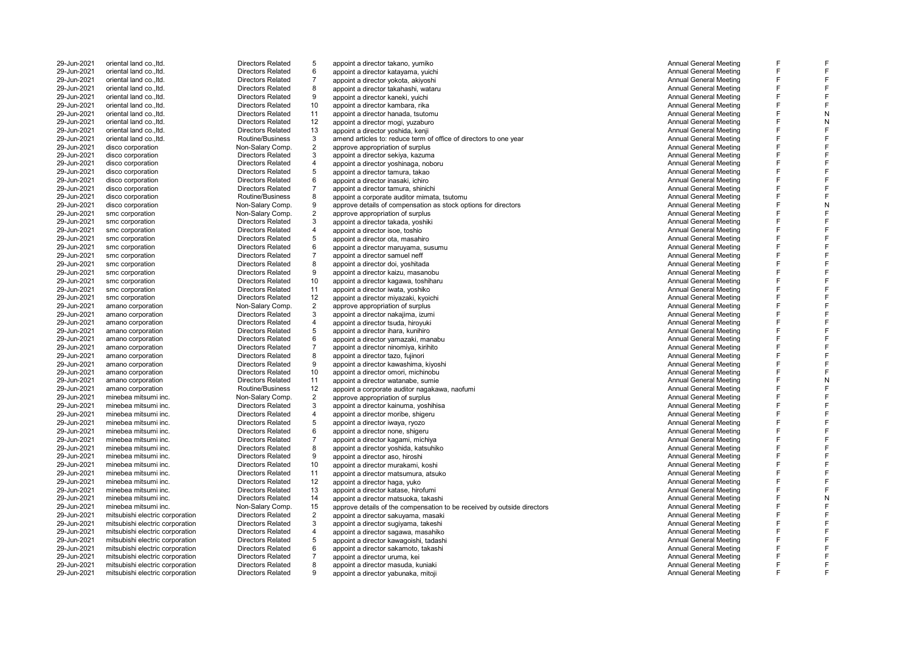| | | | | | | | |
|---|---|---|---|---|---|---|---|
| 29-Jun-2021 | oriental land co.,ltd. | Directors Related | 5 | appoint a director takano, yumiko | Annual General Meeting | F | F |
| 29-Jun-2021 | oriental land co.,ltd. | Directors Related | 6 | appoint a director katayama, yuichi | Annual General Meeting | F | F |
| 29-Jun-2021 | oriental land co.,ltd. | Directors Related | 7 | appoint a director yokota, akiyoshi | Annual General Meeting | F | F |
| 29-Jun-2021 | oriental land co.,ltd. | Directors Related | 8 | appoint a director takahashi, wataru | Annual General Meeting | F | F |
| 29-Jun-2021 | oriental land co.,ltd. | Directors Related | 9 | appoint a director kaneki, yuichi | Annual General Meeting | F | F |
| 29-Jun-2021 | oriental land co.,ltd. | Directors Related | 10 | appoint a director kambara, rika | Annual General Meeting | F | F |
| 29-Jun-2021 | oriental land co.,ltd. | Directors Related | 11 | appoint a director hanada, tsutomu | Annual General Meeting | F | N |
| 29-Jun-2021 | oriental land co.,ltd. | Directors Related | 12 | appoint a director mogi, yuzaburo | Annual General Meeting | F | N |
| 29-Jun-2021 | oriental land co.,ltd. | Directors Related | 13 | appoint a director yoshida, kenji | Annual General Meeting | F | F |
| 29-Jun-2021 | oriental land co.,ltd. | Routine/Business | 3 | amend articles to: reduce term of office of directors to one year | Annual General Meeting | F | F |
| 29-Jun-2021 | disco corporation | Non-Salary Comp. | 2 | approve appropriation of surplus | Annual General Meeting | F | F |
| 29-Jun-2021 | disco corporation | Directors Related | 3 | appoint a director sekiya, kazuma | Annual General Meeting | F | F |
| 29-Jun-2021 | disco corporation | Directors Related | 4 | appoint a director yoshinaga, noboru | Annual General Meeting | F | F |
| 29-Jun-2021 | disco corporation | Directors Related | 5 | appoint a director tamura, takao | Annual General Meeting | F | F |
| 29-Jun-2021 | disco corporation | Directors Related | 6 | appoint a director inasaki, ichiro | Annual General Meeting | F | F |
| 29-Jun-2021 | disco corporation | Directors Related | 7 | appoint a director tamura, shinichi | Annual General Meeting | F | F |
| 29-Jun-2021 | disco corporation | Routine/Business | 8 | appoint a corporate auditor mimata, tsutomu | Annual General Meeting | F | F |
| 29-Jun-2021 | disco corporation | Non-Salary Comp. | 9 | approve details of compensation as stock options for directors | Annual General Meeting | F | N |
| 29-Jun-2021 | smc corporation | Non-Salary Comp. | 2 | approve appropriation of surplus | Annual General Meeting | F | F |
| 29-Jun-2021 | smc corporation | Directors Related | 3 | appoint a director takada, yoshiki | Annual General Meeting | F | F |
| 29-Jun-2021 | smc corporation | Directors Related | 4 | appoint a director isoe, toshio | Annual General Meeting | F | F |
| 29-Jun-2021 | smc corporation | Directors Related | 5 | appoint a director ota, masahiro | Annual General Meeting | F | F |
| 29-Jun-2021 | smc corporation | Directors Related | 6 | appoint a director maruyama, susumu | Annual General Meeting | F | F |
| 29-Jun-2021 | smc corporation | Directors Related | 7 | appoint a director samuel neff | Annual General Meeting | F | F |
| 29-Jun-2021 | smc corporation | Directors Related | 8 | appoint a director doi, yoshitada | Annual General Meeting | F | F |
| 29-Jun-2021 | smc corporation | Directors Related | 9 | appoint a director kaizu, masanobu | Annual General Meeting | F | F |
| 29-Jun-2021 | smc corporation | Directors Related | 10 | appoint a director kagawa, toshiharu | Annual General Meeting | F | F |
| 29-Jun-2021 | smc corporation | Directors Related | 11 | appoint a director iwata, yoshiko | Annual General Meeting | F | F |
| 29-Jun-2021 | smc corporation | Directors Related | 12 | appoint a director miyazaki, kyoichi | Annual General Meeting | F | F |
| 29-Jun-2021 | amano corporation | Non-Salary Comp. | 2 | approve appropriation of surplus | Annual General Meeting | F | F |
| 29-Jun-2021 | amano corporation | Directors Related | 3 | appoint a director nakajima, izumi | Annual General Meeting | F | F |
| 29-Jun-2021 | amano corporation | Directors Related | 4 | appoint a director tsuda, hiroyuki | Annual General Meeting | F | F |
| 29-Jun-2021 | amano corporation | Directors Related | 5 | appoint a director ihara, kunihiro | Annual General Meeting | F | F |
| 29-Jun-2021 | amano corporation | Directors Related | 6 | appoint a director yamazaki, manabu | Annual General Meeting | F | F |
| 29-Jun-2021 | amano corporation | Directors Related | 7 | appoint a director ninomiya, kirihito | Annual General Meeting | F | F |
| 29-Jun-2021 | amano corporation | Directors Related | 8 | appoint a director tazo, fujinori | Annual General Meeting | F | F |
| 29-Jun-2021 | amano corporation | Directors Related | 9 | appoint a director kawashima, kiyoshi | Annual General Meeting | F | F |
| 29-Jun-2021 | amano corporation | Directors Related | 10 | appoint a director omori, michinobu | Annual General Meeting | F | F |
| 29-Jun-2021 | amano corporation | Directors Related | 11 | appoint a director watanabe, sumie | Annual General Meeting | F | N |
| 29-Jun-2021 | amano corporation | Routine/Business | 12 | appoint a corporate auditor nagakawa, naofumi | Annual General Meeting | F | F |
| 29-Jun-2021 | minebea mitsumi inc. | Non-Salary Comp. | 2 | approve appropriation of surplus | Annual General Meeting | F | F |
| 29-Jun-2021 | minebea mitsumi inc. | Directors Related | 3 | appoint a director kainuma, yoshihisa | Annual General Meeting | F | F |
| 29-Jun-2021 | minebea mitsumi inc. | Directors Related | 4 | appoint a director moribe, shigeru | Annual General Meeting | F | F |
| 29-Jun-2021 | minebea mitsumi inc. | Directors Related | 5 | appoint a director iwaya, ryozo | Annual General Meeting | F | F |
| 29-Jun-2021 | minebea mitsumi inc. | Directors Related | 6 | appoint a director none, shigeru | Annual General Meeting | F | F |
| 29-Jun-2021 | minebea mitsumi inc. | Directors Related | 7 | appoint a director kagami, michiya | Annual General Meeting | F | F |
| 29-Jun-2021 | minebea mitsumi inc. | Directors Related | 8 | appoint a director yoshida, katsuhiko | Annual General Meeting | F | F |
| 29-Jun-2021 | minebea mitsumi inc. | Directors Related | 9 | appoint a director aso, hiroshi | Annual General Meeting | F | F |
| 29-Jun-2021 | minebea mitsumi inc. | Directors Related | 10 | appoint a director murakami, koshi | Annual General Meeting | F | F |
| 29-Jun-2021 | minebea mitsumi inc. | Directors Related | 11 | appoint a director matsumura, atsuko | Annual General Meeting | F | F |
| 29-Jun-2021 | minebea mitsumi inc. | Directors Related | 12 | appoint a director haga, yuko | Annual General Meeting | F | F |
| 29-Jun-2021 | minebea mitsumi inc. | Directors Related | 13 | appoint a director katase, hirofumi | Annual General Meeting | F | F |
| 29-Jun-2021 | minebea mitsumi inc. | Directors Related | 14 | appoint a director matsuoka, takashi | Annual General Meeting | F | N |
| 29-Jun-2021 | minebea mitsumi inc. | Non-Salary Comp. | 15 | approve details of the compensation to be received by outside directors | Annual General Meeting | F | F |
| 29-Jun-2021 | mitsubishi electric corporation | Directors Related | 2 | appoint a director sakuyama, masaki | Annual General Meeting | F | F |
| 29-Jun-2021 | mitsubishi electric corporation | Directors Related | 3 | appoint a director sugiyama, takeshi | Annual General Meeting | F | F |
| 29-Jun-2021 | mitsubishi electric corporation | Directors Related | 4 | appoint a director sagawa, masahiko | Annual General Meeting | F | F |
| 29-Jun-2021 | mitsubishi electric corporation | Directors Related | 5 | appoint a director kawagoishi, tadashi | Annual General Meeting | F | F |
| 29-Jun-2021 | mitsubishi electric corporation | Directors Related | 6 | appoint a director sakamoto, takashi | Annual General Meeting | F | F |
| 29-Jun-2021 | mitsubishi electric corporation | Directors Related | 7 | appoint a director uruma, kei | Annual General Meeting | F | F |
| 29-Jun-2021 | mitsubishi electric corporation | Directors Related | 8 | appoint a director masuda, kuniaki | Annual General Meeting | F | F |
| 29-Jun-2021 | mitsubishi electric corporation | Directors Related | 9 | appoint a director yabunaka, mitoji | Annual General Meeting | F | F |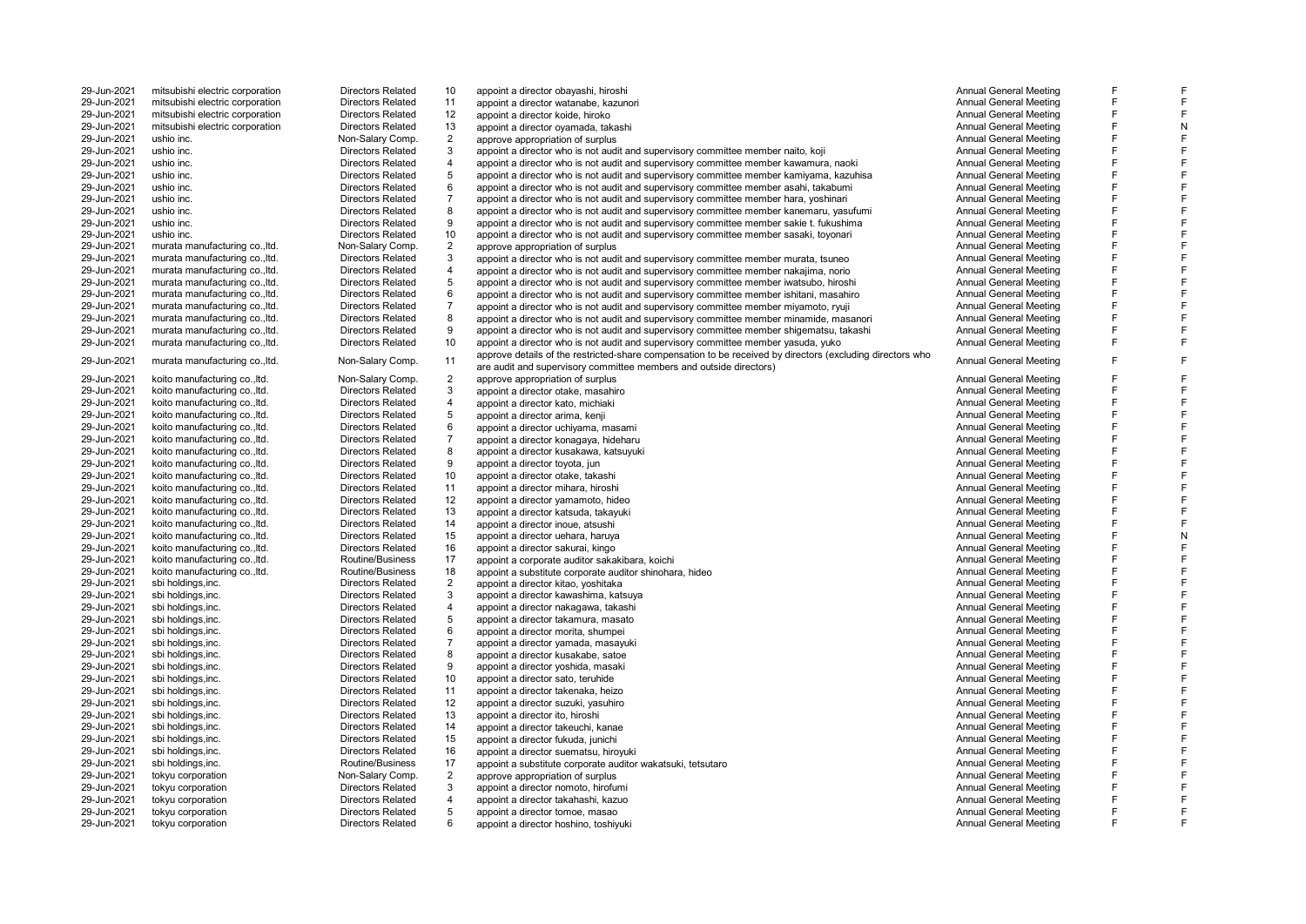| | | | | | | | |
|---|---|---|---|---|---|---|---|
| 29-Jun-2021 | mitsubishi electric corporation | Directors Related | 10 | appoint a director obayashi, hiroshi | Annual General Meeting | F | F |
| 29-Jun-2021 | mitsubishi electric corporation | Directors Related | 11 | appoint a director watanabe, kazunori | Annual General Meeting | F | F |
| 29-Jun-2021 | mitsubishi electric corporation | Directors Related | 12 | appoint a director koide, hiroko | Annual General Meeting | F | F |
| 29-Jun-2021 | mitsubishi electric corporation | Directors Related | 13 | appoint a director oyamada, takashi | Annual General Meeting | F | N |
| 29-Jun-2021 | ushio inc. | Non-Salary Comp. | 2 | approve appropriation of surplus | Annual General Meeting | F | F |
| 29-Jun-2021 | ushio inc. | Directors Related | 3 | appoint a director who is not audit and supervisory committee member naito, koji | Annual General Meeting | F | F |
| 29-Jun-2021 | ushio inc. | Directors Related | 4 | appoint a director who is not audit and supervisory committee member kawamura, naoki | Annual General Meeting | F | F |
| 29-Jun-2021 | ushio inc. | Directors Related | 5 | appoint a director who is not audit and supervisory committee member kamiyama, kazuhisa | Annual General Meeting | F | F |
| 29-Jun-2021 | ushio inc. | Directors Related | 6 | appoint a director who is not audit and supervisory committee member asahi, takabumi | Annual General Meeting | F | F |
| 29-Jun-2021 | ushio inc. | Directors Related | 7 | appoint a director who is not audit and supervisory committee member hara, yoshinari | Annual General Meeting | F | F |
| 29-Jun-2021 | ushio inc. | Directors Related | 8 | appoint a director who is not audit and supervisory committee member kanemaru, yasufumi | Annual General Meeting | F | F |
| 29-Jun-2021 | ushio inc. | Directors Related | 9 | appoint a director who is not audit and supervisory committee member sakie t. fukushima | Annual General Meeting | F | F |
| 29-Jun-2021 | ushio inc. | Directors Related | 10 | appoint a director who is not audit and supervisory committee member sasaki, toyonari | Annual General Meeting | F | F |
| 29-Jun-2021 | murata manufacturing co.,ltd. | Non-Salary Comp. | 2 | approve appropriation of surplus | Annual General Meeting | F | F |
| 29-Jun-2021 | murata manufacturing co.,ltd. | Directors Related | 3 | appoint a director who is not audit and supervisory committee member murata, tsuneo | Annual General Meeting | F | F |
| 29-Jun-2021 | murata manufacturing co.,ltd. | Directors Related | 4 | appoint a director who is not audit and supervisory committee member nakajima, norio | Annual General Meeting | F | F |
| 29-Jun-2021 | murata manufacturing co.,ltd. | Directors Related | 5 | appoint a director who is not audit and supervisory committee member iwatsubo, hiroshi | Annual General Meeting | F | F |
| 29-Jun-2021 | murata manufacturing co.,ltd. | Directors Related | 6 | appoint a director who is not audit and supervisory committee member ishitani, masahiro | Annual General Meeting | F | F |
| 29-Jun-2021 | murata manufacturing co.,ltd. | Directors Related | 7 | appoint a director who is not audit and supervisory committee member miyamoto, ryuji | Annual General Meeting | F | F |
| 29-Jun-2021 | murata manufacturing co.,ltd. | Directors Related | 8 | appoint a director who is not audit and supervisory committee member minamide, masanori | Annual General Meeting | F | F |
| 29-Jun-2021 | murata manufacturing co.,ltd. | Directors Related | 9 | appoint a director who is not audit and supervisory committee member shigematsu, takashi | Annual General Meeting | F | F |
| 29-Jun-2021 | murata manufacturing co.,ltd. | Directors Related | 10 | appoint a director who is not audit and supervisory committee member yasuda, yuko | Annual General Meeting | F | F |
| 29-Jun-2021 | murata manufacturing co.,ltd. | Non-Salary Comp. | 11 | approve details of the restricted-share compensation to be received by directors (excluding directors who are audit and supervisory committee members and outside directors) | Annual General Meeting | F | F |
| 29-Jun-2021 | koito manufacturing co.,ltd. | Non-Salary Comp. | 2 | approve appropriation of surplus | Annual General Meeting | F | F |
| 29-Jun-2021 | koito manufacturing co.,ltd. | Directors Related | 3 | appoint a director otake, masahiro | Annual General Meeting | F | F |
| 29-Jun-2021 | koito manufacturing co.,ltd. | Directors Related | 4 | appoint a director kato, michiaki | Annual General Meeting | F | F |
| 29-Jun-2021 | koito manufacturing co.,ltd. | Directors Related | 5 | appoint a director arima, kenji | Annual General Meeting | F | F |
| 29-Jun-2021 | koito manufacturing co.,ltd. | Directors Related | 6 | appoint a director uchiyama, masami | Annual General Meeting | F | F |
| 29-Jun-2021 | koito manufacturing co.,ltd. | Directors Related | 7 | appoint a director konagaya, hideharu | Annual General Meeting | F | F |
| 29-Jun-2021 | koito manufacturing co.,ltd. | Directors Related | 8 | appoint a director kusakawa, katsuyuki | Annual General Meeting | F | F |
| 29-Jun-2021 | koito manufacturing co.,ltd. | Directors Related | 9 | appoint a director toyota, jun | Annual General Meeting | F | F |
| 29-Jun-2021 | koito manufacturing co.,ltd. | Directors Related | 10 | appoint a director otake, takashi | Annual General Meeting | F | F |
| 29-Jun-2021 | koito manufacturing co.,ltd. | Directors Related | 11 | appoint a director mihara, hiroshi | Annual General Meeting | F | F |
| 29-Jun-2021 | koito manufacturing co.,ltd. | Directors Related | 12 | appoint a director yamamoto, hideo | Annual General Meeting | F | F |
| 29-Jun-2021 | koito manufacturing co.,ltd. | Directors Related | 13 | appoint a director katsuda, takayuki | Annual General Meeting | F | F |
| 29-Jun-2021 | koito manufacturing co.,ltd. | Directors Related | 14 | appoint a director inoue, atsushi | Annual General Meeting | F | F |
| 29-Jun-2021 | koito manufacturing co.,ltd. | Directors Related | 15 | appoint a director uehara, haruya | Annual General Meeting | F | N |
| 29-Jun-2021 | koito manufacturing co.,ltd. | Directors Related | 16 | appoint a director sakurai, kingo | Annual General Meeting | F | F |
| 29-Jun-2021 | koito manufacturing co.,ltd. | Routine/Business | 17 | appoint a corporate auditor sakakibara, koichi | Annual General Meeting | F | F |
| 29-Jun-2021 | koito manufacturing co.,ltd. | Routine/Business | 18 | appoint a substitute corporate auditor shinohara, hideo | Annual General Meeting | F | F |
| 29-Jun-2021 | sbi holdings,inc. | Directors Related | 2 | appoint a director kitao, yoshitaka | Annual General Meeting | F | F |
| 29-Jun-2021 | sbi holdings,inc. | Directors Related | 3 | appoint a director kawashima, katsuya | Annual General Meeting | F | F |
| 29-Jun-2021 | sbi holdings,inc. | Directors Related | 4 | appoint a director nakagawa, takashi | Annual General Meeting | F | F |
| 29-Jun-2021 | sbi holdings,inc. | Directors Related | 5 | appoint a director takamura, masato | Annual General Meeting | F | F |
| 29-Jun-2021 | sbi holdings,inc. | Directors Related | 6 | appoint a director morita, shumpei | Annual General Meeting | F | F |
| 29-Jun-2021 | sbi holdings,inc. | Directors Related | 7 | appoint a director yamada, masayuki | Annual General Meeting | F | F |
| 29-Jun-2021 | sbi holdings,inc. | Directors Related | 8 | appoint a director kusakabe, satoe | Annual General Meeting | F | F |
| 29-Jun-2021 | sbi holdings,inc. | Directors Related | 9 | appoint a director yoshida, masaki | Annual General Meeting | F | F |
| 29-Jun-2021 | sbi holdings,inc. | Directors Related | 10 | appoint a director sato, teruhide | Annual General Meeting | F | F |
| 29-Jun-2021 | sbi holdings,inc. | Directors Related | 11 | appoint a director takenaka, heizo | Annual General Meeting | F | F |
| 29-Jun-2021 | sbi holdings,inc. | Directors Related | 12 | appoint a director suzuki, yasuhiro | Annual General Meeting | F | F |
| 29-Jun-2021 | sbi holdings,inc. | Directors Related | 13 | appoint a director ito, hiroshi | Annual General Meeting | F | F |
| 29-Jun-2021 | sbi holdings,inc. | Directors Related | 14 | appoint a director takeuchi, kanae | Annual General Meeting | F | F |
| 29-Jun-2021 | sbi holdings,inc. | Directors Related | 15 | appoint a director fukuda, junichi | Annual General Meeting | F | F |
| 29-Jun-2021 | sbi holdings,inc. | Directors Related | 16 | appoint a director suematsu, hiroyuki | Annual General Meeting | F | F |
| 29-Jun-2021 | sbi holdings,inc. | Routine/Business | 17 | appoint a substitute corporate auditor wakatsuki, tetsutaro | Annual General Meeting | F | F |
| 29-Jun-2021 | tokyu corporation | Non-Salary Comp. | 2 | approve appropriation of surplus | Annual General Meeting | F | F |
| 29-Jun-2021 | tokyu corporation | Directors Related | 3 | appoint a director nomoto, hirofumi | Annual General Meeting | F | F |
| 29-Jun-2021 | tokyu corporation | Directors Related | 4 | appoint a director takahashi, kazuo | Annual General Meeting | F | F |
| 29-Jun-2021 | tokyu corporation | Directors Related | 5 | appoint a director tomoe, masao | Annual General Meeting | F | F |
| 29-Jun-2021 | tokyu corporation | Directors Related | 6 | appoint a director hoshino, toshiyuki | Annual General Meeting | F | F |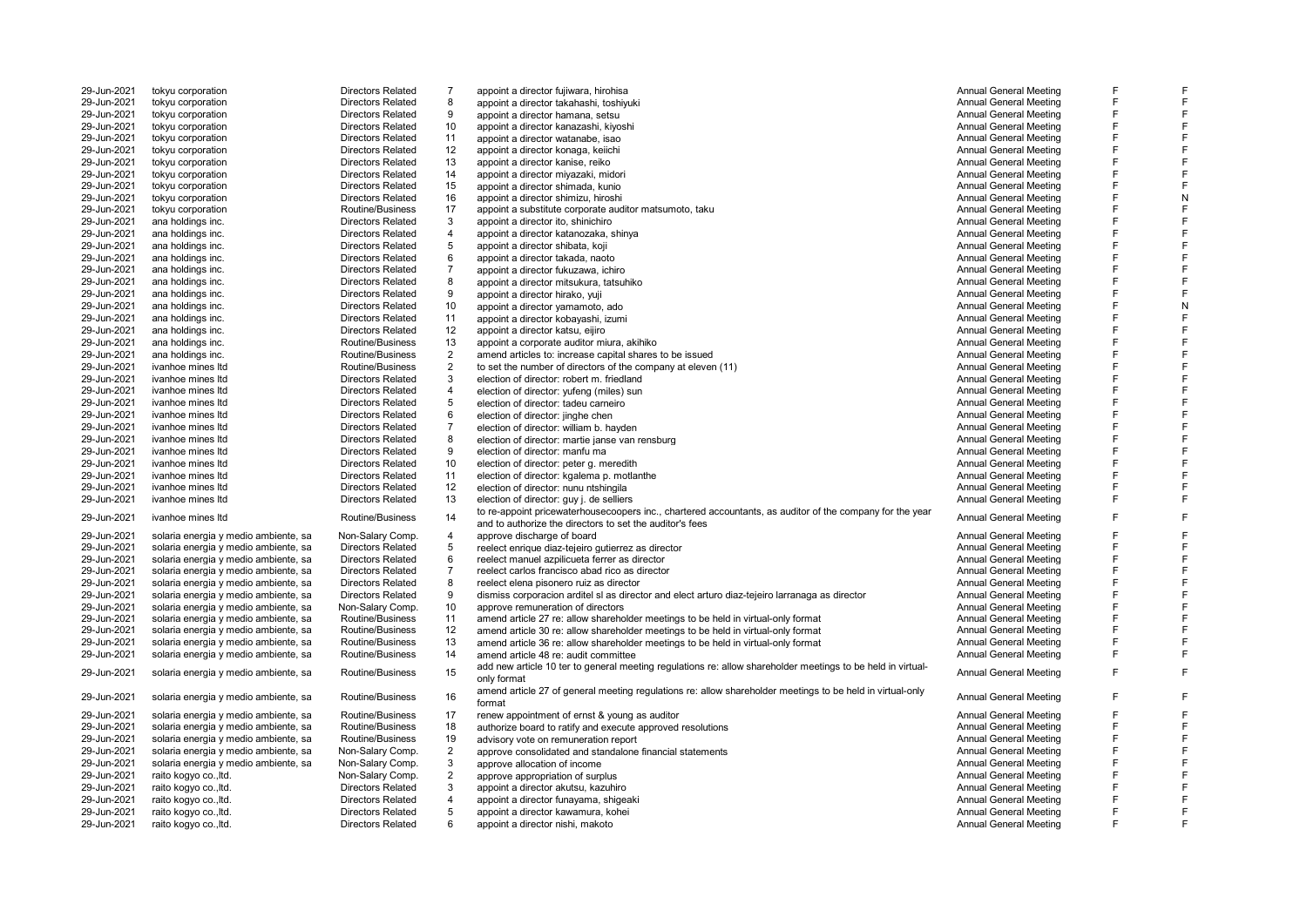| | | | | | | | |
|---|---|---|---|---|---|---|---|
| 29-Jun-2021 | tokyu corporation | Directors Related | 7 | appoint a director fujiwara, hirohisa | Annual General Meeting | F | F |
| 29-Jun-2021 | tokyu corporation | Directors Related | 8 | appoint a director takahashi, toshiyuki | Annual General Meeting | F | F |
| 29-Jun-2021 | tokyu corporation | Directors Related | 9 | appoint a director hamana, setsu | Annual General Meeting | F | F |
| 29-Jun-2021 | tokyu corporation | Directors Related | 10 | appoint a director kanazashi, kiyoshi | Annual General Meeting | F | F |
| 29-Jun-2021 | tokyu corporation | Directors Related | 11 | appoint a director watanabe, isao | Annual General Meeting | F | F |
| 29-Jun-2021 | tokyu corporation | Directors Related | 12 | appoint a director konaga, keiichi | Annual General Meeting | F | F |
| 29-Jun-2021 | tokyu corporation | Directors Related | 13 | appoint a director kanise, reiko | Annual General Meeting | F | F |
| 29-Jun-2021 | tokyu corporation | Directors Related | 14 | appoint a director miyazaki, midori | Annual General Meeting | F | F |
| 29-Jun-2021 | tokyu corporation | Directors Related | 15 | appoint a director shimada, kunio | Annual General Meeting | F | F |
| 29-Jun-2021 | tokyu corporation | Directors Related | 16 | appoint a director shimizu, hiroshi | Annual General Meeting | F | N |
| 29-Jun-2021 | tokyu corporation | Routine/Business | 17 | appoint a substitute corporate auditor matsumoto, taku | Annual General Meeting | F | F |
| 29-Jun-2021 | ana holdings inc. | Directors Related | 3 | appoint a director ito, shinichiro | Annual General Meeting | F | F |
| 29-Jun-2021 | ana holdings inc. | Directors Related | 4 | appoint a director katanozaka, shinya | Annual General Meeting | F | F |
| 29-Jun-2021 | ana holdings inc. | Directors Related | 5 | appoint a director shibata, koji | Annual General Meeting | F | F |
| 29-Jun-2021 | ana holdings inc. | Directors Related | 6 | appoint a director takada, naoto | Annual General Meeting | F | F |
| 29-Jun-2021 | ana holdings inc. | Directors Related | 7 | appoint a director fukuzawa, ichiro | Annual General Meeting | F | F |
| 29-Jun-2021 | ana holdings inc. | Directors Related | 8 | appoint a director mitsukura, tatsuhiko | Annual General Meeting | F | F |
| 29-Jun-2021 | ana holdings inc. | Directors Related | 9 | appoint a director hirako, yuji | Annual General Meeting | F | F |
| 29-Jun-2021 | ana holdings inc. | Directors Related | 10 | appoint a director yamamoto, ado | Annual General Meeting | F | N |
| 29-Jun-2021 | ana holdings inc. | Directors Related | 11 | appoint a director kobayashi, izumi | Annual General Meeting | F | F |
| 29-Jun-2021 | ana holdings inc. | Directors Related | 12 | appoint a director katsu, eijiro | Annual General Meeting | F | F |
| 29-Jun-2021 | ana holdings inc. | Routine/Business | 13 | appoint a corporate auditor miura, akihiko | Annual General Meeting | F | F |
| 29-Jun-2021 | ana holdings inc. | Routine/Business | 2 | amend articles to: increase capital shares to be issued | Annual General Meeting | F | F |
| 29-Jun-2021 | ivanhoe mines ltd | Routine/Business | 2 | to set the number of directors of the company at eleven (11) | Annual General Meeting | F | F |
| 29-Jun-2021 | ivanhoe mines ltd | Directors Related | 3 | election of director: robert m. friedland | Annual General Meeting | F | F |
| 29-Jun-2021 | ivanhoe mines ltd | Directors Related | 4 | election of director: yufeng (miles) sun | Annual General Meeting | F | F |
| 29-Jun-2021 | ivanhoe mines ltd | Directors Related | 5 | election of director: tadeu carneiro | Annual General Meeting | F | F |
| 29-Jun-2021 | ivanhoe mines ltd | Directors Related | 6 | election of director: jinghe chen | Annual General Meeting | F | F |
| 29-Jun-2021 | ivanhoe mines ltd | Directors Related | 7 | election of director: william b. hayden | Annual General Meeting | F | F |
| 29-Jun-2021 | ivanhoe mines ltd | Directors Related | 8 | election of director: martie janse van rensburg | Annual General Meeting | F | F |
| 29-Jun-2021 | ivanhoe mines ltd | Directors Related | 9 | election of director: manfu ma | Annual General Meeting | F | F |
| 29-Jun-2021 | ivanhoe mines ltd | Directors Related | 10 | election of director: peter g. meredith | Annual General Meeting | F | F |
| 29-Jun-2021 | ivanhoe mines ltd | Directors Related | 11 | election of director: kgalema p. motlanthe | Annual General Meeting | F | F |
| 29-Jun-2021 | ivanhoe mines ltd | Directors Related | 12 | election of director: nunu ntshingila | Annual General Meeting | F | F |
| 29-Jun-2021 | ivanhoe mines ltd | Directors Related | 13 | election of director: guy j. de selliers | Annual General Meeting | F | F |
| 29-Jun-2021 | ivanhoe mines ltd | Routine/Business | 14 | to re-appoint pricewaterhousecoopers inc., chartered accountants, as auditor of the company for the year and to authorize the directors to set the auditor's fees | Annual General Meeting | F | F |
| 29-Jun-2021 | solaria energia y medio ambiente, sa | Non-Salary Comp. | 4 | approve discharge of board | Annual General Meeting | F | F |
| 29-Jun-2021 | solaria energia y medio ambiente, sa | Directors Related | 5 | reelect enrique diaz-tejeiro gutierrez as director | Annual General Meeting | F | F |
| 29-Jun-2021 | solaria energia y medio ambiente, sa | Directors Related | 6 | reelect manuel azpilicueta ferrer as director | Annual General Meeting | F | F |
| 29-Jun-2021 | solaria energia y medio ambiente, sa | Directors Related | 7 | reelect carlos francisco abad rico as director | Annual General Meeting | F | F |
| 29-Jun-2021 | solaria energia y medio ambiente, sa | Directors Related | 8 | reelect elena pisonero ruiz as director | Annual General Meeting | F | F |
| 29-Jun-2021 | solaria energia y medio ambiente, sa | Directors Related | 9 | dismiss corporacion arditel sl as director and elect arturo diaz-tejeiro larranaga as director | Annual General Meeting | F | F |
| 29-Jun-2021 | solaria energia y medio ambiente, sa | Non-Salary Comp. | 10 | approve remuneration of directors | Annual General Meeting | F | F |
| 29-Jun-2021 | solaria energia y medio ambiente, sa | Routine/Business | 11 | amend article 27 re: allow shareholder meetings to be held in virtual-only format | Annual General Meeting | F | F |
| 29-Jun-2021 | solaria energia y medio ambiente, sa | Routine/Business | 12 | amend article 30 re: allow shareholder meetings to be held in virtual-only format | Annual General Meeting | F | F |
| 29-Jun-2021 | solaria energia y medio ambiente, sa | Routine/Business | 13 | amend article 36 re: allow shareholder meetings to be held in virtual-only format | Annual General Meeting | F | F |
| 29-Jun-2021 | solaria energia y medio ambiente, sa | Routine/Business | 14 | amend article 48 re: audit committee | Annual General Meeting | F | F |
| 29-Jun-2021 | solaria energia y medio ambiente, sa | Routine/Business | 15 | add new article 10 ter to general meeting regulations re: allow shareholder meetings to be held in virtual-only format | Annual General Meeting | F | F |
| 29-Jun-2021 | solaria energia y medio ambiente, sa | Routine/Business | 16 | amend article 27 of general meeting regulations re: allow shareholder meetings to be held in virtual-only format | Annual General Meeting | F | F |
| 29-Jun-2021 | solaria energia y medio ambiente, sa | Routine/Business | 17 | renew appointment of ernst & young as auditor | Annual General Meeting | F | F |
| 29-Jun-2021 | solaria energia y medio ambiente, sa | Routine/Business | 18 | authorize board to ratify and execute approved resolutions | Annual General Meeting | F | F |
| 29-Jun-2021 | solaria energia y medio ambiente, sa | Routine/Business | 19 | advisory vote on remuneration report | Annual General Meeting | F | F |
| 29-Jun-2021 | solaria energia y medio ambiente, sa | Non-Salary Comp. | 2 | approve consolidated and standalone financial statements | Annual General Meeting | F | F |
| 29-Jun-2021 | solaria energia y medio ambiente, sa | Non-Salary Comp. | 3 | approve allocation of income | Annual General Meeting | F | F |
| 29-Jun-2021 | raito kogyo co.,ltd. | Non-Salary Comp. | 2 | approve appropriation of surplus | Annual General Meeting | F | F |
| 29-Jun-2021 | raito kogyo co.,ltd. | Directors Related | 3 | appoint a director akutsu, kazuhiro | Annual General Meeting | F | F |
| 29-Jun-2021 | raito kogyo co.,ltd. | Directors Related | 4 | appoint a director funayama, shigeaki | Annual General Meeting | F | F |
| 29-Jun-2021 | raito kogyo co.,ltd. | Directors Related | 5 | appoint a director kawamura, kohei | Annual General Meeting | F | F |
| 29-Jun-2021 | raito kogyo co.,ltd. | Directors Related | 6 | appoint a director nishi, makoto | Annual General Meeting | F | F |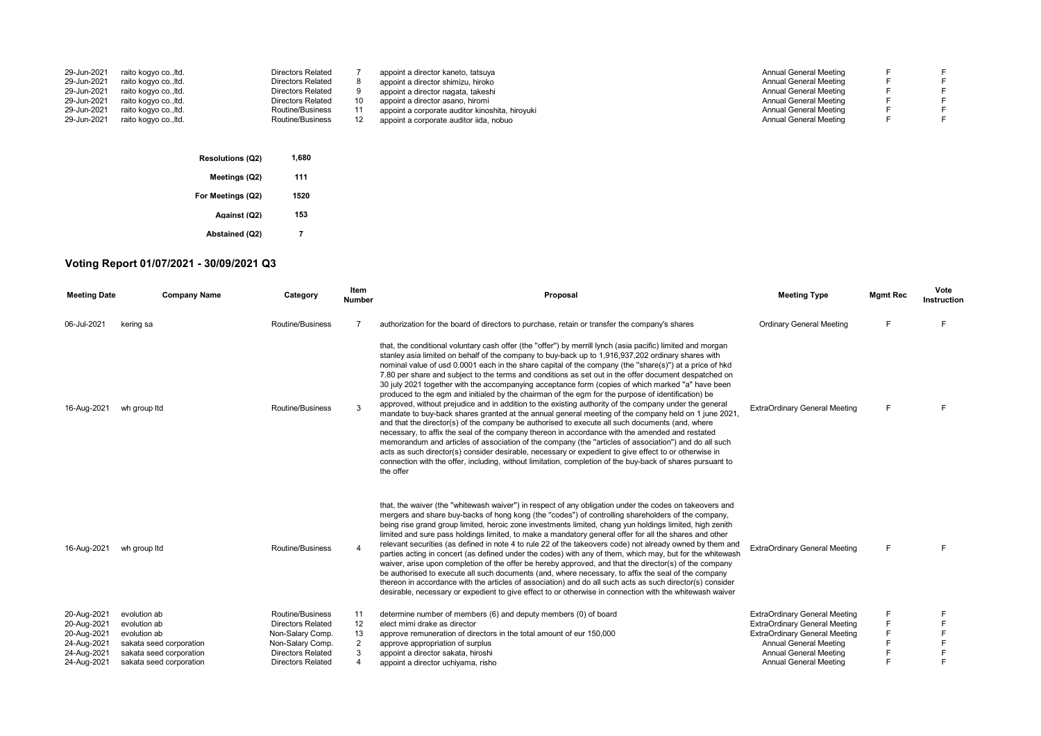| | | | | | | | |
|---|---|---|---|---|---|---|---|
| 29-Jun-2021 | raito kogyo co.,ltd. | Directors Related | 7 | appoint a director kaneto, tatsuya | Annual General Meeting | F | F |
| 29-Jun-2021 | raito kogyo co.,ltd. | Directors Related | 8 | appoint a director shimizu, hiroko | Annual General Meeting | F | F |
| 29-Jun-2021 | raito kogyo co.,ltd. | Directors Related | 9 | appoint a director nagata, takeshi | Annual General Meeting | F | F |
| 29-Jun-2021 | raito kogyo co.,ltd. | Directors Related | 10 | appoint a director asano, hiromi | Annual General Meeting | F | F |
| 29-Jun-2021 | raito kogyo co.,ltd. | Routine/Business | 11 | appoint a corporate auditor kinoshita, hiroyuki | Annual General Meeting | F | F |
| 29-Jun-2021 | raito kogyo co.,ltd. | Routine/Business | 12 | appoint a corporate auditor iida, nobuo | Annual General Meeting | F | F |

| | |
|---|---|
| **Resolutions (Q2)** | 1,680 |
| **Meetings (Q2)** | 111 |
| **For Meetings (Q2)** | 1520 |
| **Against (Q2)** | 153 |
| **Abstained (Q2)** | 7 |

## Voting Report 01/07/2021 - 30/09/2021 Q3

| Meeting Date | Company Name | Category | Item Number | Proposal | Meeting Type | Mgmt Rec | Vote Instruction |
|---|---|---|---|---|---|---|---|
| 06-Jul-2021 | kering sa | Routine/Business | 7 | authorization for the board of directors to purchase, retain or transfer the company's shares | Ordinary General Meeting | F | F |
| 16-Aug-2021 | wh group ltd | Routine/Business | 3 | that, the conditional voluntary cash offer (the "offer") by merrill lynch (asia pacific) limited and morgan stanley asia limited on behalf of the company to buy-back up to 1,916,937,202 ordinary shares with nominal value of usd 0.0001 each in the share capital of the company (the "share(s)") at a price of hkd 7.80 per share and subject to the terms and conditions as set out in the offer document despatched on 30 july 2021 together with the accompanying acceptance form (copies of which marked "a" have been produced to the egm and initialed by the chairman of the egm for the purpose of identification) be approved, without prejudice and in addition to the existing authority of the company under the general mandate to buy-back shares granted at the annual general meeting of the company held on 1 june 2021, and that the director(s) of the company be authorised to execute all such documents (and, where necessary, to affix the seal of the company thereon in accordance with the amended and restated memorandum and articles of association of the company (the "articles of association") and do all such acts as such director(s) consider desirable, necessary or expedient to give effect to or otherwise in connection with the offer, including, without limitation, completion of the buy-back of shares pursuant to the offer | ExtraOrdinary General Meeting | F | F |
| 16-Aug-2021 | wh group ltd | Routine/Business | 4 | that, the waiver (the "whitewash waiver") in respect of any obligation under the codes on takeovers and mergers and share buy-backs of hong kong (the "codes") of controlling shareholders of the company, being rise grand group limited, heroic zone investments limited, chang yun holdings limited, high zenith limited and sure pass holdings limited, to make a mandatory general offer for all the shares and other relevant securities (as defined in note 4 to rule 22 of the takeovers code) not already owned by them and parties acting in concert (as defined under the codes) with any of them, which may, but for the whitewash waiver, arise upon completion of the offer be hereby approved, and that the director(s) of the company be authorised to execute all such documents (and, where necessary, to affix the seal of the company thereon in accordance with the articles of association) and do all such acts as such director(s) consider desirable, necessary or expedient to give effect to or otherwise in connection with the whitewash waiver | ExtraOrdinary General Meeting | F | F |
| 20-Aug-2021 | evolution ab | Routine/Business | 11 | determine number of members (6) and deputy members (0) of board | ExtraOrdinary General Meeting | F | F |
| 20-Aug-2021 | evolution ab | Directors Related | 12 | elect mimi drake as director | ExtraOrdinary General Meeting | F | F |
| 20-Aug-2021 | evolution ab | Non-Salary Comp. | 13 | approve remuneration of directors in the total amount of eur 150,000 | ExtraOrdinary General Meeting | F | F |
| 24-Aug-2021 | sakata seed corporation | Non-Salary Comp. | 2 | approve appropriation of surplus | Annual General Meeting | F | F |
| 24-Aug-2021 | sakata seed corporation | Directors Related | 3 | appoint a director sakata, hiroshi | Annual General Meeting | F | F |
| 24-Aug-2021 | sakata seed corporation | Directors Related | 4 | appoint a director uchiyama, risho | Annual General Meeting | F | F |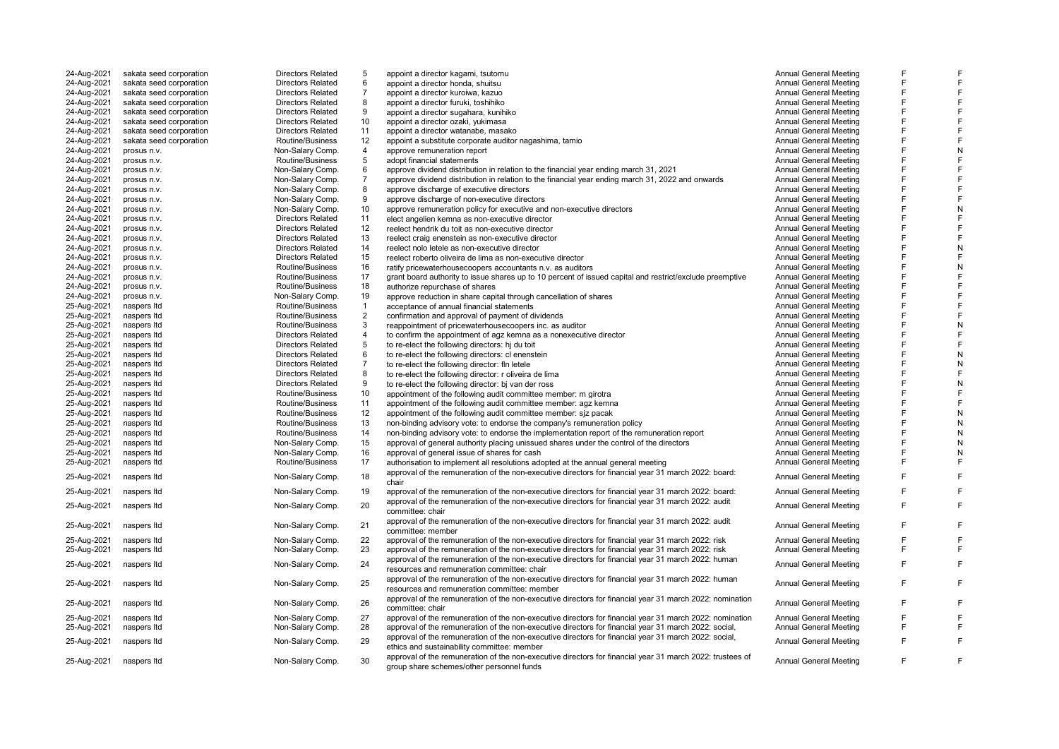| | | | | | | | |
|---|---|---|---|---|---|---|---|
| 24-Aug-2021 | sakata seed corporation | Directors Related | 5 | appoint a director kagami, tsutomu | Annual General Meeting | F | F |
| 24-Aug-2021 | sakata seed corporation | Directors Related | 6 | appoint a director honda, shuitsu | Annual General Meeting | F | F |
| 24-Aug-2021 | sakata seed corporation | Directors Related | 7 | appoint a director kuroiwa, kazuo | Annual General Meeting | F | F |
| 24-Aug-2021 | sakata seed corporation | Directors Related | 8 | appoint a director furuki, toshihiko | Annual General Meeting | F | F |
| 24-Aug-2021 | sakata seed corporation | Directors Related | 9 | appoint a director sugahara, kunihiko | Annual General Meeting | F | F |
| 24-Aug-2021 | sakata seed corporation | Directors Related | 10 | appoint a director ozaki, yukimasa | Annual General Meeting | F | F |
| 24-Aug-2021 | sakata seed corporation | Directors Related | 11 | appoint a director watanabe, masako | Annual General Meeting | F | F |
| 24-Aug-2021 | sakata seed corporation | Routine/Business | 12 | appoint a substitute corporate auditor nagashima, tamio | Annual General Meeting | F | F |
| 24-Aug-2021 | prosus n.v. | Non-Salary Comp. | 4 | approve remuneration report | Annual General Meeting | F | N |
| 24-Aug-2021 | prosus n.v. | Routine/Business | 5 | adopt financial statements | Annual General Meeting | F | F |
| 24-Aug-2021 | prosus n.v. | Non-Salary Comp. | 6 | approve dividend distribution in relation to the financial year ending march 31, 2021 | Annual General Meeting | F | F |
| 24-Aug-2021 | prosus n.v. | Non-Salary Comp. | 7 | approve dividend distribution in relation to the financial year ending march 31, 2022 and onwards | Annual General Meeting | F | F |
| 24-Aug-2021 | prosus n.v. | Non-Salary Comp. | 8 | approve discharge of executive directors | Annual General Meeting | F | F |
| 24-Aug-2021 | prosus n.v. | Non-Salary Comp. | 9 | approve discharge of non-executive directors | Annual General Meeting | F | F |
| 24-Aug-2021 | prosus n.v. | Non-Salary Comp. | 10 | approve remuneration policy for executive and non-executive directors | Annual General Meeting | F | N |
| 24-Aug-2021 | prosus n.v. | Directors Related | 11 | elect angelien kemna as non-executive director | Annual General Meeting | F | F |
| 24-Aug-2021 | prosus n.v. | Directors Related | 12 | reelect hendrik du toit as non-executive director | Annual General Meeting | F | F |
| 24-Aug-2021 | prosus n.v. | Directors Related | 13 | reelect craig enenstein as non-executive director | Annual General Meeting | F | F |
| 24-Aug-2021 | prosus n.v. | Directors Related | 14 | reelect nolo letele as non-executive director | Annual General Meeting | F | N |
| 24-Aug-2021 | prosus n.v. | Directors Related | 15 | reelect roberto oliveira de lima as non-executive director | Annual General Meeting | F | F |
| 24-Aug-2021 | prosus n.v. | Routine/Business | 16 | ratify pricewaterhousecoopers accountants n.v. as auditors | Annual General Meeting | F | N |
| 24-Aug-2021 | prosus n.v. | Routine/Business | 17 | grant board authority to issue shares up to 10 percent of issued capital and restrict/exclude preemptive | Annual General Meeting | F | F |
| 24-Aug-2021 | prosus n.v. | Routine/Business | 18 | authorize repurchase of shares | Annual General Meeting | F | F |
| 24-Aug-2021 | prosus n.v. | Non-Salary Comp. | 19 | approve reduction in share capital through cancellation of shares | Annual General Meeting | F | F |
| 25-Aug-2021 | naspers ltd | Routine/Business | 1 | acceptance of annual financial statements | Annual General Meeting | F | F |
| 25-Aug-2021 | naspers ltd | Routine/Business | 2 | confirmation and approval of payment of dividends | Annual General Meeting | F | F |
| 25-Aug-2021 | naspers ltd | Routine/Business | 3 | reappointment of pricewaterhousecoopers inc. as auditor | Annual General Meeting | F | N |
| 25-Aug-2021 | naspers ltd | Directors Related | 4 | to confirm the appointment of agz kemna as a nonexecutive director | Annual General Meeting | F | F |
| 25-Aug-2021 | naspers ltd | Directors Related | 5 | to re-elect the following directors: hj du toit | Annual General Meeting | F | F |
| 25-Aug-2021 | naspers ltd | Directors Related | 6 | to re-elect the following directors: cl enenstein | Annual General Meeting | F | N |
| 25-Aug-2021 | naspers ltd | Directors Related | 7 | to re-elect the following director: fln letele | Annual General Meeting | F | N |
| 25-Aug-2021 | naspers ltd | Directors Related | 8 | to re-elect the following director: r oliveira de lima | Annual General Meeting | F | F |
| 25-Aug-2021 | naspers ltd | Directors Related | 9 | to re-elect the following director: bj van der ross | Annual General Meeting | F | N |
| 25-Aug-2021 | naspers ltd | Routine/Business | 10 | appointment of the following audit committee member: m girotra | Annual General Meeting | F | F |
| 25-Aug-2021 | naspers ltd | Routine/Business | 11 | appointment of the following audit committee member: agz kemna | Annual General Meeting | F | F |
| 25-Aug-2021 | naspers ltd | Routine/Business | 12 | appointment of the following audit committee member: sjz pacak | Annual General Meeting | F | N |
| 25-Aug-2021 | naspers ltd | Routine/Business | 13 | non-binding advisory vote: to endorse the company's remuneration policy | Annual General Meeting | F | N |
| 25-Aug-2021 | naspers ltd | Routine/Business | 14 | non-binding advisory vote: to endorse the implementation report of the remuneration report | Annual General Meeting | F | N |
| 25-Aug-2021 | naspers ltd | Non-Salary Comp. | 15 | approval of general authority placing unissued shares under the control of the directors | Annual General Meeting | F | N |
| 25-Aug-2021 | naspers ltd | Non-Salary Comp. | 16 | approval of general issue of shares for cash | Annual General Meeting | F | N |
| 25-Aug-2021 | naspers ltd | Routine/Business | 17 | authorisation to implement all resolutions adopted at the annual general meeting | Annual General Meeting | F | F |
| 25-Aug-2021 | naspers ltd | Non-Salary Comp. | 18 | approval of the remuneration of the non-executive directors for financial year 31 march 2022: board: chair | Annual General Meeting | F | F |
| 25-Aug-2021 | naspers ltd | Non-Salary Comp. | 19 | approval of the remuneration of the non-executive directors for financial year 31 march 2022: board: | Annual General Meeting | F | F |
| 25-Aug-2021 | naspers ltd | Non-Salary Comp. | 20 | approval of the remuneration of the non-executive directors for financial year 31 march 2022: audit committee: chair | Annual General Meeting | F | F |
| 25-Aug-2021 | naspers ltd | Non-Salary Comp. | 21 | approval of the remuneration of the non-executive directors for financial year 31 march 2022: audit committee: member | Annual General Meeting | F | F |
| 25-Aug-2021 | naspers ltd | Non-Salary Comp. | 22 | approval of the remuneration of the non-executive directors for financial year 31 march 2022: risk | Annual General Meeting | F | F |
| 25-Aug-2021 | naspers ltd | Non-Salary Comp. | 23 | approval of the remuneration of the non-executive directors for financial year 31 march 2022: risk | Annual General Meeting | F | F |
| 25-Aug-2021 | naspers ltd | Non-Salary Comp. | 24 | approval of the remuneration of the non-executive directors for financial year 31 march 2022: human resources and remuneration committee: chair | Annual General Meeting | F | F |
| 25-Aug-2021 | naspers ltd | Non-Salary Comp. | 25 | approval of the remuneration of the non-executive directors for financial year 31 march 2022: human resources and remuneration committee: member | Annual General Meeting | F | F |
| 25-Aug-2021 | naspers ltd | Non-Salary Comp. | 26 | approval of the remuneration of the non-executive directors for financial year 31 march 2022: nomination committee: chair | Annual General Meeting | F | F |
| 25-Aug-2021 | naspers ltd | Non-Salary Comp. | 27 | approval of the remuneration of the non-executive directors for financial year 31 march 2022: nomination | Annual General Meeting | F | F |
| 25-Aug-2021 | naspers ltd | Non-Salary Comp. | 28 | approval of the remuneration of the non-executive directors for financial year 31 march 2022: social, | Annual General Meeting | F | F |
| 25-Aug-2021 | naspers ltd | Non-Salary Comp. | 29 | approval of the remuneration of the non-executive directors for financial year 31 march 2022: social, ethics and sustainability committee: member | Annual General Meeting | F | F |
| 25-Aug-2021 | naspers ltd | Non-Salary Comp. | 30 | approval of the remuneration of the non-executive directors for financial year 31 march 2022: trustees of group share schemes/other personnel funds | Annual General Meeting | F | F |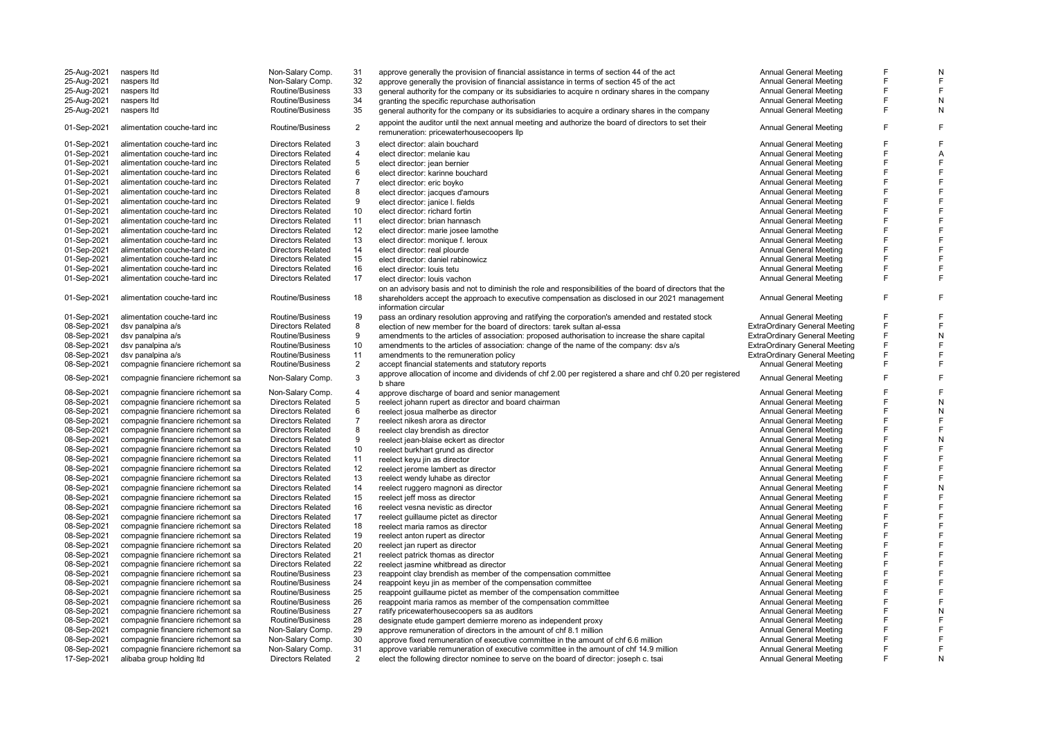| | | | | | | | |
|---|---|---|---|---|---|---|---|
| 25-Aug-2021 | naspers ltd | Non-Salary Comp. | 31 | approve generally the provision of financial assistance in terms of section 44 of the act | Annual General Meeting | F | N |
| 25-Aug-2021 | naspers ltd | Non-Salary Comp. | 32 | approve generally the provision of financial assistance in terms of section 45 of the act | Annual General Meeting | F | F |
| 25-Aug-2021 | naspers ltd | Routine/Business | 33 | general authority for the company or its subsidiaries to acquire n ordinary shares in the company | Annual General Meeting | F | F |
| 25-Aug-2021 | naspers ltd | Routine/Business | 34 | granting the specific repurchase authorisation | Annual General Meeting | F | N |
| 25-Aug-2021 | naspers ltd | Routine/Business | 35 | general authority for the company or its subsidiaries to acquire a ordinary shares in the company | Annual General Meeting | F | N |
| 01-Sep-2021 | alimentation couche-tard inc | Routine/Business | 2 | appoint the auditor until the next annual meeting and authorize the board of directors to set their remuneration: pricewaterhousecoopers llp | Annual General Meeting | F | F |
| 01-Sep-2021 | alimentation couche-tard inc | Directors Related | 3 | elect director: alain bouchard | Annual General Meeting | F | F |
| 01-Sep-2021 | alimentation couche-tard inc | Directors Related | 4 | elect director: melanie kau | Annual General Meeting | F | A |
| 01-Sep-2021 | alimentation couche-tard inc | Directors Related | 5 | elect director: jean bernier | Annual General Meeting | F | F |
| 01-Sep-2021 | alimentation couche-tard inc | Directors Related | 6 | elect director: karinne bouchard | Annual General Meeting | F | F |
| 01-Sep-2021 | alimentation couche-tard inc | Directors Related | 7 | elect director: eric boyko | Annual General Meeting | F | F |
| 01-Sep-2021 | alimentation couche-tard inc | Directors Related | 8 | elect director: jacques d'amours | Annual General Meeting | F | F |
| 01-Sep-2021 | alimentation couche-tard inc | Directors Related | 9 | elect director: janice l. fields | Annual General Meeting | F | F |
| 01-Sep-2021 | alimentation couche-tard inc | Directors Related | 10 | elect director: richard fortin | Annual General Meeting | F | F |
| 01-Sep-2021 | alimentation couche-tard inc | Directors Related | 11 | elect director: brian hannasch | Annual General Meeting | F | F |
| 01-Sep-2021 | alimentation couche-tard inc | Directors Related | 12 | elect director: marie josee lamothe | Annual General Meeting | F | F |
| 01-Sep-2021 | alimentation couche-tard inc | Directors Related | 13 | elect director: monique f. leroux | Annual General Meeting | F | F |
| 01-Sep-2021 | alimentation couche-tard inc | Directors Related | 14 | elect director: real plourde | Annual General Meeting | F | F |
| 01-Sep-2021 | alimentation couche-tard inc | Directors Related | 15 | elect director: daniel rabinowicz | Annual General Meeting | F | F |
| 01-Sep-2021 | alimentation couche-tard inc | Directors Related | 16 | elect director: louis tetu | Annual General Meeting | F | F |
| 01-Sep-2021 | alimentation couche-tard inc | Directors Related | 17 | elect director: louis vachon | Annual General Meeting | F | F |
| 01-Sep-2021 | alimentation couche-tard inc | Routine/Business | 18 | on an advisory basis and not to diminish the role and responsibilities of the board of directors that the shareholders accept the approach to executive compensation as disclosed in our 2021 management information circular | Annual General Meeting | F | F |
| 01-Sep-2021 | alimentation couche-tard inc | Routine/Business | 19 | pass an ordinary resolution approving and ratifying the corporation's amended and restated stock | Annual General Meeting | F | F |
| 08-Sep-2021 | dsv panalpina a/s | Directors Related | 8 | election of new member for the board of directors: tarek sultan al-essa | ExtraOrdinary General Meeting | F | F |
| 08-Sep-2021 | dsv panalpina a/s | Routine/Business | 9 | amendments to the articles of association: proposed authorisation to increase the share capital | ExtraOrdinary General Meeting | F | N |
| 08-Sep-2021 | dsv panalpina a/s | Routine/Business | 10 | amendments to the articles of association: change of the name of the company: dsv a/s | ExtraOrdinary General Meeting | F | F |
| 08-Sep-2021 | dsv panalpina a/s | Routine/Business | 11 | amendments to the remuneration policy | ExtraOrdinary General Meeting | F | F |
| 08-Sep-2021 | compagnie financiere richemont sa | Routine/Business | 2 | accept financial statements and statutory reports | Annual General Meeting | F | F |
| 08-Sep-2021 | compagnie financiere richemont sa | Non-Salary Comp. | 3 | approve allocation of income and dividends of chf 2.00 per registered a share and chf 0.20 per registered b share | Annual General Meeting | F | F |
| 08-Sep-2021 | compagnie financiere richemont sa | Non-Salary Comp. | 4 | approve discharge of board and senior management | Annual General Meeting | F | F |
| 08-Sep-2021 | compagnie financiere richemont sa | Directors Related | 5 | reelect johann rupert as director and board chairman | Annual General Meeting | F | N |
| 08-Sep-2021 | compagnie financiere richemont sa | Directors Related | 6 | reelect josua malherbe as director | Annual General Meeting | F | N |
| 08-Sep-2021 | compagnie financiere richemont sa | Directors Related | 7 | reelect nikesh arora as director | Annual General Meeting | F | F |
| 08-Sep-2021 | compagnie financiere richemont sa | Directors Related | 8 | reelect clay brendish as director | Annual General Meeting | F | F |
| 08-Sep-2021 | compagnie financiere richemont sa | Directors Related | 9 | reelect jean-blaise eckert as director | Annual General Meeting | F | N |
| 08-Sep-2021 | compagnie financiere richemont sa | Directors Related | 10 | reelect burkhart grund as director | Annual General Meeting | F | F |
| 08-Sep-2021 | compagnie financiere richemont sa | Directors Related | 11 | reelect keyu jin as director | Annual General Meeting | F | F |
| 08-Sep-2021 | compagnie financiere richemont sa | Directors Related | 12 | reelect jerome lambert as director | Annual General Meeting | F | F |
| 08-Sep-2021 | compagnie financiere richemont sa | Directors Related | 13 | reelect wendy luhabe as director | Annual General Meeting | F | F |
| 08-Sep-2021 | compagnie financiere richemont sa | Directors Related | 14 | reelect ruggero magnoni as director | Annual General Meeting | F | N |
| 08-Sep-2021 | compagnie financiere richemont sa | Directors Related | 15 | reelect jeff moss as director | Annual General Meeting | F | F |
| 08-Sep-2021 | compagnie financiere richemont sa | Directors Related | 16 | reelect vesna nevistic as director | Annual General Meeting | F | F |
| 08-Sep-2021 | compagnie financiere richemont sa | Directors Related | 17 | reelect guillaume pictet as director | Annual General Meeting | F | F |
| 08-Sep-2021 | compagnie financiere richemont sa | Directors Related | 18 | reelect maria ramos as director | Annual General Meeting | F | F |
| 08-Sep-2021 | compagnie financiere richemont sa | Directors Related | 19 | reelect anton rupert as director | Annual General Meeting | F | F |
| 08-Sep-2021 | compagnie financiere richemont sa | Directors Related | 20 | reelect jan rupert as director | Annual General Meeting | F | F |
| 08-Sep-2021 | compagnie financiere richemont sa | Directors Related | 21 | reelect patrick thomas as director | Annual General Meeting | F | F |
| 08-Sep-2021 | compagnie financiere richemont sa | Directors Related | 22 | reelect jasmine whitbread as director | Annual General Meeting | F | F |
| 08-Sep-2021 | compagnie financiere richemont sa | Routine/Business | 23 | reappoint clay brendish as member of the compensation committee | Annual General Meeting | F | F |
| 08-Sep-2021 | compagnie financiere richemont sa | Routine/Business | 24 | reappoint keyu jin as member of the compensation committee | Annual General Meeting | F | F |
| 08-Sep-2021 | compagnie financiere richemont sa | Routine/Business | 25 | reappoint guillaume pictet as member of the compensation committee | Annual General Meeting | F | F |
| 08-Sep-2021 | compagnie financiere richemont sa | Routine/Business | 26 | reappoint maria ramos as member of the compensation committee | Annual General Meeting | F | F |
| 08-Sep-2021 | compagnie financiere richemont sa | Routine/Business | 27 | ratify pricewaterhousecoopers sa as auditors | Annual General Meeting | F | N |
| 08-Sep-2021 | compagnie financiere richemont sa | Routine/Business | 28 | designate etude gampert demierre moreno as independent proxy | Annual General Meeting | F | F |
| 08-Sep-2021 | compagnie financiere richemont sa | Non-Salary Comp. | 29 | approve remuneration of directors in the amount of chf 8.1 million | Annual General Meeting | F | F |
| 08-Sep-2021 | compagnie financiere richemont sa | Non-Salary Comp. | 30 | approve fixed remuneration of executive committee in the amount of chf 6.6 million | Annual General Meeting | F | F |
| 08-Sep-2021 | compagnie financiere richemont sa | Non-Salary Comp. | 31 | approve variable remuneration of executive committee in the amount of chf 14.9 million | Annual General Meeting | F | F |
| 17-Sep-2021 | alibaba group holding ltd | Directors Related | 2 | elect the following director nominee to serve on the board of director: joseph c. tsai | Annual General Meeting | F | N |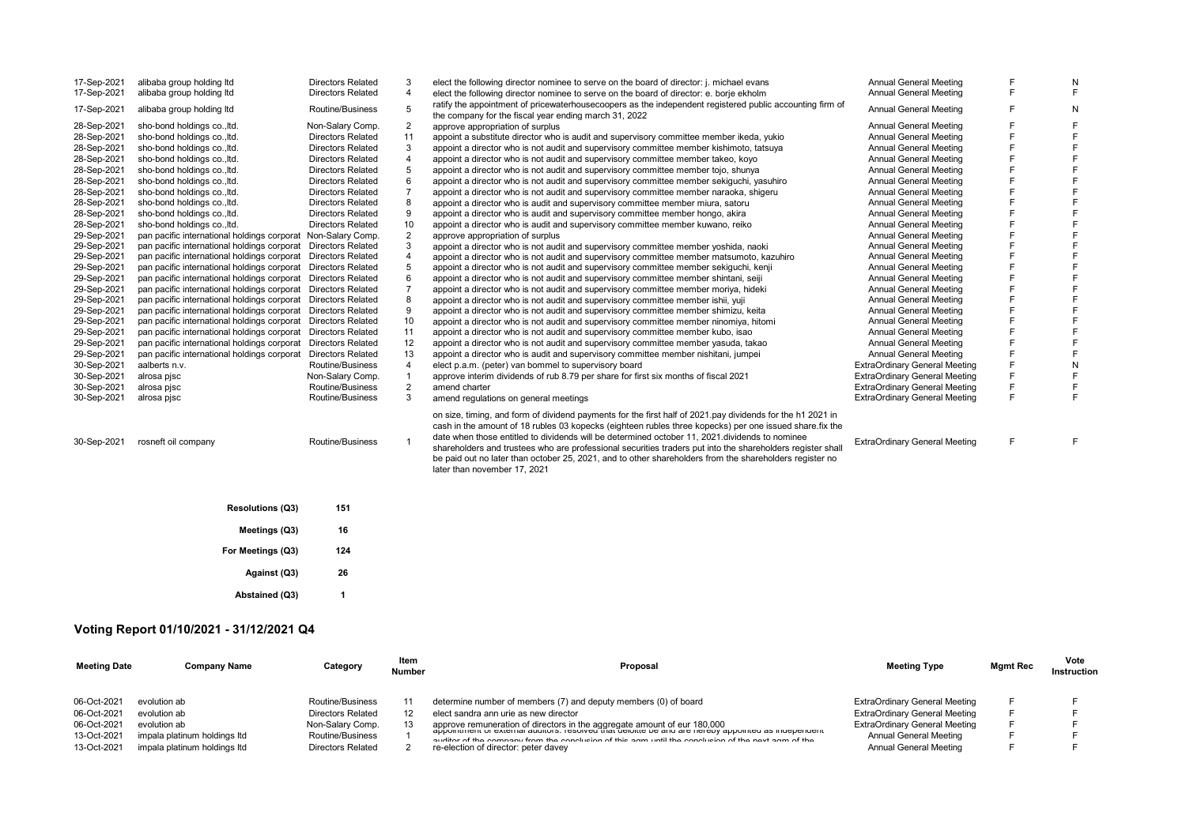| Meeting Date | Company Name | Category | Item Number | Proposal | Meeting Type | Mgmt Rec | Vote Instruction |
|---|---|---|---|---|---|---|---|
| 17-Sep-2021 | alibaba group holding ltd | Directors Related | 3 | elect the following director nominee to serve on the board of director: j. michael evans | Annual General Meeting | F | N |
| 17-Sep-2021 | alibaba group holding ltd | Directors Related | 4 | elect the following director nominee to serve on the board of director: e. borje ekholm | Annual General Meeting | F | F |
| 17-Sep-2021 | alibaba group holding ltd | Routine/Business | 5 | ratify the appointment of pricewaterhousecoopers as the independent registered public accounting firm of the company for the fiscal year ending march 31, 2022 | Annual General Meeting | F | N |
| 28-Sep-2021 | sho-bond holdings co.,ltd. | Non-Salary Comp. | 2 | approve appropriation of surplus | Annual General Meeting | F | F |
| 28-Sep-2021 | sho-bond holdings co.,ltd. | Directors Related | 11 | appoint a substitute director who is audit and supervisory committee member ikeda, yukio | Annual General Meeting | F | F |
| 28-Sep-2021 | sho-bond holdings co.,ltd. | Directors Related | 3 | appoint a director who is not audit and supervisory committee member kishimoto, tatsuya | Annual General Meeting | F | F |
| 28-Sep-2021 | sho-bond holdings co.,ltd. | Directors Related | 4 | appoint a director who is not audit and supervisory committee member takeo, koyo | Annual General Meeting | F | F |
| 28-Sep-2021 | sho-bond holdings co.,ltd. | Directors Related | 5 | appoint a director who is not audit and supervisory committee member tojo, shunya | Annual General Meeting | F | F |
| 28-Sep-2021 | sho-bond holdings co.,ltd. | Directors Related | 6 | appoint a director who is not audit and supervisory committee member sekiguchi, yasuhiro | Annual General Meeting | F | F |
| 28-Sep-2021 | sho-bond holdings co.,ltd. | Directors Related | 7 | appoint a director who is not audit and supervisory committee member naraoka, shigeru | Annual General Meeting | F | F |
| 28-Sep-2021 | sho-bond holdings co.,ltd. | Directors Related | 8 | appoint a director who is audit and supervisory committee member miura, satoru | Annual General Meeting | F | F |
| 28-Sep-2021 | sho-bond holdings co.,ltd. | Directors Related | 9 | appoint a director who is audit and supervisory committee member hongo, akira | Annual General Meeting | F | F |
| 28-Sep-2021 | sho-bond holdings co.,ltd. | Directors Related | 10 | appoint a director who is audit and supervisory committee member kuwano, reiko | Annual General Meeting | F | F |
| 29-Sep-2021 | pan pacific international holdings corporat | Non-Salary Comp. | 2 | approve appropriation of surplus | Annual General Meeting | F | F |
| 29-Sep-2021 | pan pacific international holdings corporat | Directors Related | 3 | appoint a director who is not audit and supervisory committee member yoshida, naoki | Annual General Meeting | F | F |
| 29-Sep-2021 | pan pacific international holdings corporat | Directors Related | 4 | appoint a director who is not audit and supervisory committee member matsumoto, kazuhiro | Annual General Meeting | F | F |
| 29-Sep-2021 | pan pacific international holdings corporat | Directors Related | 5 | appoint a director who is not audit and supervisory committee member sekiguchi, kenji | Annual General Meeting | F | F |
| 29-Sep-2021 | pan pacific international holdings corporat | Directors Related | 6 | appoint a director who is not audit and supervisory committee member shintani, seiji | Annual General Meeting | F | F |
| 29-Sep-2021 | pan pacific international holdings corporat | Directors Related | 7 | appoint a director who is not audit and supervisory committee member moriya, hideki | Annual General Meeting | F | F |
| 29-Sep-2021 | pan pacific international holdings corporat | Directors Related | 8 | appoint a director who is not audit and supervisory committee member ishii, yuji | Annual General Meeting | F | F |
| 29-Sep-2021 | pan pacific international holdings corporat | Directors Related | 9 | appoint a director who is not audit and supervisory committee member shimizu, keita | Annual General Meeting | F | F |
| 29-Sep-2021 | pan pacific international holdings corporat | Directors Related | 10 | appoint a director who is not audit and supervisory committee member ninomiya, hitomi | Annual General Meeting | F | F |
| 29-Sep-2021 | pan pacific international holdings corporat | Directors Related | 11 | appoint a director who is not audit and supervisory committee member kubo, isao | Annual General Meeting | F | F |
| 29-Sep-2021 | pan pacific international holdings corporat | Directors Related | 12 | appoint a director who is not audit and supervisory committee member yasuda, takao | Annual General Meeting | F | F |
| 29-Sep-2021 | pan pacific international holdings corporat | Directors Related | 13 | appoint a director who is audit and supervisory committee member nishitani, jumpei | Annual General Meeting | F | F |
| 30-Sep-2021 | aalberts n.v. | Routine/Business | 4 | elect p.a.m. (peter) van bommel to supervisory board | ExtraOrdinary General Meeting | F | N |
| 30-Sep-2021 | alrosa pjsc | Non-Salary Comp. | 1 | approve interim dividends of rub 8.79 per share for first six months of fiscal 2021 | ExtraOrdinary General Meeting | F | F |
| 30-Sep-2021 | alrosa pjsc | Routine/Business | 2 | amend charter | ExtraOrdinary General Meeting | F | F |
| 30-Sep-2021 | alrosa pjsc | Routine/Business | 3 | amend regulations on general meetings | ExtraOrdinary General Meeting | F | F |
| 30-Sep-2021 | rosneft oil company | Routine/Business | 1 | on size, timing, and form of dividend payments for the first half of 2021.pay dividends for the h1 2021 in cash in the amount of 18 rubles 03 kopecks (eighteen rubles three kopecks) per one issued share.fix the date when those entitled to dividends will be determined october 11, 2021.dividends to nominee shareholders and trustees who are professional securities traders put into the shareholders register shall be paid out no later than october 25, 2021, and to other shareholders from the shareholders register no later than november 17, 2021 | ExtraOrdinary General Meeting | F | F |

| | |
|---|---|
| Resolutions (Q3) | 151 |
| Meetings (Q3) | 16 |
| For Meetings (Q3) | 124 |
| Against (Q3) | 26 |
| Abstained (Q3) | 1 |

## Voting Report 01/10/2021 - 31/12/2021 Q4

| Meeting Date | Company Name | Category | Item Number | Proposal | Meeting Type | Mgmt Rec | Vote Instruction |
|---|---|---|---|---|---|---|---|
| 06-Oct-2021 | evolution ab | Routine/Business | 11 | determine number of members (7) and deputy members (0) of board | ExtraOrdinary General Meeting | F | F |
| 06-Oct-2021 | evolution ab | Directors Related | 12 | elect sandra ann urie as new director | ExtraOrdinary General Meeting | F | F |
| 06-Oct-2021 | evolution ab | Non-Salary Comp. | 13 | approve remuneration of directors in the aggregate amount of eur 180,000 | ExtraOrdinary General Meeting | F | F |
| 13-Oct-2021 | impala platinum holdings ltd | Routine/Business | 1 | appointment of external auditors: resolved that deloitte be and are hereby appointed as independent auditor of the company from the conclusion of this agm until the conclusion of the next agm of the | Annual General Meeting | F | F |
| 13-Oct-2021 | impala platinum holdings ltd | Directors Related | 2 | re-election of director: peter davey | Annual General Meeting | F | F |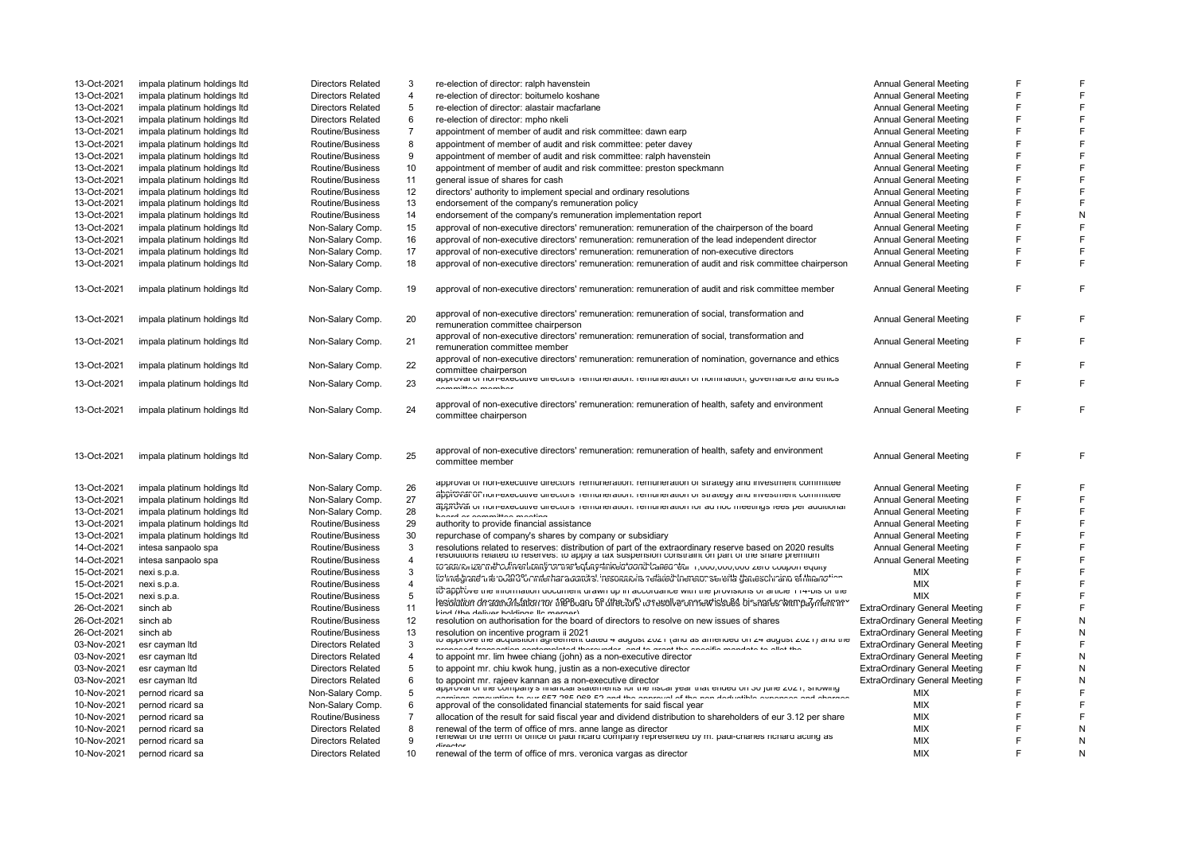| | | | | | | | |
|---|---|---|---|---|---|---|---|
| 13-Oct-2021 | impala platinum holdings ltd | Directors Related | 3 | re-election of director: ralph havenstein | Annual General Meeting | F | F |
| 13-Oct-2021 | impala platinum holdings ltd | Directors Related | 4 | re-election of director: boitumelo koshane | Annual General Meeting | F | F |
| 13-Oct-2021 | impala platinum holdings ltd | Directors Related | 5 | re-election of director: alastair macfarlane | Annual General Meeting | F | F |
| 13-Oct-2021 | impala platinum holdings ltd | Directors Related | 6 | re-election of director: mpho nkeli | Annual General Meeting | F | F |
| 13-Oct-2021 | impala platinum holdings ltd | Routine/Business | 7 | appointment of member of audit and risk committee: dawn earp | Annual General Meeting | F | F |
| 13-Oct-2021 | impala platinum holdings ltd | Routine/Business | 8 | appointment of member of audit and risk committee: peter davey | Annual General Meeting | F | F |
| 13-Oct-2021 | impala platinum holdings ltd | Routine/Business | 9 | appointment of member of audit and risk committee: ralph havenstein | Annual General Meeting | F | F |
| 13-Oct-2021 | impala platinum holdings ltd | Routine/Business | 10 | appointment of member of audit and risk committee: preston speckmann | Annual General Meeting | F | F |
| 13-Oct-2021 | impala platinum holdings ltd | Routine/Business | 11 | general issue of shares for cash | Annual General Meeting | F | F |
| 13-Oct-2021 | impala platinum holdings ltd | Routine/Business | 12 | directors' authority to implement special and ordinary resolutions | Annual General Meeting | F | F |
| 13-Oct-2021 | impala platinum holdings ltd | Routine/Business | 13 | endorsement of the company's remuneration policy | Annual General Meeting | F | F |
| 13-Oct-2021 | impala platinum holdings ltd | Routine/Business | 14 | endorsement of the company's remuneration implementation report | Annual General Meeting | F | N |
| 13-Oct-2021 | impala platinum holdings ltd | Non-Salary Comp. | 15 | approval of non-executive directors' remuneration: remuneration of the chairperson of the board | Annual General Meeting | F | F |
| 13-Oct-2021 | impala platinum holdings ltd | Non-Salary Comp. | 16 | approval of non-executive directors' remuneration: remuneration of the lead independent director | Annual General Meeting | F | F |
| 13-Oct-2021 | impala platinum holdings ltd | Non-Salary Comp. | 17 | approval of non-executive directors' remuneration: remuneration of non-executive directors | Annual General Meeting | F | F |
| 13-Oct-2021 | impala platinum holdings ltd | Non-Salary Comp. | 18 | approval of non-executive directors' remuneration: remuneration of audit and risk committee chairperson | Annual General Meeting | F | F |
| 13-Oct-2021 | impala platinum holdings ltd | Non-Salary Comp. | 19 | approval of non-executive directors' remuneration: remuneration of audit and risk committee member | Annual General Meeting | F | F |
| 13-Oct-2021 | impala platinum holdings ltd | Non-Salary Comp. | 20 | approval of non-executive directors' remuneration: remuneration of social, transformation and remuneration committee chairperson | Annual General Meeting | F | F |
| 13-Oct-2021 | impala platinum holdings ltd | Non-Salary Comp. | 21 | approval of non-executive directors' remuneration: remuneration of social, transformation and remuneration committee member | Annual General Meeting | F | F |
| 13-Oct-2021 | impala platinum holdings ltd | Non-Salary Comp. | 22 | approval of non-executive directors' remuneration: remuneration of nomination, governance and ethics committee chairperson | Annual General Meeting | F | F |
| 13-Oct-2021 | impala platinum holdings ltd | Non-Salary Comp. | 23 | approval of non-executive directors' remuneration: remuneration of nomination, governance and ethics committee member | Annual General Meeting | F | F |
| 13-Oct-2021 | impala platinum holdings ltd | Non-Salary Comp. | 24 | approval of non-executive directors' remuneration: remuneration of health, safety and environment committee chairperson | Annual General Meeting | F | F |
| 13-Oct-2021 | impala platinum holdings ltd | Non-Salary Comp. | 25 | approval of non-executive directors' remuneration: remuneration of health, safety and environment committee member | Annual General Meeting | F | F |
| 13-Oct-2021 | impala platinum holdings ltd | Non-Salary Comp. | 26 | approval of non-executive directors' remuneration: remuneration of strategy and investment committee chairperson | Annual General Meeting | F | F |
| 13-Oct-2021 | impala platinum holdings ltd | Non-Salary Comp. | 27 | approval of non-executive directors' remuneration: remuneration of strategy and investment committee member | Annual General Meeting | F | F |
| 13-Oct-2021 | impala platinum holdings ltd | Non-Salary Comp. | 28 | approval of non-executive directors' remuneration: remuneration for ad hoc meetings fees per additional board or committee meeting | Annual General Meeting | F | F |
| 13-Oct-2021 | impala platinum holdings ltd | Routine/Business | 29 | authority to provide financial assistance | Annual General Meeting | F | F |
| 13-Oct-2021 | impala platinum holdings ltd | Routine/Business | 30 | repurchase of company's shares by company or subsidiary | Annual General Meeting | F | F |
| 14-Oct-2021 | intesa sanpaolo spa | Routine/Business | 3 | resolutions related to reserves: distribution of part of the extraordinary reserve based on 2020 results | Annual General Meeting | F | F |
| 14-Oct-2021 | intesa sanpaolo spa | Routine/Business | 4 | resolutions related to reserves: to apply a tax suspension constraint on part of the share premium reserve, upon the fiscal realignment of certain intangible assets | Annual General Meeting | F | F |
| 15-Oct-2021 | nexi s.p.a. | Routine/Business | 3 | to authorize the convertibility of the equity-linked bond called 'eur 1,000,000,000 zero coupon equity linked bonds due 2028' and share capital increase in a divisible manner, with the exclusion of the option | MIX | F | F |
| 15-Oct-2021 | nexi s.p.a. | Routine/Business | 4 | to integrate the board of internal auditors. resolutions related thereto: serena gatteschi and emiliano ribacchi | MIX | F | F |
| 15-Oct-2021 | nexi s.p.a. | Routine/Business | 5 | to approve the information document drawn up in accordance with the provisions of article 114-bis of the legislative decree 24 february 1998, no. 58 (the 'tuf') and of article 84-bis and scheme 7 of annex | MIX | F | F |
| 26-Oct-2021 | sinch ab | Routine/Business | 11 | resolution on authorisation for the board of directors to resolve on new issues of shares with payment in kind (the deliver holdings llc merger) | ExtraOrdinary General Meeting | F | F |
| 26-Oct-2021 | sinch ab | Routine/Business | 12 | resolution on authorisation for the board of directors to resolve on new issues of shares | ExtraOrdinary General Meeting | F | N |
| 26-Oct-2021 | sinch ab | Routine/Business | 13 | resolution on incentive program ii 2021 | ExtraOrdinary General Meeting | F | N |
| 03-Nov-2021 | esr cayman ltd | Directors Related | 3 | to approve the acquisition agreement dated 4 august 2021 (and as amended on 24 august 2021) and the proposed transaction contemplated thereunder, and to grant the specific mandate to allot the | ExtraOrdinary General Meeting | F | F |
| 03-Nov-2021 | esr cayman ltd | Directors Related | 4 | to appoint mr. lim hwee chiang (john) as a non-executive director | ExtraOrdinary General Meeting | F | N |
| 03-Nov-2021 | esr cayman ltd | Directors Related | 5 | to appoint mr. chiu kwok hung, justin as a non-executive director | ExtraOrdinary General Meeting | F | N |
| 03-Nov-2021 | esr cayman ltd | Directors Related | 6 | to appoint mr. rajeev kannan as a non-executive director | ExtraOrdinary General Meeting | F | N |
| 10-Nov-2021 | pernod ricard sa | Non-Salary Comp. | 5 | approval of the company's financial statements for the fiscal year that ended on 30 june 2021, showing earnings amounting to eur 657,285,968.52 and the approval of the non deductible expenses and charges | MIX | F | F |
| 10-Nov-2021 | pernod ricard sa | Non-Salary Comp. | 6 | approval of the consolidated financial statements for said fiscal year | MIX | F | F |
| 10-Nov-2021 | pernod ricard sa | Routine/Business | 7 | allocation of the result for said fiscal year and dividend distribution to shareholders of eur 3.12 per share | MIX | F | F |
| 10-Nov-2021 | pernod ricard sa | Directors Related | 8 | renewal of the term of office of mrs. anne lange as director | MIX | F | N |
| 10-Nov-2021 | pernod ricard sa | Directors Related | 9 | renewal of the term of office of paul ricard company represented by m. paul-charles richard acting as director | MIX | F | N |
| 10-Nov-2021 | pernod ricard sa | Directors Related | 10 | renewal of the term of office of mrs. veronica vargas as director | MIX | F | N |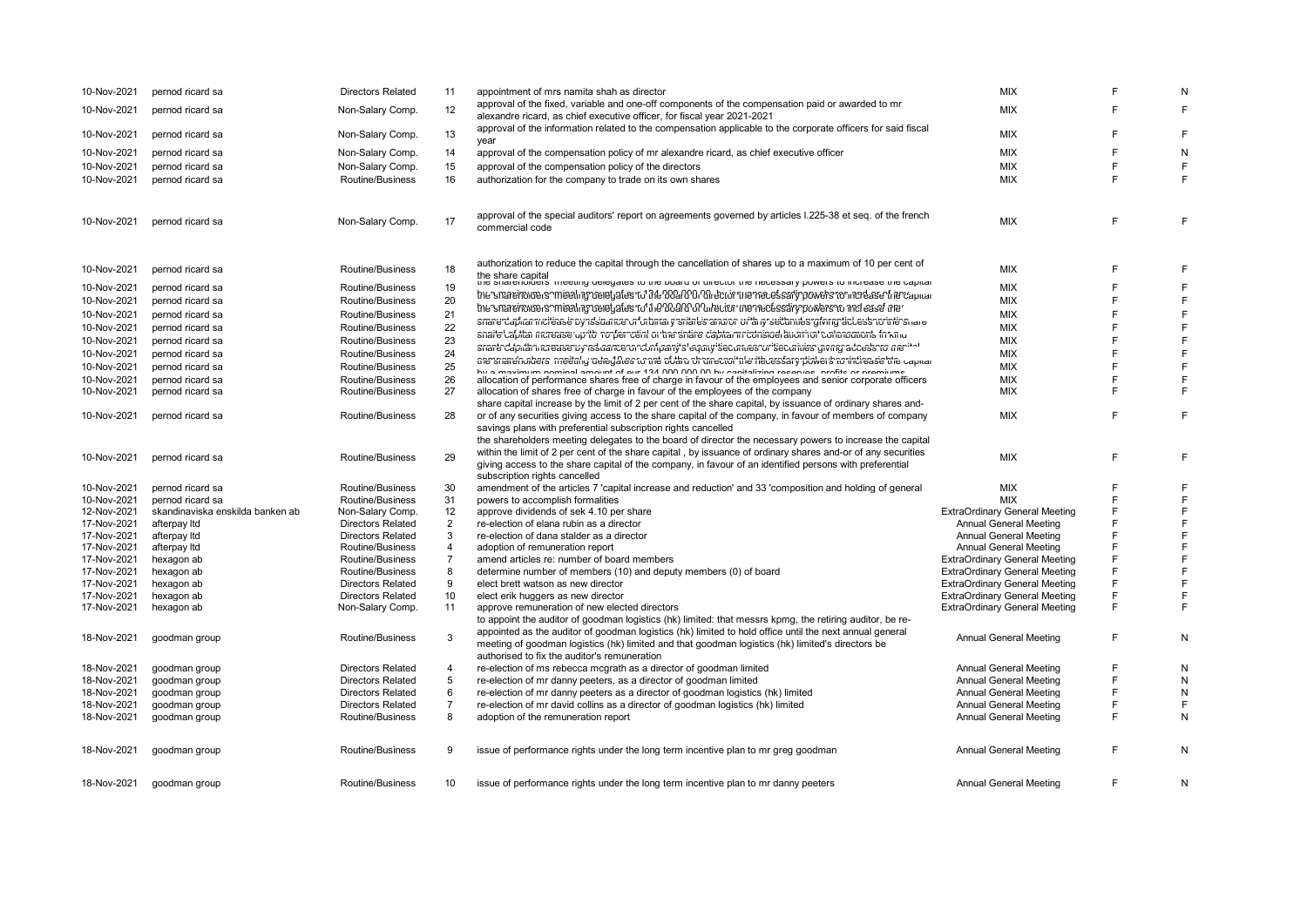| | | | | | | | |
|---|---|---|---|---|---|---|---|
| 10-Nov-2021 | pernod ricard sa | Directors Related | 11 | appointment of mrs namita shah as director | MIX | F | N |
| 10-Nov-2021 | pernod ricard sa | Non-Salary Comp. | 12 | approval of the fixed, variable and one-off components of the compensation paid or awarded to mr alexandre ricard, as chief executive officer, for fiscal year 2021-2021 | MIX | F | F |
| 10-Nov-2021 | pernod ricard sa | Non-Salary Comp. | 13 | approval of the information related to the compensation applicable to the corporate officers for said fiscal year | MIX | F | F |
| 10-Nov-2021 | pernod ricard sa | Non-Salary Comp. | 14 | approval of the compensation policy of mr alexandre ricard, as chief executive officer | MIX | F | N |
| 10-Nov-2021 | pernod ricard sa | Non-Salary Comp. | 15 | approval of the compensation policy of the directors | MIX | F | F |
| 10-Nov-2021 | pernod ricard sa | Routine/Business | 16 | authorization for the company to trade on its own shares | MIX | F | F |
| 10-Nov-2021 | pernod ricard sa | Non-Salary Comp. | 17 | approval of the special auditors' report on agreements governed by articles l.225-38 et seq. of the french commercial code | MIX | F | F |
| 10-Nov-2021 | pernod ricard sa | Routine/Business | 18 | authorization to reduce the capital through the cancellation of shares up to a maximum of 10 per cent of the share capital | MIX | F | F |
| 10-Nov-2021 | pernod ricard sa | Routine/Business | 19 | the shareholders' meeting delegates to the board of director the necessary powers to increase the capital | MIX | F | F |
| 10-Nov-2021 | pernod ricard sa | Routine/Business | 20 | the shareholders' meeting delegates to the board of director the necessary powers to increase the capital | MIX | F | F |
| 10-Nov-2021 | pernod ricard sa | Routine/Business | 21 | the shareholders' meeting delegates to the board of director the necessary powers to increase the | MIX | F | F |
| 10-Nov-2021 | pernod ricard sa | Routine/Business | 22 | share capital increase by issuance of ordinary shares and/or of any securities giving access to the share | MIX | F | F |
| 10-Nov-2021 | pernod ricard sa | Routine/Business | 23 | share capital increase up to 10 per cent of the share capital in consideration for contributions in kind | MIX | F | F |
| 10-Nov-2021 | pernod ricard sa | Routine/Business | 24 | share capital increase by issuance of company's equity securities or securities giving access to the | MIX | F | F |
| 10-Nov-2021 | pernod ricard sa | Routine/Business | 25 | the shareholders' meeting delegates to the board of director the necessary powers to increase the capital | MIX | F | F |
| 10-Nov-2021 | pernod ricard sa | Routine/Business | 26 | allocation of performance shares free of charge in favour of the employees and senior corporate officers | MIX | F | F |
| 10-Nov-2021 | pernod ricard sa | Routine/Business | 27 | allocation of shares free of charge in favour of the employees of the company | MIX | F | F |
| 10-Nov-2021 | pernod ricard sa | Routine/Business | 28 | share capital increase by the limit of 2 per cent of the share capital, by issuance of ordinary shares and-or of any securities giving access to the share capital of the company, in favour of members of company savings plans with preferential subscription rights cancelled | MIX | F | F |
| 10-Nov-2021 | pernod ricard sa | Routine/Business | 29 | the shareholders meeting delegates to the board of director the necessary powers to increase the capital within the limit of 2 per cent of the share capital , by issuance of ordinary shares and-or of any securities giving access to the share capital of the company, in favour of an identified persons with preferential subscription rights cancelled | MIX | F | F |
| 10-Nov-2021 | pernod ricard sa | Routine/Business | 30 | amendment of the articles 7 'capital increase and reduction' and 33 'composition and holding of general | MIX | F | F |
| 10-Nov-2021 | pernod ricard sa | Routine/Business | 31 | powers to accomplish formalities | MIX | F | F |
| 12-Nov-2021 | skandinaviska enskilda banken ab | Non-Salary Comp. | 12 | approve dividends of sek 4.10 per share | ExtraOrdinary General Meeting | F | F |
| 17-Nov-2021 | afterpay ltd | Directors Related | 2 | re-election of elana rubin as a director | Annual General Meeting | F | F |
| 17-Nov-2021 | afterpay ltd | Directors Related | 3 | re-election of dana stalder as a director | Annual General Meeting | F | F |
| 17-Nov-2021 | afterpay ltd | Routine/Business | 4 | adoption of remuneration report | Annual General Meeting | F | F |
| 17-Nov-2021 | hexagon ab | Routine/Business | 7 | amend articles re: number of board members | ExtraOrdinary General Meeting | F | F |
| 17-Nov-2021 | hexagon ab | Routine/Business | 8 | determine number of members (10) and deputy members (0) of board | ExtraOrdinary General Meeting | F | F |
| 17-Nov-2021 | hexagon ab | Directors Related | 9 | elect brett watson as new director | ExtraOrdinary General Meeting | F | F |
| 17-Nov-2021 | hexagon ab | Directors Related | 10 | elect erik huggers as new director | ExtraOrdinary General Meeting | F | F |
| 17-Nov-2021 | hexagon ab | Non-Salary Comp. | 11 | approve remuneration of new elected directors | ExtraOrdinary General Meeting | F | F |
| 18-Nov-2021 | goodman group | Routine/Business | 3 | to appoint the auditor of goodman logistics (hk) limited: that messrs kpmg, the retiring auditor, be re-appointed as the auditor of goodman logistics (hk) limited to hold office until the next annual general meeting of goodman logistics (hk) limited and that goodman logistics (hk) limited's directors be authorised to fix the auditor's remuneration | Annual General Meeting | F | N |
| 18-Nov-2021 | goodman group | Directors Related | 4 | re-election of ms rebecca mcgrath as a director of goodman limited | Annual General Meeting | F | N |
| 18-Nov-2021 | goodman group | Directors Related | 5 | re-election of mr danny peeters, as a director of goodman limited | Annual General Meeting | F | N |
| 18-Nov-2021 | goodman group | Directors Related | 6 | re-election of mr danny peeters as a director of goodman logistics (hk) limited | Annual General Meeting | F | N |
| 18-Nov-2021 | goodman group | Directors Related | 7 | re-election of mr david collins as a director of goodman logistics (hk) limited | Annual General Meeting | F | F |
| 18-Nov-2021 | goodman group | Routine/Business | 8 | adoption of the remuneration report | Annual General Meeting | F | N |
| 18-Nov-2021 | goodman group | Routine/Business | 9 | issue of performance rights under the long term incentive plan to mr greg goodman | Annual General Meeting | F | N |
| 18-Nov-2021 | goodman group | Routine/Business | 10 | issue of performance rights under the long term incentive plan to mr danny peeters | Annual General Meeting | F | N |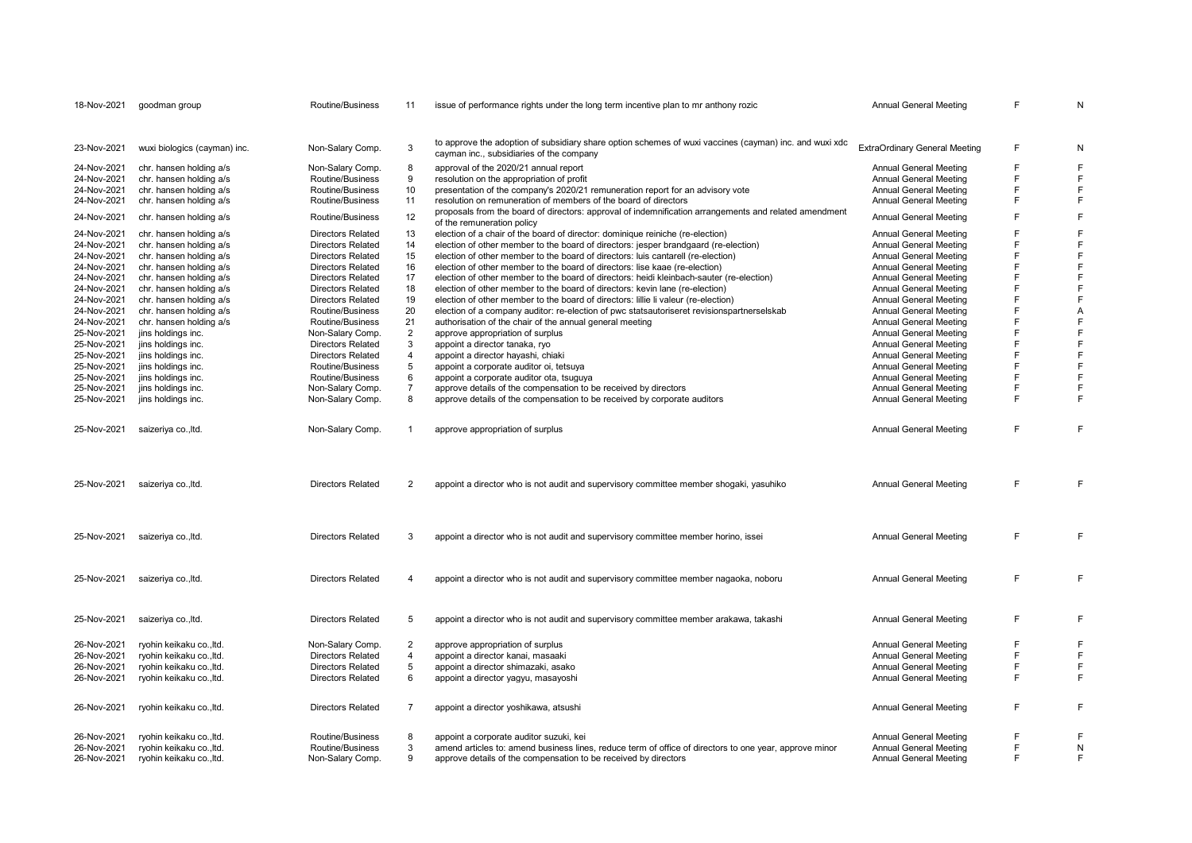| | | | | | | | |
|---|---|---|---|---|---|---|---|
| 18-Nov-2021 | goodman group | Routine/Business | 11 | issue of performance rights under the long term incentive plan to mr anthony rozic | Annual General Meeting | F | N |
| 23-Nov-2021 | wuxi biologics (cayman) inc. | Non-Salary Comp. | 3 | to approve the adoption of subsidiary share option schemes of wuxi vaccines (cayman) inc. and wuxi xdc cayman inc., subsidiaries of the company | ExtraOrdinary General Meeting | F | N |
| 24-Nov-2021 | chr. hansen holding a/s | Non-Salary Comp. | 8 | approval of the 2020/21 annual report | Annual General Meeting | F | F |
| 24-Nov-2021 | chr. hansen holding a/s | Routine/Business | 9 | resolution on the appropriation of profit | Annual General Meeting | F | F |
| 24-Nov-2021 | chr. hansen holding a/s | Routine/Business | 10 | presentation of the company's 2020/21 remuneration report for an advisory vote | Annual General Meeting | F | F |
| 24-Nov-2021 | chr. hansen holding a/s | Routine/Business | 11 | resolution on remuneration of members of the board of directors | Annual General Meeting | F | F |
| 24-Nov-2021 | chr. hansen holding a/s | Routine/Business | 12 | proposals from the board of directors: approval of indemnification arrangements and related amendment of the remuneration policy | Annual General Meeting | F | F |
| 24-Nov-2021 | chr. hansen holding a/s | Directors Related | 13 | election of a chair of the board of director: dominique reiniche (re-election) | Annual General Meeting | F | F |
| 24-Nov-2021 | chr. hansen holding a/s | Directors Related | 14 | election of other member to the board of directors: jesper brandgaard (re-election) | Annual General Meeting | F | F |
| 24-Nov-2021 | chr. hansen holding a/s | Directors Related | 15 | election of other member to the board of directors: luis cantarell (re-election) | Annual General Meeting | F | F |
| 24-Nov-2021 | chr. hansen holding a/s | Directors Related | 16 | election of other member to the board of directors: lise kaae (re-election) | Annual General Meeting | F | F |
| 24-Nov-2021 | chr. hansen holding a/s | Directors Related | 17 | election of other member to the board of directors: heidi kleinbach-sauter (re-election) | Annual General Meeting | F | F |
| 24-Nov-2021 | chr. hansen holding a/s | Directors Related | 18 | election of other member to the board of directors: kevin lane (re-election) | Annual General Meeting | F | F |
| 24-Nov-2021 | chr. hansen holding a/s | Directors Related | 19 | election of other member to the board of directors: lillie li valeur (re-election) | Annual General Meeting | F | F |
| 24-Nov-2021 | chr. hansen holding a/s | Routine/Business | 20 | election of a company auditor: re-election of pwc statsautoriseret revisionspartnerselskab | Annual General Meeting | F | A |
| 24-Nov-2021 | chr. hansen holding a/s | Routine/Business | 21 | authorisation of the chair of the annual general meeting | Annual General Meeting | F | F |
| 25-Nov-2021 | jins holdings inc. | Non-Salary Comp. | 2 | approve appropriation of surplus | Annual General Meeting | F | F |
| 25-Nov-2021 | jins holdings inc. | Directors Related | 3 | appoint a director tanaka, ryo | Annual General Meeting | F | F |
| 25-Nov-2021 | jins holdings inc. | Directors Related | 4 | appoint a director hayashi, chiaki | Annual General Meeting | F | F |
| 25-Nov-2021 | jins holdings inc. | Routine/Business | 5 | appoint a corporate auditor oi, tetsuya | Annual General Meeting | F | F |
| 25-Nov-2021 | jins holdings inc. | Routine/Business | 6 | appoint a corporate auditor ota, tsuguya | Annual General Meeting | F | F |
| 25-Nov-2021 | jins holdings inc. | Non-Salary Comp. | 7 | approve details of the compensation to be received by directors | Annual General Meeting | F | F |
| 25-Nov-2021 | jins holdings inc. | Non-Salary Comp. | 8 | approve details of the compensation to be received by corporate auditors | Annual General Meeting | F | F |
| 25-Nov-2021 | saizeriya co.,ltd. | Non-Salary Comp. | 1 | approve appropriation of surplus | Annual General Meeting | F | F |
| 25-Nov-2021 | saizeriya co.,ltd. | Directors Related | 2 | appoint a director who is not audit and supervisory committee member shogaki, yasuhiko | Annual General Meeting | F | F |
| 25-Nov-2021 | saizeriya co.,ltd. | Directors Related | 3 | appoint a director who is not audit and supervisory committee member horino, issei | Annual General Meeting | F | F |
| 25-Nov-2021 | saizeriya co.,ltd. | Directors Related | 4 | appoint a director who is not audit and supervisory committee member nagaoka, noboru | Annual General Meeting | F | F |
| 25-Nov-2021 | saizeriya co.,ltd. | Directors Related | 5 | appoint a director who is not audit and supervisory committee member arakawa, takashi | Annual General Meeting | F | F |
| 26-Nov-2021 | ryohin keikaku co.,ltd. | Non-Salary Comp. | 2 | approve appropriation of surplus | Annual General Meeting | F | F |
| 26-Nov-2021 | ryohin keikaku co.,ltd. | Directors Related | 4 | appoint a director kanai, masaaki | Annual General Meeting | F | F |
| 26-Nov-2021 | ryohin keikaku co.,ltd. | Directors Related | 5 | appoint a director shimazaki, asako | Annual General Meeting | F | F |
| 26-Nov-2021 | ryohin keikaku co.,ltd. | Directors Related | 6 | appoint a director yagyu, masayoshi | Annual General Meeting | F | F |
| 26-Nov-2021 | ryohin keikaku co.,ltd. | Directors Related | 7 | appoint a director yoshikawa, atsushi | Annual General Meeting | F | F |
| 26-Nov-2021 | ryohin keikaku co.,ltd. | Routine/Business | 8 | appoint a corporate auditor suzuki, kei | Annual General Meeting | F | F |
| 26-Nov-2021 | ryohin keikaku co.,ltd. | Routine/Business | 3 | amend articles to: amend business lines, reduce term of office of directors to one year, approve minor | Annual General Meeting | F | N |
| 26-Nov-2021 | ryohin keikaku co.,ltd. | Non-Salary Comp. | 9 | approve details of the compensation to be received by directors | Annual General Meeting | F | F |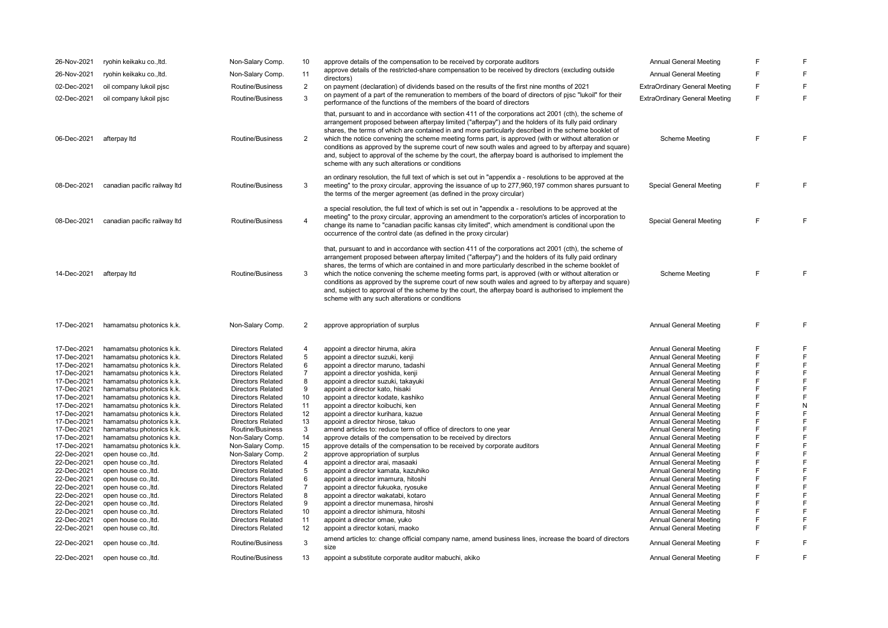| | | | | | | | |
|---|---|---|---|---|---|---|---|
| 26-Nov-2021 | ryohin keikaku co.,ltd. | Non-Salary Comp. | 10 | approve details of the compensation to be received by corporate auditors | Annual General Meeting | F | F |
| 26-Nov-2021 | ryohin keikaku co.,ltd. | Non-Salary Comp. | 11 | approve details of the restricted-share compensation to be received by directors (excluding outside directors) | Annual General Meeting | F | F |
| 02-Dec-2021 | oil company lukoil pjsc | Routine/Business | 2 | on payment (declaration) of dividends based on the results of the first nine months of 2021 | ExtraOrdinary General Meeting | F | F |
| 02-Dec-2021 | oil company lukoil pjsc | Routine/Business | 3 | on payment of a part of the remuneration to members of the board of directors of pjsc "lukoil" for their performance of the functions of the members of the board of directors | ExtraOrdinary General Meeting | F | F |
| 06-Dec-2021 | afterpay ltd | Routine/Business | 2 | that, pursuant to and in accordance with section 411 of the corporations act 2001 (cth), the scheme of arrangement proposed between afterpay limited ("afterpay") and the holders of its fully paid ordinary shares, the terms of which are contained in and more particularly described in the scheme booklet of which the notice convening the scheme meeting forms part, is approved (with or without alteration or conditions as approved by the supreme court of new south wales and agreed to by afterpay and square) and, subject to approval of the scheme by the court, the afterpay board is authorised to implement the scheme with any such alterations or conditions | Scheme Meeting | F | F |
| 08-Dec-2021 | canadian pacific railway ltd | Routine/Business | 3 | an ordinary resolution, the full text of which is set out in "appendix a - resolutions to be approved at the meeting" to the proxy circular, approving the issuance of up to 277,960,197 common shares pursuant to the terms of the merger agreement (as defined in the proxy circular) | Special General Meeting | F | F |
| 08-Dec-2021 | canadian pacific railway ltd | Routine/Business | 4 | a special resolution, the full text of which is set out in "appendix a - resolutions to be approved at the meeting" to the proxy circular, approving an amendment to the corporation's articles of incorporation to change its name to "canadian pacific kansas city limited", which amendment is conditional upon the occurrence of the control date (as defined in the proxy circular) | Special General Meeting | F | F |
| 14-Dec-2021 | afterpay ltd | Routine/Business | 3 | that, pursuant to and in accordance with section 411 of the corporations act 2001 (cth), the scheme of arrangement proposed between afterpay limited ("afterpay") and the holders of its fully paid ordinary shares, the terms of which are contained in and more particularly described in the scheme booklet of which the notice convening the scheme meeting forms part, is approved (with or without alteration or conditions as approved by the supreme court of new south wales and agreed to by afterpay and square) and, subject to approval of the scheme by the court, the afterpay board is authorised to implement the scheme with any such alterations or conditions | Scheme Meeting | F | F |
| 17-Dec-2021 | hamamatsu photonics k.k. | Non-Salary Comp. | 2 | approve appropriation of surplus | Annual General Meeting | F | F |
| 17-Dec-2021 | hamamatsu photonics k.k. | Directors Related | 4 | appoint a director hiruma, akira | Annual General Meeting | F | F |
| 17-Dec-2021 | hamamatsu photonics k.k. | Directors Related | 5 | appoint a director suzuki, kenji | Annual General Meeting | F | F |
| 17-Dec-2021 | hamamatsu photonics k.k. | Directors Related | 6 | appoint a director maruno, tadashi | Annual General Meeting | F | F |
| 17-Dec-2021 | hamamatsu photonics k.k. | Directors Related | 7 | appoint a director yoshida, kenji | Annual General Meeting | F | F |
| 17-Dec-2021 | hamamatsu photonics k.k. | Directors Related | 8 | appoint a director suzuki, takayuki | Annual General Meeting | F | F |
| 17-Dec-2021 | hamamatsu photonics k.k. | Directors Related | 9 | appoint a director kato, hisaki | Annual General Meeting | F | F |
| 17-Dec-2021 | hamamatsu photonics k.k. | Directors Related | 10 | appoint a director kodate, kashiko | Annual General Meeting | F | F |
| 17-Dec-2021 | hamamatsu photonics k.k. | Directors Related | 11 | appoint a director koibuchi, ken | Annual General Meeting | F | N |
| 17-Dec-2021 | hamamatsu photonics k.k. | Directors Related | 12 | appoint a director kurihara, kazue | Annual General Meeting | F | F |
| 17-Dec-2021 | hamamatsu photonics k.k. | Directors Related | 13 | appoint a director hirose, takuo | Annual General Meeting | F | F |
| 17-Dec-2021 | hamamatsu photonics k.k. | Routine/Business | 3 | amend articles to: reduce term of office of directors to one year | Annual General Meeting | F | F |
| 17-Dec-2021 | hamamatsu photonics k.k. | Non-Salary Comp. | 14 | approve details of the compensation to be received by directors | Annual General Meeting | F | F |
| 17-Dec-2021 | hamamatsu photonics k.k. | Non-Salary Comp. | 15 | approve details of the compensation to be received by corporate auditors | Annual General Meeting | F | F |
| 22-Dec-2021 | open house co.,ltd. | Non-Salary Comp. | 2 | approve appropriation of surplus | Annual General Meeting | F | F |
| 22-Dec-2021 | open house co.,ltd. | Directors Related | 4 | appoint a director arai, masaaki | Annual General Meeting | F | F |
| 22-Dec-2021 | open house co.,ltd. | Directors Related | 5 | appoint a director kamata, kazuhiko | Annual General Meeting | F | F |
| 22-Dec-2021 | open house co.,ltd. | Directors Related | 6 | appoint a director imamura, hitoshi | Annual General Meeting | F | F |
| 22-Dec-2021 | open house co.,ltd. | Directors Related | 7 | appoint a director fukuoka, ryosuke | Annual General Meeting | F | F |
| 22-Dec-2021 | open house co.,ltd. | Directors Related | 8 | appoint a director wakatabi, kotaro | Annual General Meeting | F | F |
| 22-Dec-2021 | open house co.,ltd. | Directors Related | 9 | appoint a director munemasa, hiroshi | Annual General Meeting | F | F |
| 22-Dec-2021 | open house co.,ltd. | Directors Related | 10 | appoint a director ishimura, hitoshi | Annual General Meeting | F | F |
| 22-Dec-2021 | open house co.,ltd. | Directors Related | 11 | appoint a director omae, yuko | Annual General Meeting | F | F |
| 22-Dec-2021 | open house co.,ltd. | Directors Related | 12 | appoint a director kotani, maoko | Annual General Meeting | F | F |
| 22-Dec-2021 | open house co.,ltd. | Routine/Business | 3 | amend articles to: change official company name, amend business lines, increase the board of directors size | Annual General Meeting | F | F |
| 22-Dec-2021 | open house co.,ltd. | Routine/Business | 13 | appoint a substitute corporate auditor mabuchi, akiko | Annual General Meeting | F | F |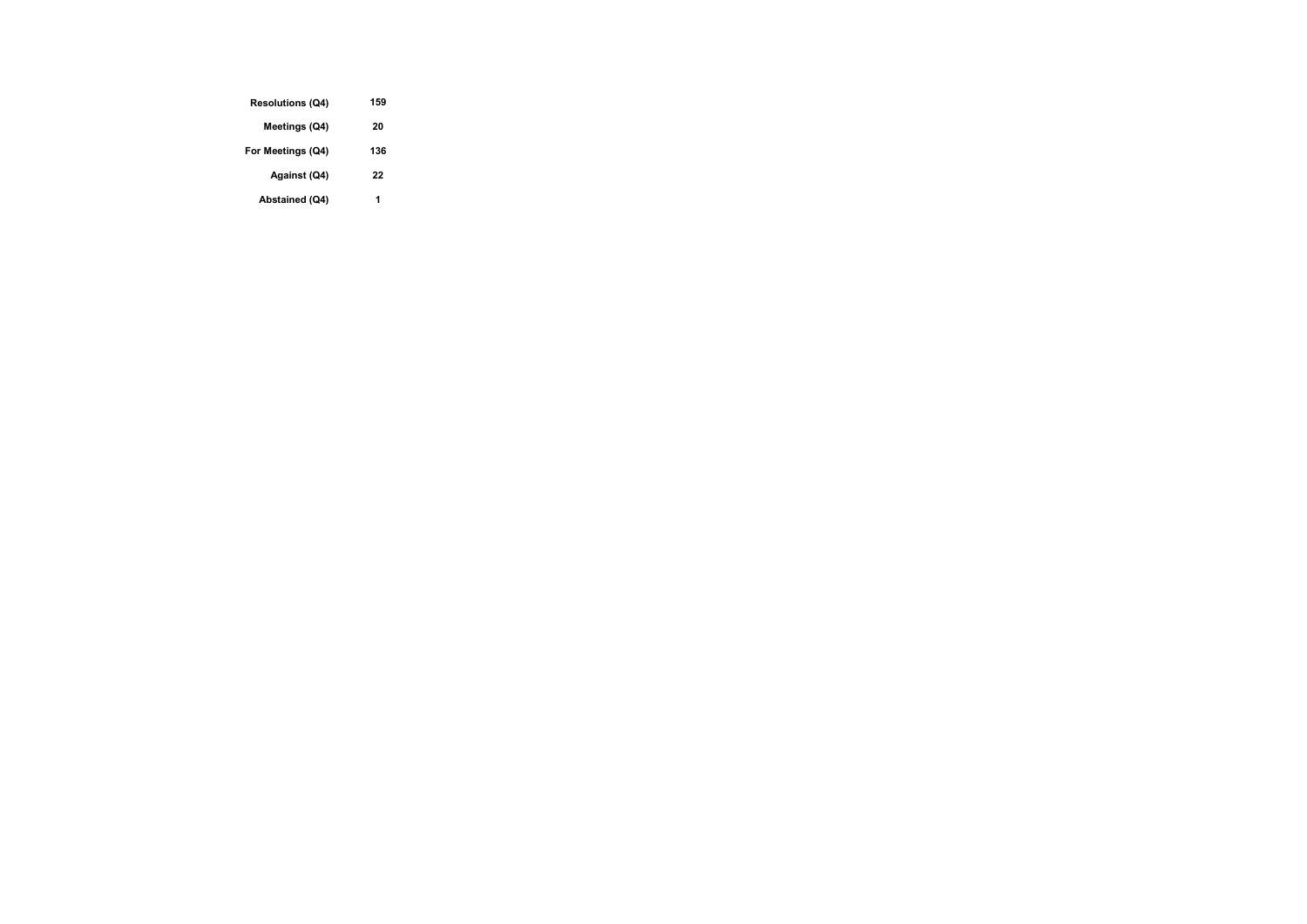| | |
|---|---|
| **Resolutions (Q4)** | **159** |
| **Meetings (Q4)** | **20** |
| **For Meetings (Q4)** | **136** |
| **Against (Q4)** | **22** |
| **Abstained (Q4)** | **1** |